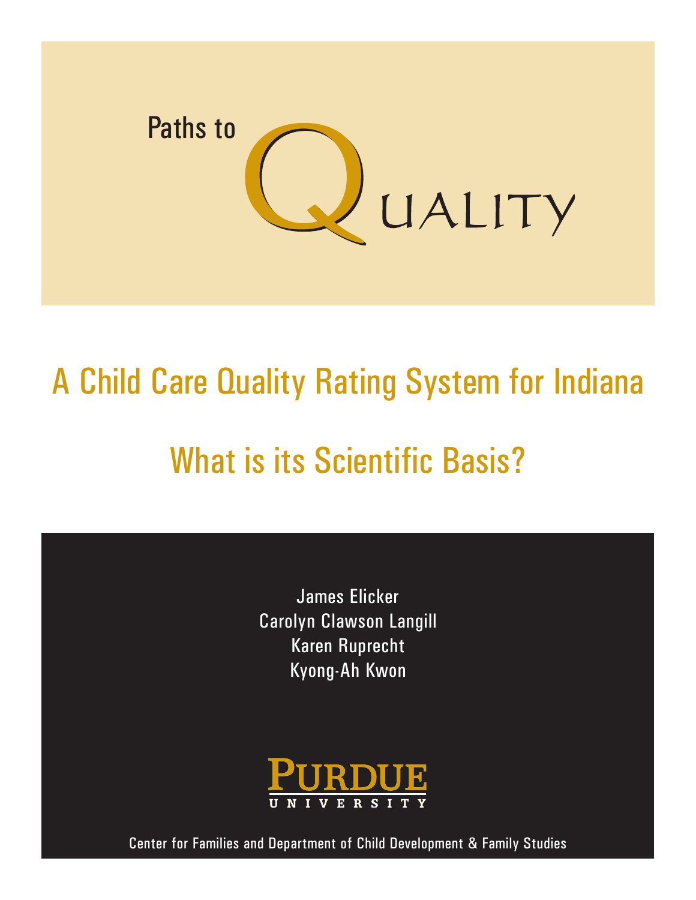# Paths to Quality

## A Child Care Quality Rating System for Indiana

## What is its Scientific Basis?

James Elicker
Carolyn Clawson Langill
Karen Ruprecht
Kyong-Ah Kwon

PURDUE UNIVERSITY

Center for Families and Department of Child Development & Family Studies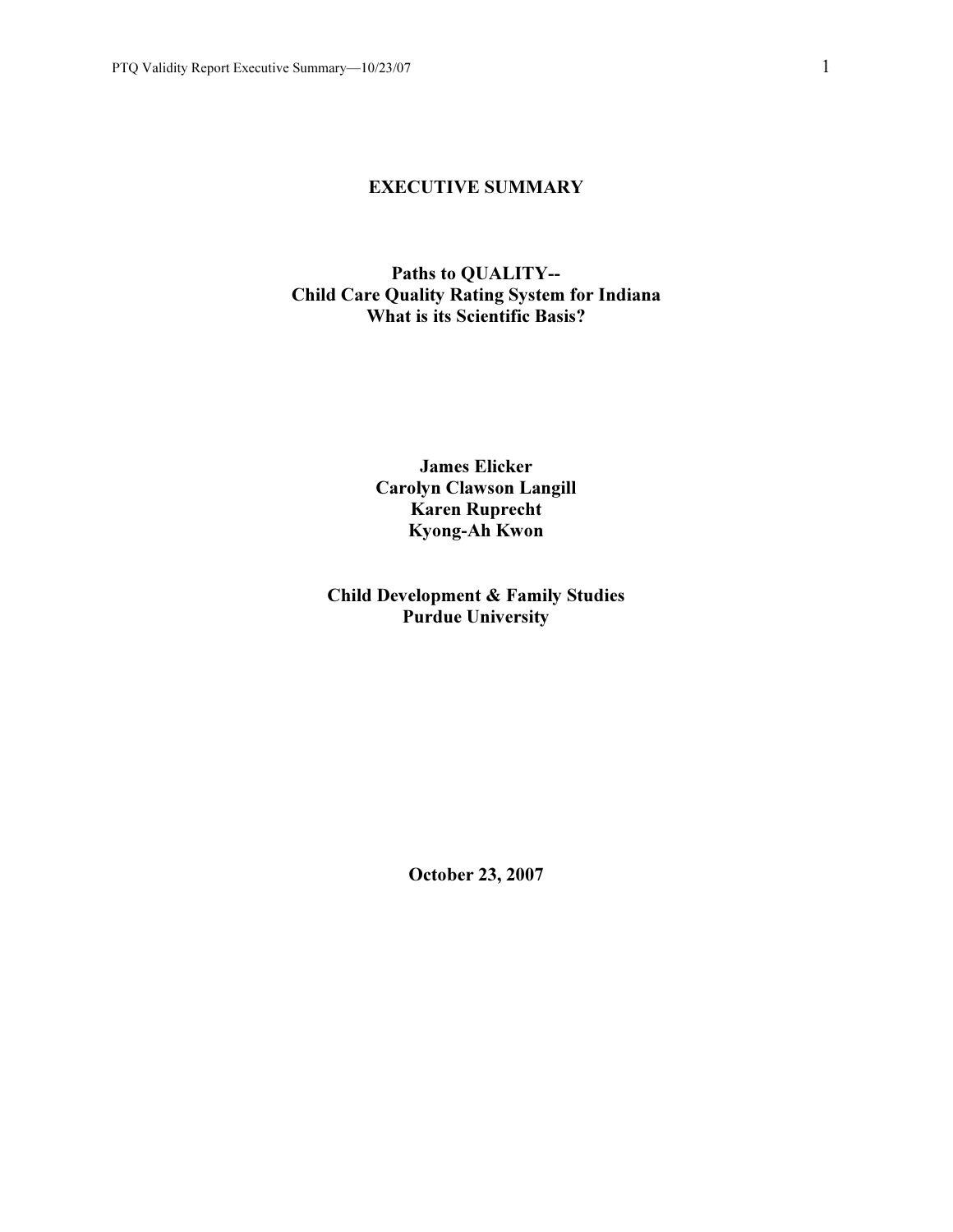# EXECUTIVE SUMMARY

## Paths to QUALITY--
## Child Care Quality Rating System for Indiana
## What is its Scientific Basis?

**James Elicker**
**Carolyn Clawson Langill**
**Karen Ruprecht**
**Kyong-Ah Kwon**

**Child Development & Family Studies**
**Purdue University**

**October 23, 2007**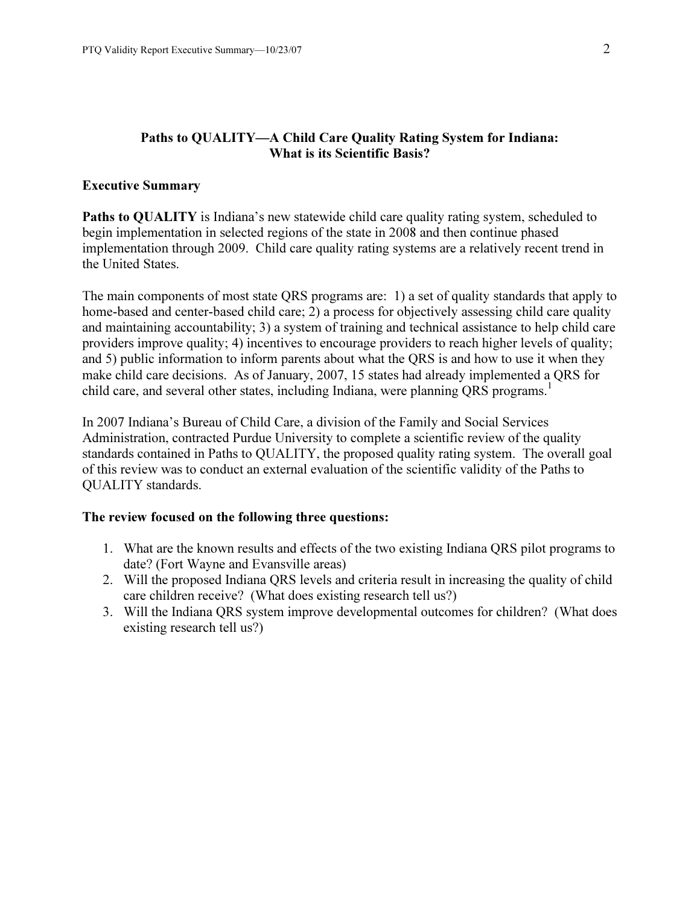## Paths to QUALITY—A Child Care Quality Rating System for Indiana: What is its Scientific Basis?

### Executive Summary

**Paths to QUALITY** is Indiana's new statewide child care quality rating system, scheduled to begin implementation in selected regions of the state in 2008 and then continue phased implementation through 2009. Child care quality rating systems are a relatively recent trend in the United States.

The main components of most state QRS programs are: 1) a set of quality standards that apply to home-based and center-based child care; 2) a process for objectively assessing child care quality and maintaining accountability; 3) a system of training and technical assistance to help child care providers improve quality; 4) incentives to encourage providers to reach higher levels of quality; and 5) public information to inform parents about what the QRS is and how to use it when they make child care decisions. As of January, 2007, 15 states had already implemented a QRS for child care, and several other states, including Indiana, were planning QRS programs.[1]

In 2007 Indiana's Bureau of Child Care, a division of the Family and Social Services Administration, contracted Purdue University to complete a scientific review of the quality standards contained in Paths to QUALITY, the proposed quality rating system. The overall goal of this review was to conduct an external evaluation of the scientific validity of the Paths to QUALITY standards.

**The review focused on the following three questions:**

1. What are the known results and effects of the two existing Indiana QRS pilot programs to date? (Fort Wayne and Evansville areas)
2. Will the proposed Indiana QRS levels and criteria result in increasing the quality of child care children receive? (What does existing research tell us?)
3. Will the Indiana QRS system improve developmental outcomes for children? (What does existing research tell us?)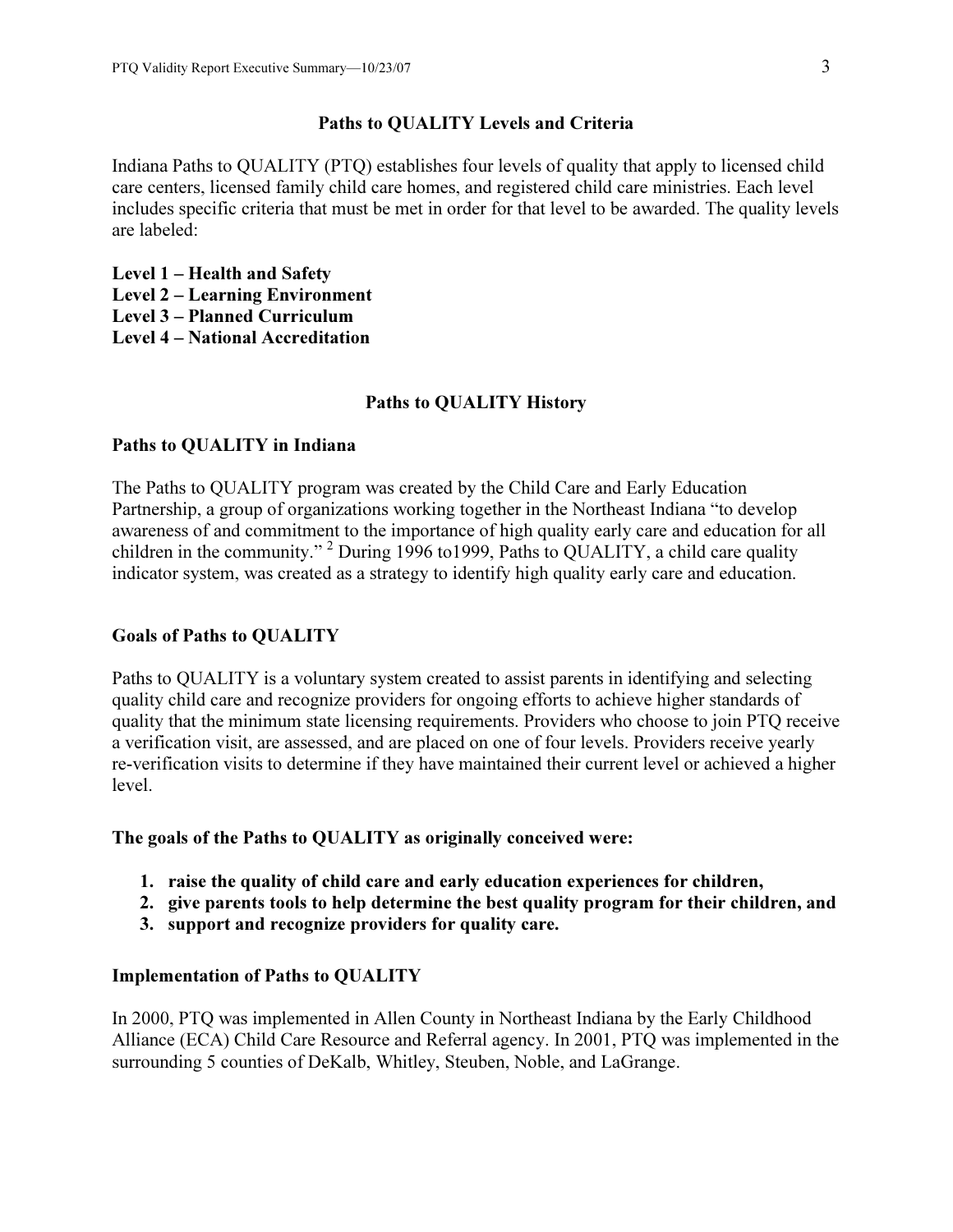## Paths to QUALITY Levels and Criteria

Indiana Paths to QUALITY (PTQ) establishes four levels of quality that apply to licensed child care centers, licensed family child care homes, and registered child care ministries. Each level includes specific criteria that must be met in order for that level to be awarded. The quality levels are labeled:

**Level 1 – Health and Safety**
**Level 2 – Learning Environment**
**Level 3 – Planned Curriculum**
**Level 4 – National Accreditation**

## Paths to QUALITY History

### Paths to QUALITY in Indiana

The Paths to QUALITY program was created by the Child Care and Early Education Partnership, a group of organizations working together in the Northeast Indiana "to develop awareness of and commitment to the importance of high quality early care and education for all children in the community." [2] During 1996 to1999, Paths to QUALITY, a child care quality indicator system, was created as a strategy to identify high quality early care and education.

### Goals of Paths to QUALITY

Paths to QUALITY is a voluntary system created to assist parents in identifying and selecting quality child care and recognize providers for ongoing efforts to achieve higher standards of quality that the minimum state licensing requirements. Providers who choose to join PTQ receive a verification visit, are assessed, and are placed on one of four levels. Providers receive yearly re-verification visits to determine if they have maintained their current level or achieved a higher level.

**The goals of the Paths to QUALITY as originally conceived were:**

1. **raise the quality of child care and early education experiences for children,**
2. **give parents tools to help determine the best quality program for their children, and**
3. **support and recognize providers for quality care.**

### Implementation of Paths to QUALITY

In 2000, PTQ was implemented in Allen County in Northeast Indiana by the Early Childhood Alliance (ECA) Child Care Resource and Referral agency. In 2001, PTQ was implemented in the surrounding 5 counties of DeKalb, Whitley, Steuben, Noble, and LaGrange.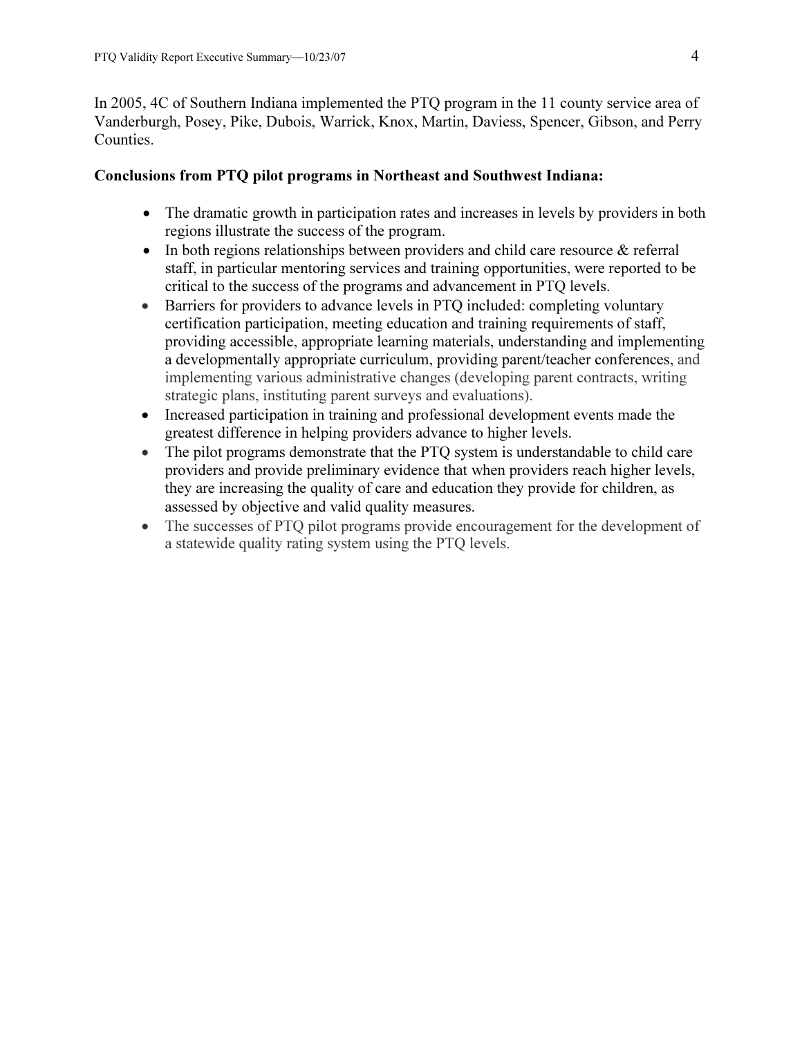In 2005, 4C of Southern Indiana implemented the PTQ program in the 11 county service area of Vanderburgh, Posey, Pike, Dubois, Warrick, Knox, Martin, Daviess, Spencer, Gibson, and Perry Counties.

**Conclusions from PTQ pilot programs in Northeast and Southwest Indiana:**

- The dramatic growth in participation rates and increases in levels by providers in both regions illustrate the success of the program.
- In both regions relationships between providers and child care resource & referral staff, in particular mentoring services and training opportunities, were reported to be critical to the success of the programs and advancement in PTQ levels.
- Barriers for providers to advance levels in PTQ included: completing voluntary certification participation, meeting education and training requirements of staff, providing accessible, appropriate learning materials, understanding and implementing a developmentally appropriate curriculum, providing parent/teacher conferences, and implementing various administrative changes (developing parent contracts, writing strategic plans, instituting parent surveys and evaluations).
- Increased participation in training and professional development events made the greatest difference in helping providers advance to higher levels.
- The pilot programs demonstrate that the PTQ system is understandable to child care providers and provide preliminary evidence that when providers reach higher levels, they are increasing the quality of care and education they provide for children, as assessed by objective and valid quality measures.
- The successes of PTQ pilot programs provide encouragement for the development of a statewide quality rating system using the PTQ levels.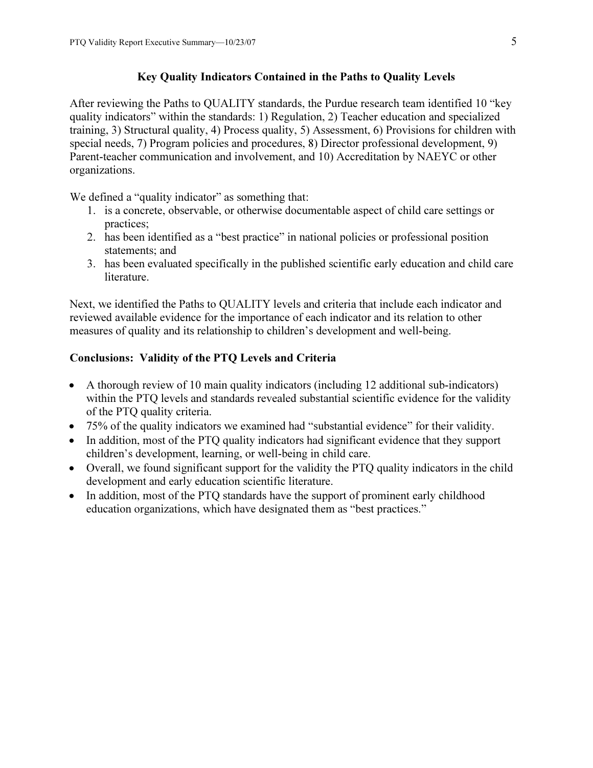## Key Quality Indicators Contained in the Paths to Quality Levels

After reviewing the Paths to QUALITY standards, the Purdue research team identified 10 "key quality indicators" within the standards: 1) Regulation, 2) Teacher education and specialized training, 3) Structural quality, 4) Process quality, 5) Assessment, 6) Provisions for children with special needs, 7) Program policies and procedures, 8) Director professional development, 9) Parent-teacher communication and involvement, and 10) Accreditation by NAEYC or other organizations.

We defined a "quality indicator" as something that:

1. is a concrete, observable, or otherwise documentable aspect of child care settings or practices;
2. has been identified as a "best practice" in national policies or professional position statements; and
3. has been evaluated specifically in the published scientific early education and child care literature.

Next, we identified the Paths to QUALITY levels and criteria that include each indicator and reviewed available evidence for the importance of each indicator and its relation to other measures of quality and its relationship to children's development and well-being.

### Conclusions: Validity of the PTQ Levels and Criteria

- A thorough review of 10 main quality indicators (including 12 additional sub-indicators) within the PTQ levels and standards revealed substantial scientific evidence for the validity of the PTQ quality criteria.
- 75% of the quality indicators we examined had "substantial evidence" for their validity.
- In addition, most of the PTQ quality indicators had significant evidence that they support children's development, learning, or well-being in child care.
- Overall, we found significant support for the validity the PTQ quality indicators in the child development and early education scientific literature.
- In addition, most of the PTQ standards have the support of prominent early childhood education organizations, which have designated them as "best practices."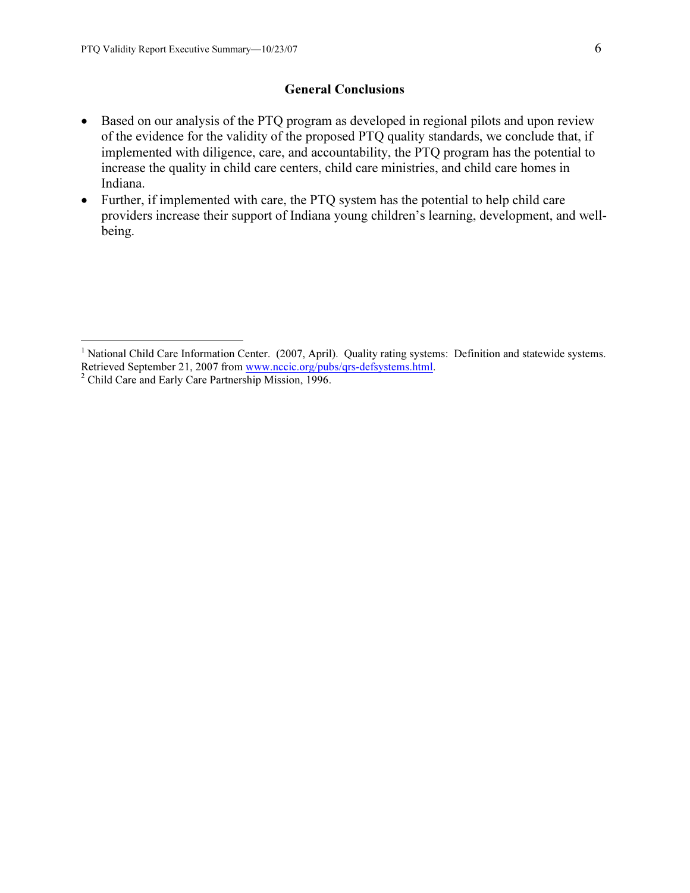## General Conclusions

- Based on our analysis of the PTQ program as developed in regional pilots and upon review of the evidence for the validity of the proposed PTQ quality standards, we conclude that, if implemented with diligence, care, and accountability, the PTQ program has the potential to increase the quality in child care centers, child care ministries, and child care homes in Indiana.
- Further, if implemented with care, the PTQ system has the potential to help child care providers increase their support of Indiana young children's learning, development, and well-being.

---

[1] National Child Care Information Center. (2007, April). Quality rating systems: Definition and statewide systems. Retrieved September 21, 2007 from www.nccic.org/pubs/qrs-defsystems.html.

[2] Child Care and Early Care Partnership Mission, 1996.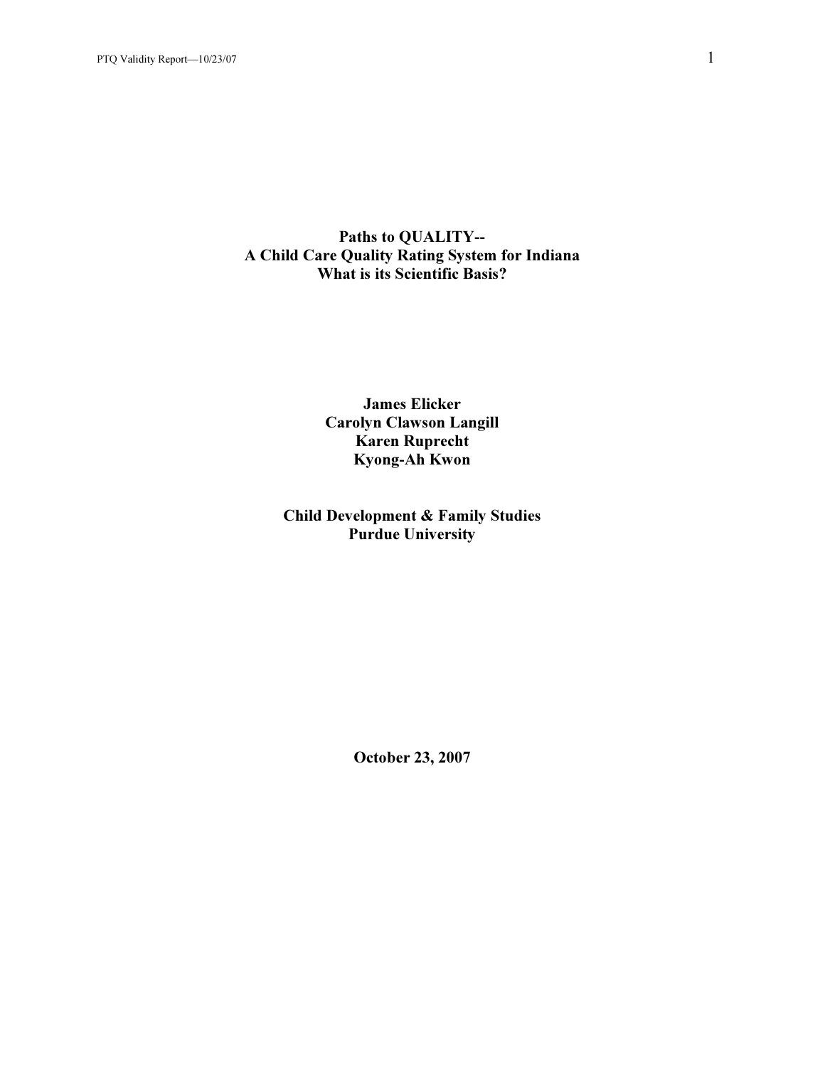# Paths to QUALITY--
# A Child Care Quality Rating System for Indiana
# What is its Scientific Basis?

**James Elicker**
**Carolyn Clawson Langill**
**Karen Ruprecht**
**Kyong-Ah Kwon**

**Child Development & Family Studies**
**Purdue University**

**October 23, 2007**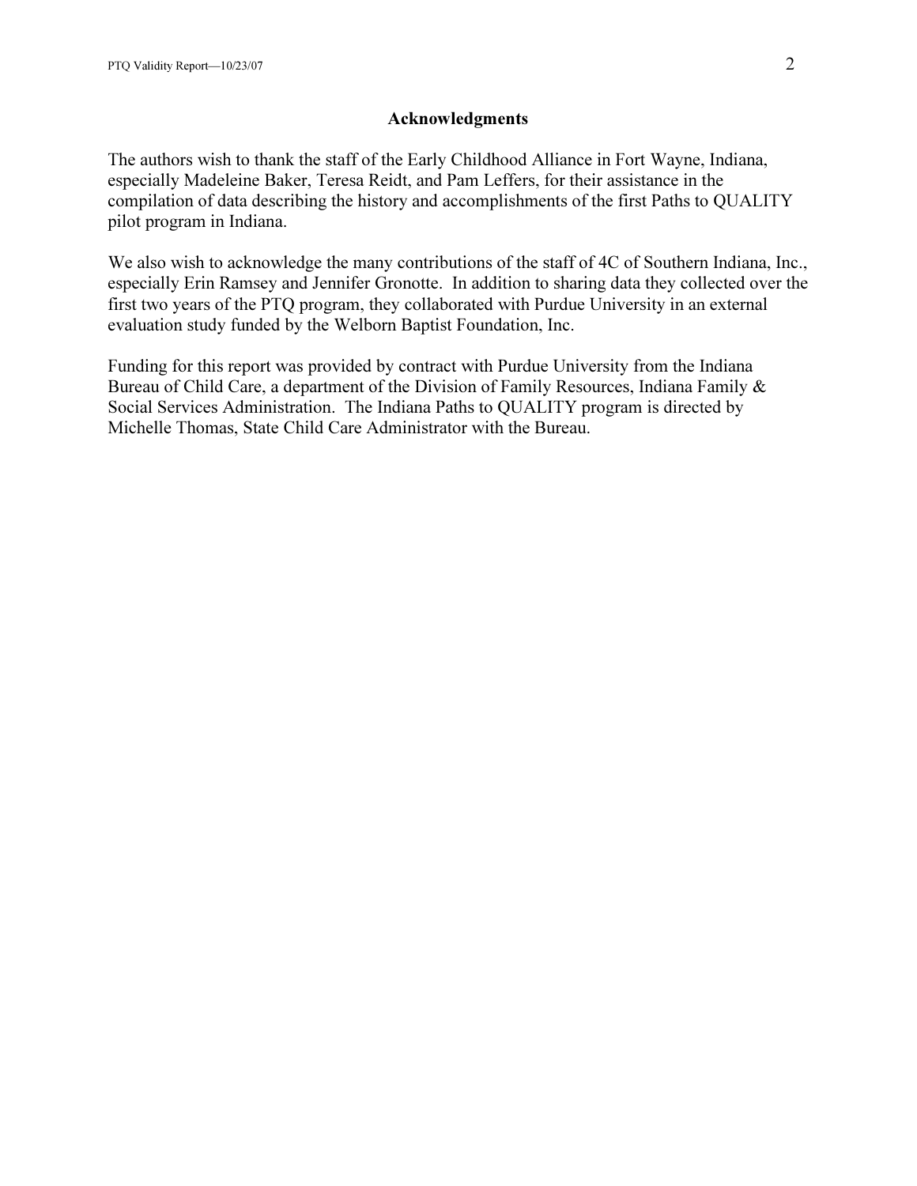## Acknowledgments

The authors wish to thank the staff of the Early Childhood Alliance in Fort Wayne, Indiana, especially Madeleine Baker, Teresa Reidt, and Pam Leffers, for their assistance in the compilation of data describing the history and accomplishments of the first Paths to QUALITY pilot program in Indiana.

We also wish to acknowledge the many contributions of the staff of 4C of Southern Indiana, Inc., especially Erin Ramsey and Jennifer Gronotte. In addition to sharing data they collected over the first two years of the PTQ program, they collaborated with Purdue University in an external evaluation study funded by the Welborn Baptist Foundation, Inc.

Funding for this report was provided by contract with Purdue University from the Indiana Bureau of Child Care, a department of the Division of Family Resources, Indiana Family & Social Services Administration. The Indiana Paths to QUALITY program is directed by Michelle Thomas, State Child Care Administrator with the Bureau.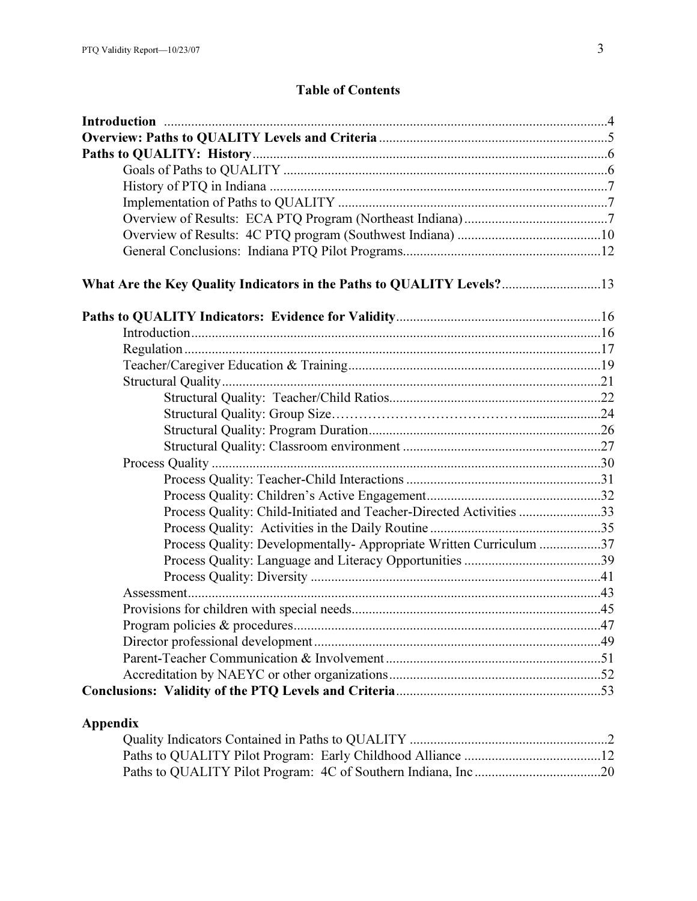## Table of Contents

**Introduction** ....................................................................................................................4
**Overview: Paths to QUALITY Levels and Criteria** ......................................................5
**Paths to QUALITY: History**..........................................................................................6
- Goals of Paths to QUALITY ..................................................................................6
- History of PTQ in Indiana ......................................................................................7
- Implementation of Paths to QUALITY ..................................................................7
- Overview of Results: ECA PTQ Program (Northeast Indiana) ..............................7
- Overview of Results: 4C PTQ program (Southwest Indiana) ..............................10
- General Conclusions: Indiana PTQ Pilot Programs.............................................12

**What Are the Key Quality Indicators in the Paths to QUALITY Levels?**.............................13

**Paths to QUALITY Indicators: Evidence for Validity**..................................................16
- Introduction.........................................................................................................16
- Regulation ...........................................................................................................17
- Teacher/Caregiver Education & Training.............................................................19
- Structural Quality.................................................................................................21
  - Structural Quality: Teacher/Child Ratios...............................................22
  - Structural Quality: Group Size…………………………………......................24
  - Structural Quality: Program Duration.....................................................26
  - Structural Quality: Classroom environment ..........................................27
- Process Quality ....................................................................................................30
  - Process Quality: Teacher-Child Interactions ..........................................31
  - Process Quality: Children's Active Engagement....................................32
  - Process Quality: Child-Initiated and Teacher-Directed Activities .........33
  - Process Quality: Activities in the Daily Routine ..................................35
  - Process Quality: Developmentally- Appropriate Written Curriculum ..................37
  - Process Quality: Language and Literacy Opportunities .........................39
  - Process Quality: Diversity .....................................................................41
- Assessment..........................................................................................................43
- Provisions for children with special needs...........................................................45
- Program policies & procedures............................................................................47
- Director professional development......................................................................49
- Parent-Teacher Communication & Involvement..................................................51
- Accreditation by NAEYC or other organizations................................................52

**Conclusions: Validity of the PTQ Levels and Criteria**..................................................53

**Appendix**
- Quality Indicators Contained in Paths to QUALITY ..............................................2
- Paths to QUALITY Pilot Program: Early Childhood Alliance .............................12
- Paths to QUALITY Pilot Program: 4C of Southern Indiana, Inc ..........................20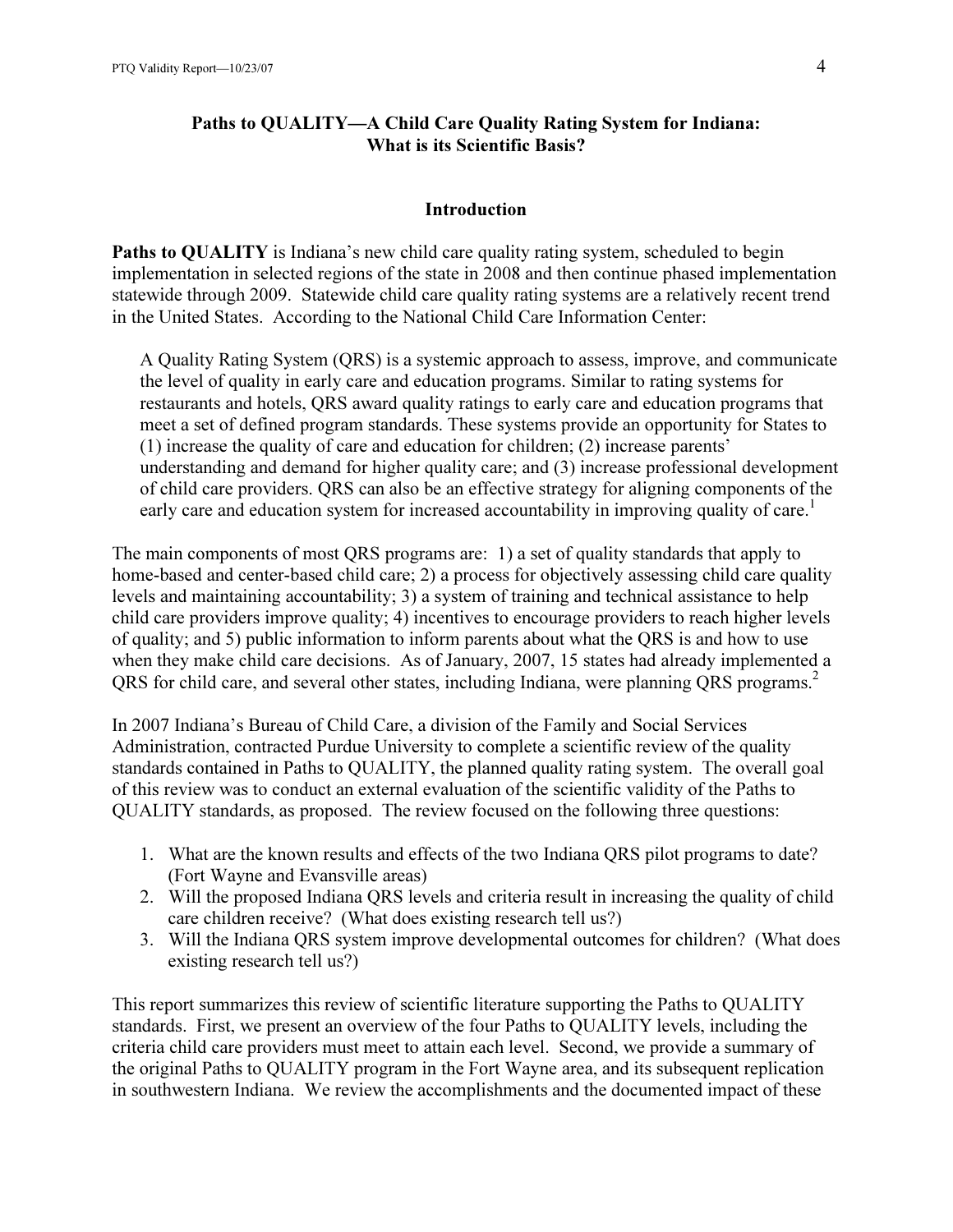## Paths to QUALITY—A Child Care Quality Rating System for Indiana: What is its Scientific Basis?

### Introduction

**Paths to QUALITY** is Indiana's new child care quality rating system, scheduled to begin implementation in selected regions of the state in 2008 and then continue phased implementation statewide through 2009. Statewide child care quality rating systems are a relatively recent trend in the United States. According to the National Child Care Information Center:

> A Quality Rating System (QRS) is a systemic approach to assess, improve, and communicate the level of quality in early care and education programs. Similar to rating systems for restaurants and hotels, QRS award quality ratings to early care and education programs that meet a set of defined program standards. These systems provide an opportunity for States to (1) increase the quality of care and education for children; (2) increase parents' understanding and demand for higher quality care; and (3) increase professional development of child care providers. QRS can also be an effective strategy for aligning components of the early care and education system for increased accountability in improving quality of care.[1]

The main components of most QRS programs are: 1) a set of quality standards that apply to home-based and center-based child care; 2) a process for objectively assessing child care quality levels and maintaining accountability; 3) a system of training and technical assistance to help child care providers improve quality; 4) incentives to encourage providers to reach higher levels of quality; and 5) public information to inform parents about what the QRS is and how to use when they make child care decisions. As of January, 2007, 15 states had already implemented a QRS for child care, and several other states, including Indiana, were planning QRS programs.[2]

In 2007 Indiana's Bureau of Child Care, a division of the Family and Social Services Administration, contracted Purdue University to complete a scientific review of the quality standards contained in Paths to QUALITY, the planned quality rating system. The overall goal of this review was to conduct an external evaluation of the scientific validity of the Paths to QUALITY standards, as proposed. The review focused on the following three questions:

1. What are the known results and effects of the two Indiana QRS pilot programs to date? (Fort Wayne and Evansville areas)
2. Will the proposed Indiana QRS levels and criteria result in increasing the quality of child care children receive? (What does existing research tell us?)
3. Will the Indiana QRS system improve developmental outcomes for children? (What does existing research tell us?)

This report summarizes this review of scientific literature supporting the Paths to QUALITY standards. First, we present an overview of the four Paths to QUALITY levels, including the criteria child care providers must meet to attain each level. Second, we provide a summary of the original Paths to QUALITY program in the Fort Wayne area, and its subsequent replication in southwestern Indiana. We review the accomplishments and the documented impact of these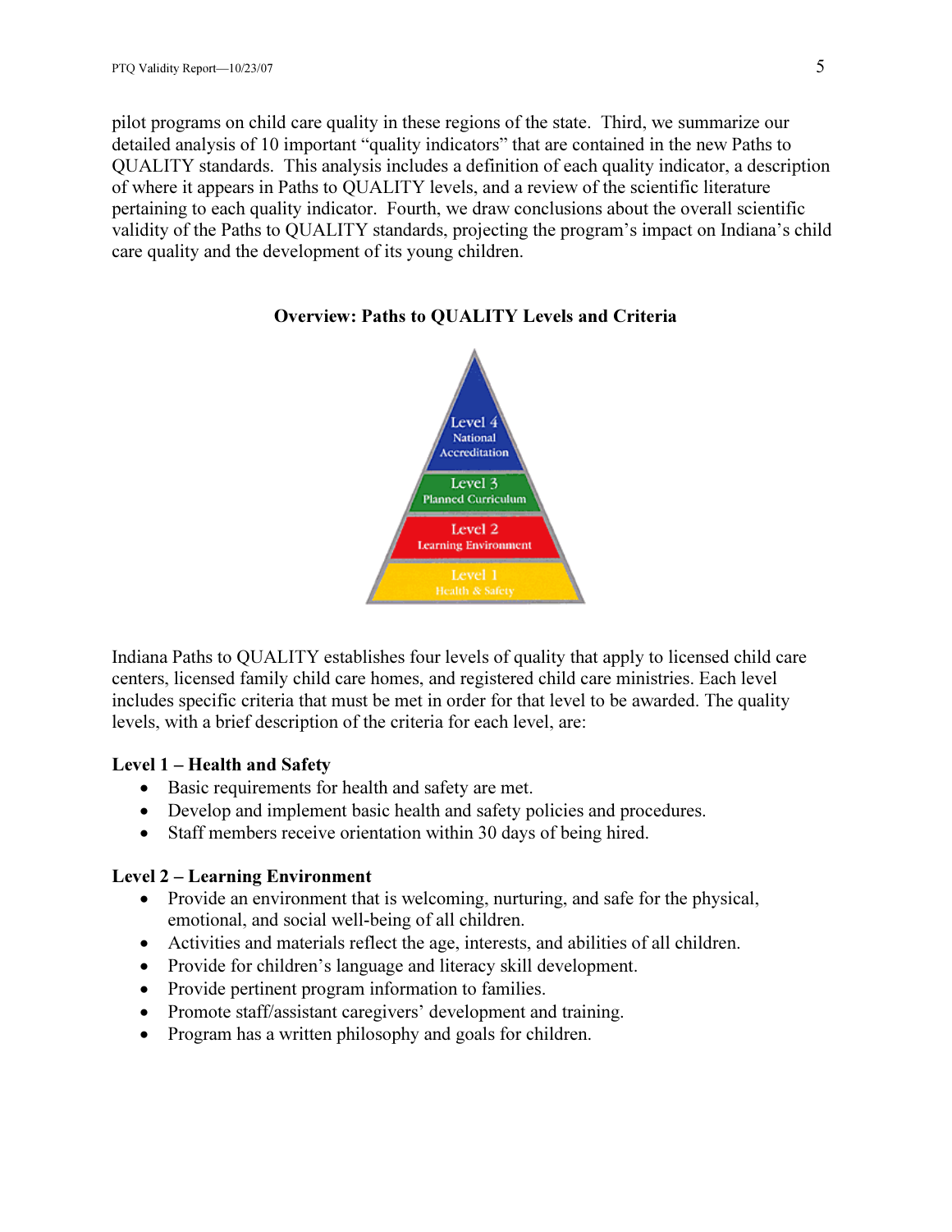pilot programs on child care quality in these regions of the state. Third, we summarize our detailed analysis of 10 important "quality indicators" that are contained in the new Paths to QUALITY standards. This analysis includes a definition of each quality indicator, a description of where it appears in Paths to QUALITY levels, and a review of the scientific literature pertaining to each quality indicator. Fourth, we draw conclusions about the overall scientific validity of the Paths to QUALITY standards, projecting the program's impact on Indiana's child care quality and the development of its young children.

**Overview: Paths to QUALITY Levels and Criteria**

Level 4 National Accreditation

Level 3 Planned Curriculum

Level 2 Learning Environment

Level 1 Health & Safety

Indiana Paths to QUALITY establishes four levels of quality that apply to licensed child care centers, licensed family child care homes, and registered child care ministries. Each level includes specific criteria that must be met in order for that level to be awarded. The quality levels, with a brief description of the criteria for each level, are:

**Level 1 – Health and Safety**

- Basic requirements for health and safety are met.
- Develop and implement basic health and safety policies and procedures.
- Staff members receive orientation within 30 days of being hired.

**Level 2 – Learning Environment**

- Provide an environment that is welcoming, nurturing, and safe for the physical, emotional, and social well-being of all children.
- Activities and materials reflect the age, interests, and abilities of all children.
- Provide for children's language and literacy skill development.
- Provide pertinent program information to families.
- Promote staff/assistant caregivers' development and training.
- Program has a written philosophy and goals for children.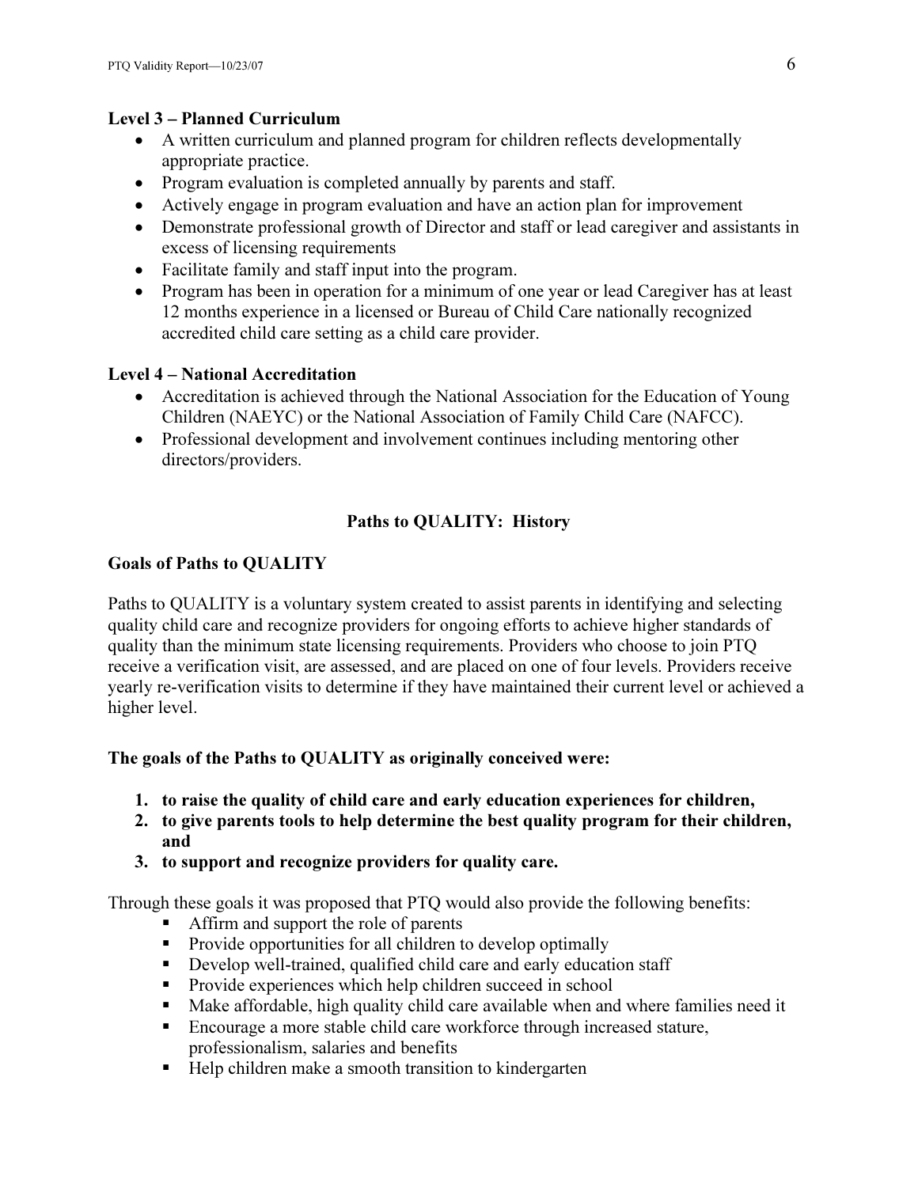**Level 3 – Planned Curriculum**

- A written curriculum and planned program for children reflects developmentally appropriate practice.
- Program evaluation is completed annually by parents and staff.
- Actively engage in program evaluation and have an action plan for improvement
- Demonstrate professional growth of Director and staff or lead caregiver and assistants in excess of licensing requirements
- Facilitate family and staff input into the program.
- Program has been in operation for a minimum of one year or lead Caregiver has at least 12 months experience in a licensed or Bureau of Child Care nationally recognized accredited child care setting as a child care provider.

**Level 4 – National Accreditation**

- Accreditation is achieved through the National Association for the Education of Young Children (NAEYC) or the National Association of Family Child Care (NAFCC).
- Professional development and involvement continues including mentoring other directors/providers.

## Paths to QUALITY: History

### Goals of Paths to QUALITY

Paths to QUALITY is a voluntary system created to assist parents in identifying and selecting quality child care and recognize providers for ongoing efforts to achieve higher standards of quality than the minimum state licensing requirements. Providers who choose to join PTQ receive a verification visit, are assessed, and are placed on one of four levels. Providers receive yearly re-verification visits to determine if they have maintained their current level or achieved a higher level.

**The goals of the Paths to QUALITY as originally conceived were:**

1. **to raise the quality of child care and early education experiences for children,**
2. **to give parents tools to help determine the best quality program for their children, and**
3. **to support and recognize providers for quality care.**

Through these goals it was proposed that PTQ would also provide the following benefits:

- Affirm and support the role of parents
- Provide opportunities for all children to develop optimally
- Develop well-trained, qualified child care and early education staff
- Provide experiences which help children succeed in school
- Make affordable, high quality child care available when and where families need it
- Encourage a more stable child care workforce through increased stature, professionalism, salaries and benefits
- Help children make a smooth transition to kindergarten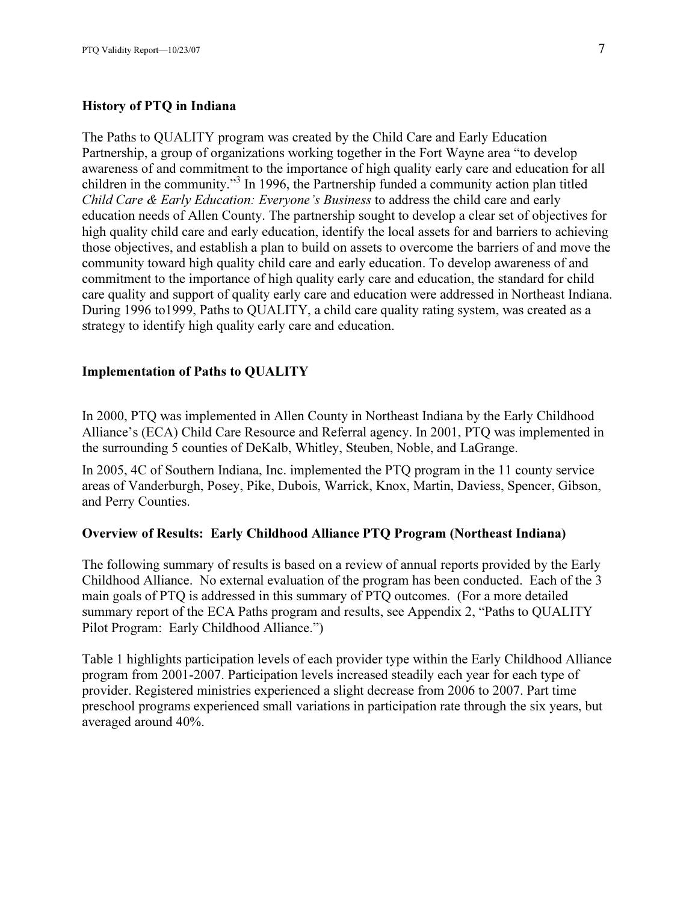**History of PTQ in Indiana**

The Paths to QUALITY program was created by the Child Care and Early Education Partnership, a group of organizations working together in the Fort Wayne area "to develop awareness of and commitment to the importance of high quality early care and education for all children in the community."[3] In 1996, the Partnership funded a community action plan titled *Child Care & Early Education: Everyone's Business* to address the child care and early education needs of Allen County. The partnership sought to develop a clear set of objectives for high quality child care and early education, identify the local assets for and barriers to achieving those objectives, and establish a plan to build on assets to overcome the barriers of and move the community toward high quality child care and early education. To develop awareness of and commitment to the importance of high quality early care and education, the standard for child care quality and support of quality early care and education were addressed in Northeast Indiana. During 1996 to1999, Paths to QUALITY, a child care quality rating system, was created as a strategy to identify high quality early care and education.

**Implementation of Paths to QUALITY**

In 2000, PTQ was implemented in Allen County in Northeast Indiana by the Early Childhood Alliance's (ECA) Child Care Resource and Referral agency. In 2001, PTQ was implemented in the surrounding 5 counties of DeKalb, Whitley, Steuben, Noble, and LaGrange.

In 2005, 4C of Southern Indiana, Inc. implemented the PTQ program in the 11 county service areas of Vanderburgh, Posey, Pike, Dubois, Warrick, Knox, Martin, Daviess, Spencer, Gibson, and Perry Counties.

**Overview of Results: Early Childhood Alliance PTQ Program (Northeast Indiana)**

The following summary of results is based on a review of annual reports provided by the Early Childhood Alliance. No external evaluation of the program has been conducted. Each of the 3 main goals of PTQ is addressed in this summary of PTQ outcomes. (For a more detailed summary report of the ECA Paths program and results, see Appendix 2, "Paths to QUALITY Pilot Program: Early Childhood Alliance.")

Table 1 highlights participation levels of each provider type within the Early Childhood Alliance program from 2001-2007. Participation levels increased steadily each year for each type of provider. Registered ministries experienced a slight decrease from 2006 to 2007. Part time preschool programs experienced small variations in participation rate through the six years, but averaged around 40%.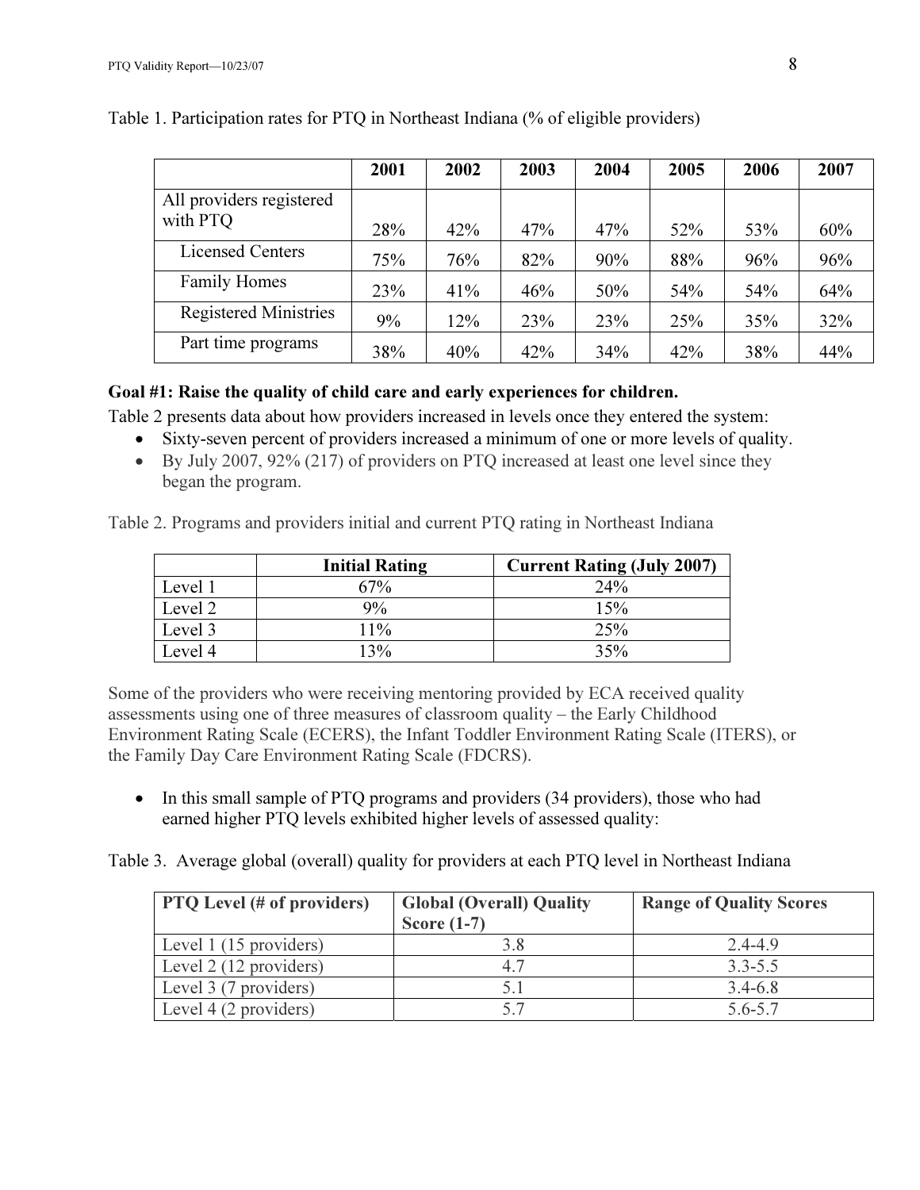Table 1. Participation rates for PTQ in Northeast Indiana (% of eligible providers)

| | 2001 | 2002 | 2003 | 2004 | 2005 | 2006 | 2007 |
|---|---|---|---|---|---|---|---|
| All providers registered with PTQ | 28% | 42% | 47% | 47% | 52% | 53% | 60% |
| Licensed Centers | 75% | 76% | 82% | 90% | 88% | 96% | 96% |
| Family Homes | 23% | 41% | 46% | 50% | 54% | 54% | 64% |
| Registered Ministries | 9% | 12% | 23% | 23% | 25% | 35% | 32% |
| Part time programs | 38% | 40% | 42% | 34% | 42% | 38% | 44% |

**Goal #1: Raise the quality of child care and early experiences for children.**

Table 2 presents data about how providers increased in levels once they entered the system:

- Sixty-seven percent of providers increased a minimum of one or more levels of quality.
- By July 2007, 92% (217) of providers on PTQ increased at least one level since they began the program.

Table 2. Programs and providers initial and current PTQ rating in Northeast Indiana

| | Initial Rating | Current Rating (July 2007) |
|---|---|---|
| Level 1 | 67% | 24% |
| Level 2 | 9% | 15% |
| Level 3 | 11% | 25% |
| Level 4 | 13% | 35% |

Some of the providers who were receiving mentoring provided by ECA received quality assessments using one of three measures of classroom quality – the Early Childhood Environment Rating Scale (ECERS), the Infant Toddler Environment Rating Scale (ITERS), or the Family Day Care Environment Rating Scale (FDCRS).

- In this small sample of PTQ programs and providers (34 providers), those who had earned higher PTQ levels exhibited higher levels of assessed quality:

Table 3. Average global (overall) quality for providers at each PTQ level in Northeast Indiana

| PTQ Level (# of providers) | Global (Overall) Quality Score (1-7) | Range of Quality Scores |
|---|---|---|
| Level 1 (15 providers) | 3.8 | 2.4-4.9 |
| Level 2 (12 providers) | 4.7 | 3.3-5.5 |
| Level 3 (7 providers) | 5.1 | 3.4-6.8 |
| Level 4 (2 providers) | 5.7 | 5.6-5.7 |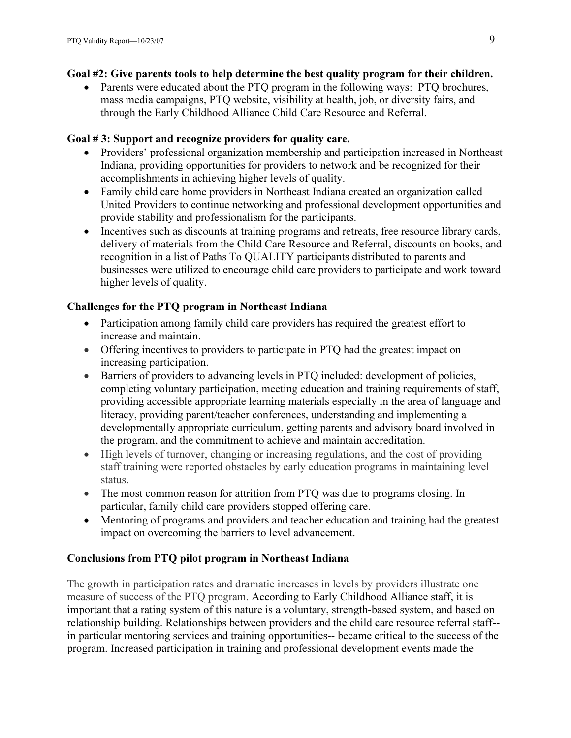**Goal #2: Give parents tools to help determine the best quality program for their children.**

- Parents were educated about the PTQ program in the following ways: PTQ brochures, mass media campaigns, PTQ website, visibility at health, job, or diversity fairs, and through the Early Childhood Alliance Child Care Resource and Referral.

**Goal # 3: Support and recognize providers for quality care.**

- Providers' professional organization membership and participation increased in Northeast Indiana, providing opportunities for providers to network and be recognized for their accomplishments in achieving higher levels of quality.
- Family child care home providers in Northeast Indiana created an organization called United Providers to continue networking and professional development opportunities and provide stability and professionalism for the participants.
- Incentives such as discounts at training programs and retreats, free resource library cards, delivery of materials from the Child Care Resource and Referral, discounts on books, and recognition in a list of Paths To QUALITY participants distributed to parents and businesses were utilized to encourage child care providers to participate and work toward higher levels of quality.

**Challenges for the PTQ program in Northeast Indiana**

- Participation among family child care providers has required the greatest effort to increase and maintain.
- Offering incentives to providers to participate in PTQ had the greatest impact on increasing participation.
- Barriers of providers to advancing levels in PTQ included: development of policies, completing voluntary participation, meeting education and training requirements of staff, providing accessible appropriate learning materials especially in the area of language and literacy, providing parent/teacher conferences, understanding and implementing a developmentally appropriate curriculum, getting parents and advisory board involved in the program, and the commitment to achieve and maintain accreditation.
- High levels of turnover, changing or increasing regulations, and the cost of providing staff training were reported obstacles by early education programs in maintaining level status.
- The most common reason for attrition from PTQ was due to programs closing. In particular, family child care providers stopped offering care.
- Mentoring of programs and providers and teacher education and training had the greatest impact on overcoming the barriers to level advancement.

**Conclusions from PTQ pilot program in Northeast Indiana**

The growth in participation rates and dramatic increases in levels by providers illustrate one measure of success of the PTQ program. According to Early Childhood Alliance staff, it is important that a rating system of this nature is a voluntary, strength-based system, and based on relationship building. Relationships between providers and the child care resource referral staff-- in particular mentoring services and training opportunities-- became critical to the success of the program. Increased participation in training and professional development events made the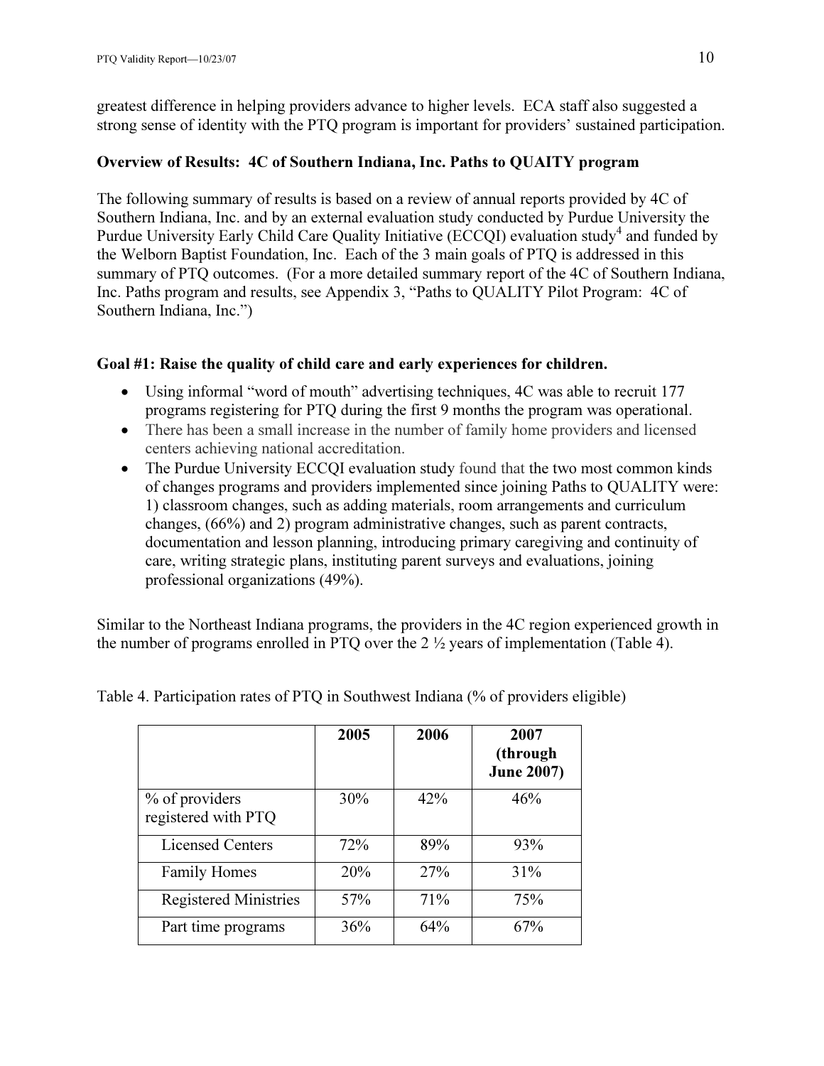greatest difference in helping providers advance to higher levels. ECA staff also suggested a strong sense of identity with the PTQ program is important for providers' sustained participation.

**Overview of Results: 4C of Southern Indiana, Inc. Paths to QUAITY program**

The following summary of results is based on a review of annual reports provided by 4C of Southern Indiana, Inc. and by an external evaluation study conducted by Purdue University the Purdue University Early Child Care Quality Initiative (ECCQI) evaluation study[4] and funded by the Welborn Baptist Foundation, Inc. Each of the 3 main goals of PTQ is addressed in this summary of PTQ outcomes. (For a more detailed summary report of the 4C of Southern Indiana, Inc. Paths program and results, see Appendix 3, "Paths to QUALITY Pilot Program: 4C of Southern Indiana, Inc.")

**Goal #1: Raise the quality of child care and early experiences for children.**

- Using informal "word of mouth" advertising techniques, 4C was able to recruit 177 programs registering for PTQ during the first 9 months the program was operational.
- There has been a small increase in the number of family home providers and licensed centers achieving national accreditation.
- The Purdue University ECCQI evaluation study found that the two most common kinds of changes programs and providers implemented since joining Paths to QUALITY were: 1) classroom changes, such as adding materials, room arrangements and curriculum changes, (66%) and 2) program administrative changes, such as parent contracts, documentation and lesson planning, introducing primary caregiving and continuity of care, writing strategic plans, instituting parent surveys and evaluations, joining professional organizations (49%).

Similar to the Northeast Indiana programs, the providers in the 4C region experienced growth in the number of programs enrolled in PTQ over the 2 ½ years of implementation (Table 4).

Table 4. Participation rates of PTQ in Southwest Indiana (% of providers eligible)

| | 2005 | 2006 | 2007 (through June 2007) |
|---|---|---|---|
| % of providers registered with PTQ | 30% | 42% | 46% |
| Licensed Centers | 72% | 89% | 93% |
| Family Homes | 20% | 27% | 31% |
| Registered Ministries | 57% | 71% | 75% |
| Part time programs | 36% | 64% | 67% |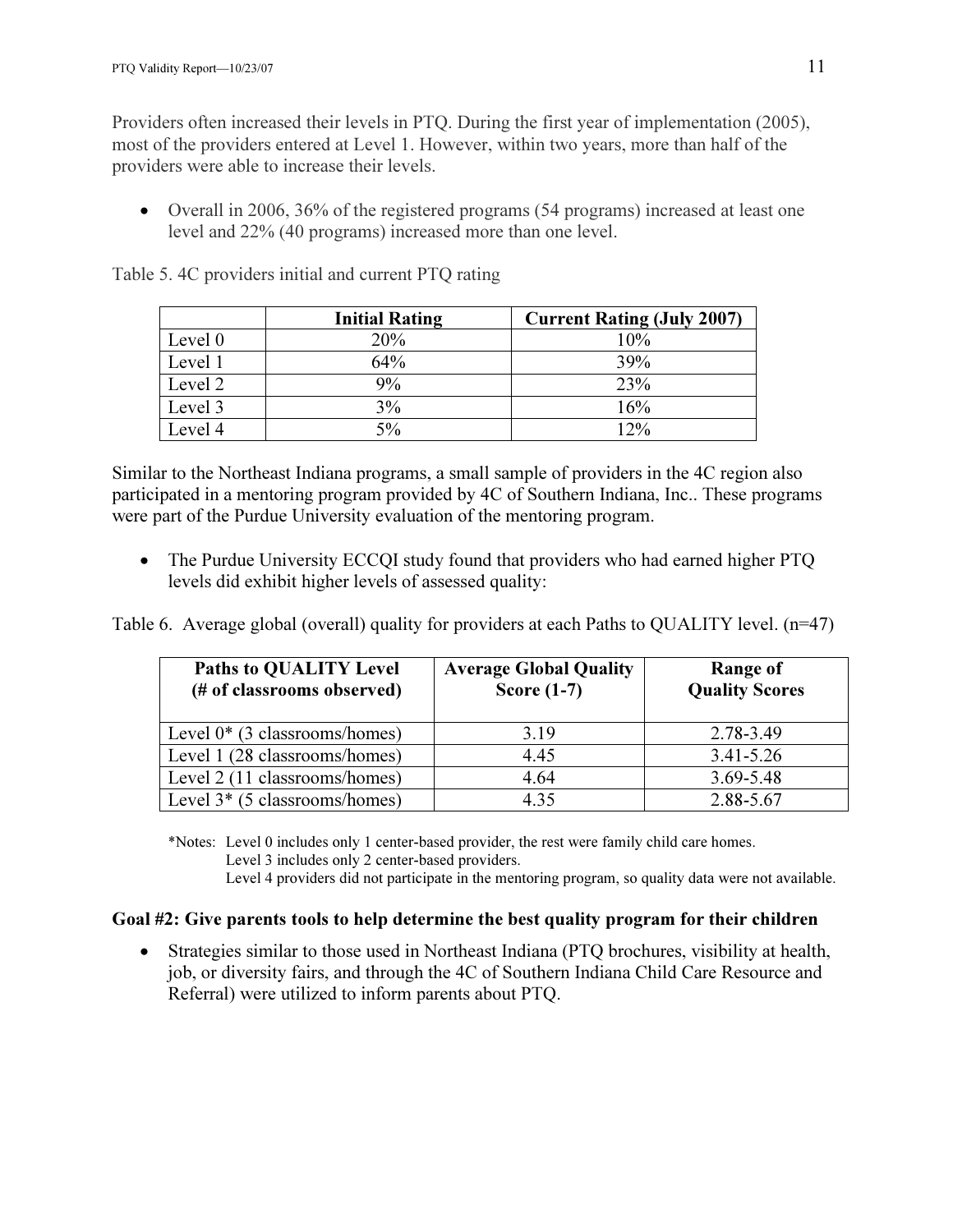Providers often increased their levels in PTQ. During the first year of implementation (2005), most of the providers entered at Level 1. However, within two years, more than half of the providers were able to increase their levels.

- Overall in 2006, 36% of the registered programs (54 programs) increased at least one level and 22% (40 programs) increased more than one level.

Table 5. 4C providers initial and current PTQ rating

| | Initial Rating | Current Rating (July 2007) |
|---|---|---|
| Level 0 | 20% | 10% |
| Level 1 | 64% | 39% |
| Level 2 | 9% | 23% |
| Level 3 | 3% | 16% |
| Level 4 | 5% | 12% |

Similar to the Northeast Indiana programs, a small sample of providers in the 4C region also participated in a mentoring program provided by 4C of Southern Indiana, Inc.. These programs were part of the Purdue University evaluation of the mentoring program.

- The Purdue University ECCQI study found that providers who had earned higher PTQ levels did exhibit higher levels of assessed quality:

Table 6. Average global (overall) quality for providers at each Paths to QUALITY level. (n=47)

| Paths to QUALITY Level (# of classrooms observed) | Average Global Quality Score (1-7) | Range of Quality Scores |
|---|---|---|
| Level 0* (3 classrooms/homes) | 3.19 | 2.78-3.49 |
| Level 1 (28 classrooms/homes) | 4.45 | 3.41-5.26 |
| Level 2 (11 classrooms/homes) | 4.64 | 3.69-5.48 |
| Level 3* (5 classrooms/homes) | 4.35 | 2.88-5.67 |

*Notes: Level 0 includes only 1 center-based provider, the rest were family child care homes.
Level 3 includes only 2 center-based providers.
Level 4 providers did not participate in the mentoring program, so quality data were not available.

**Goal #2: Give parents tools to help determine the best quality program for their children**

- Strategies similar to those used in Northeast Indiana (PTQ brochures, visibility at health, job, or diversity fairs, and through the 4C of Southern Indiana Child Care Resource and Referral) were utilized to inform parents about PTQ.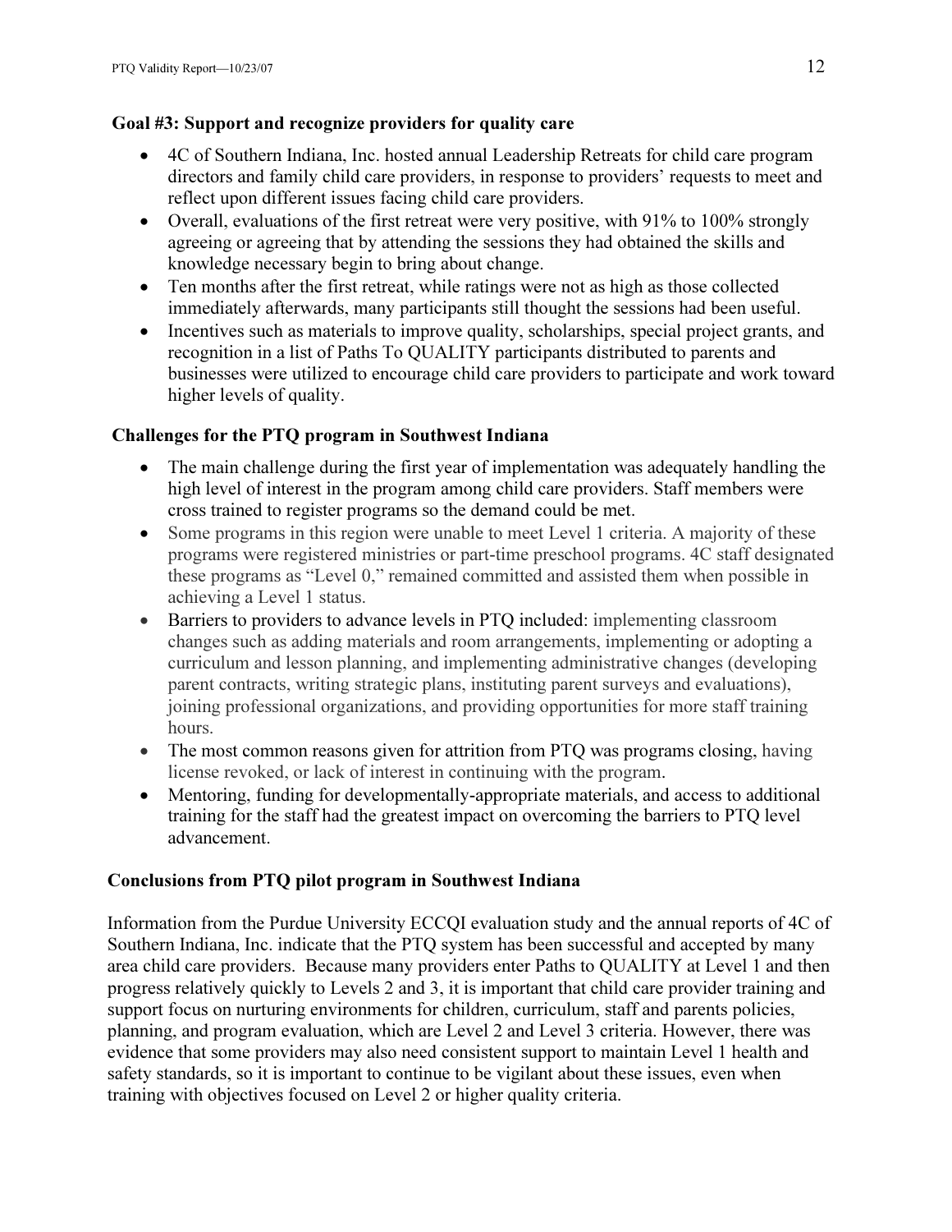**Goal #3: Support and recognize providers for quality care**

- 4C of Southern Indiana, Inc. hosted annual Leadership Retreats for child care program directors and family child care providers, in response to providers' requests to meet and reflect upon different issues facing child care providers.
- Overall, evaluations of the first retreat were very positive, with 91% to 100% strongly agreeing or agreeing that by attending the sessions they had obtained the skills and knowledge necessary begin to bring about change.
- Ten months after the first retreat, while ratings were not as high as those collected immediately afterwards, many participants still thought the sessions had been useful.
- Incentives such as materials to improve quality, scholarships, special project grants, and recognition in a list of Paths To QUALITY participants distributed to parents and businesses were utilized to encourage child care providers to participate and work toward higher levels of quality.

**Challenges for the PTQ program in Southwest Indiana**

- The main challenge during the first year of implementation was adequately handling the high level of interest in the program among child care providers. Staff members were cross trained to register programs so the demand could be met.
- Some programs in this region were unable to meet Level 1 criteria. A majority of these programs were registered ministries or part-time preschool programs. 4C staff designated these programs as "Level 0," remained committed and assisted them when possible in achieving a Level 1 status.
- Barriers to providers to advance levels in PTQ included: implementing classroom changes such as adding materials and room arrangements, implementing or adopting a curriculum and lesson planning, and implementing administrative changes (developing parent contracts, writing strategic plans, instituting parent surveys and evaluations), joining professional organizations, and providing opportunities for more staff training hours.
- The most common reasons given for attrition from PTQ was programs closing, having license revoked, or lack of interest in continuing with the program.
- Mentoring, funding for developmentally-appropriate materials, and access to additional training for the staff had the greatest impact on overcoming the barriers to PTQ level advancement.

**Conclusions from PTQ pilot program in Southwest Indiana**

Information from the Purdue University ECCQI evaluation study and the annual reports of 4C of Southern Indiana, Inc. indicate that the PTQ system has been successful and accepted by many area child care providers. Because many providers enter Paths to QUALITY at Level 1 and then progress relatively quickly to Levels 2 and 3, it is important that child care provider training and support focus on nurturing environments for children, curriculum, staff and parents policies, planning, and program evaluation, which are Level 2 and Level 3 criteria. However, there was evidence that some providers may also need consistent support to maintain Level 1 health and safety standards, so it is important to continue to be vigilant about these issues, even when training with objectives focused on Level 2 or higher quality criteria.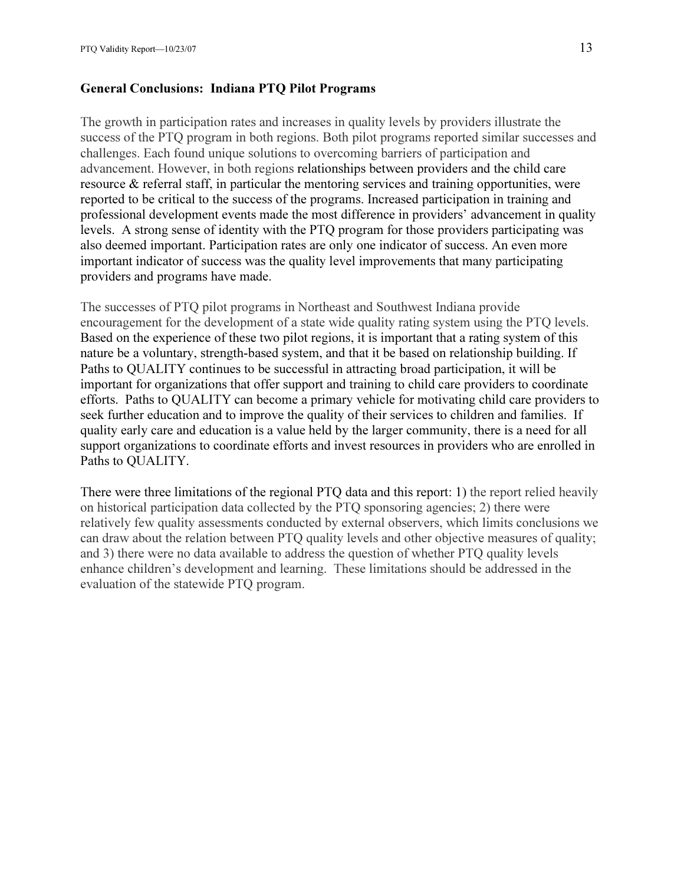**General Conclusions: Indiana PTQ Pilot Programs**

The growth in participation rates and increases in quality levels by providers illustrate the success of the PTQ program in both regions. Both pilot programs reported similar successes and challenges. Each found unique solutions to overcoming barriers of participation and advancement. However, in both regions relationships between providers and the child care resource & referral staff, in particular the mentoring services and training opportunities, were reported to be critical to the success of the programs. Increased participation in training and professional development events made the most difference in providers' advancement in quality levels. A strong sense of identity with the PTQ program for those providers participating was also deemed important. Participation rates are only one indicator of success. An even more important indicator of success was the quality level improvements that many participating providers and programs have made.

The successes of PTQ pilot programs in Northeast and Southwest Indiana provide encouragement for the development of a state wide quality rating system using the PTQ levels. Based on the experience of these two pilot regions, it is important that a rating system of this nature be a voluntary, strength-based system, and that it be based on relationship building. If Paths to QUALITY continues to be successful in attracting broad participation, it will be important for organizations that offer support and training to child care providers to coordinate efforts. Paths to QUALITY can become a primary vehicle for motivating child care providers to seek further education and to improve the quality of their services to children and families. If quality early care and education is a value held by the larger community, there is a need for all support organizations to coordinate efforts and invest resources in providers who are enrolled in Paths to QUALITY.

There were three limitations of the regional PTQ data and this report: 1) the report relied heavily on historical participation data collected by the PTQ sponsoring agencies; 2) there were relatively few quality assessments conducted by external observers, which limits conclusions we can draw about the relation between PTQ quality levels and other objective measures of quality; and 3) there were no data available to address the question of whether PTQ quality levels enhance children's development and learning. These limitations should be addressed in the evaluation of the statewide PTQ program.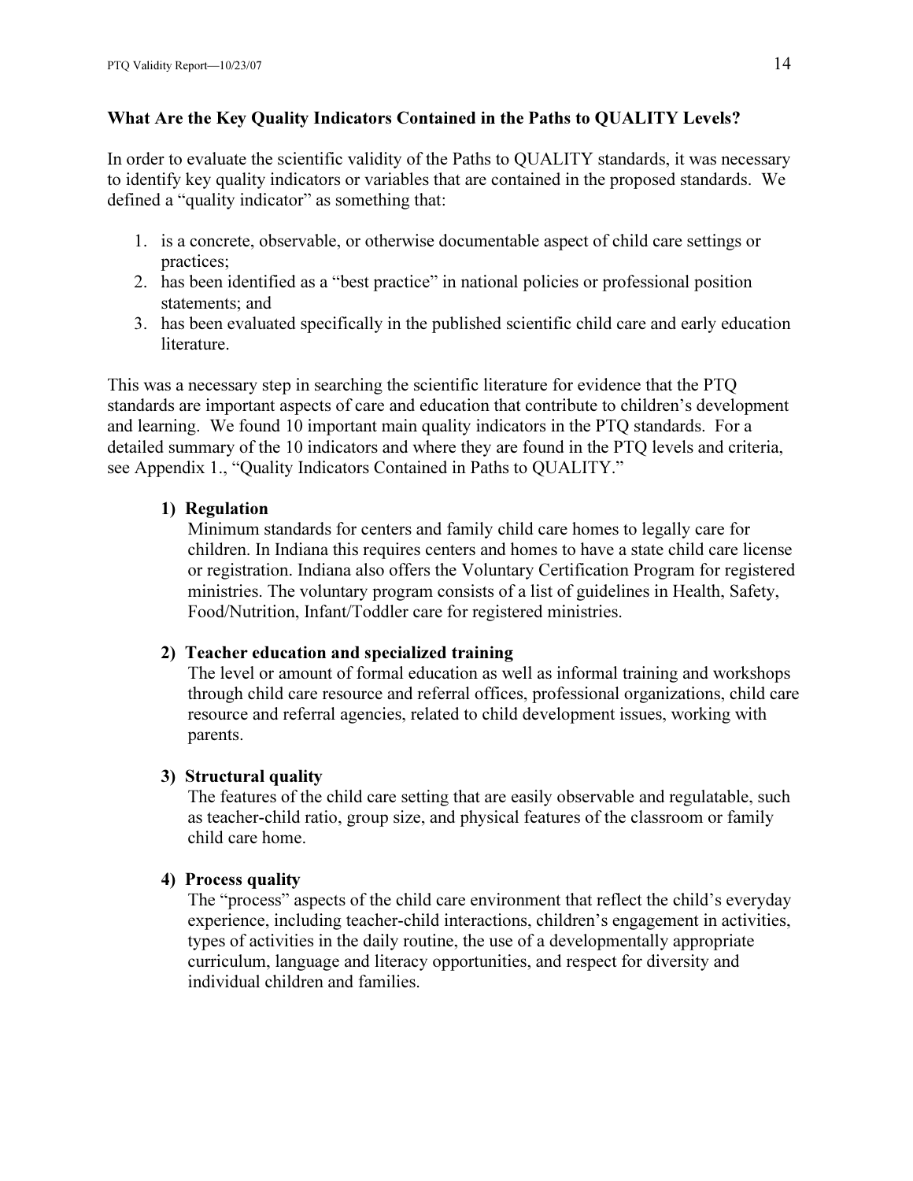### What Are the Key Quality Indicators Contained in the Paths to QUALITY Levels?

In order to evaluate the scientific validity of the Paths to QUALITY standards, it was necessary to identify key quality indicators or variables that are contained in the proposed standards. We defined a "quality indicator" as something that:

1. is a concrete, observable, or otherwise documentable aspect of child care settings or practices;
2. has been identified as a "best practice" in national policies or professional position statements; and
3. has been evaluated specifically in the published scientific child care and early education literature.

This was a necessary step in searching the scientific literature for evidence that the PTQ standards are important aspects of care and education that contribute to children's development and learning. We found 10 important main quality indicators in the PTQ standards. For a detailed summary of the 10 indicators and where they are found in the PTQ levels and criteria, see Appendix 1., "Quality Indicators Contained in Paths to QUALITY."

**1) Regulation**

Minimum standards for centers and family child care homes to legally care for children. In Indiana this requires centers and homes to have a state child care license or registration. Indiana also offers the Voluntary Certification Program for registered ministries. The voluntary program consists of a list of guidelines in Health, Safety, Food/Nutrition, Infant/Toddler care for registered ministries.

**2) Teacher education and specialized training**

The level or amount of formal education as well as informal training and workshops through child care resource and referral offices, professional organizations, child care resource and referral agencies, related to child development issues, working with parents.

**3) Structural quality**

The features of the child care setting that are easily observable and regulatable, such as teacher-child ratio, group size, and physical features of the classroom or family child care home.

**4) Process quality**

The "process" aspects of the child care environment that reflect the child's everyday experience, including teacher-child interactions, children's engagement in activities, types of activities in the daily routine, the use of a developmentally appropriate curriculum, language and literacy opportunities, and respect for diversity and individual children and families.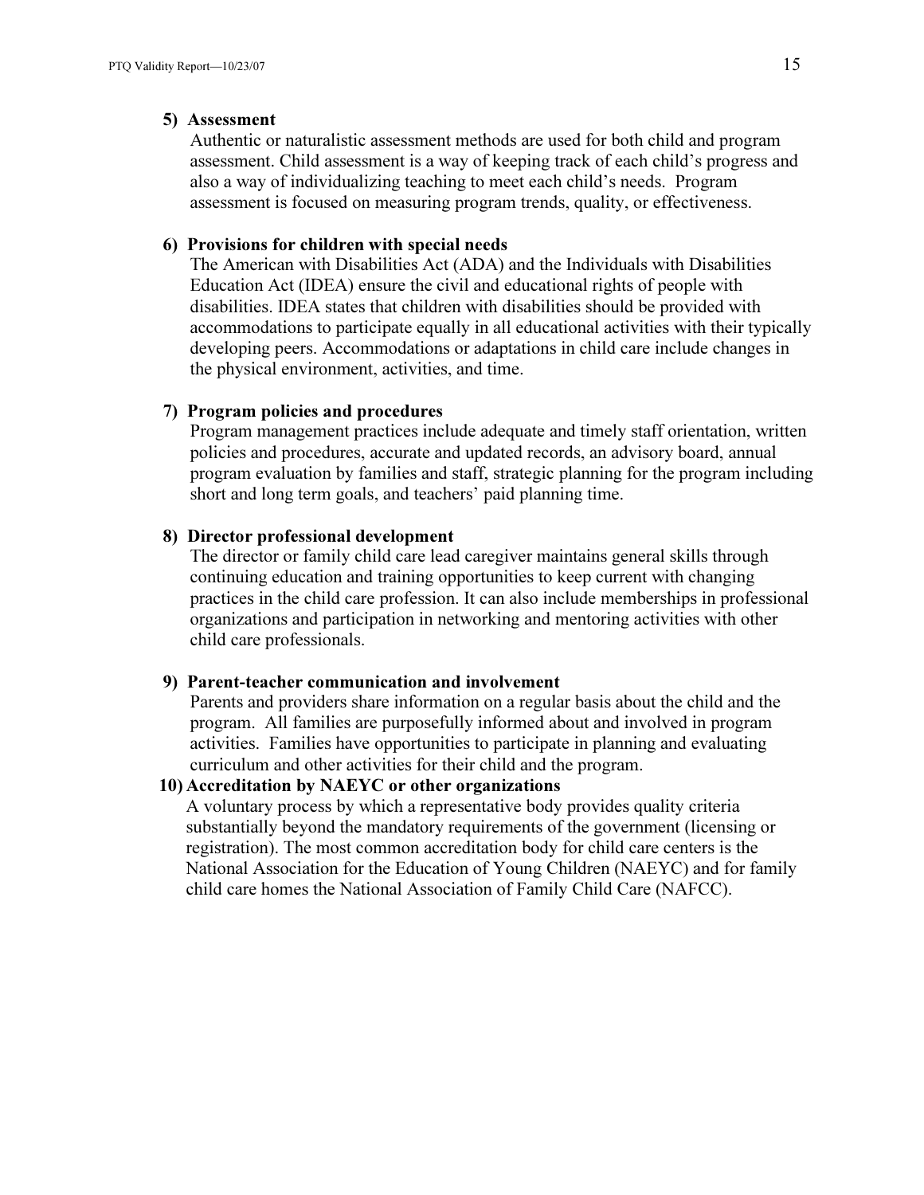5) **Assessment**
   Authentic or naturalistic assessment methods are used for both child and program assessment. Child assessment is a way of keeping track of each child's progress and also a way of individualizing teaching to meet each child's needs. Program assessment is focused on measuring program trends, quality, or effectiveness.

6) **Provisions for children with special needs**
   The American with Disabilities Act (ADA) and the Individuals with Disabilities Education Act (IDEA) ensure the civil and educational rights of people with disabilities. IDEA states that children with disabilities should be provided with accommodations to participate equally in all educational activities with their typically developing peers. Accommodations or adaptations in child care include changes in the physical environment, activities, and time.

7) **Program policies and procedures**
   Program management practices include adequate and timely staff orientation, written policies and procedures, accurate and updated records, an advisory board, annual program evaluation by families and staff, strategic planning for the program including short and long term goals, and teachers' paid planning time.

8) **Director professional development**
   The director or family child care lead caregiver maintains general skills through continuing education and training opportunities to keep current with changing practices in the child care profession. It can also include memberships in professional organizations and participation in networking and mentoring activities with other child care professionals.

9) **Parent-teacher communication and involvement**
   Parents and providers share information on a regular basis about the child and the program. All families are purposefully informed about and involved in program activities. Families have opportunities to participate in planning and evaluating curriculum and other activities for their child and the program.

10) **Accreditation by NAEYC or other organizations**
    A voluntary process by which a representative body provides quality criteria substantially beyond the mandatory requirements of the government (licensing or registration). The most common accreditation body for child care centers is the National Association for the Education of Young Children (NAEYC) and for family child care homes the National Association of Family Child Care (NAFCC).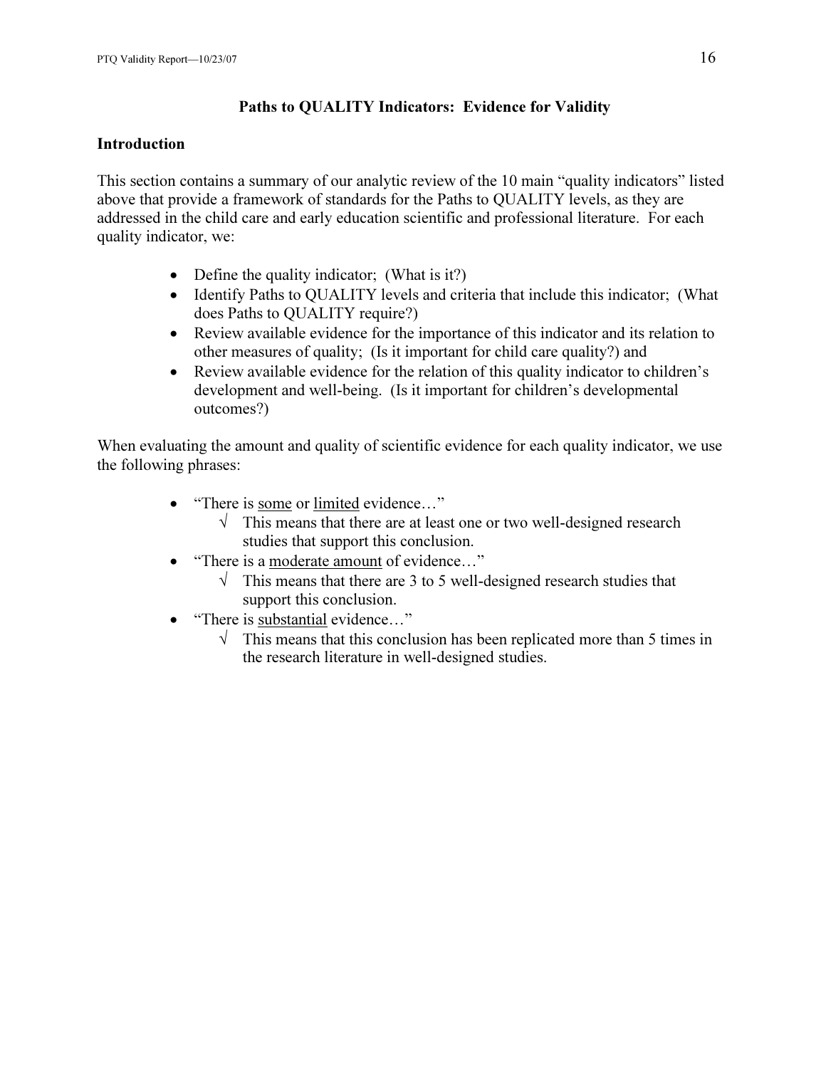## Paths to QUALITY Indicators: Evidence for Validity

### Introduction

This section contains a summary of our analytic review of the 10 main "quality indicators" listed above that provide a framework of standards for the Paths to QUALITY levels, as they are addressed in the child care and early education scientific and professional literature. For each quality indicator, we:

- Define the quality indicator; (What is it?)
- Identify Paths to QUALITY levels and criteria that include this indicator; (What does Paths to QUALITY require?)
- Review available evidence for the importance of this indicator and its relation to other measures of quality; (Is it important for child care quality?) and
- Review available evidence for the relation of this quality indicator to children's development and well-being. (Is it important for children's developmental outcomes?)

When evaluating the amount and quality of scientific evidence for each quality indicator, we use the following phrases:

- "There is <u>some</u> or <u>limited</u> evidence…"
  - √ This means that there are at least one or two well-designed research studies that support this conclusion.
- "There is a <u>moderate amount</u> of evidence…"
  - √ This means that there are 3 to 5 well-designed research studies that support this conclusion.
- "There is <u>substantial</u> evidence…"
  - √ This means that this conclusion has been replicated more than 5 times in the research literature in well-designed studies.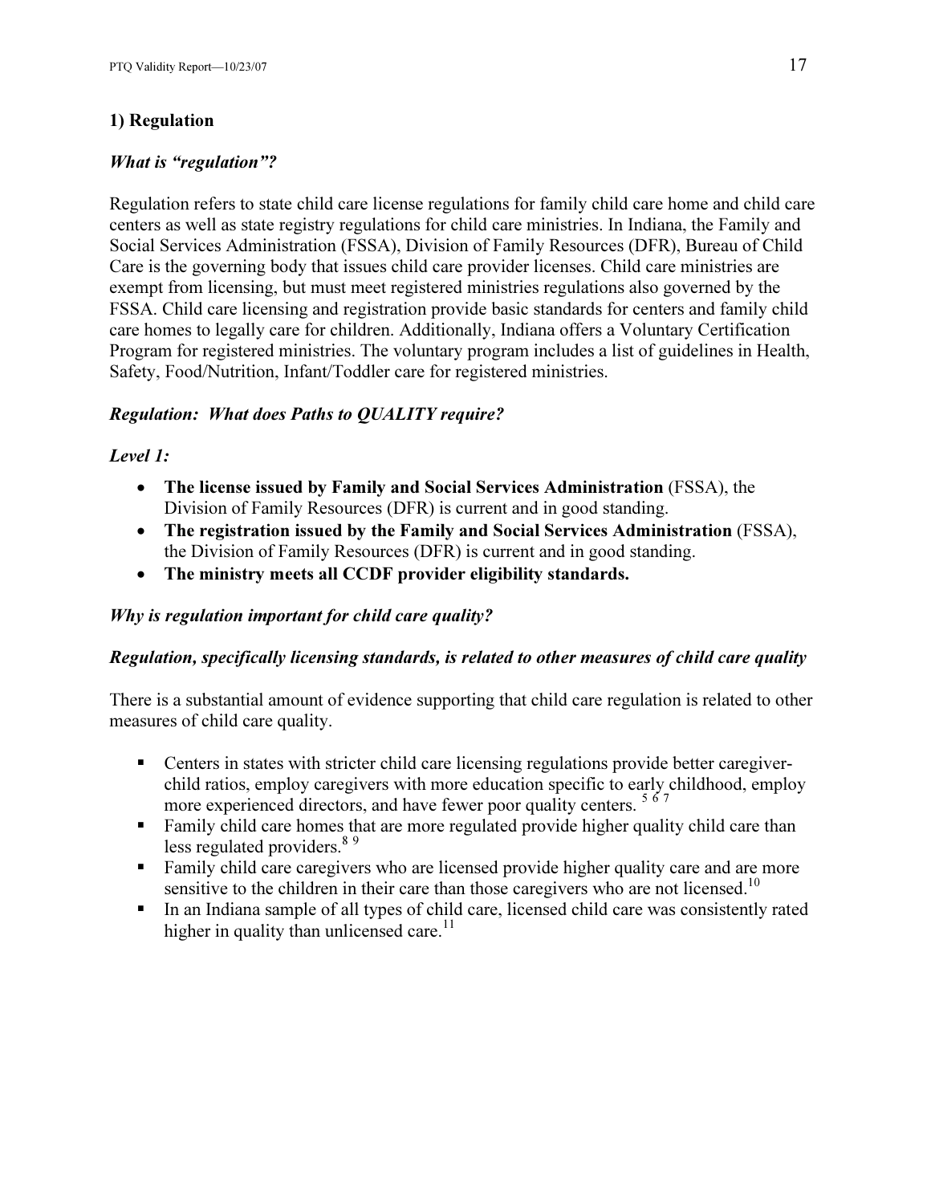## 1) Regulation

### *What is "regulation"?*

Regulation refers to state child care license regulations for family child care home and child care centers as well as state registry regulations for child care ministries. In Indiana, the Family and Social Services Administration (FSSA), Division of Family Resources (DFR), Bureau of Child Care is the governing body that issues child care provider licenses. Child care ministries are exempt from licensing, but must meet registered ministries regulations also governed by the FSSA. Child care licensing and registration provide basic standards for centers and family child care homes to legally care for children. Additionally, Indiana offers a Voluntary Certification Program for registered ministries. The voluntary program includes a list of guidelines in Health, Safety, Food/Nutrition, Infant/Toddler care for registered ministries.

### *Regulation: What does Paths to QUALITY require?*

*Level 1:*

- **The license issued by Family and Social Services Administration** (FSSA), the Division of Family Resources (DFR) is current and in good standing.
- **The registration issued by the Family and Social Services Administration** (FSSA), the Division of Family Resources (DFR) is current and in good standing.
- **The ministry meets all CCDF provider eligibility standards.**

### *Why is regulation important for child care quality?*

### *Regulation, specifically licensing standards, is related to other measures of child care quality*

There is a substantial amount of evidence supporting that child care regulation is related to other measures of child care quality.

- Centers in states with stricter child care licensing regulations provide better caregiver-child ratios, employ caregivers with more education specific to early childhood, employ more experienced directors, and have fewer poor quality centers. [5 6 7]
- Family child care homes that are more regulated provide higher quality child care than less regulated providers.[8 9]
- Family child care caregivers who are licensed provide higher quality care and are more sensitive to the children in their care than those caregivers who are not licensed.[10]
- In an Indiana sample of all types of child care, licensed child care was consistently rated higher in quality than unlicensed care.[11]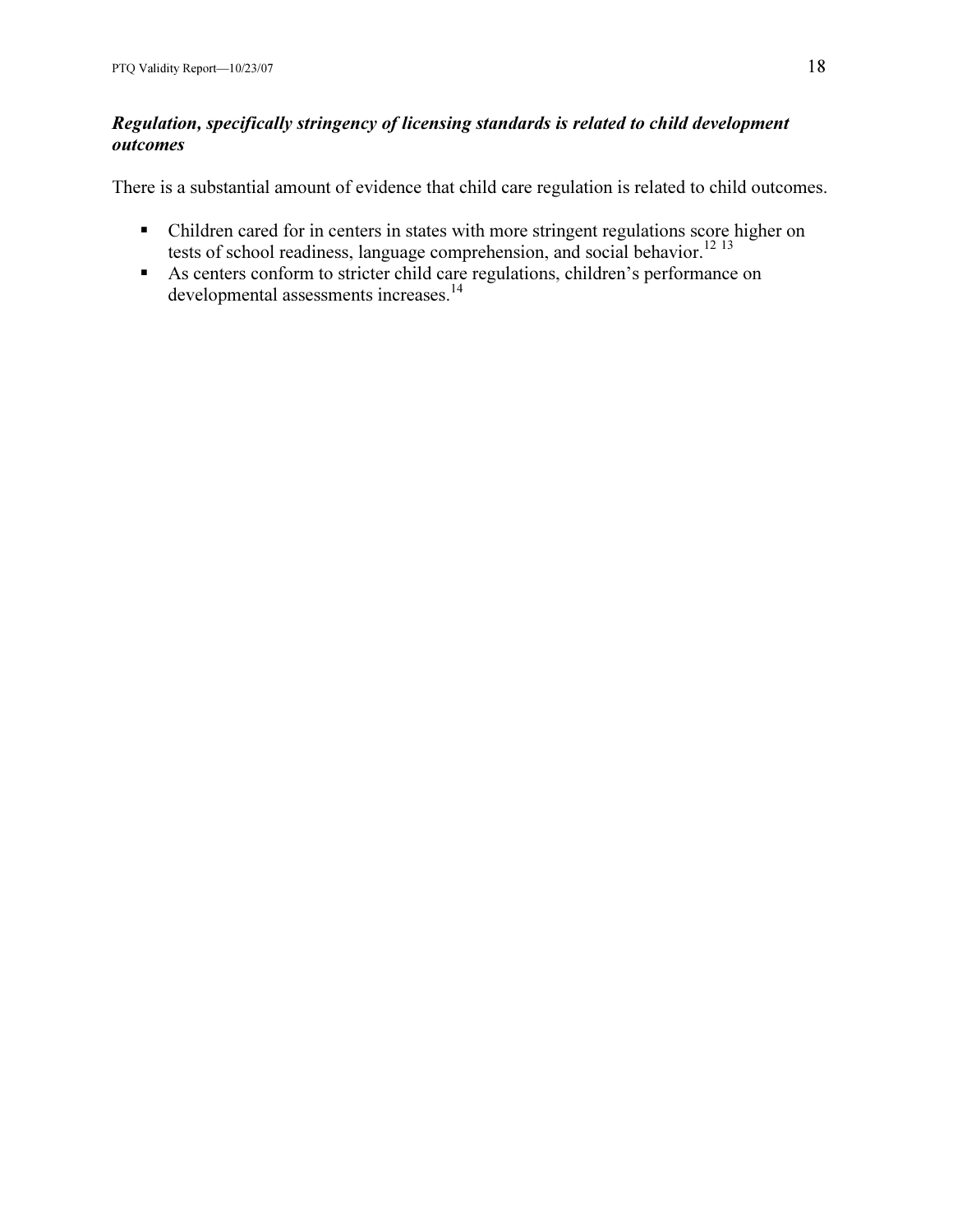***Regulation, specifically stringency of licensing standards is related to child development outcomes***

There is a substantial amount of evidence that child care regulation is related to child outcomes.

- Children cared for in centers in states with more stringent regulations score higher on tests of school readiness, language comprehension, and social behavior.[12] [13]
- As centers conform to stricter child care regulations, children's performance on developmental assessments increases.[14]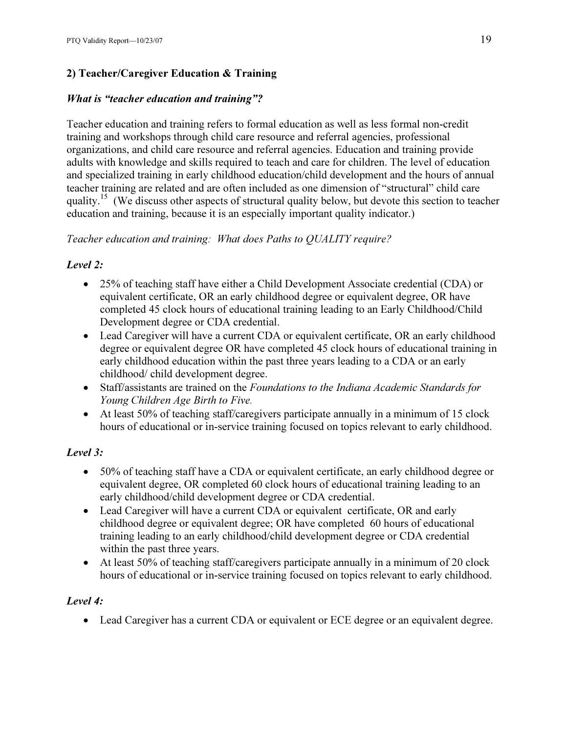## 2) Teacher/Caregiver Education & Training

### *What is "teacher education and training"?*

Teacher education and training refers to formal education as well as less formal non-credit training and workshops through child care resource and referral agencies, professional organizations, and child care resource and referral agencies. Education and training provide adults with knowledge and skills required to teach and care for children. The level of education and specialized training in early childhood education/child development and the hours of annual teacher training are related and are often included as one dimension of "structural" child care quality.[15] (We discuss other aspects of structural quality below, but devote this section to teacher education and training, because it is an especially important quality indicator.)

*Teacher education and training: What does Paths to QUALITY require?*

### *Level 2:*

- 25% of teaching staff have either a Child Development Associate credential (CDA) or equivalent certificate, OR an early childhood degree or equivalent degree, OR have completed 45 clock hours of educational training leading to an Early Childhood/Child Development degree or CDA credential.
- Lead Caregiver will have a current CDA or equivalent certificate, OR an early childhood degree or equivalent degree OR have completed 45 clock hours of educational training in early childhood education within the past three years leading to a CDA or an early childhood/ child development degree.
- Staff/assistants are trained on the *Foundations to the Indiana Academic Standards for Young Children Age Birth to Five.*
- At least 50% of teaching staff/caregivers participate annually in a minimum of 15 clock hours of educational or in-service training focused on topics relevant to early childhood.

### *Level 3:*

- 50% of teaching staff have a CDA or equivalent certificate, an early childhood degree or equivalent degree, OR completed 60 clock hours of educational training leading to an early childhood/child development degree or CDA credential.
- Lead Caregiver will have a current CDA or equivalent certificate, OR and early childhood degree or equivalent degree; OR have completed 60 hours of educational training leading to an early childhood/child development degree or CDA credential within the past three years.
- At least 50% of teaching staff/caregivers participate annually in a minimum of 20 clock hours of educational or in-service training focused on topics relevant to early childhood.

### *Level 4:*

- Lead Caregiver has a current CDA or equivalent or ECE degree or an equivalent degree.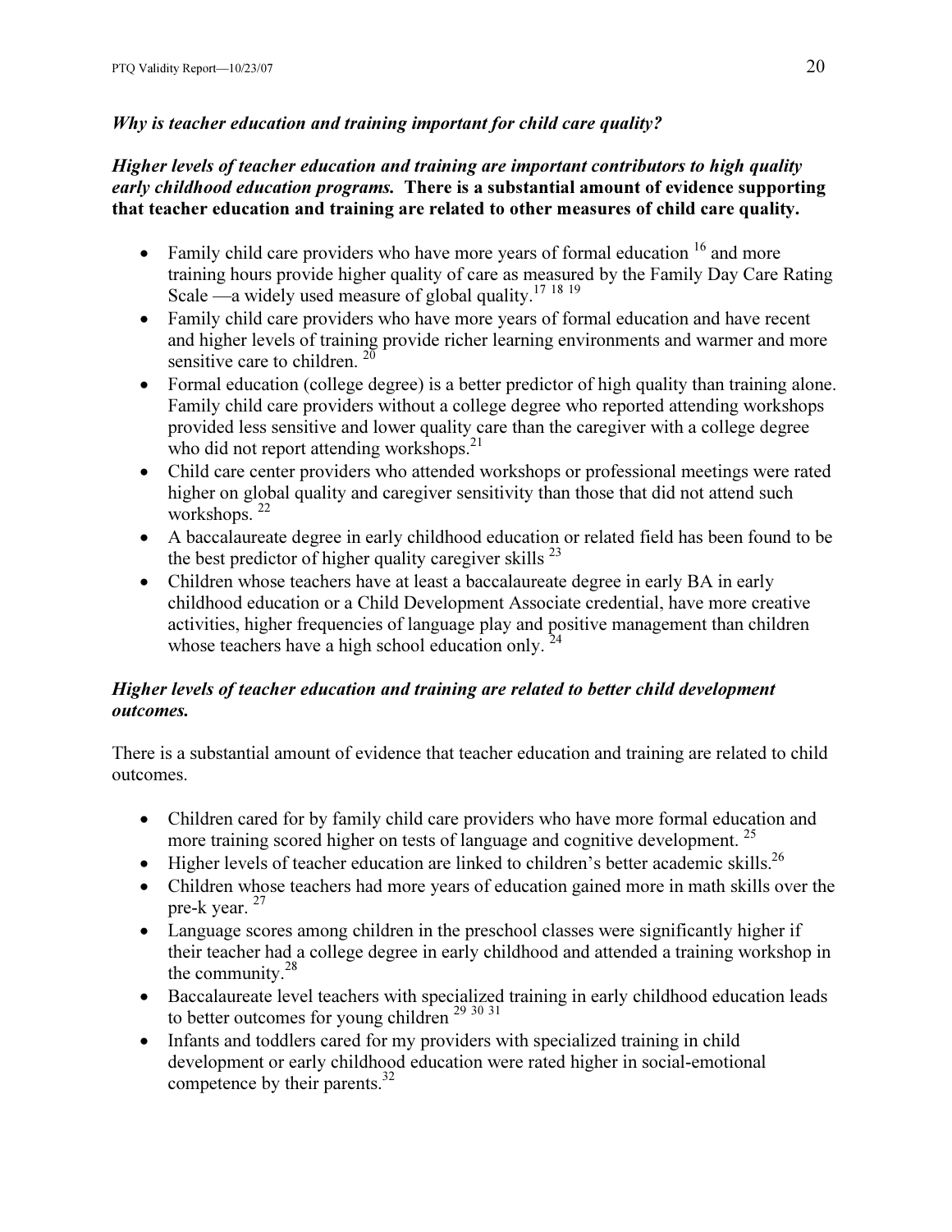***Why is teacher education and training important for child care quality?***

***Higher levels of teacher education and training are important contributors to high quality early childhood education programs.* There is a substantial amount of evidence supporting that teacher education and training are related to other measures of child care quality.**

- Family child care providers who have more years of formal education [16] and more training hours provide higher quality of care as measured by the Family Day Care Rating Scale —a widely used measure of global quality.[17, 18, 19]
- Family child care providers who have more years of formal education and have recent and higher levels of training provide richer learning environments and warmer and more sensitive care to children. [20]
- Formal education (college degree) is a better predictor of high quality than training alone. Family child care providers without a college degree who reported attending workshops provided less sensitive and lower quality care than the caregiver with a college degree who did not report attending workshops.[21]
- Child care center providers who attended workshops or professional meetings were rated higher on global quality and caregiver sensitivity than those that did not attend such workshops. [22]
- A baccalaureate degree in early childhood education or related field has been found to be the best predictor of higher quality caregiver skills [23]
- Children whose teachers have at least a baccalaureate degree in early BA in early childhood education or a Child Development Associate credential, have more creative activities, higher frequencies of language play and positive management than children whose teachers have a high school education only. [24]

***Higher levels of teacher education and training are related to better child development outcomes.***

There is a substantial amount of evidence that teacher education and training are related to child outcomes.

- Children cared for by family child care providers who have more formal education and more training scored higher on tests of language and cognitive development. [25]
- Higher levels of teacher education are linked to children's better academic skills.[26]
- Children whose teachers had more years of education gained more in math skills over the pre-k year. [27]
- Language scores among children in the preschool classes were significantly higher if their teacher had a college degree in early childhood and attended a training workshop in the community.[28]
- Baccalaureate level teachers with specialized training in early childhood education leads to better outcomes for young children [29, 30, 31]
- Infants and toddlers cared for my providers with specialized training in child development or early childhood education were rated higher in social-emotional competence by their parents.[32]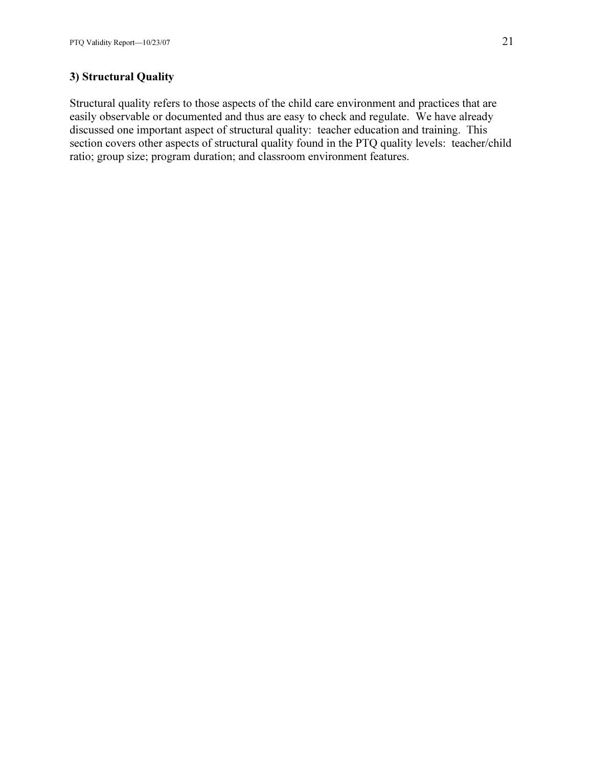### 3) Structural Quality

Structural quality refers to those aspects of the child care environment and practices that are easily observable or documented and thus are easy to check and regulate. We have already discussed one important aspect of structural quality: teacher education and training. This section covers other aspects of structural quality found in the PTQ quality levels: teacher/child ratio; group size; program duration; and classroom environment features.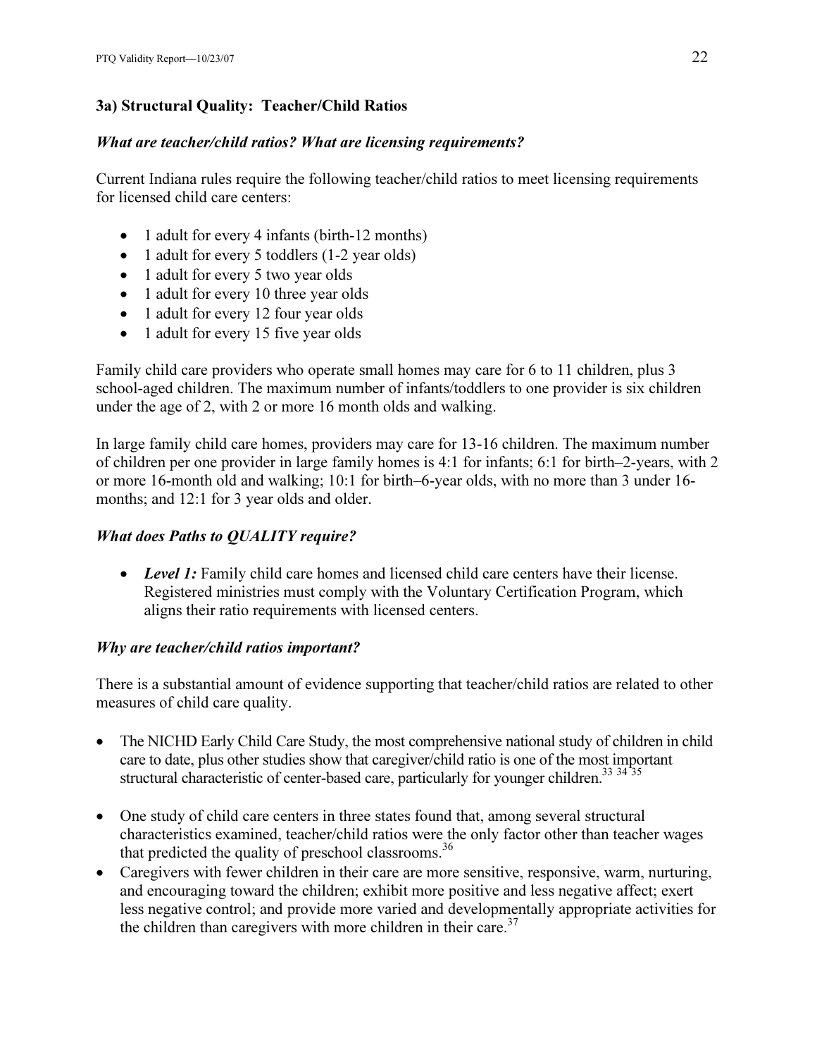### 3a) Structural Quality: Teacher/Child Ratios

***What are teacher/child ratios? What are licensing requirements?***

Current Indiana rules require the following teacher/child ratios to meet licensing requirements for licensed child care centers:

- 1 adult for every 4 infants (birth-12 months)
- 1 adult for every 5 toddlers (1-2 year olds)
- 1 adult for every 5 two year olds
- 1 adult for every 10 three year olds
- 1 adult for every 12 four year olds
- 1 adult for every 15 five year olds

Family child care providers who operate small homes may care for 6 to 11 children, plus 3 school-aged children. The maximum number of infants/toddlers to one provider is six children under the age of 2, with 2 or more 16 month olds and walking.

In large family child care homes, providers may care for 13-16 children. The maximum number of children per one provider in large family homes is 4:1 for infants; 6:1 for birth–2-years, with 2 or more 16-month old and walking; 10:1 for birth–6-year olds, with no more than 3 under 16-months; and 12:1 for 3 year olds and older.

***What does Paths to QUALITY require?***

- ***Level 1:*** Family child care homes and licensed child care centers have their license. Registered ministries must comply with the Voluntary Certification Program, which aligns their ratio requirements with licensed centers.

***Why are teacher/child ratios important?***

There is a substantial amount of evidence supporting that teacher/child ratios are related to other measures of child care quality.

- The NICHD Early Child Care Study, the most comprehensive national study of children in child care to date, plus other studies show that caregiver/child ratio is one of the most important structural characteristic of center-based care, particularly for younger children.[33 34 35]
- One study of child care centers in three states found that, among several structural characteristics examined, teacher/child ratios were the only factor other than teacher wages that predicted the quality of preschool classrooms.[36]
- Caregivers with fewer children in their care are more sensitive, responsive, warm, nurturing, and encouraging toward the children; exhibit more positive and less negative affect; exert less negative control; and provide more varied and developmentally appropriate activities for the children than caregivers with more children in their care.[37]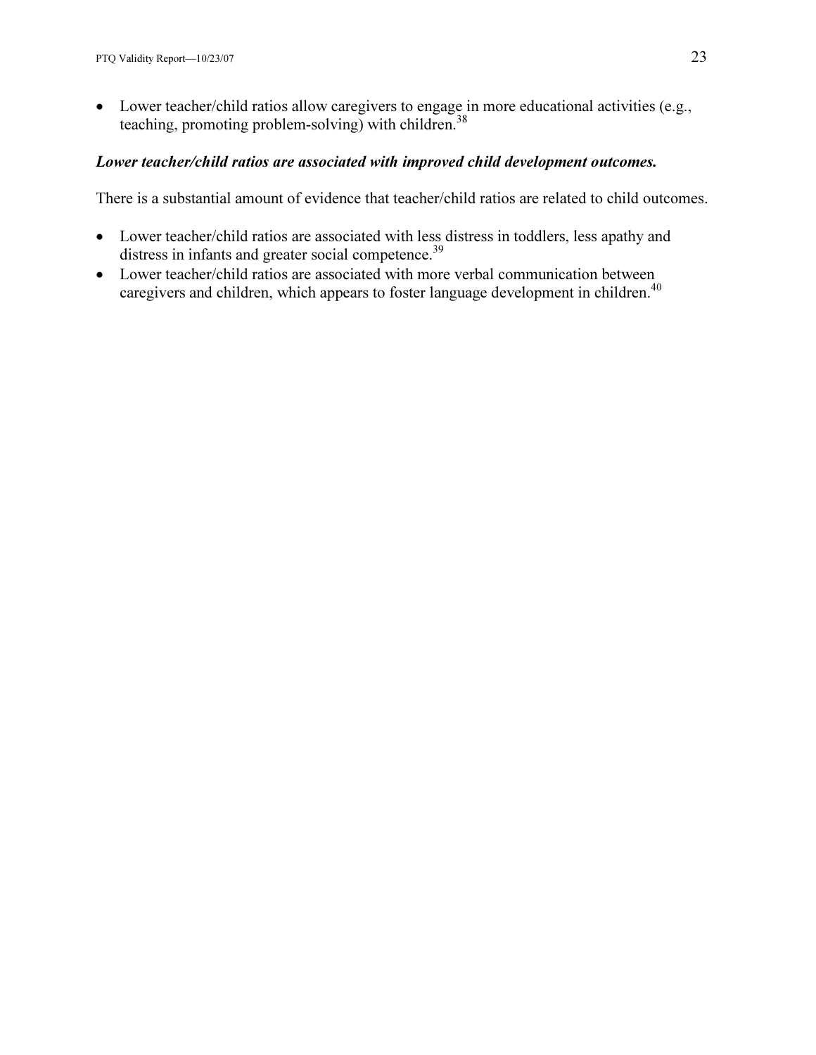- Lower teacher/child ratios allow caregivers to engage in more educational activities (e.g., teaching, promoting problem-solving) with children.[38]

***Lower teacher/child ratios are associated with improved child development outcomes.***

There is a substantial amount of evidence that teacher/child ratios are related to child outcomes.

- Lower teacher/child ratios are associated with less distress in toddlers, less apathy and distress in infants and greater social competence.[39]
- Lower teacher/child ratios are associated with more verbal communication between caregivers and children, which appears to foster language development in children.[40]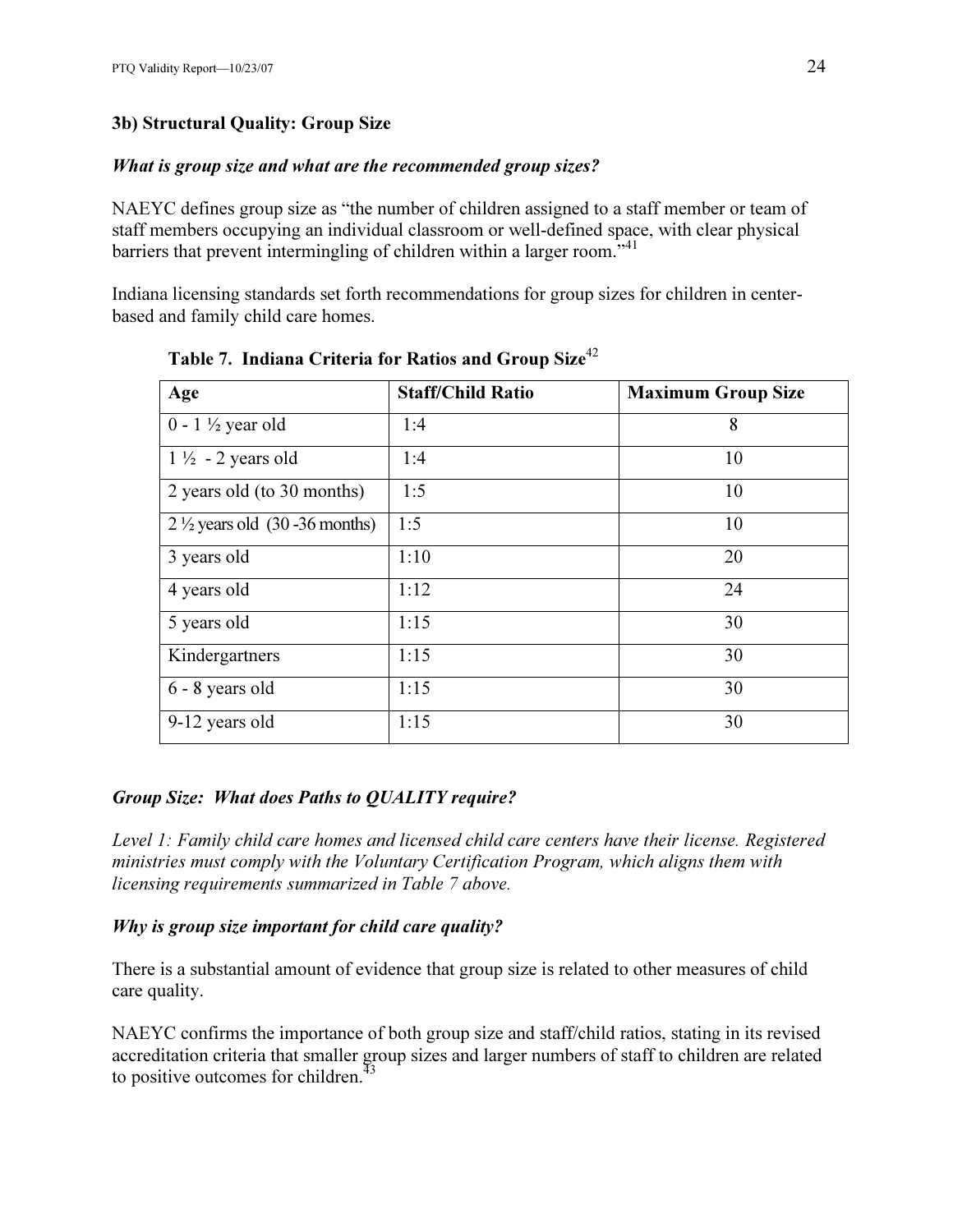### 3b) Structural Quality: Group Size

***What is group size and what are the recommended group sizes?***

NAEYC defines group size as "the number of children assigned to a staff member or team of staff members occupying an individual classroom or well-defined space, with clear physical barriers that prevent intermingling of children within a larger room."[41]

Indiana licensing standards set forth recommendations for group sizes for children in center-based and family child care homes.

**Table 7. Indiana Criteria for Ratios and Group Size**[42]

| Age | Staff/Child Ratio | Maximum Group Size |
|---|---|---|
| 0 - 1 ½ year old | 1:4 | 8 |
| 1 ½ - 2 years old | 1:4 | 10 |
| 2 years old (to 30 months) | 1:5 | 10 |
| 2 ½ years old (30 -36 months) | 1:5 | 10 |
| 3 years old | 1:10 | 20 |
| 4 years old | 1:12 | 24 |
| 5 years old | 1:15 | 30 |
| Kindergartners | 1:15 | 30 |
| 6 - 8 years old | 1:15 | 30 |
| 9-12 years old | 1:15 | 30 |

***Group Size: What does Paths to QUALITY require?***

*Level 1: Family child care homes and licensed child care centers have their license. Registered ministries must comply with the Voluntary Certification Program, which aligns them with licensing requirements summarized in Table 7 above.*

***Why is group size important for child care quality?***

There is a substantial amount of evidence that group size is related to other measures of child care quality.

NAEYC confirms the importance of both group size and staff/child ratios, stating in its revised accreditation criteria that smaller group sizes and larger numbers of staff to children are related to positive outcomes for children.[43]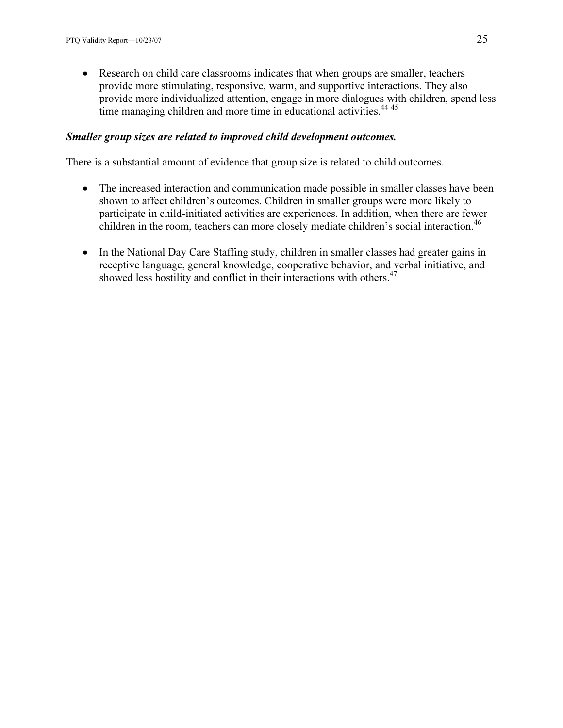- Research on child care classrooms indicates that when groups are smaller, teachers provide more stimulating, responsive, warm, and supportive interactions. They also provide more individualized attention, engage in more dialogues with children, spend less time managing children and more time in educational activities.[44 45]

***Smaller group sizes are related to improved child development outcomes.***

There is a substantial amount of evidence that group size is related to child outcomes.

- The increased interaction and communication made possible in smaller classes have been shown to affect children's outcomes. Children in smaller groups were more likely to participate in child-initiated activities are experiences. In addition, when there are fewer children in the room, teachers can more closely mediate children's social interaction.[46]

- In the National Day Care Staffing study, children in smaller classes had greater gains in receptive language, general knowledge, cooperative behavior, and verbal initiative, and showed less hostility and conflict in their interactions with others.[47]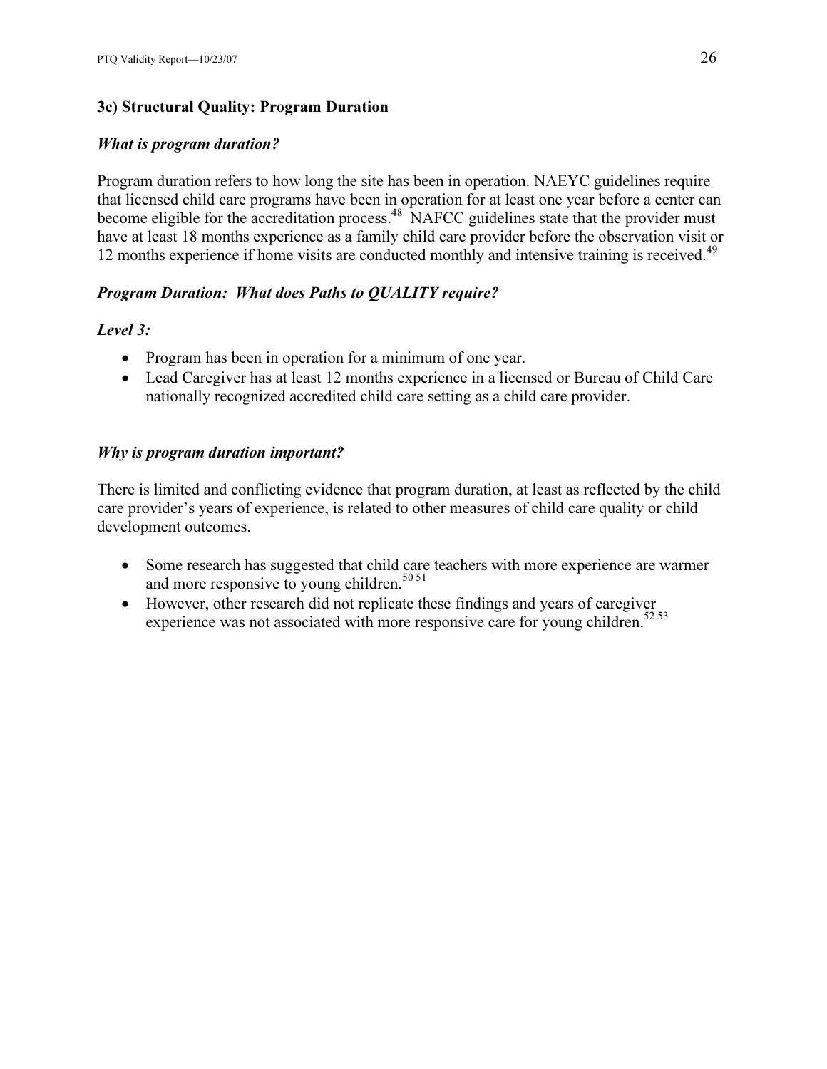### 3c) Structural Quality: Program Duration

***What is program duration?***

Program duration refers to how long the site has been in operation. NAEYC guidelines require that licensed child care programs have been in operation for at least one year before a center can become eligible for the accreditation process.[48] NAFCC guidelines state that the provider must have at least 18 months experience as a family child care provider before the observation visit or 12 months experience if home visits are conducted monthly and intensive training is received.[49]

***Program Duration: What does Paths to QUALITY require?***

***Level 3:***

- Program has been in operation for a minimum of one year.
- Lead Caregiver has at least 12 months experience in a licensed or Bureau of Child Care nationally recognized accredited child care setting as a child care provider.

***Why is program duration important?***

There is limited and conflicting evidence that program duration, at least as reflected by the child care provider's years of experience, is related to other measures of child care quality or child development outcomes.

- Some research has suggested that child care teachers with more experience are warmer and more responsive to young children.[50,51]
- However, other research did not replicate these findings and years of caregiver experience was not associated with more responsive care for young children.[52,53]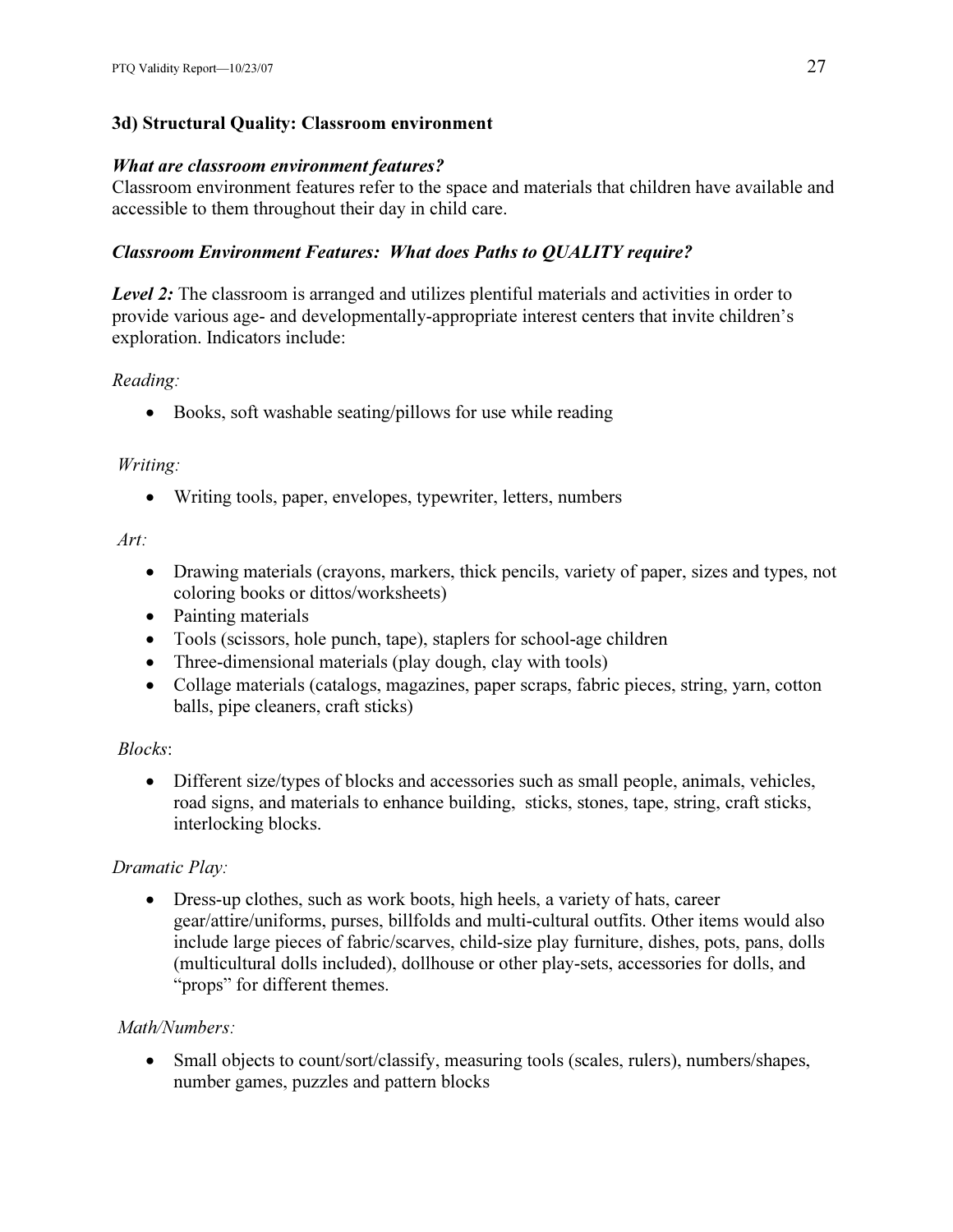### 3d) Structural Quality: Classroom environment

***What are classroom environment features?***

Classroom environment features refer to the space and materials that children have available and accessible to them throughout their day in child care.

***Classroom Environment Features: What does Paths to QUALITY require?***

***Level 2:*** The classroom is arranged and utilizes plentiful materials and activities in order to provide various age- and developmentally-appropriate interest centers that invite children's exploration. Indicators include:

*Reading:*

- Books, soft washable seating/pillows for use while reading

*Writing:*

- Writing tools, paper, envelopes, typewriter, letters, numbers

*Art:*

- Drawing materials (crayons, markers, thick pencils, variety of paper, sizes and types, not coloring books or dittos/worksheets)
- Painting materials
- Tools (scissors, hole punch, tape), staplers for school-age children
- Three-dimensional materials (play dough, clay with tools)
- Collage materials (catalogs, magazines, paper scraps, fabric pieces, string, yarn, cotton balls, pipe cleaners, craft sticks)

*Blocks*:

- Different size/types of blocks and accessories such as small people, animals, vehicles, road signs, and materials to enhance building, sticks, stones, tape, string, craft sticks, interlocking blocks.

*Dramatic Play:*

- Dress-up clothes, such as work boots, high heels, a variety of hats, career gear/attire/uniforms, purses, billfolds and multi-cultural outfits. Other items would also include large pieces of fabric/scarves, child-size play furniture, dishes, pots, pans, dolls (multicultural dolls included), dollhouse or other play-sets, accessories for dolls, and "props" for different themes.

*Math/Numbers:*

- Small objects to count/sort/classify, measuring tools (scales, rulers), numbers/shapes, number games, puzzles and pattern blocks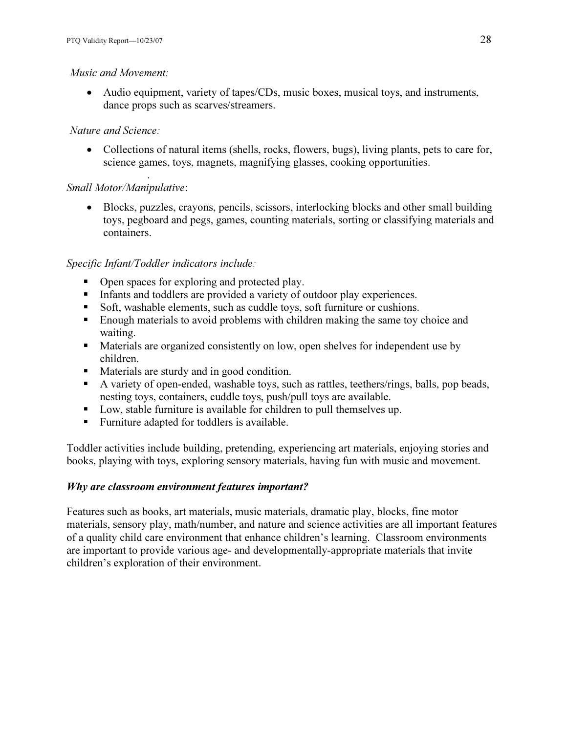*Music and Movement:*

- Audio equipment, variety of tapes/CDs, music boxes, musical toys, and instruments, dance props such as scarves/streamers.

*Nature and Science:*

- Collections of natural items (shells, rocks, flowers, bugs), living plants, pets to care for, science games, toys, magnets, magnifying glasses, cooking opportunities.

*Small Motor/Manipulative*:

- Blocks, puzzles, crayons, pencils, scissors, interlocking blocks and other small building toys, pegboard and pegs, games, counting materials, sorting or classifying materials and containers.

*Specific Infant/Toddler indicators include:*

- Open spaces for exploring and protected play.
- Infants and toddlers are provided a variety of outdoor play experiences.
- Soft, washable elements, such as cuddle toys, soft furniture or cushions.
- Enough materials to avoid problems with children making the same toy choice and waiting.
- Materials are organized consistently on low, open shelves for independent use by children.
- Materials are sturdy and in good condition.
- A variety of open-ended, washable toys, such as rattles, teethers/rings, balls, pop beads, nesting toys, containers, cuddle toys, push/pull toys are available.
- Low, stable furniture is available for children to pull themselves up.
- Furniture adapted for toddlers is available.

Toddler activities include building, pretending, experiencing art materials, enjoying stories and books, playing with toys, exploring sensory materials, having fun with music and movement.

***Why are classroom environment features important?***

Features such as books, art materials, music materials, dramatic play, blocks, fine motor materials, sensory play, math/number, and nature and science activities are all important features of a quality child care environment that enhance children's learning. Classroom environments are important to provide various age- and developmentally-appropriate materials that invite children's exploration of their environment.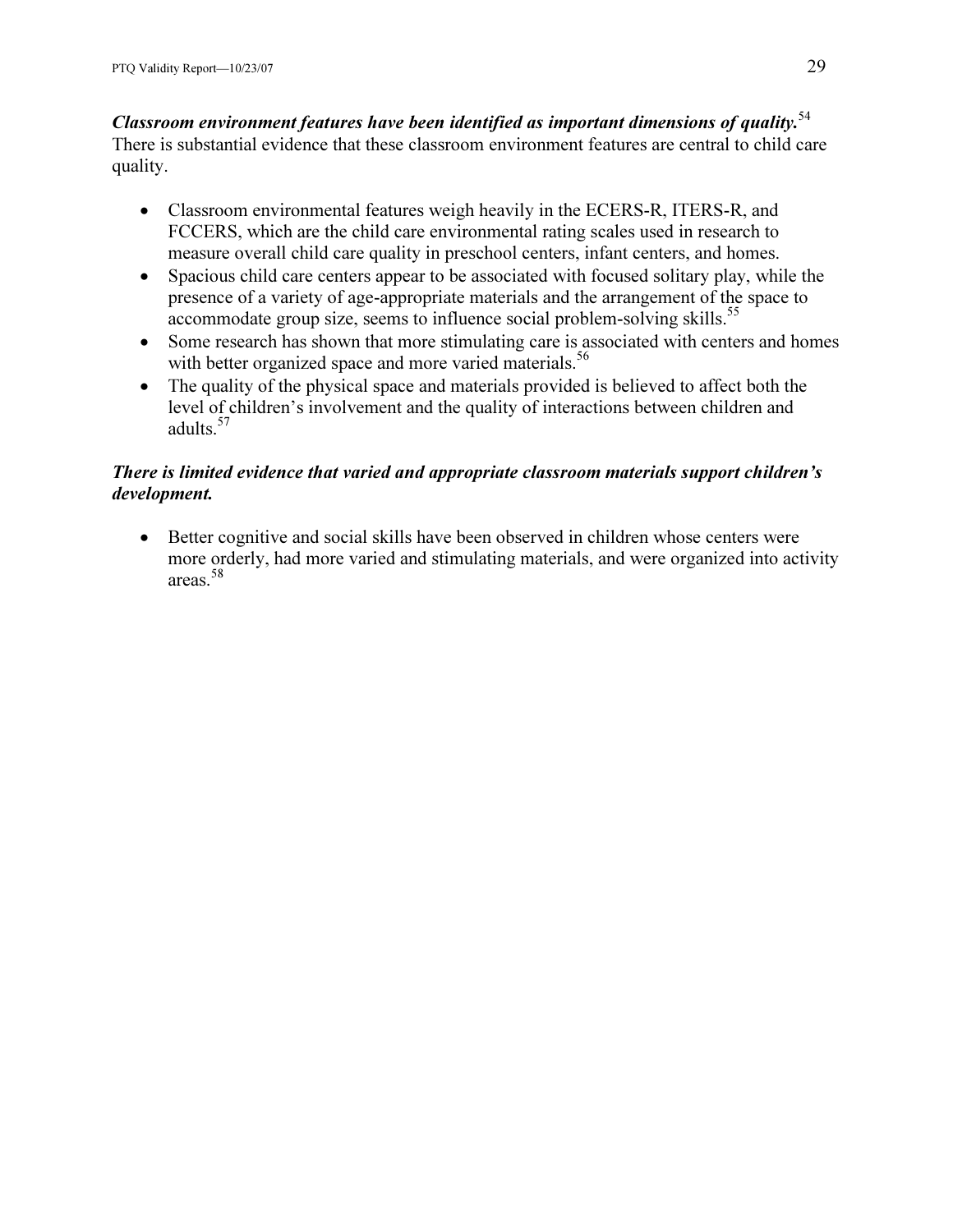***Classroom environment features have been identified as important dimensions of quality.***[54] There is substantial evidence that these classroom environment features are central to child care quality.

- Classroom environmental features weigh heavily in the ECERS-R, ITERS-R, and FCCERS, which are the child care environmental rating scales used in research to measure overall child care quality in preschool centers, infant centers, and homes.
- Spacious child care centers appear to be associated with focused solitary play, while the presence of a variety of age-appropriate materials and the arrangement of the space to accommodate group size, seems to influence social problem-solving skills.[55]
- Some research has shown that more stimulating care is associated with centers and homes with better organized space and more varied materials.[56]
- The quality of the physical space and materials provided is believed to affect both the level of children's involvement and the quality of interactions between children and adults.[57]

***There is limited evidence that varied and appropriate classroom materials support children's development.***

- Better cognitive and social skills have been observed in children whose centers were more orderly, had more varied and stimulating materials, and were organized into activity areas.[58]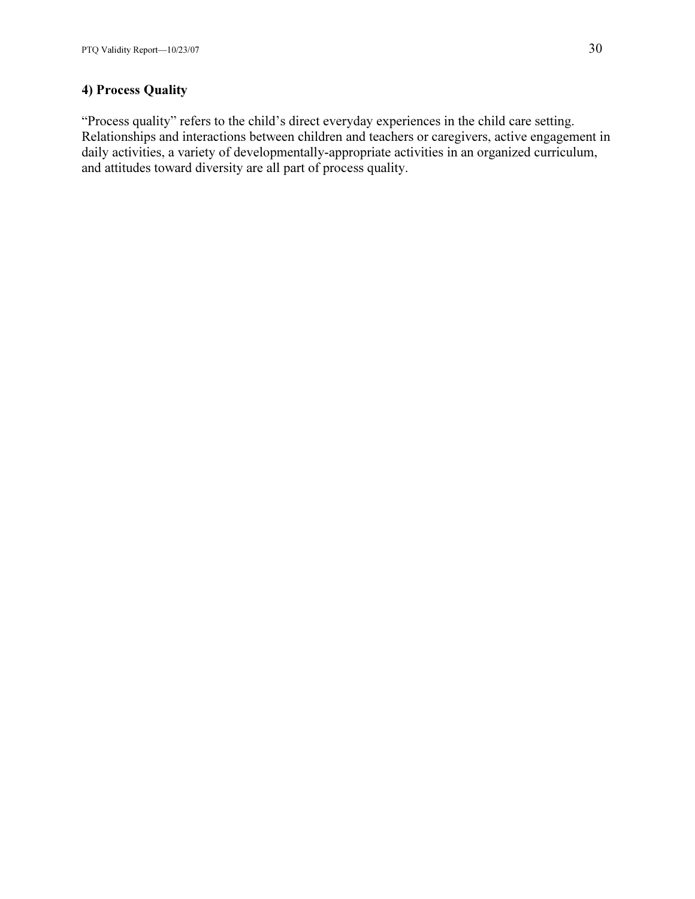### 4) Process Quality

"Process quality" refers to the child's direct everyday experiences in the child care setting. Relationships and interactions between children and teachers or caregivers, active engagement in daily activities, a variety of developmentally-appropriate activities in an organized curriculum, and attitudes toward diversity are all part of process quality.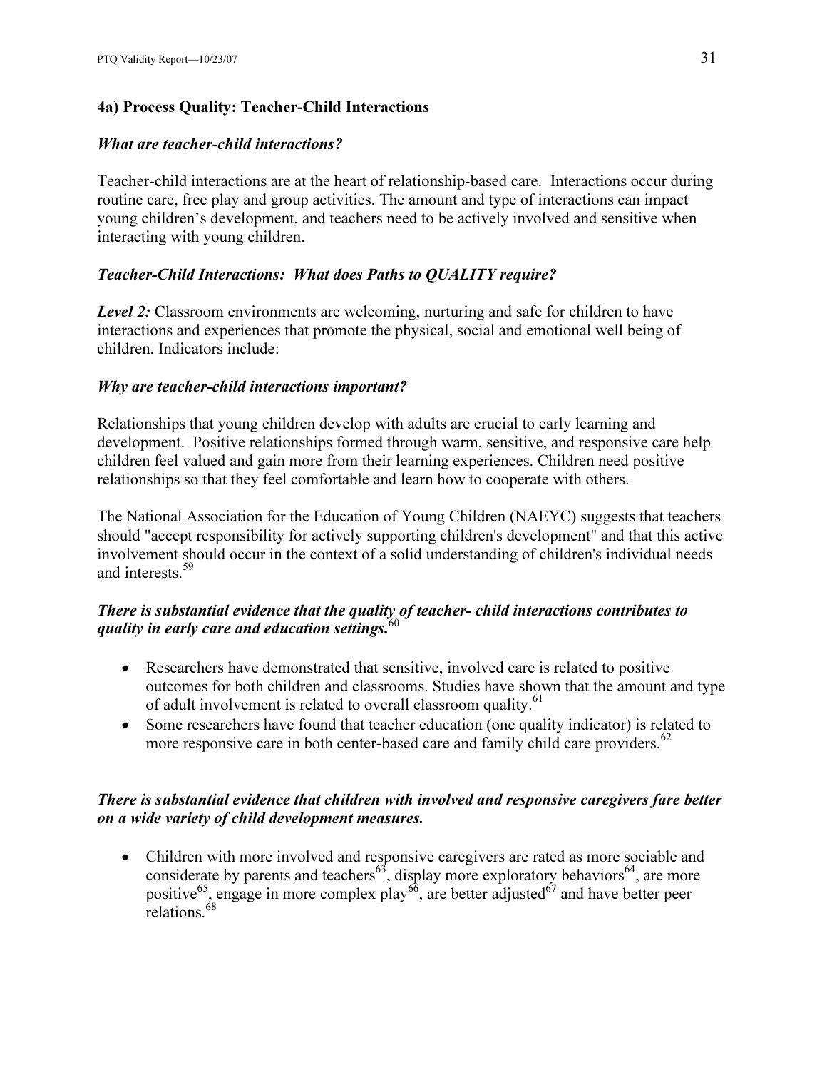### 4a) Process Quality: Teacher-Child Interactions

***What are teacher-child interactions?***

Teacher-child interactions are at the heart of relationship-based care. Interactions occur during routine care, free play and group activities. The amount and type of interactions can impact young children's development, and teachers need to be actively involved and sensitive when interacting with young children.

***Teacher-Child Interactions: What does Paths to QUALITY require?***

***Level 2:*** Classroom environments are welcoming, nurturing and safe for children to have interactions and experiences that promote the physical, social and emotional well being of children. Indicators include:

***Why are teacher-child interactions important?***

Relationships that young children develop with adults are crucial to early learning and development. Positive relationships formed through warm, sensitive, and responsive care help children feel valued and gain more from their learning experiences. Children need positive relationships so that they feel comfortable and learn how to cooperate with others.

The National Association for the Education of Young Children (NAEYC) suggests that teachers should "accept responsibility for actively supporting children's development" and that this active involvement should occur in the context of a solid understanding of children's individual needs and interests.[59]

***There is substantial evidence that the quality of teacher- child interactions contributes to quality in early care and education settings.***[60]

- Researchers have demonstrated that sensitive, involved care is related to positive outcomes for both children and classrooms. Studies have shown that the amount and type of adult involvement is related to overall classroom quality.[61]
- Some researchers have found that teacher education (one quality indicator) is related to more responsive care in both center-based care and family child care providers.[62]

***There is substantial evidence that children with involved and responsive caregivers fare better on a wide variety of child development measures.***

- Children with more involved and responsive caregivers are rated as more sociable and considerate by parents and teachers[63], display more exploratory behaviors[64], are more positive[65], engage in more complex play[66], are better adjusted[67] and have better peer relations.[68]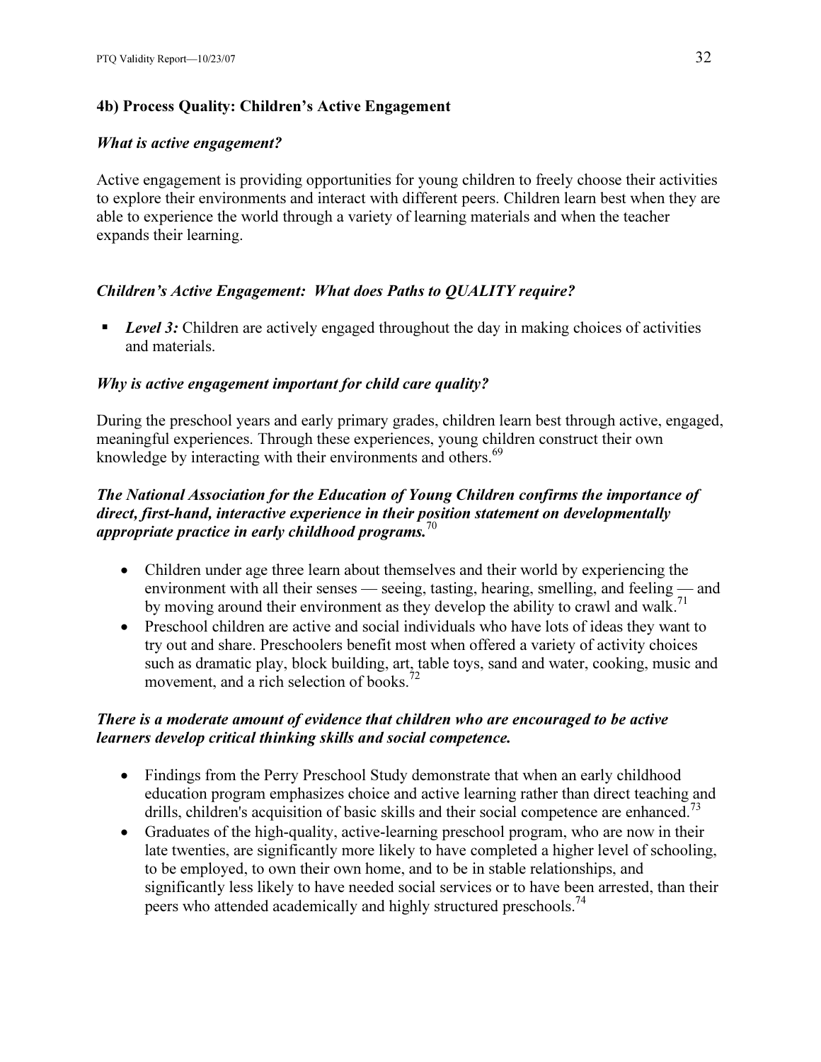### 4b) Process Quality: Children's Active Engagement

#### *What is active engagement?*

Active engagement is providing opportunities for young children to freely choose their activities to explore their environments and interact with different peers. Children learn best when they are able to experience the world through a variety of learning materials and when the teacher expands their learning.

#### *Children's Active Engagement: What does Paths to QUALITY require?*

- ***Level 3:*** Children are actively engaged throughout the day in making choices of activities and materials.

#### *Why is active engagement important for child care quality?*

During the preschool years and early primary grades, children learn best through active, engaged, meaningful experiences. Through these experiences, young children construct their own knowledge by interacting with their environments and others.[69]

***The National Association for the Education of Young Children confirms the importance of direct, first-hand, interactive experience in their position statement on developmentally appropriate practice in early childhood programs.***[70]

- Children under age three learn about themselves and their world by experiencing the environment with all their senses — seeing, tasting, hearing, smelling, and feeling — and by moving around their environment as they develop the ability to crawl and walk.[71]
- Preschool children are active and social individuals who have lots of ideas they want to try out and share. Preschoolers benefit most when offered a variety of activity choices such as dramatic play, block building, art, table toys, sand and water, cooking, music and movement, and a rich selection of books.[72]

***There is a moderate amount of evidence that children who are encouraged to be active learners develop critical thinking skills and social competence.***

- Findings from the Perry Preschool Study demonstrate that when an early childhood education program emphasizes choice and active learning rather than direct teaching and drills, children's acquisition of basic skills and their social competence are enhanced.[73]
- Graduates of the high-quality, active-learning preschool program, who are now in their late twenties, are significantly more likely to have completed a higher level of schooling, to be employed, to own their own home, and to be in stable relationships, and significantly less likely to have needed social services or to have been arrested, than their peers who attended academically and highly structured preschools.[74]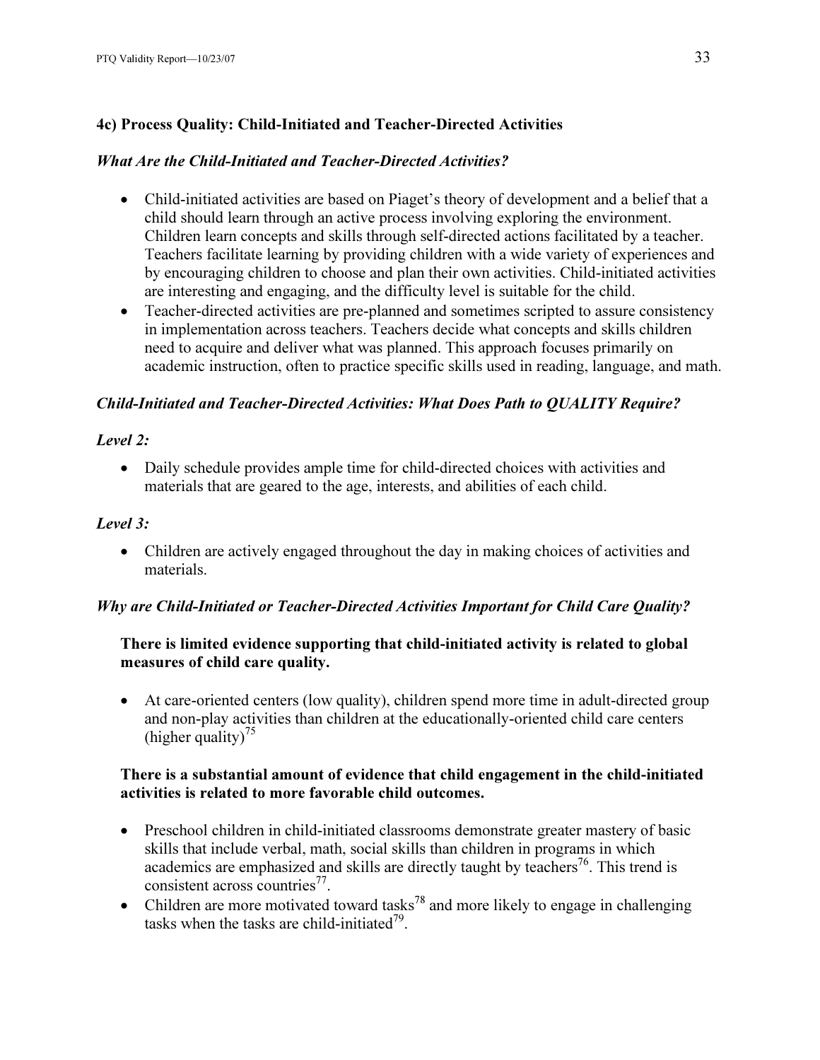### 4c) Process Quality: Child-Initiated and Teacher-Directed Activities

#### *What Are the Child-Initiated and Teacher-Directed Activities?*

- Child-initiated activities are based on Piaget's theory of development and a belief that a child should learn through an active process involving exploring the environment. Children learn concepts and skills through self-directed actions facilitated by a teacher. Teachers facilitate learning by providing children with a wide variety of experiences and by encouraging children to choose and plan their own activities. Child-initiated activities are interesting and engaging, and the difficulty level is suitable for the child.
- Teacher-directed activities are pre-planned and sometimes scripted to assure consistency in implementation across teachers. Teachers decide what concepts and skills children need to acquire and deliver what was planned. This approach focuses primarily on academic instruction, often to practice specific skills used in reading, language, and math.

#### *Child-Initiated and Teacher-Directed Activities: What Does Path to QUALITY Require?*

*Level 2:*

- Daily schedule provides ample time for child-directed choices with activities and materials that are geared to the age, interests, and abilities of each child.

*Level 3:*

- Children are actively engaged throughout the day in making choices of activities and materials.

#### *Why are Child-Initiated or Teacher-Directed Activities Important for Child Care Quality?*

**There is limited evidence supporting that child-initiated activity is related to global measures of child care quality.**

- At care-oriented centers (low quality), children spend more time in adult-directed group and non-play activities than children at the educationally-oriented child care centers (higher quality)[75]

**There is a substantial amount of evidence that child engagement in the child-initiated activities is related to more favorable child outcomes.**

- Preschool children in child-initiated classrooms demonstrate greater mastery of basic skills that include verbal, math, social skills than children in programs in which academics are emphasized and skills are directly taught by teachers[76]. This trend is consistent across countries[77].
- Children are more motivated toward tasks[78] and more likely to engage in challenging tasks when the tasks are child-initiated[79].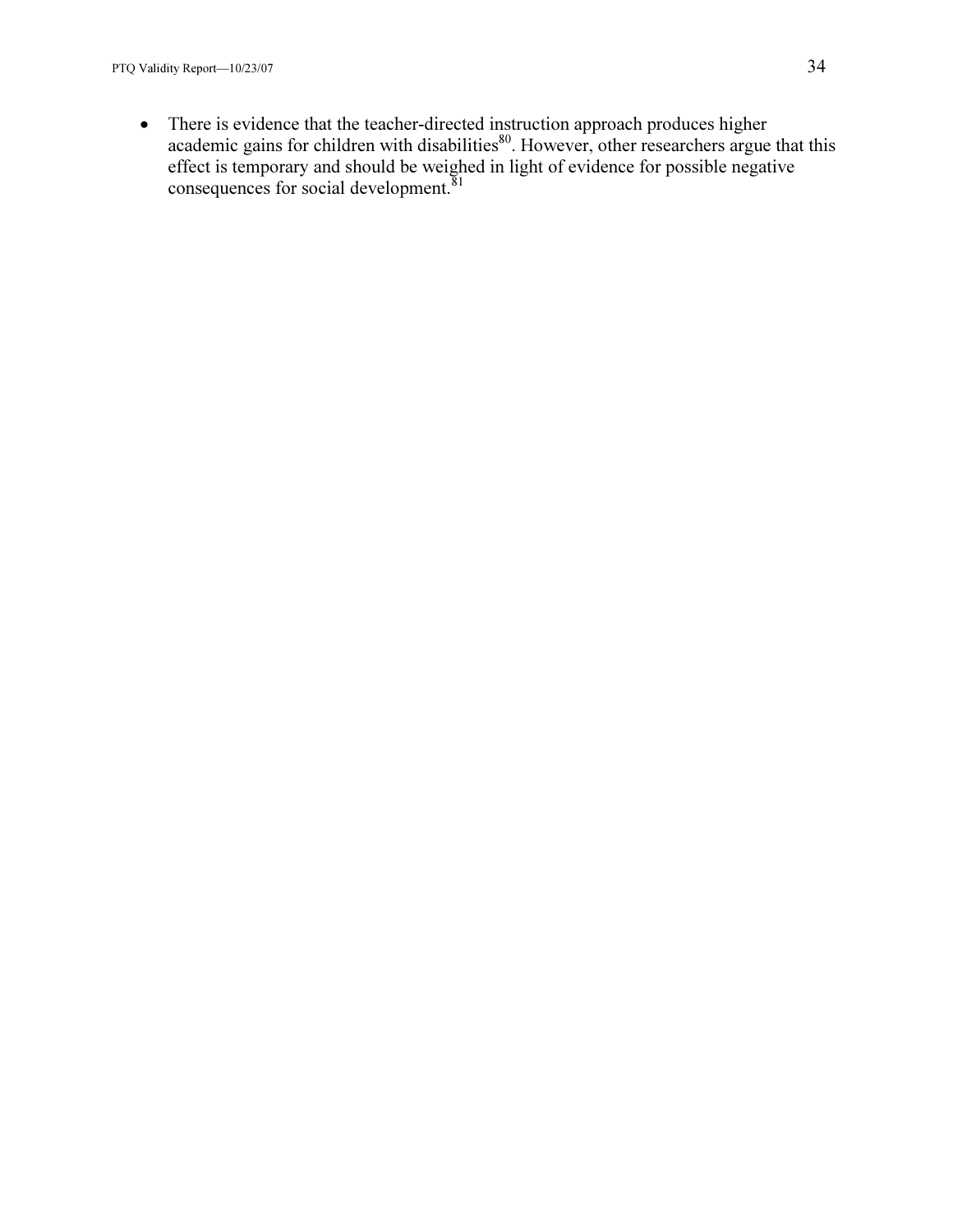- There is evidence that the teacher-directed instruction approach produces higher academic gains for children with disabilities[80]. However, other researchers argue that this effect is temporary and should be weighed in light of evidence for possible negative consequences for social development.[81]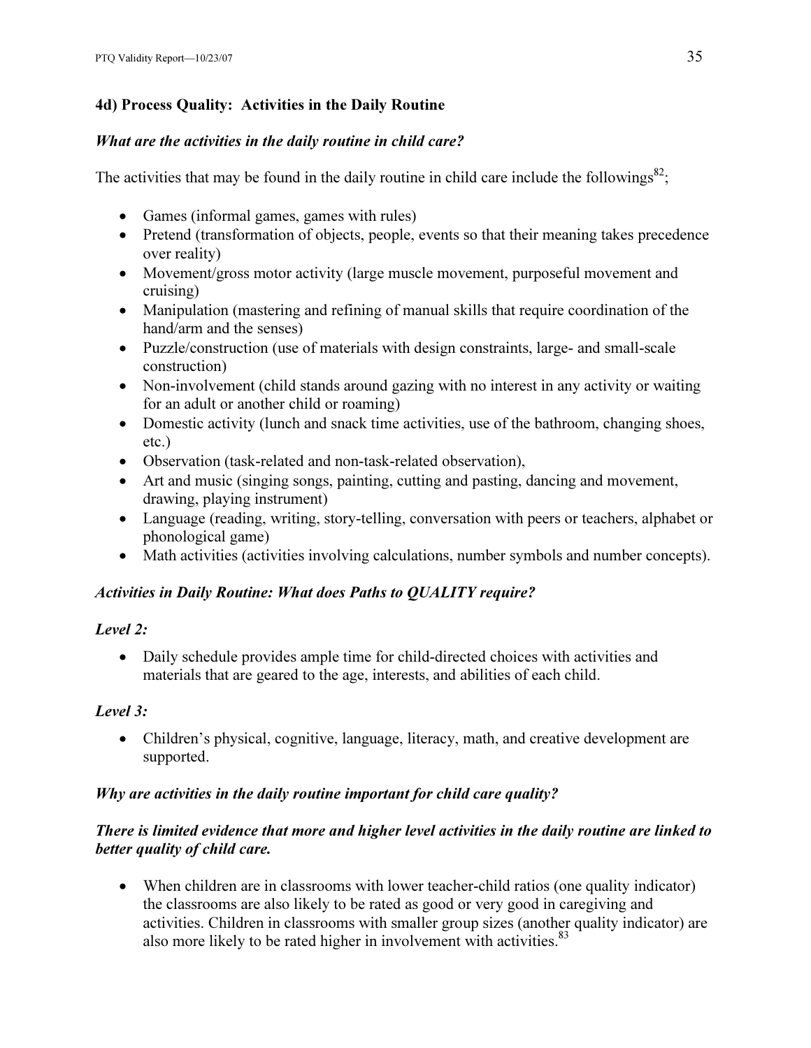### 4d) Process Quality: Activities in the Daily Routine

***What are the activities in the daily routine in child care?***

The activities that may be found in the daily routine in child care include the followings[82];

- Games (informal games, games with rules)
- Pretend (transformation of objects, people, events so that their meaning takes precedence over reality)
- Movement/gross motor activity (large muscle movement, purposeful movement and cruising)
- Manipulation (mastering and refining of manual skills that require coordination of the hand/arm and the senses)
- Puzzle/construction (use of materials with design constraints, large- and small-scale construction)
- Non-involvement (child stands around gazing with no interest in any activity or waiting for an adult or another child or roaming)
- Domestic activity (lunch and snack time activities, use of the bathroom, changing shoes, etc.)
- Observation (task-related and non-task-related observation),
- Art and music (singing songs, painting, cutting and pasting, dancing and movement, drawing, playing instrument)
- Language (reading, writing, story-telling, conversation with peers or teachers, alphabet or phonological game)
- Math activities (activities involving calculations, number symbols and number concepts).

***Activities in Daily Routine: What does Paths to QUALITY require?***

***Level 2:***

- Daily schedule provides ample time for child-directed choices with activities and materials that are geared to the age, interests, and abilities of each child.

***Level 3:***

- Children's physical, cognitive, language, literacy, math, and creative development are supported.

***Why are activities in the daily routine important for child care quality?***

***There is limited evidence that more and higher level activities in the daily routine are linked to better quality of child care.***

- When children are in classrooms with lower teacher-child ratios (one quality indicator) the classrooms are also likely to be rated as good or very good in caregiving and activities. Children in classrooms with smaller group sizes (another quality indicator) are also more likely to be rated higher in involvement with activities.[83]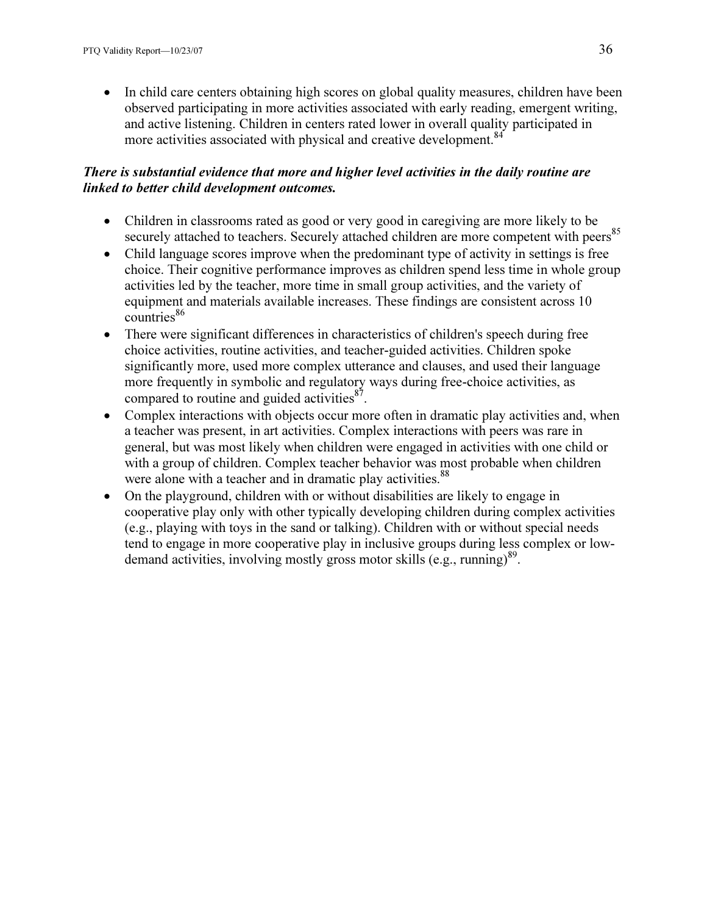- In child care centers obtaining high scores on global quality measures, children have been observed participating in more activities associated with early reading, emergent writing, and active listening. Children in centers rated lower in overall quality participated in more activities associated with physical and creative development.[84]

***There is substantial evidence that more and higher level activities in the daily routine are linked to better child development outcomes.***

- Children in classrooms rated as good or very good in caregiving are more likely to be securely attached to teachers. Securely attached children are more competent with peers[85]
- Child language scores improve when the predominant type of activity in settings is free choice. Their cognitive performance improves as children spend less time in whole group activities led by the teacher, more time in small group activities, and the variety of equipment and materials available increases. These findings are consistent across 10 countries[86]
- There were significant differences in characteristics of children's speech during free choice activities, routine activities, and teacher-guided activities. Children spoke significantly more, used more complex utterance and clauses, and used their language more frequently in symbolic and regulatory ways during free-choice activities, as compared to routine and guided activities[87].
- Complex interactions with objects occur more often in dramatic play activities and, when a teacher was present, in art activities. Complex interactions with peers was rare in general, but was most likely when children were engaged in activities with one child or with a group of children. Complex teacher behavior was most probable when children were alone with a teacher and in dramatic play activities.[88]
- On the playground, children with or without disabilities are likely to engage in cooperative play only with other typically developing children during complex activities (e.g., playing with toys in the sand or talking). Children with or without special needs tend to engage in more cooperative play in inclusive groups during less complex or low-demand activities, involving mostly gross motor skills (e.g., running)[89].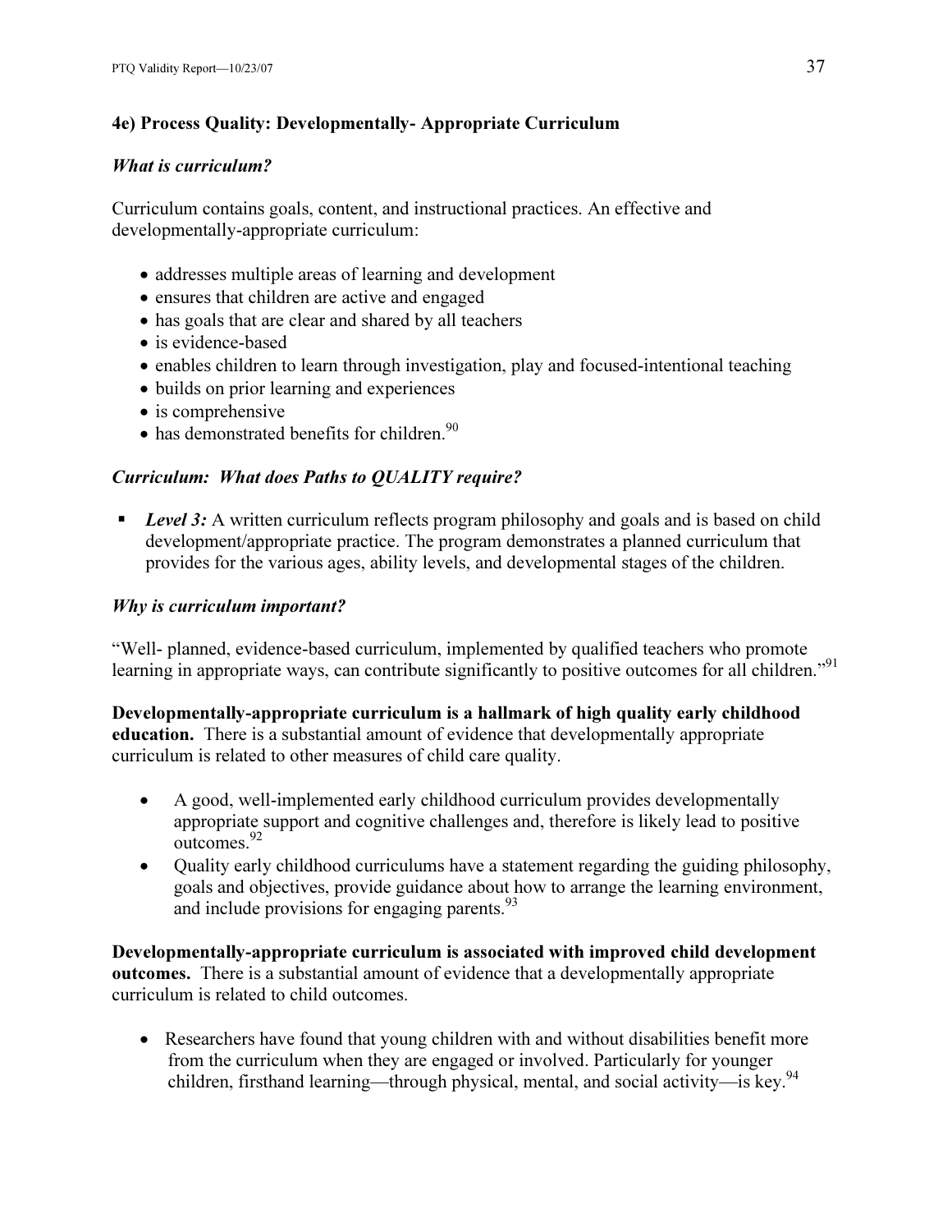### 4e) Process Quality: Developmentally- Appropriate Curriculum

#### *What is curriculum?*

Curriculum contains goals, content, and instructional practices. An effective and developmentally-appropriate curriculum:

- addresses multiple areas of learning and development
- ensures that children are active and engaged
- has goals that are clear and shared by all teachers
- is evidence-based
- enables children to learn through investigation, play and focused-intentional teaching
- builds on prior learning and experiences
- is comprehensive
- has demonstrated benefits for children.[90]

#### *Curriculum: What does Paths to QUALITY require?*

- ***Level 3:*** A written curriculum reflects program philosophy and goals and is based on child development/appropriate practice. The program demonstrates a planned curriculum that provides for the various ages, ability levels, and developmental stages of the children.

#### *Why is curriculum important?*

"Well- planned, evidence-based curriculum, implemented by qualified teachers who promote learning in appropriate ways, can contribute significantly to positive outcomes for all children."[91]

**Developmentally-appropriate curriculum is a hallmark of high quality early childhood education.** There is a substantial amount of evidence that developmentally appropriate curriculum is related to other measures of child care quality.

- A good, well-implemented early childhood curriculum provides developmentally appropriate support and cognitive challenges and, therefore is likely lead to positive outcomes.[92]
- Quality early childhood curriculums have a statement regarding the guiding philosophy, goals and objectives, provide guidance about how to arrange the learning environment, and include provisions for engaging parents.[93]

**Developmentally-appropriate curriculum is associated with improved child development outcomes.** There is a substantial amount of evidence that a developmentally appropriate curriculum is related to child outcomes.

- Researchers have found that young children with and without disabilities benefit more from the curriculum when they are engaged or involved. Particularly for younger children, firsthand learning—through physical, mental, and social activity—is key.[94]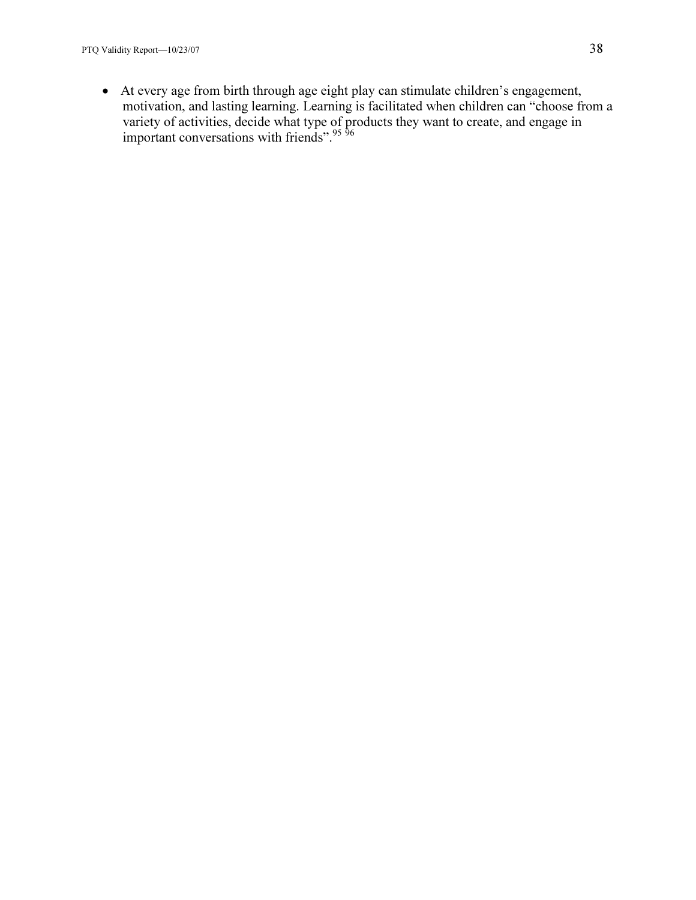- At every age from birth through age eight play can stimulate children's engagement, motivation, and lasting learning. Learning is facilitated when children can "choose from a variety of activities, decide what type of products they want to create, and engage in important conversations with friends".[95] [96]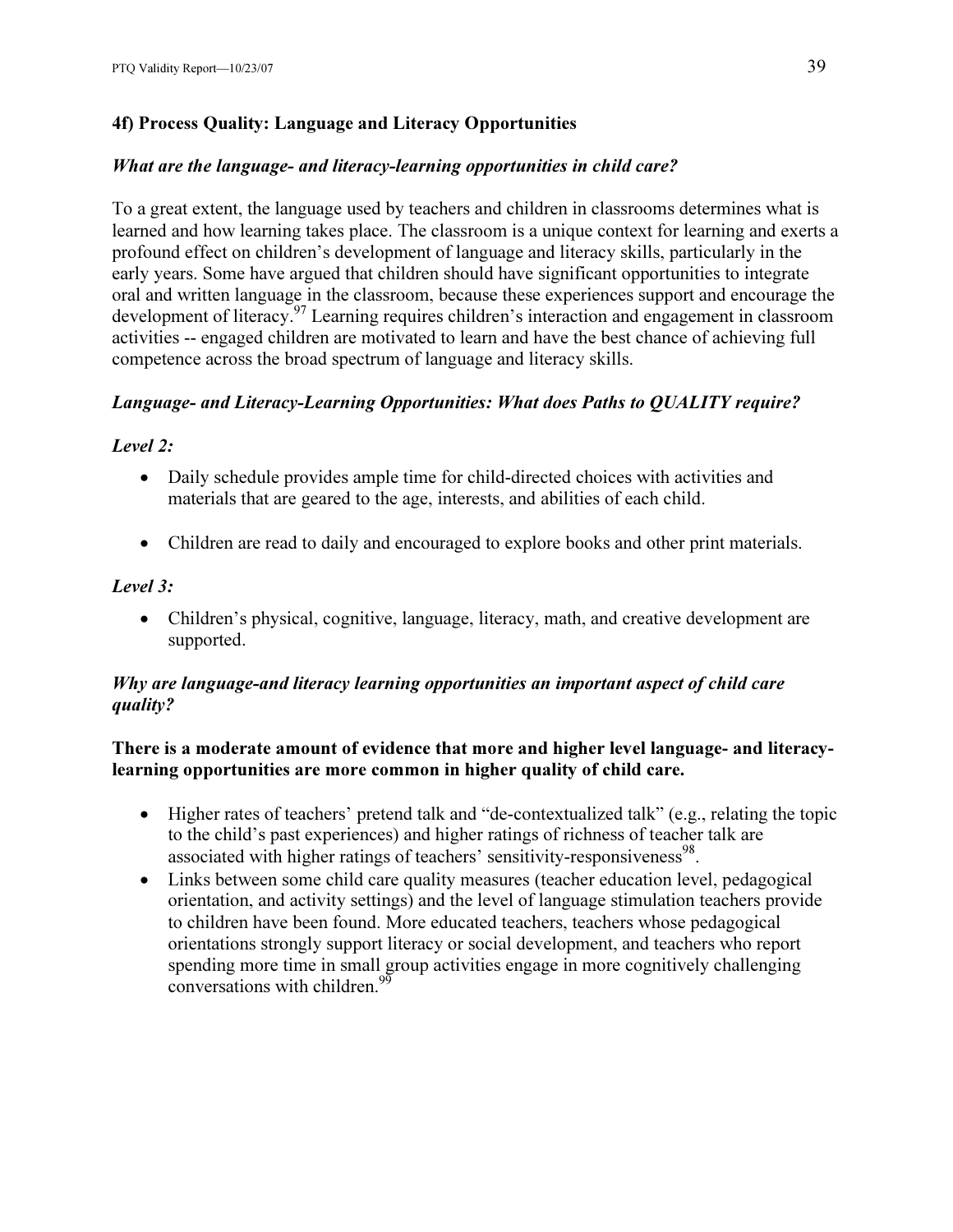### 4f) Process Quality: Language and Literacy Opportunities

*What are the language- and literacy-learning opportunities in child care?*

To a great extent, the language used by teachers and children in classrooms determines what is learned and how learning takes place. The classroom is a unique context for learning and exerts a profound effect on children's development of language and literacy skills, particularly in the early years. Some have argued that children should have significant opportunities to integrate oral and written language in the classroom, because these experiences support and encourage the development of literacy.[97] Learning requires children's interaction and engagement in classroom activities -- engaged children are motivated to learn and have the best chance of achieving full competence across the broad spectrum of language and literacy skills.

*Language- and Literacy-Learning Opportunities: What does Paths to QUALITY require?*

*Level 2:*

- Daily schedule provides ample time for child-directed choices with activities and materials that are geared to the age, interests, and abilities of each child.
- Children are read to daily and encouraged to explore books and other print materials.

*Level 3:*

- Children's physical, cognitive, language, literacy, math, and creative development are supported.

*Why are language-and literacy learning opportunities an important aspect of child care quality?*

**There is a moderate amount of evidence that more and higher level language- and literacy-learning opportunities are more common in higher quality of child care.**

- Higher rates of teachers' pretend talk and "de-contextualized talk" (e.g., relating the topic to the child's past experiences) and higher ratings of richness of teacher talk are associated with higher ratings of teachers' sensitivity-responsiveness[98].
- Links between some child care quality measures (teacher education level, pedagogical orientation, and activity settings) and the level of language stimulation teachers provide to children have been found. More educated teachers, teachers whose pedagogical orientations strongly support literacy or social development, and teachers who report spending more time in small group activities engage in more cognitively challenging conversations with children.[99]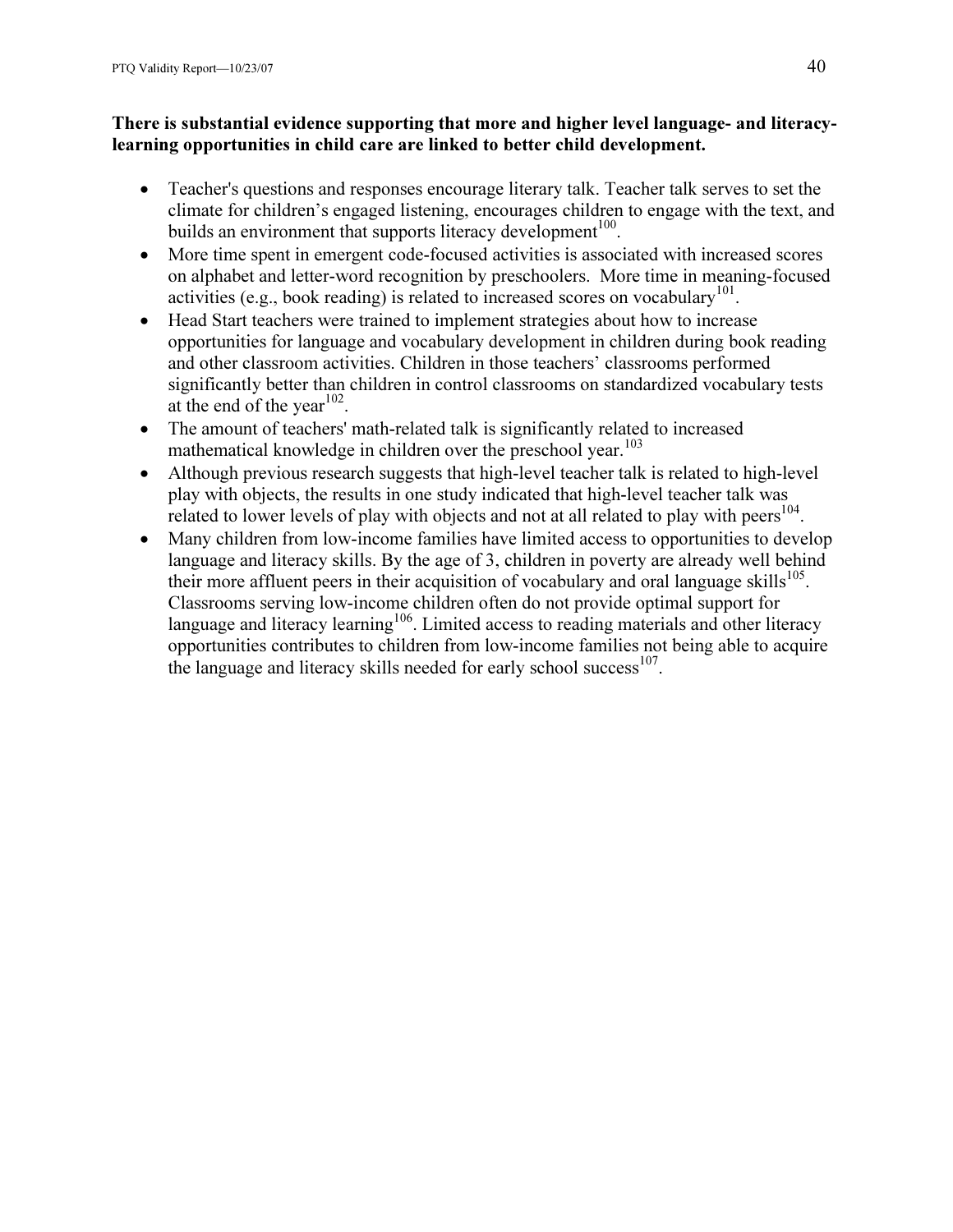**There is substantial evidence supporting that more and higher level language- and literacy-learning opportunities in child care are linked to better child development.**

- Teacher's questions and responses encourage literary talk. Teacher talk serves to set the climate for children's engaged listening, encourages children to engage with the text, and builds an environment that supports literacy development[100].
- More time spent in emergent code-focused activities is associated with increased scores on alphabet and letter-word recognition by preschoolers. More time in meaning-focused activities (e.g., book reading) is related to increased scores on vocabulary[101].
- Head Start teachers were trained to implement strategies about how to increase opportunities for language and vocabulary development in children during book reading and other classroom activities. Children in those teachers' classrooms performed significantly better than children in control classrooms on standardized vocabulary tests at the end of the year[102].
- The amount of teachers' math-related talk is significantly related to increased mathematical knowledge in children over the preschool year.[103]
- Although previous research suggests that high-level teacher talk is related to high-level play with objects, the results in one study indicated that high-level teacher talk was related to lower levels of play with objects and not at all related to play with peers[104].
- Many children from low-income families have limited access to opportunities to develop language and literacy skills. By the age of 3, children in poverty are already well behind their more affluent peers in their acquisition of vocabulary and oral language skills[105]. Classrooms serving low-income children often do not provide optimal support for language and literacy learning[106]. Limited access to reading materials and other literacy opportunities contributes to children from low-income families not being able to acquire the language and literacy skills needed for early school success[107].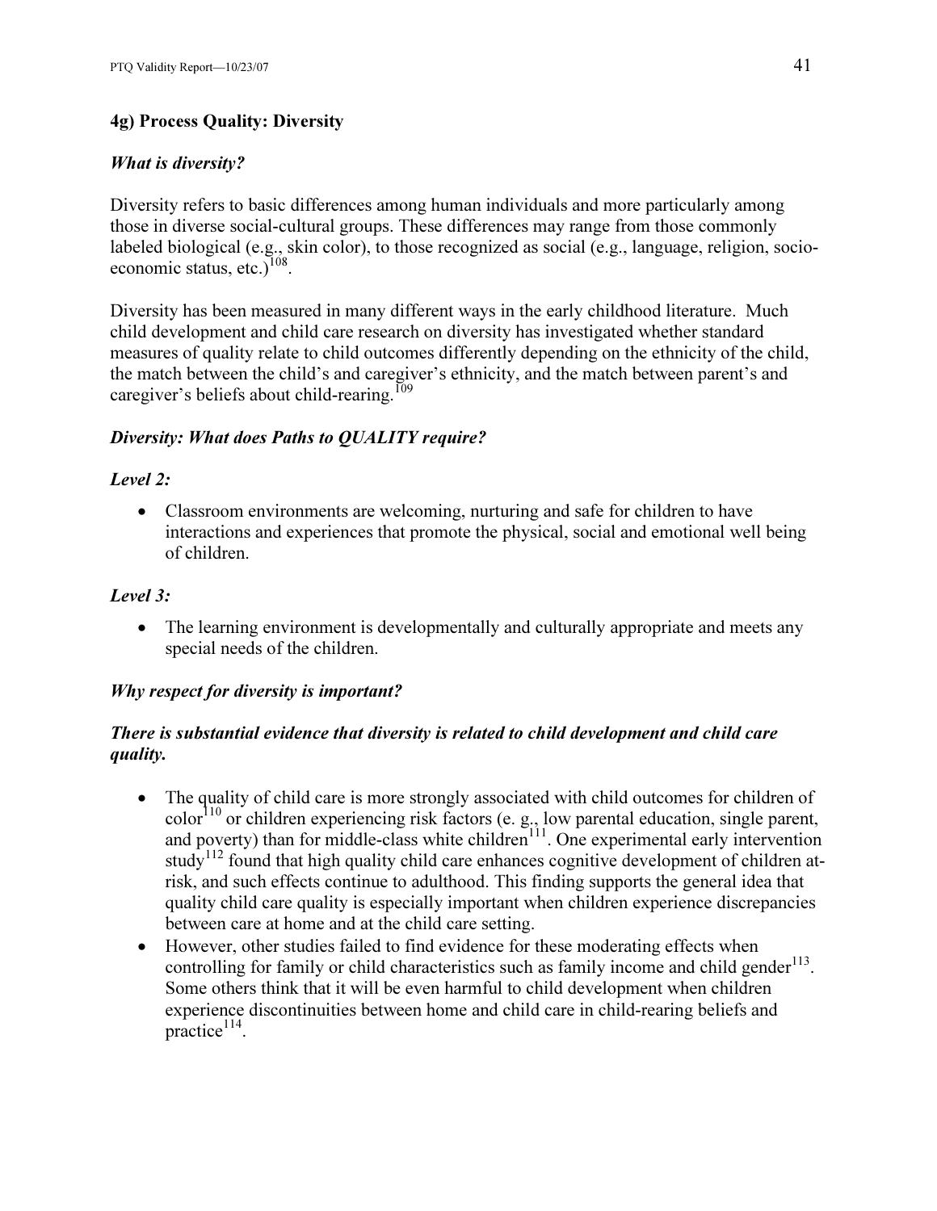### 4g) Process Quality: Diversity

#### *What is diversity?*

Diversity refers to basic differences among human individuals and more particularly among those in diverse social-cultural groups. These differences may range from those commonly labeled biological (e.g., skin color), to those recognized as social (e.g., language, religion, socio-economic status, etc.)[108].

Diversity has been measured in many different ways in the early childhood literature. Much child development and child care research on diversity has investigated whether standard measures of quality relate to child outcomes differently depending on the ethnicity of the child, the match between the child's and caregiver's ethnicity, and the match between parent's and caregiver's beliefs about child-rearing.[109]

#### *Diversity: What does Paths to QUALITY require?*

*Level 2:*

- Classroom environments are welcoming, nurturing and safe for children to have interactions and experiences that promote the physical, social and emotional well being of children.

*Level 3:*

- The learning environment is developmentally and culturally appropriate and meets any special needs of the children.

#### *Why respect for diversity is important?*

***There is substantial evidence that diversity is related to child development and child care quality.***

- The quality of child care is more strongly associated with child outcomes for children of color[110] or children experiencing risk factors (e. g., low parental education, single parent, and poverty) than for middle-class white children[111]. One experimental early intervention study[112] found that high quality child care enhances cognitive development of children at-risk, and such effects continue to adulthood. This finding supports the general idea that quality child care quality is especially important when children experience discrepancies between care at home and at the child care setting.
- However, other studies failed to find evidence for these moderating effects when controlling for family or child characteristics such as family income and child gender[113]. Some others think that it will be even harmful to child development when children experience discontinuities between home and child care in child-rearing beliefs and practice[114].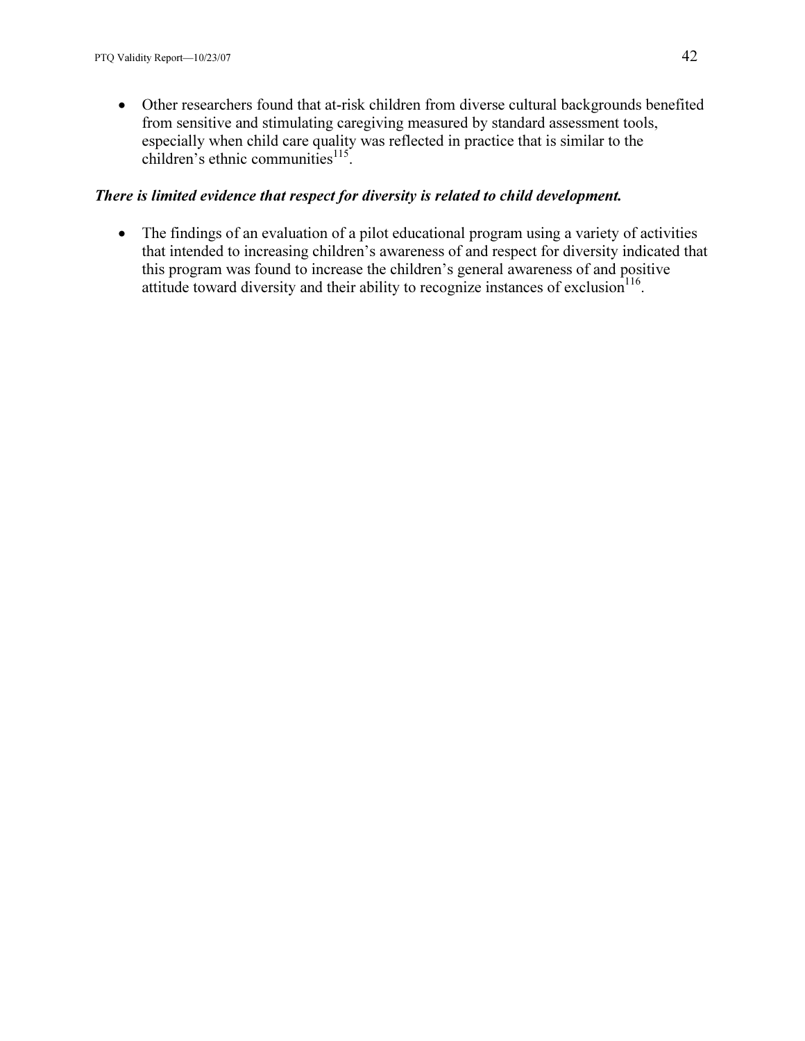- Other researchers found that at-risk children from diverse cultural backgrounds benefited from sensitive and stimulating caregiving measured by standard assessment tools, especially when child care quality was reflected in practice that is similar to the children's ethnic communities[115].

***There is limited evidence that respect for diversity is related to child development.***

- The findings of an evaluation of a pilot educational program using a variety of activities that intended to increasing children's awareness of and respect for diversity indicated that this program was found to increase the children's general awareness of and positive attitude toward diversity and their ability to recognize instances of exclusion[116].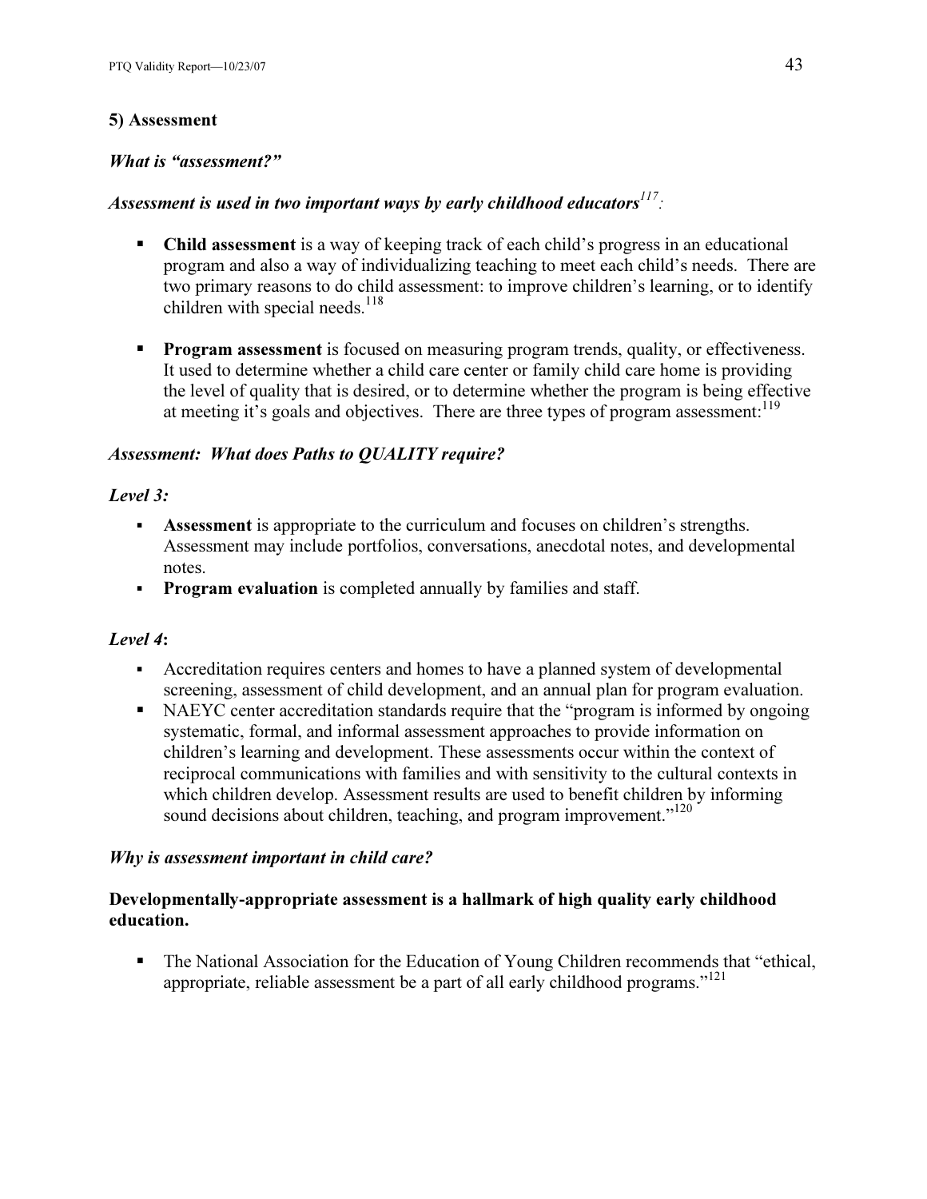### 5) Assessment

#### *What is "assessment?"*

***Assessment is used in two important ways by early childhood educators[117]:***

- **Child assessment** is a way of keeping track of each child's progress in an educational program and also a way of individualizing teaching to meet each child's needs. There are two primary reasons to do child assessment: to improve children's learning, or to identify children with special needs.[118]

- **Program assessment** is focused on measuring program trends, quality, or effectiveness. It used to determine whether a child care center or family child care home is providing the level of quality that is desired, or to determine whether the program is being effective at meeting it's goals and objectives. There are three types of program assessment:[119]

#### *Assessment: What does Paths to QUALITY require?*

***Level 3:***

- **Assessment** is appropriate to the curriculum and focuses on children's strengths. Assessment may include portfolios, conversations, anecdotal notes, and developmental notes.
- **Program evaluation** is completed annually by families and staff.

***Level 4*:**

- Accreditation requires centers and homes to have a planned system of developmental screening, assessment of child development, and an annual plan for program evaluation.
- NAEYC center accreditation standards require that the "program is informed by ongoing systematic, formal, and informal assessment approaches to provide information on children's learning and development. These assessments occur within the context of reciprocal communications with families and with sensitivity to the cultural contexts in which children develop. Assessment results are used to benefit children by informing sound decisions about children, teaching, and program improvement."[120]

#### *Why is assessment important in child care?*

**Developmentally-appropriate assessment is a hallmark of high quality early childhood education.**

- The National Association for the Education of Young Children recommends that "ethical, appropriate, reliable assessment be a part of all early childhood programs."[121]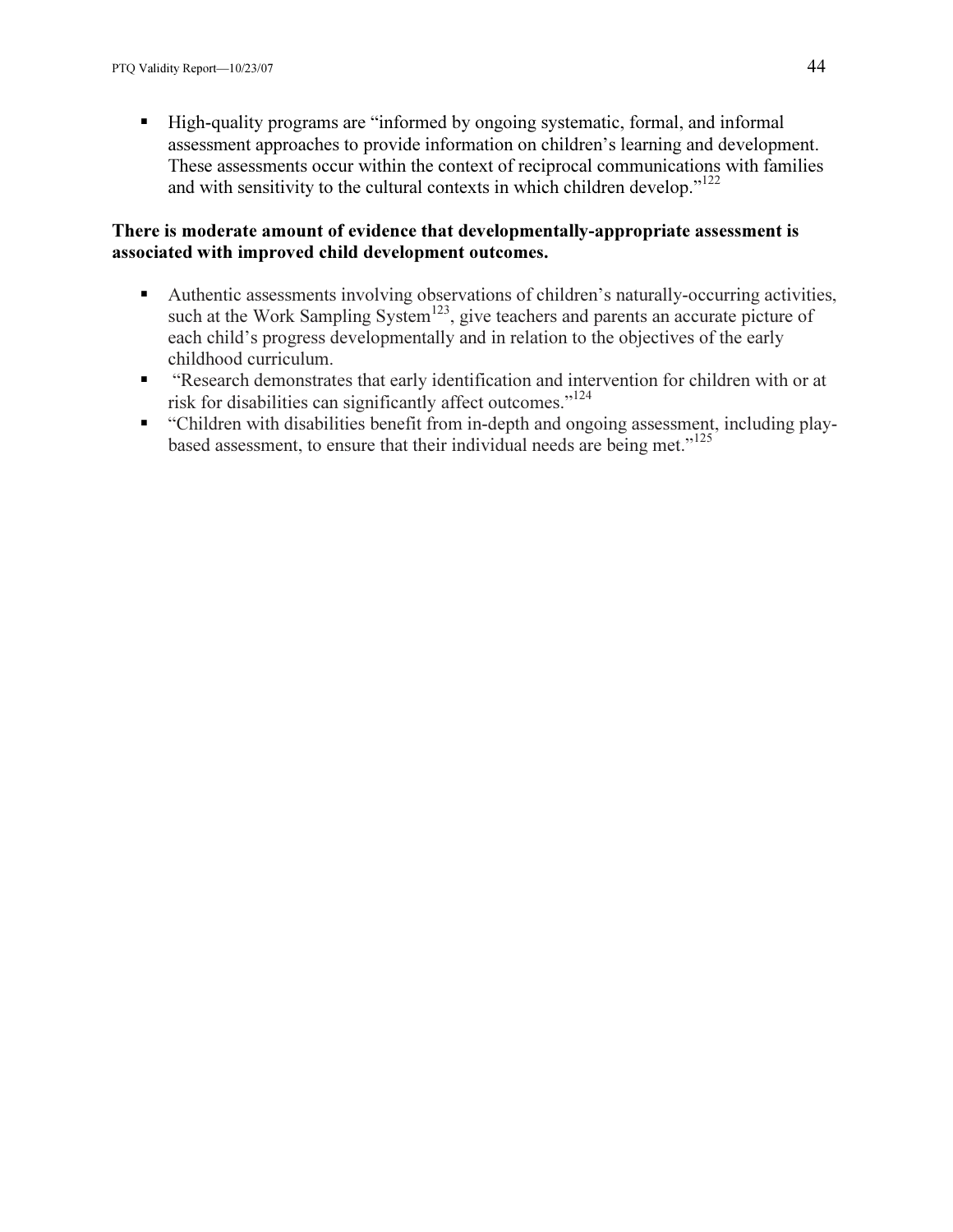- High-quality programs are "informed by ongoing systematic, formal, and informal assessment approaches to provide information on children's learning and development. These assessments occur within the context of reciprocal communications with families and with sensitivity to the cultural contexts in which children develop."[122]

**There is moderate amount of evidence that developmentally-appropriate assessment is associated with improved child development outcomes.**

- Authentic assessments involving observations of children's naturally-occurring activities, such at the Work Sampling System[123], give teachers and parents an accurate picture of each child's progress developmentally and in relation to the objectives of the early childhood curriculum.
- "Research demonstrates that early identification and intervention for children with or at risk for disabilities can significantly affect outcomes."[124]
- "Children with disabilities benefit from in-depth and ongoing assessment, including play-based assessment, to ensure that their individual needs are being met."[125]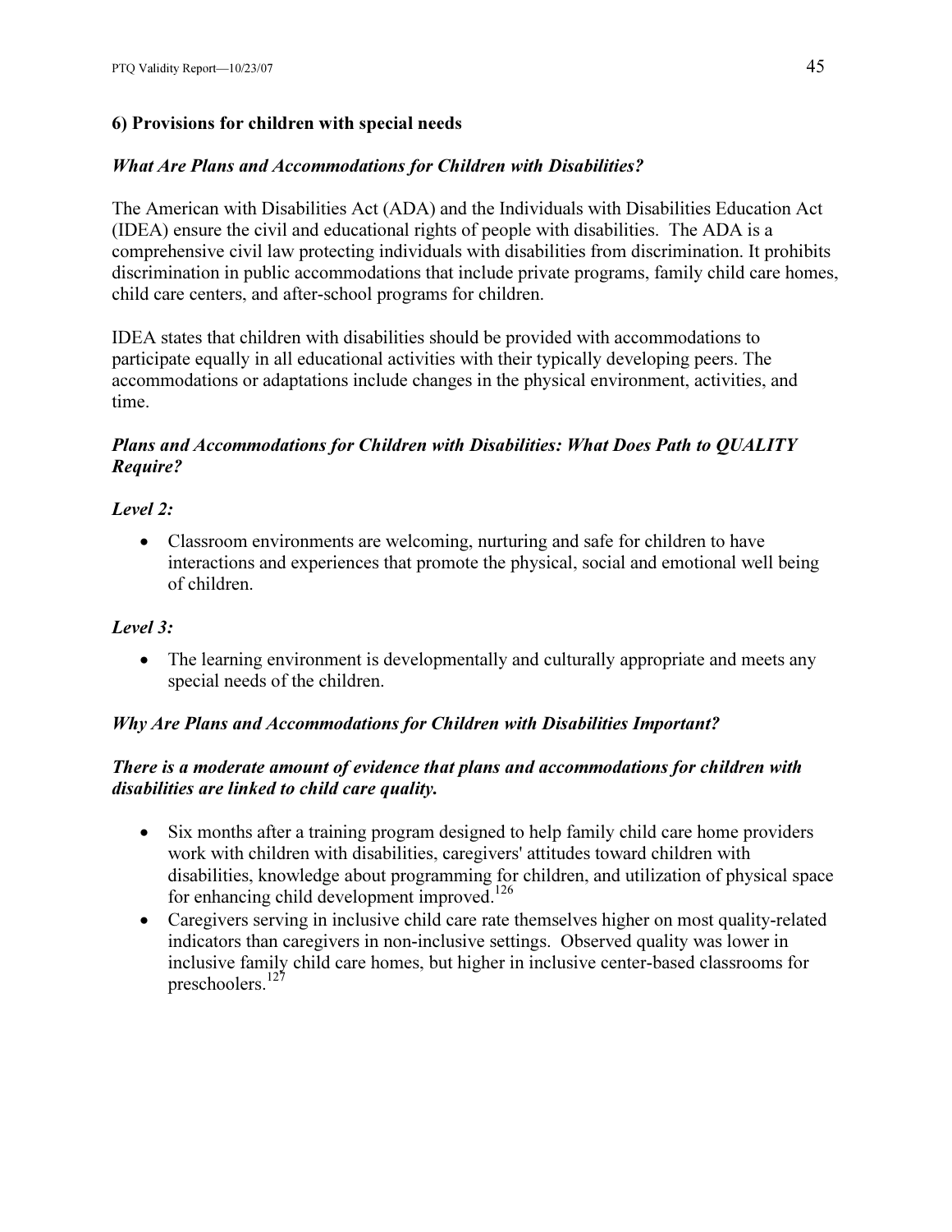### 6) Provisions for children with special needs

#### *What Are Plans and Accommodations for Children with Disabilities?*

The American with Disabilities Act (ADA) and the Individuals with Disabilities Education Act (IDEA) ensure the civil and educational rights of people with disabilities. The ADA is a comprehensive civil law protecting individuals with disabilities from discrimination. It prohibits discrimination in public accommodations that include private programs, family child care homes, child care centers, and after-school programs for children.

IDEA states that children with disabilities should be provided with accommodations to participate equally in all educational activities with their typically developing peers. The accommodations or adaptations include changes in the physical environment, activities, and time.

#### *Plans and Accommodations for Children with Disabilities: What Does Path to QUALITY Require?*

***Level 2:***

- Classroom environments are welcoming, nurturing and safe for children to have interactions and experiences that promote the physical, social and emotional well being of children.

***Level 3:***

- The learning environment is developmentally and culturally appropriate and meets any special needs of the children.

#### *Why Are Plans and Accommodations for Children with Disabilities Important?*

***There is a moderate amount of evidence that plans and accommodations for children with disabilities are linked to child care quality.***

- Six months after a training program designed to help family child care home providers work with children with disabilities, caregivers' attitudes toward children with disabilities, knowledge about programming for children, and utilization of physical space for enhancing child development improved.[126]
- Caregivers serving in inclusive child care rate themselves higher on most quality-related indicators than caregivers in non-inclusive settings. Observed quality was lower in inclusive family child care homes, but higher in inclusive center-based classrooms for preschoolers.[127]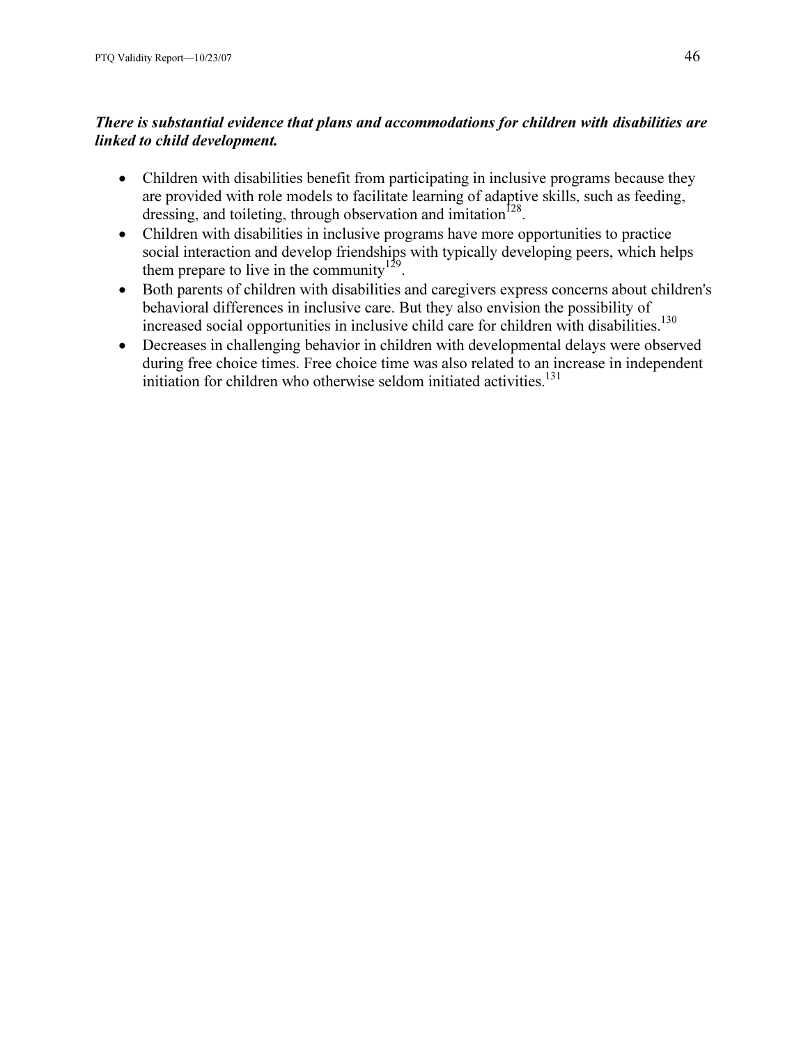***There is substantial evidence that plans and accommodations for children with disabilities are linked to child development.***

- Children with disabilities benefit from participating in inclusive programs because they are provided with role models to facilitate learning of adaptive skills, such as feeding, dressing, and toileting, through observation and imitation[128].
- Children with disabilities in inclusive programs have more opportunities to practice social interaction and develop friendships with typically developing peers, which helps them prepare to live in the community[129].
- Both parents of children with disabilities and caregivers express concerns about children's behavioral differences in inclusive care. But they also envision the possibility of increased social opportunities in inclusive child care for children with disabilities.[130]
- Decreases in challenging behavior in children with developmental delays were observed during free choice times. Free choice time was also related to an increase in independent initiation for children who otherwise seldom initiated activities.[131]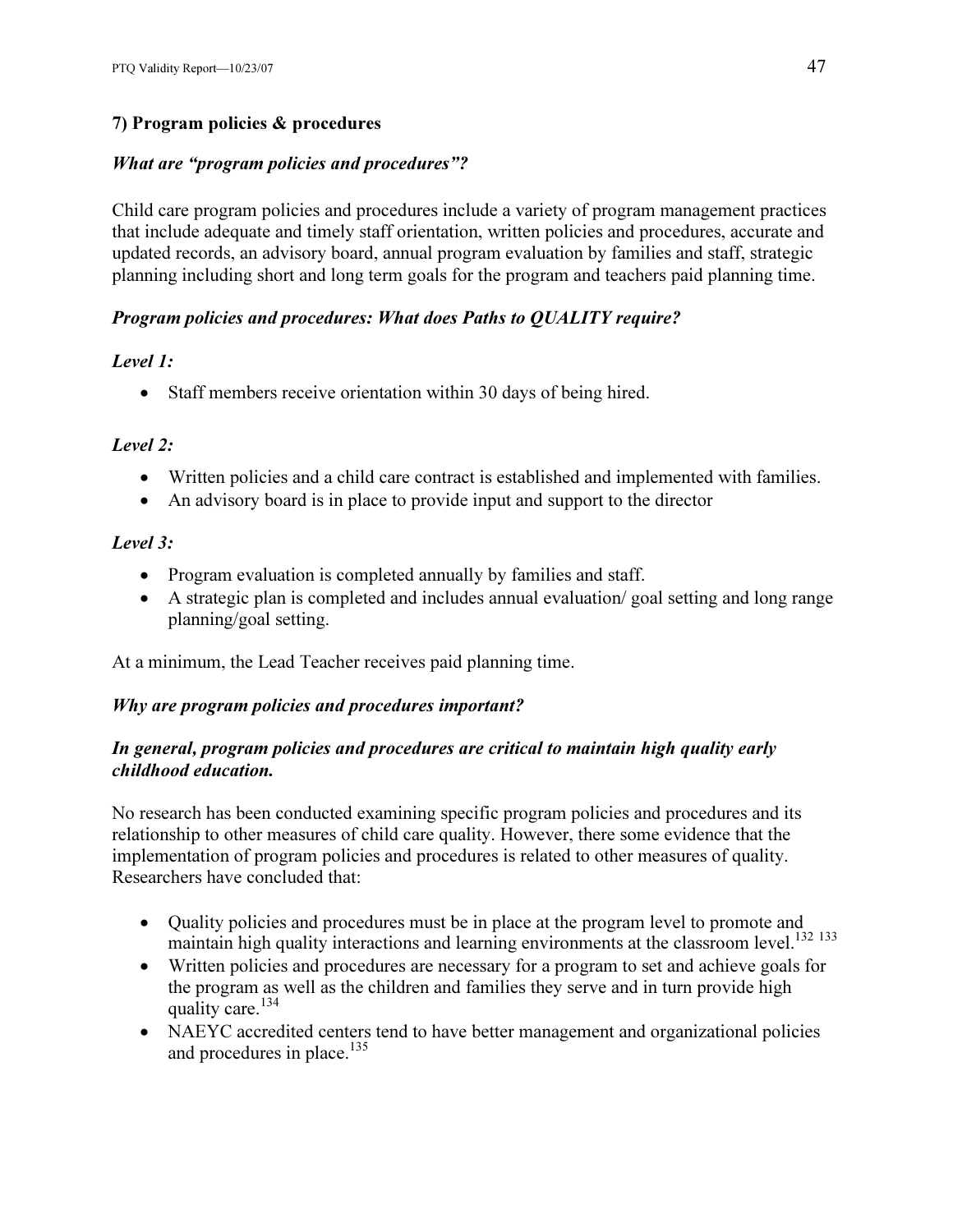### 7) Program policies & procedures

#### *What are "program policies and procedures"?*

Child care program policies and procedures include a variety of program management practices that include adequate and timely staff orientation, written policies and procedures, accurate and updated records, an advisory board, annual program evaluation by families and staff, strategic planning including short and long term goals for the program and teachers paid planning time.

#### *Program policies and procedures: What does Paths to QUALITY require?*

*Level 1:*

- Staff members receive orientation within 30 days of being hired.

*Level 2:*

- Written policies and a child care contract is established and implemented with families.
- An advisory board is in place to provide input and support to the director

*Level 3:*

- Program evaluation is completed annually by families and staff.
- A strategic plan is completed and includes annual evaluation/ goal setting and long range planning/goal setting.

At a minimum, the Lead Teacher receives paid planning time.

#### *Why are program policies and procedures important?*

#### *In general, program policies and procedures are critical to maintain high quality early childhood education.*

No research has been conducted examining specific program policies and procedures and its relationship to other measures of child care quality. However, there some evidence that the implementation of program policies and procedures is related to other measures of quality. Researchers have concluded that:

- Quality policies and procedures must be in place at the program level to promote and maintain high quality interactions and learning environments at the classroom level.[132 133]
- Written policies and procedures are necessary for a program to set and achieve goals for the program as well as the children and families they serve and in turn provide high quality care.[134]
- NAEYC accredited centers tend to have better management and organizational policies and procedures in place.[135]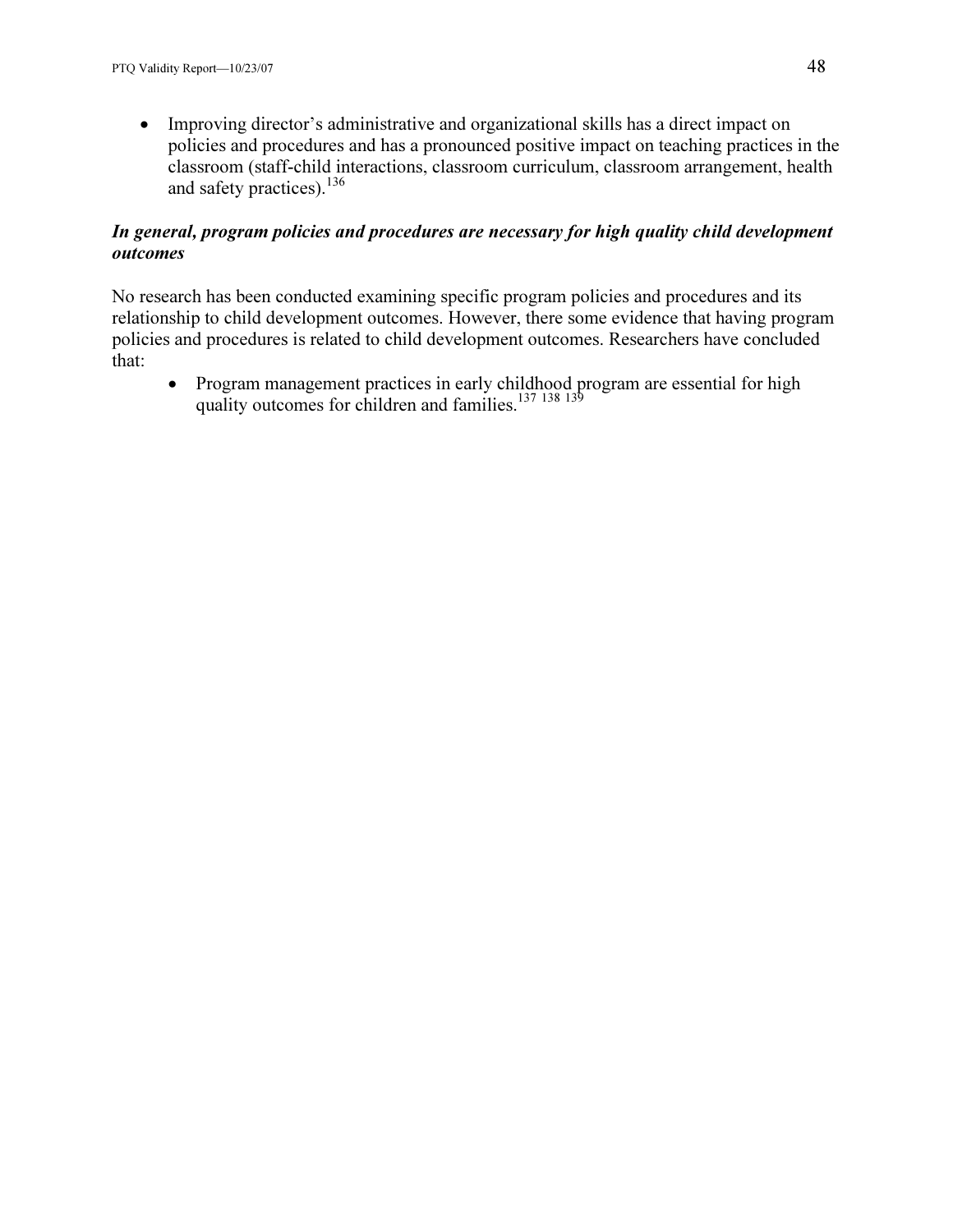- Improving director's administrative and organizational skills has a direct impact on policies and procedures and has a pronounced positive impact on teaching practices in the classroom (staff-child interactions, classroom curriculum, classroom arrangement, health and safety practices).[136]

***In general, program policies and procedures are necessary for high quality child development outcomes***

No research has been conducted examining specific program policies and procedures and its relationship to child development outcomes. However, there some evidence that having program policies and procedures is related to child development outcomes. Researchers have concluded that:

- Program management practices in early childhood program are essential for high quality outcomes for children and families.[137 138 139]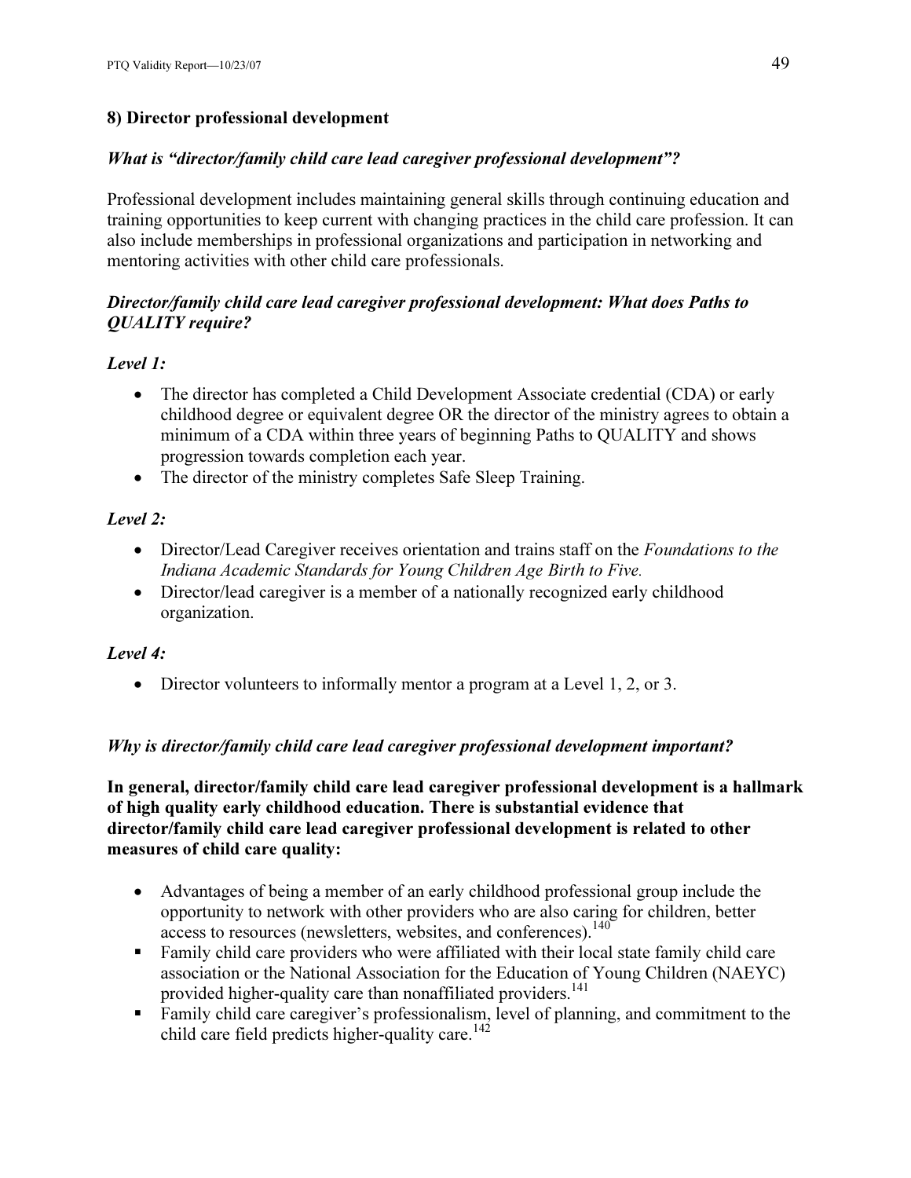### 8) Director professional development

#### *What is "director/family child care lead caregiver professional development"?*

Professional development includes maintaining general skills through continuing education and training opportunities to keep current with changing practices in the child care profession. It can also include memberships in professional organizations and participation in networking and mentoring activities with other child care professionals.

#### *Director/family child care lead caregiver professional development: What does Paths to QUALITY require?*

***Level 1:***

- The director has completed a Child Development Associate credential (CDA) or early childhood degree or equivalent degree OR the director of the ministry agrees to obtain a minimum of a CDA within three years of beginning Paths to QUALITY and shows progression towards completion each year.
- The director of the ministry completes Safe Sleep Training.

***Level 2:***

- Director/Lead Caregiver receives orientation and trains staff on the *Foundations to the Indiana Academic Standards for Young Children Age Birth to Five.*
- Director/lead caregiver is a member of a nationally recognized early childhood organization.

***Level 4:***

- Director volunteers to informally mentor a program at a Level 1, 2, or 3.

#### *Why is director/family child care lead caregiver professional development important?*

**In general, director/family child care lead caregiver professional development is a hallmark of high quality early childhood education. There is substantial evidence that director/family child care lead caregiver professional development is related to other measures of child care quality:**

- Advantages of being a member of an early childhood professional group include the opportunity to network with other providers who are also caring for children, better access to resources (newsletters, websites, and conferences).[140]
- Family child care providers who were affiliated with their local state family child care association or the National Association for the Education of Young Children (NAEYC) provided higher-quality care than nonaffiliated providers.[141]
- Family child care caregiver's professionalism, level of planning, and commitment to the child care field predicts higher-quality care.[142]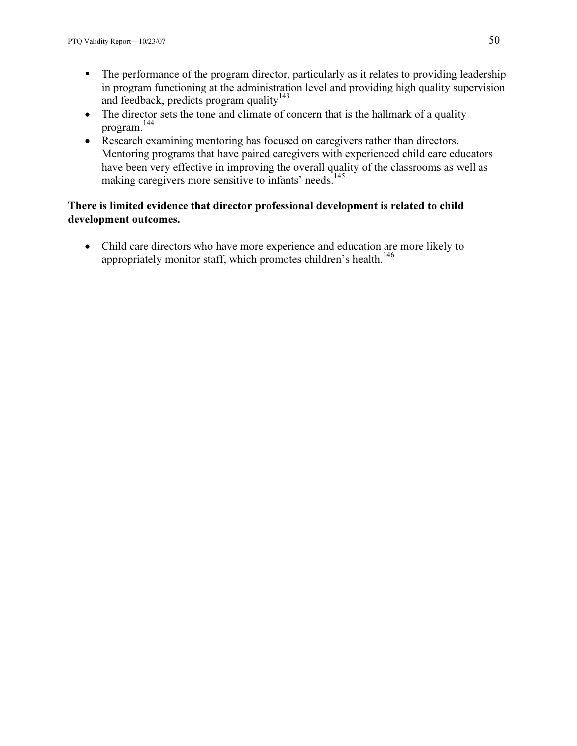- The performance of the program director, particularly as it relates to providing leadership in program functioning at the administration level and providing high quality supervision and feedback, predicts program quality[143]
- The director sets the tone and climate of concern that is the hallmark of a quality program.[144]
- Research examining mentoring has focused on caregivers rather than directors. Mentoring programs that have paired caregivers with experienced child care educators have been very effective in improving the overall quality of the classrooms as well as making caregivers more sensitive to infants' needs.[145]

**There is limited evidence that director professional development is related to child development outcomes.**

- Child care directors who have more experience and education are more likely to appropriately monitor staff, which promotes children's health.[146]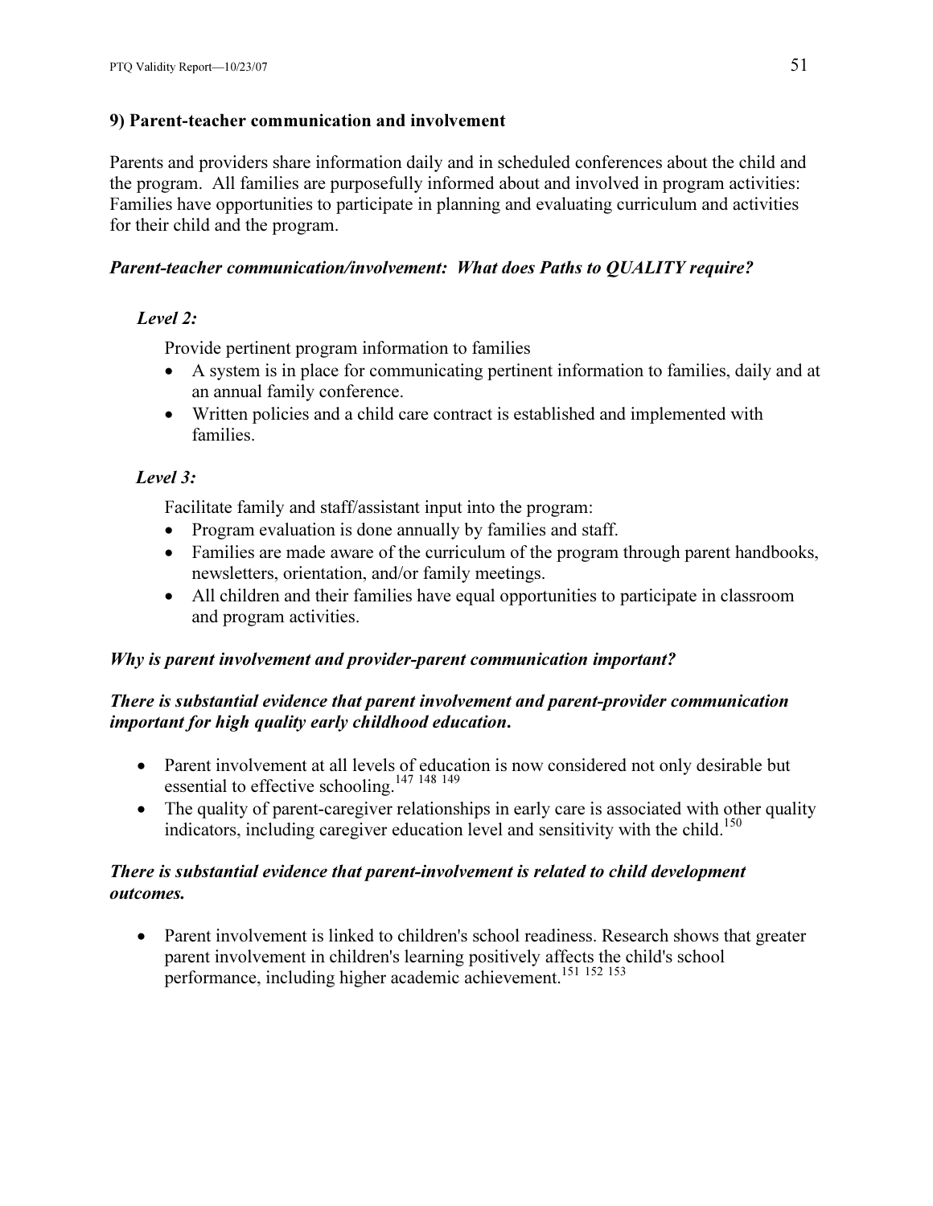### 9) Parent-teacher communication and involvement

Parents and providers share information daily and in scheduled conferences about the child and the program. All families are purposefully informed about and involved in program activities: Families have opportunities to participate in planning and evaluating curriculum and activities for their child and the program.

***Parent-teacher communication/involvement: What does Paths to QUALITY require?***

***Level 2:***

Provide pertinent program information to families

- A system is in place for communicating pertinent information to families, daily and at an annual family conference.
- Written policies and a child care contract is established and implemented with families.

***Level 3:***

Facilitate family and staff/assistant input into the program:

- Program evaluation is done annually by families and staff.
- Families are made aware of the curriculum of the program through parent handbooks, newsletters, orientation, and/or family meetings.
- All children and their families have equal opportunities to participate in classroom and program activities.

***Why is parent involvement and provider-parent communication important?***

***There is substantial evidence that parent involvement and parent-provider communication important for high quality early childhood education.***

- Parent involvement at all levels of education is now considered not only desirable but essential to effective schooling.[147 148 149]
- The quality of parent-caregiver relationships in early care is associated with other quality indicators, including caregiver education level and sensitivity with the child.[150]

***There is substantial evidence that parent-involvement is related to child development outcomes.***

- Parent involvement is linked to children's school readiness. Research shows that greater parent involvement in children's learning positively affects the child's school performance, including higher academic achievement.[151 152 153]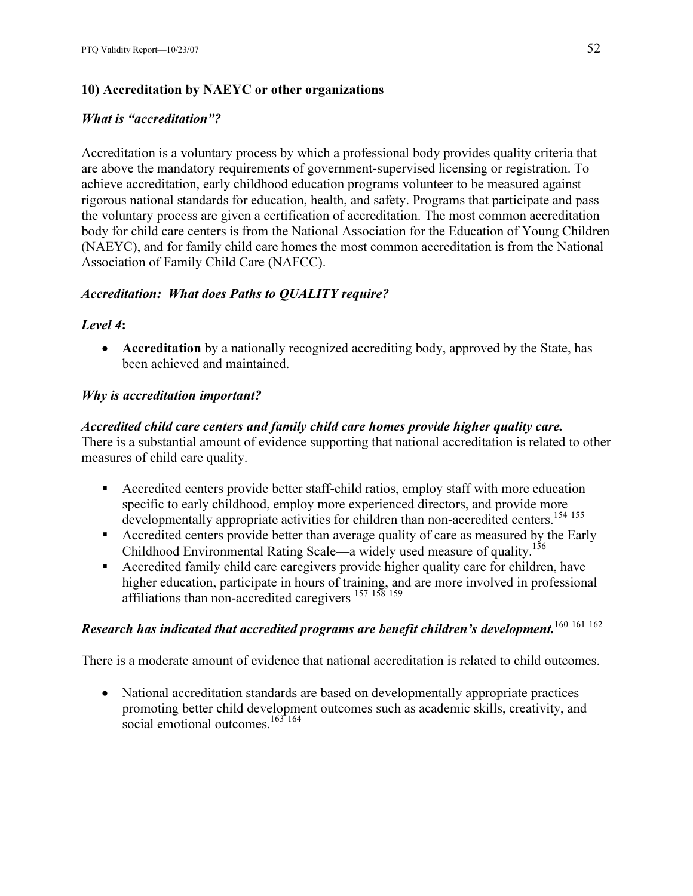## 10) Accreditation by NAEYC or other organizations

### *What is "accreditation"?*

Accreditation is a voluntary process by which a professional body provides quality criteria that are above the mandatory requirements of government-supervised licensing or registration. To achieve accreditation, early childhood education programs volunteer to be measured against rigorous national standards for education, health, and safety. Programs that participate and pass the voluntary process are given a certification of accreditation. The most common accreditation body for child care centers is from the National Association for the Education of Young Children (NAEYC), and for family child care homes the most common accreditation is from the National Association of Family Child Care (NAFCC).

### *Accreditation: What does Paths to QUALITY require?*

***Level 4*:**

- **Accreditation** by a nationally recognized accrediting body, approved by the State, has been achieved and maintained.

### *Why is accreditation important?*

***Accredited child care centers and family child care homes provide higher quality care.***
There is a substantial amount of evidence supporting that national accreditation is related to other measures of child care quality.

- Accredited centers provide better staff-child ratios, employ staff with more education specific to early childhood, employ more experienced directors, and provide more developmentally appropriate activities for children than non-accredited centers.[154, 155]
- Accredited centers provide better than average quality of care as measured by the Early Childhood Environmental Rating Scale—a widely used measure of quality.[156]
- Accredited family child care caregivers provide higher quality care for children, have higher education, participate in hours of training, and are more involved in professional affiliations than non-accredited caregivers [157, 158, 159]

***Research has indicated that accredited programs are benefit children's development.***[160, 161, 162]

There is a moderate amount of evidence that national accreditation is related to child outcomes.

- National accreditation standards are based on developmentally appropriate practices promoting better child development outcomes such as academic skills, creativity, and social emotional outcomes.[163, 164]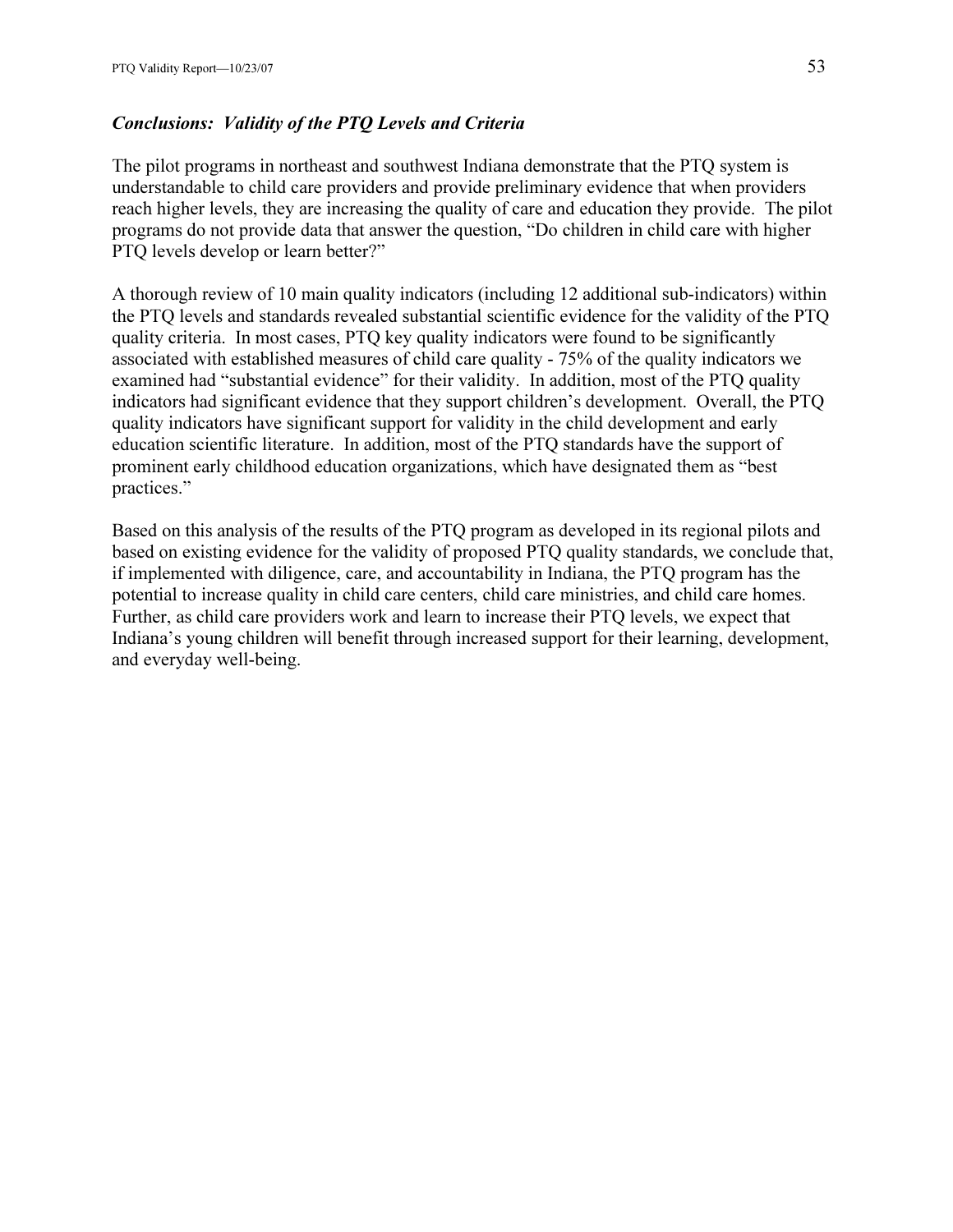### *Conclusions: Validity of the PTQ Levels and Criteria*

The pilot programs in northeast and southwest Indiana demonstrate that the PTQ system is understandable to child care providers and provide preliminary evidence that when providers reach higher levels, they are increasing the quality of care and education they provide. The pilot programs do not provide data that answer the question, "Do children in child care with higher PTQ levels develop or learn better?"

A thorough review of 10 main quality indicators (including 12 additional sub-indicators) within the PTQ levels and standards revealed substantial scientific evidence for the validity of the PTQ quality criteria. In most cases, PTQ key quality indicators were found to be significantly associated with established measures of child care quality - 75% of the quality indicators we examined had "substantial evidence" for their validity. In addition, most of the PTQ quality indicators had significant evidence that they support children's development. Overall, the PTQ quality indicators have significant support for validity in the child development and early education scientific literature. In addition, most of the PTQ standards have the support of prominent early childhood education organizations, which have designated them as "best practices."

Based on this analysis of the results of the PTQ program as developed in its regional pilots and based on existing evidence for the validity of proposed PTQ quality standards, we conclude that, if implemented with diligence, care, and accountability in Indiana, the PTQ program has the potential to increase quality in child care centers, child care ministries, and child care homes. Further, as child care providers work and learn to increase their PTQ levels, we expect that Indiana's young children will benefit through increased support for their learning, development, and everyday well-being.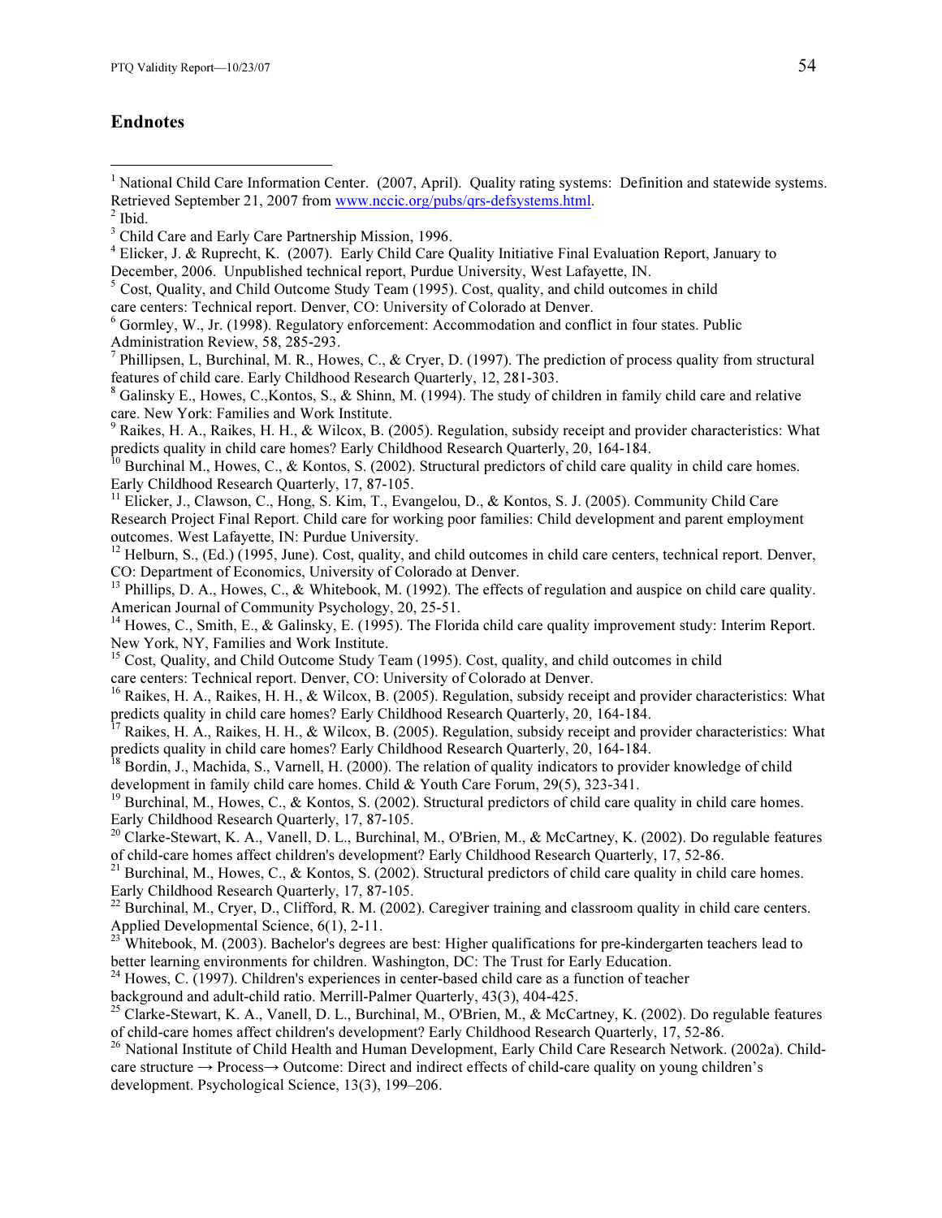## Endnotes

[1] National Child Care Information Center. (2007, April). Quality rating systems: Definition and statewide systems. Retrieved September 21, 2007 from www.nccic.org/pubs/qrs-defsystems.html.

[2] Ibid.

[3] Child Care and Early Care Partnership Mission, 1996.

[4] Elicker, J. & Ruprecht, K. (2007). Early Child Care Quality Initiative Final Evaluation Report, January to December, 2006. Unpublished technical report, Purdue University, West Lafayette, IN.

[5] Cost, Quality, and Child Outcome Study Team (1995). Cost, quality, and child outcomes in child care centers: Technical report. Denver, CO: University of Colorado at Denver.

[6] Gormley, W., Jr. (1998). Regulatory enforcement: Accommodation and conflict in four states. Public Administration Review, 58, 285-293.

[7] Phillipsen, L, Burchinal, M. R., Howes, C., & Cryer, D. (1997). The prediction of process quality from structural features of child care. Early Childhood Research Quarterly, 12, 281-303.

[8] Galinsky E., Howes, C.,Kontos, S., & Shinn, M. (1994). The study of children in family child care and relative care. New York: Families and Work Institute.

[9] Raikes, H. A., Raikes, H. H., & Wilcox, B. (2005). Regulation, subsidy receipt and provider characteristics: What predicts quality in child care homes? Early Childhood Research Quarterly, 20, 164-184.

[10] Burchinal M., Howes, C., & Kontos, S. (2002). Structural predictors of child care quality in child care homes. Early Childhood Research Quarterly, 17, 87-105.

[11] Elicker, J., Clawson, C., Hong, S. Kim, T., Evangelou, D., & Kontos, S. J. (2005). Community Child Care Research Project Final Report. Child care for working poor families: Child development and parent employment outcomes. West Lafayette, IN: Purdue University.

[12] Helburn, S., (Ed.) (1995, June). Cost, quality, and child outcomes in child care centers, technical report. Denver, CO: Department of Economics, University of Colorado at Denver.

[13] Phillips, D. A., Howes, C., & Whitebook, M. (1992). The effects of regulation and auspice on child care quality. American Journal of Community Psychology, 20, 25-51.

[14] Howes, C., Smith, E., & Galinsky, E. (1995). The Florida child care quality improvement study: Interim Report. New York, NY, Families and Work Institute.

[15] Cost, Quality, and Child Outcome Study Team (1995). Cost, quality, and child outcomes in child care centers: Technical report. Denver, CO: University of Colorado at Denver.

[16] Raikes, H. A., Raikes, H. H., & Wilcox, B. (2005). Regulation, subsidy receipt and provider characteristics: What predicts quality in child care homes? Early Childhood Research Quarterly, 20, 164-184.

[17] Raikes, H. A., Raikes, H. H., & Wilcox, B. (2005). Regulation, subsidy receipt and provider characteristics: What predicts quality in child care homes? Early Childhood Research Quarterly, 20, 164-184.

[18] Bordin, J., Machida, S., Varnell, H. (2000). The relation of quality indicators to provider knowledge of child development in family child care homes. Child & Youth Care Forum, 29(5), 323-341.

[19] Burchinal, M., Howes, C., & Kontos, S. (2002). Structural predictors of child care quality in child care homes. Early Childhood Research Quarterly, 17, 87-105.

[20] Clarke-Stewart, K. A., Vanell, D. L., Burchinal, M., O'Brien, M., & McCartney, K. (2002). Do regulable features of child-care homes affect children's development? Early Childhood Research Quarterly, 17, 52-86.

[21] Burchinal, M., Howes, C., & Kontos, S. (2002). Structural predictors of child care quality in child care homes. Early Childhood Research Quarterly, 17, 87-105.

[22] Burchinal, M., Cryer, D., Clifford, R. M. (2002). Caregiver training and classroom quality in child care centers. Applied Developmental Science, 6(1), 2-11.

[23] Whitebook, M. (2003). Bachelor's degrees are best: Higher qualifications for pre-kindergarten teachers lead to better learning environments for children. Washington, DC: The Trust for Early Education.

[24] Howes, C. (1997). Children's experiences in center-based child care as a function of teacher background and adult-child ratio. Merrill-Palmer Quarterly, 43(3), 404-425.

[25] Clarke-Stewart, K. A., Vanell, D. L., Burchinal, M., O'Brien, M., & McCartney, K. (2002). Do regulable features of child-care homes affect children's development? Early Childhood Research Quarterly, 17, 52-86.

[26] National Institute of Child Health and Human Development, Early Child Care Research Network. (2002a). Child-care structure → Process→ Outcome: Direct and indirect effects of child-care quality on young children's development. Psychological Science, 13(3), 199–206.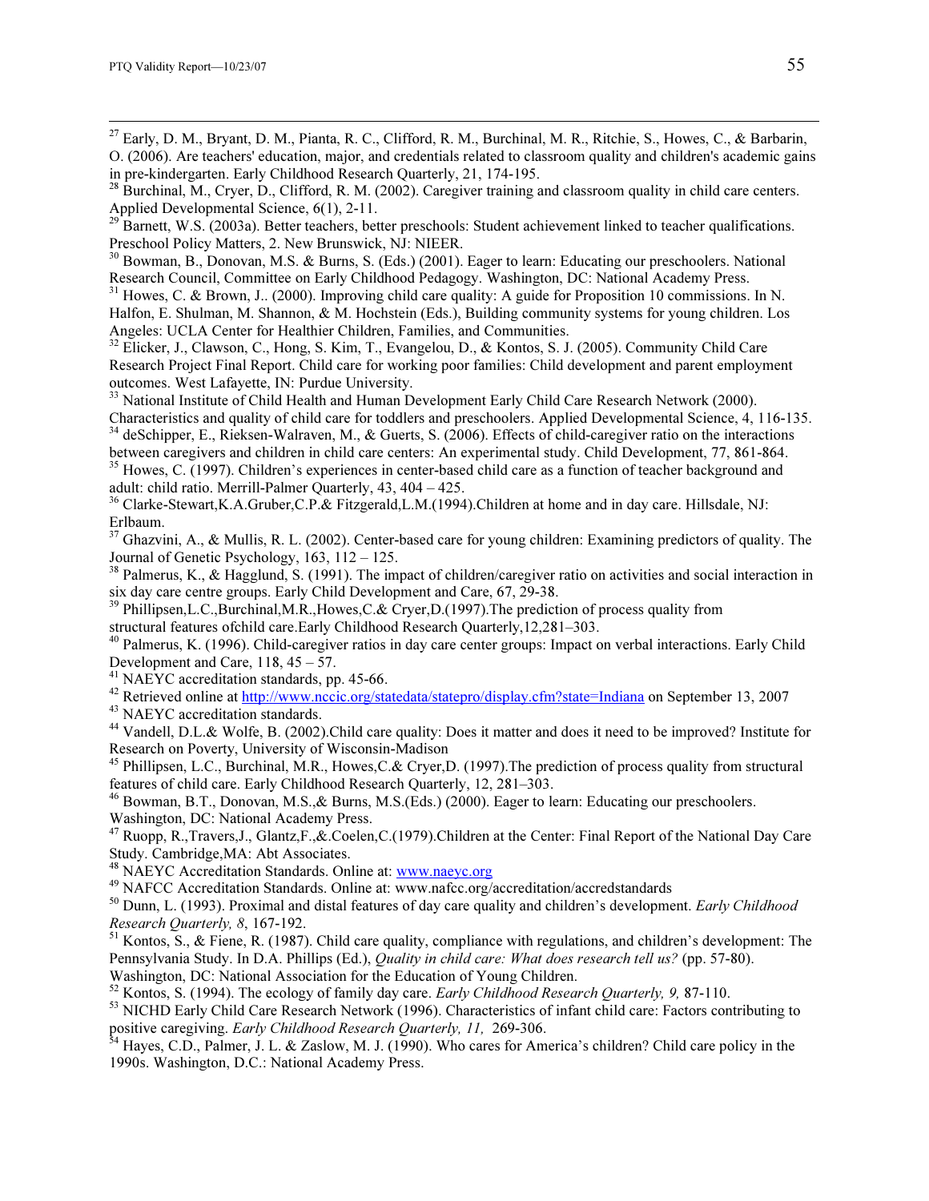[27] Early, D. M., Bryant, D. M., Pianta, R. C., Clifford, R. M., Burchinal, M. R., Ritchie, S., Howes, C., & Barbarin, O. (2006). Are teachers' education, major, and credentials related to classroom quality and children's academic gains in pre-kindergarten. Early Childhood Research Quarterly, 21, 174-195.

[28] Burchinal, M., Cryer, D., Clifford, R. M. (2002). Caregiver training and classroom quality in child care centers. Applied Developmental Science, 6(1), 2-11.

[29] Barnett, W.S. (2003a). Better teachers, better preschools: Student achievement linked to teacher qualifications. Preschool Policy Matters, 2. New Brunswick, NJ: NIEER.

[30] Bowman, B., Donovan, M.S. & Burns, S. (Eds.) (2001). Eager to learn: Educating our preschoolers. National Research Council, Committee on Early Childhood Pedagogy. Washington, DC: National Academy Press.

[31] Howes, C. & Brown, J.. (2000). Improving child care quality: A guide for Proposition 10 commissions. In N. Halfon, E. Shulman, M. Shannon, & M. Hochstein (Eds.), Building community systems for young children. Los Angeles: UCLA Center for Healthier Children, Families, and Communities.

[32] Elicker, J., Clawson, C., Hong, S. Kim, T., Evangelou, D., & Kontos, S. J. (2005). Community Child Care Research Project Final Report. Child care for working poor families: Child development and parent employment outcomes. West Lafayette, IN: Purdue University.

[33] National Institute of Child Health and Human Development Early Child Care Research Network (2000). Characteristics and quality of child care for toddlers and preschoolers. Applied Developmental Science, 4, 116-135.

[34] deSchipper, E., Rieksen-Walraven, M., & Guerts, S. (2006). Effects of child-caregiver ratio on the interactions between caregivers and children in child care centers: An experimental study. Child Development, 77, 861-864.

[35] Howes, C. (1997). Children's experiences in center-based child care as a function of teacher background and adult: child ratio. Merrill-Palmer Quarterly, 43, 404 – 425.

[36] Clarke-Stewart,K.A.Gruber,C.P.& Fitzgerald,L.M.(1994).Children at home and in day care. Hillsdale, NJ: Erlbaum.

[37] Ghazvini, A., & Mullis, R. L. (2002). Center-based care for young children: Examining predictors of quality. The Journal of Genetic Psychology, 163, 112 – 125.

[38] Palmerus, K., & Hagglund, S. (1991). The impact of children/caregiver ratio on activities and social interaction in six day care centre groups. Early Child Development and Care, 67, 29-38.

[39] Phillipsen,L.C.,Burchinal,M.R.,Howes,C.& Cryer,D.(1997).The prediction of process quality from structural features ofchild care.Early Childhood Research Quarterly,12,281–303.

[40] Palmerus, K. (1996). Child-caregiver ratios in day care center groups: Impact on verbal interactions. Early Child Development and Care, 118, 45 – 57.

[41] NAEYC accreditation standards, pp. 45-66.

[42] Retrieved online at http://www.nccic.org/statedata/statepro/display.cfm?state=Indiana on September 13, 2007

[43] NAEYC accreditation standards.

[44] Vandell, D.L.& Wolfe, B. (2002).Child care quality: Does it matter and does it need to be improved? Institute for Research on Poverty, University of Wisconsin-Madison

[45] Phillipsen, L.C., Burchinal, M.R., Howes,C.& Cryer,D. (1997).The prediction of process quality from structural features of child care. Early Childhood Research Quarterly, 12, 281–303.

[46] Bowman, B.T., Donovan, M.S.,& Burns, M.S.(Eds.) (2000). Eager to learn: Educating our preschoolers. Washington, DC: National Academy Press.

[47] Ruopp, R.,Travers,J., Glantz,F.,&.Coelen,C.(1979).Children at the Center: Final Report of the National Day Care Study. Cambridge,MA: Abt Associates.

[48] NAEYC Accreditation Standards. Online at: www.naeyc.org

[49] NAFCC Accreditation Standards. Online at: www.nafcc.org/accreditation/accredstandards

[50] Dunn, L. (1993). Proximal and distal features of day care quality and children's development. *Early Childhood Research Quarterly, 8*, 167-192.

[51] Kontos, S., & Fiene, R. (1987). Child care quality, compliance with regulations, and children's development: The Pennsylvania Study. In D.A. Phillips (Ed.), *Quality in child care: What does research tell us?* (pp. 57-80). Washington, DC: National Association for the Education of Young Children.

[52] Kontos, S. (1994). The ecology of family day care. *Early Childhood Research Quarterly, 9,* 87-110.

[53] NICHD Early Child Care Research Network (1996). Characteristics of infant child care: Factors contributing to positive caregiving. *Early Childhood Research Quarterly, 11,* 269-306.

[54] Hayes, C.D., Palmer, J. L. & Zaslow, M. J. (1990). Who cares for America's children? Child care policy in the 1990s. Washington, D.C.: National Academy Press.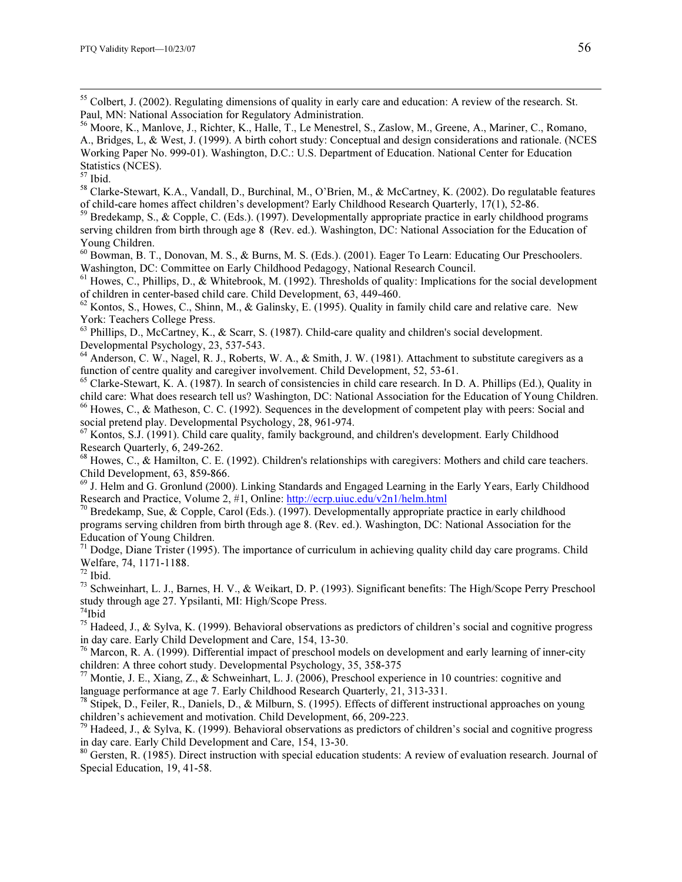[55] Colbert, J. (2002). Regulating dimensions of quality in early care and education: A review of the research. St. Paul, MN: National Association for Regulatory Administration.

[56] Moore, K., Manlove, J., Richter, K., Halle, T., Le Menestrel, S., Zaslow, M., Greene, A., Mariner, C., Romano, A., Bridges, L, & West, J. (1999). A birth cohort study: Conceptual and design considerations and rationale. (NCES Working Paper No. 999-01). Washington, D.C.: U.S. Department of Education. National Center for Education Statistics (NCES).

[57] Ibid.

[58] Clarke-Stewart, K.A., Vandall, D., Burchinal, M., O'Brien, M., & McCartney, K. (2002). Do regulatable features of child-care homes affect children's development? Early Childhood Research Quarterly, 17(1), 52-86.

[59] Bredekamp, S., & Copple, C. (Eds.). (1997). Developmentally appropriate practice in early childhood programs serving children from birth through age 8 (Rev. ed.). Washington, DC: National Association for the Education of Young Children.

[60] Bowman, B. T., Donovan, M. S., & Burns, M. S. (Eds.). (2001). Eager To Learn: Educating Our Preschoolers. Washington, DC: Committee on Early Childhood Pedagogy, National Research Council.

[61] Howes, C., Phillips, D., & Whitebrook, M. (1992). Thresholds of quality: Implications for the social development of children in center-based child care. Child Development, 63, 449-460.

[62] Kontos, S., Howes, C., Shinn, M., & Galinsky, E. (1995). Quality in family child care and relative care. New York: Teachers College Press.

[63] Phillips, D., McCartney, K., & Scarr, S. (1987). Child-care quality and children's social development. Developmental Psychology, 23, 537-543.

[64] Anderson, C. W., Nagel, R. J., Roberts, W. A., & Smith, J. W. (1981). Attachment to substitute caregivers as a function of centre quality and caregiver involvement. Child Development, 52, 53-61.

[65] Clarke-Stewart, K. A. (1987). In search of consistencies in child care research. In D. A. Phillips (Ed.), Quality in child care: What does research tell us? Washington, DC: National Association for the Education of Young Children.

[66] Howes, C., & Matheson, C. C. (1992). Sequences in the development of competent play with peers: Social and social pretend play. Developmental Psychology, 28, 961-974.

[67] Kontos, S.J. (1991). Child care quality, family background, and children's development. Early Childhood Research Quarterly, 6, 249-262.

[68] Howes, C., & Hamilton, C. E. (1992). Children's relationships with caregivers: Mothers and child care teachers. Child Development, 63, 859-866.

[69] J. Helm and G. Gronlund (2000). Linking Standards and Engaged Learning in the Early Years, Early Childhood Research and Practice, Volume 2, #1, Online: http://ecrp.uiuc.edu/v2n1/helm.html

[70] Bredekamp, Sue, & Copple, Carol (Eds.). (1997). Developmentally appropriate practice in early childhood programs serving children from birth through age 8. (Rev. ed.). Washington, DC: National Association for the Education of Young Children.

[71] Dodge, Diane Trister (1995). The importance of curriculum in achieving quality child day care programs. Child Welfare, 74, 1171-1188.

[72] Ibid.

[73] Schweinhart, L. J., Barnes, H. V., & Weikart, D. P. (1993). Significant benefits: The High/Scope Perry Preschool study through age 27. Ypsilanti, MI: High/Scope Press.

[74] Ibid

[75] Hadeed, J., & Sylva, K. (1999). Behavioral observations as predictors of children's social and cognitive progress in day care. Early Child Development and Care, 154, 13-30.

[76] Marcon, R. A. (1999). Differential impact of preschool models on development and early learning of inner-city children: A three cohort study. Developmental Psychology, 35, 358-375

[77] Montie, J. E., Xiang, Z., & Schweinhart, L. J. (2006), Preschool experience in 10 countries: cognitive and language performance at age 7. Early Childhood Research Quarterly, 21, 313-331.

[78] Stipek, D., Feiler, R., Daniels, D., & Milburn, S. (1995). Effects of different instructional approaches on young children's achievement and motivation. Child Development, 66, 209-223.

[79] Hadeed, J., & Sylva, K. (1999). Behavioral observations as predictors of children's social and cognitive progress in day care. Early Child Development and Care, 154, 13-30.

[80] Gersten, R. (1985). Direct instruction with special education students: A review of evaluation research. Journal of Special Education, 19, 41-58.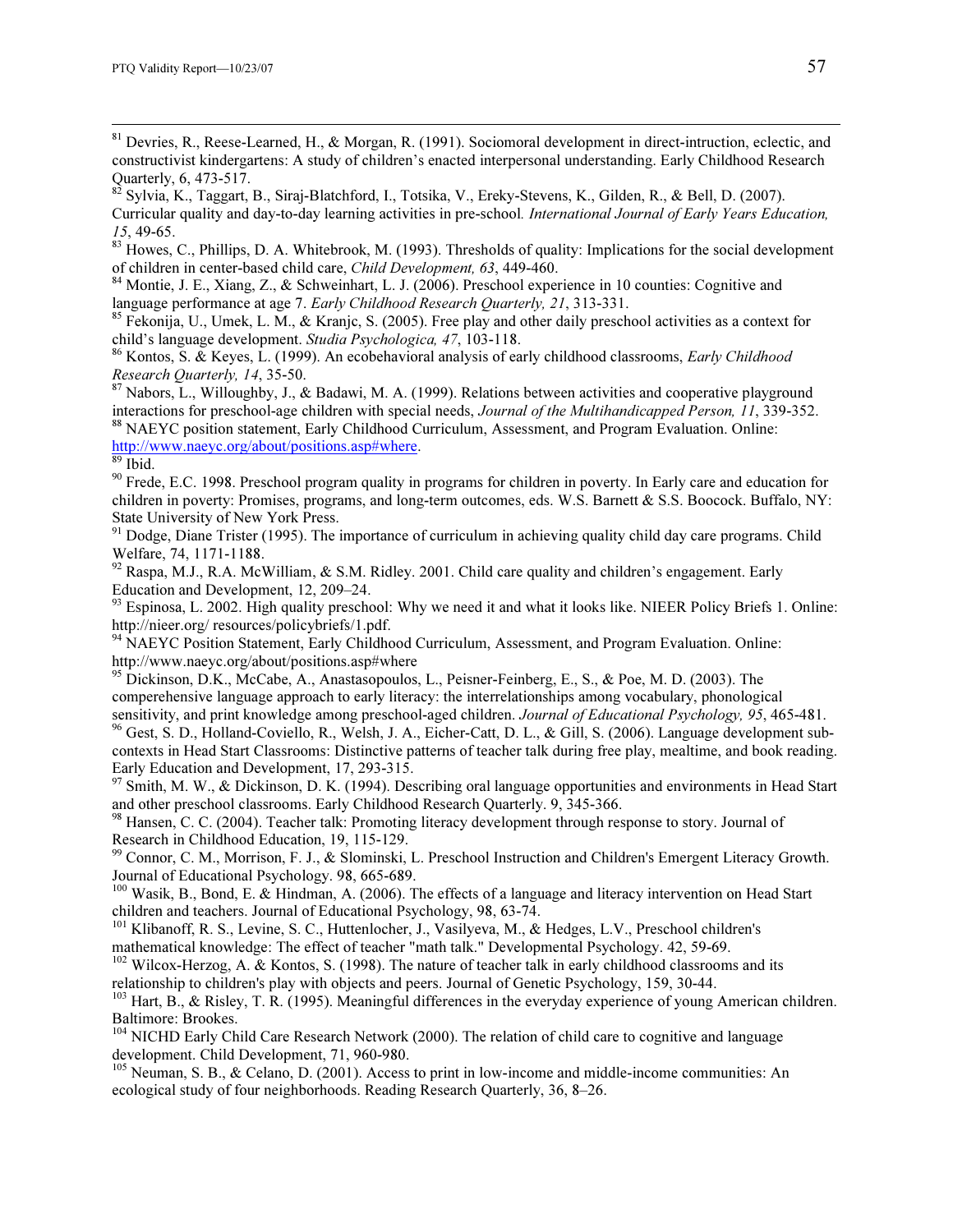[81] Devries, R., Reese-Learned, H., & Morgan, R. (1991). Sociomoral development in direct-intruction, eclectic, and constructivist kindergartens: A study of children's enacted interpersonal understanding. Early Childhood Research Quarterly, 6, 473-517.

[82] Sylvia, K., Taggart, B., Siraj-Blatchford, I., Totsika, V., Ereky-Stevens, K., Gilden, R., & Bell, D. (2007). Curricular quality and day-to-day learning activities in pre-school. *International Journal of Early Years Education, 15*, 49-65.

[83] Howes, C., Phillips, D. A. Whitebrook, M. (1993). Thresholds of quality: Implications for the social development of children in center-based child care, *Child Development, 63*, 449-460.

[84] Montie, J. E., Xiang, Z., & Schweinhart, L. J. (2006). Preschool experience in 10 counties: Cognitive and language performance at age 7. *Early Childhood Research Quarterly, 21*, 313-331.

[85] Fekonija, U., Umek, L. M., & Kranjc, S. (2005). Free play and other daily preschool activities as a context for child's language development. *Studia Psychologica, 47*, 103-118.

[86] Kontos, S. & Keyes, L. (1999). An ecobehavioral analysis of early childhood classrooms, *Early Childhood Research Quarterly, 14*, 35-50.

[87] Nabors, L., Willoughby, J., & Badawi, M. A. (1999). Relations between activities and cooperative playground interactions for preschool-age children with special needs, *Journal of the Multihandicapped Person, 11*, 339-352.

[88] NAEYC position statement, Early Childhood Curriculum, Assessment, and Program Evaluation. Online: http://www.naeyc.org/about/positions.asp#where.

[89] Ibid.

[90] Frede, E.C. 1998. Preschool program quality in programs for children in poverty. In Early care and education for children in poverty: Promises, programs, and long-term outcomes, eds. W.S. Barnett & S.S. Boocock. Buffalo, NY: State University of New York Press.

[91] Dodge, Diane Trister (1995). The importance of curriculum in achieving quality child day care programs. Child Welfare, 74, 1171-1188.

[92] Raspa, M.J., R.A. McWilliam, & S.M. Ridley. 2001. Child care quality and children's engagement. Early Education and Development, 12, 209–24.

[93] Espinosa, L. 2002. High quality preschool: Why we need it and what it looks like. NIEER Policy Briefs 1. Online: http://nieer.org/ resources/policybriefs/1.pdf.

[94] NAEYC Position Statement, Early Childhood Curriculum, Assessment, and Program Evaluation. Online: http://www.naeyc.org/about/positions.asp#where

[95] Dickinson, D.K., McCabe, A., Anastasopoulos, L., Peisner-Feinberg, E., S., & Poe, M. D. (2003). The comperehensive language approach to early literacy: the interrelationships among vocabulary, phonological sensitivity, and print knowledge among preschool-aged children. *Journal of Educational Psychology, 95*, 465-481.

[96] Gest, S. D., Holland-Coviello, R., Welsh, J. A., Eicher-Catt, D. L., & Gill, S. (2006). Language development sub-contexts in Head Start Classrooms: Distinctive patterns of teacher talk during free play, mealtime, and book reading. Early Education and Development, 17, 293-315.

[97] Smith, M. W., & Dickinson, D. K. (1994). Describing oral language opportunities and environments in Head Start and other preschool classrooms. Early Childhood Research Quarterly. 9, 345-366.

[98] Hansen, C. C. (2004). Teacher talk: Promoting literacy development through response to story. Journal of Research in Childhood Education, 19, 115-129.

[99] Connor, C. M., Morrison, F. J., & Slominski, L. Preschool Instruction and Children's Emergent Literacy Growth. Journal of Educational Psychology. 98, 665-689.

[100] Wasik, B., Bond, E. & Hindman, A. (2006). The effects of a language and literacy intervention on Head Start children and teachers. Journal of Educational Psychology, 98, 63-74.

[101] Klibanoff, R. S., Levine, S. C., Huttenlocher, J., Vasilyeva, M., & Hedges, L.V., Preschool children's mathematical knowledge: The effect of teacher "math talk." Developmental Psychology. 42, 59-69.

[102] Wilcox-Herzog, A. & Kontos, S. (1998). The nature of teacher talk in early childhood classrooms and its relationship to children's play with objects and peers. Journal of Genetic Psychology, 159, 30-44.

[103] Hart, B., & Risley, T. R. (1995). Meaningful differences in the everyday experience of young American children. Baltimore: Brookes.

[104] NICHD Early Child Care Research Network (2000). The relation of child care to cognitive and language development. Child Development, 71, 960-980.

[105] Neuman, S. B., & Celano, D. (2001). Access to print in low-income and middle-income communities: An ecological study of four neighborhoods. Reading Research Quarterly, 36, 8–26.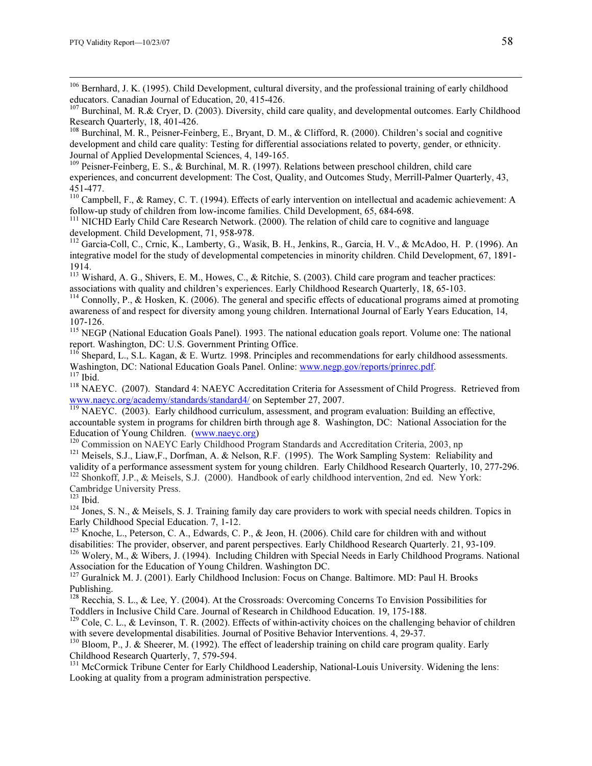[106] Bernhard, J. K. (1995). Child Development, cultural diversity, and the professional training of early childhood educators. Canadian Journal of Education, 20, 415-426.

[107] Burchinal, M. R.& Cryer, D. (2003). Diversity, child care quality, and developmental outcomes. Early Childhood Research Quarterly, 18, 401-426.

[108] Burchinal, M. R., Peisner-Feinberg, E., Bryant, D. M., & Clifford, R. (2000). Children's social and cognitive development and child care quality: Testing for differential associations related to poverty, gender, or ethnicity. Journal of Applied Developmental Sciences, 4, 149-165.

[109] Peisner-Feinberg, E. S., & Burchinal, M. R. (1997). Relations between preschool children, child care experiences, and concurrent development: The Cost, Quality, and Outcomes Study, Merrill-Palmer Quarterly, 43, 451-477.

[110] Campbell, F., & Ramey, C. T. (1994). Effects of early intervention on intellectual and academic achievement: A follow-up study of children from low-income families. Child Development, 65, 684-698.

[111] NICHD Early Child Care Research Network. (2000). The relation of child care to cognitive and language development. Child Development, 71, 958-978.

[112] Garcia-Coll, C., Crnic, K., Lamberty, G., Wasik, B. H., Jenkins, R., Garcia, H. V., & McAdoo, H. P. (1996). An integrative model for the study of developmental competencies in minority children. Child Development, 67, 1891-1914.

[113] Wishard, A. G., Shivers, E. M., Howes, C., & Ritchie, S. (2003). Child care program and teacher practices: associations with quality and children's experiences. Early Childhood Research Quarterly, 18, 65-103.

[114] Connolly, P., & Hosken, K. (2006). The general and specific effects of educational programs aimed at promoting awareness of and respect for diversity among young children. International Journal of Early Years Education, 14, 107-126.

[115] NEGP (National Education Goals Panel). 1993. The national education goals report. Volume one: The national report. Washington, DC: U.S. Government Printing Office.

[116] Shepard, L., S.L. Kagan, & E. Wurtz. 1998. Principles and recommendations for early childhood assessments. Washington, DC: National Education Goals Panel. Online: [www.negp.gov/reports/prinrec.pdf](www.negp.gov/reports/prinrec.pdf).

[117] Ibid.

[118] NAEYC. (2007). Standard 4: NAEYC Accreditation Criteria for Assessment of Child Progress. Retrieved from [www.naeyc.org/academy/standards/standard4/](www.naeyc.org/academy/standards/standard4/) on September 27, 2007.

[119] NAEYC. (2003). Early childhood curriculum, assessment, and program evaluation: Building an effective, accountable system in programs for children birth through age 8. Washington, DC: National Association for the Education of Young Children. ([www.naeyc.org](www.naeyc.org))

[120] Commission on NAEYC Early Childhood Program Standards and Accreditation Criteria, 2003, np

[121] Meisels, S.J., Liaw,F., Dorfman, A. & Nelson, R.F. (1995). The Work Sampling System: Reliability and validity of a performance assessment system for young children. Early Childhood Research Quarterly, 10, 277-296.

[122] Shonkoff, J.P., & Meisels, S.J. (2000). Handbook of early childhood intervention, 2nd ed. New York: Cambridge University Press.

[123] Ibid.

[124] Jones, S. N., & Meisels, S. J. Training family day care providers to work with special needs children. Topics in Early Childhood Special Education. 7, 1-12.

[125] Knoche, L., Peterson, C. A., Edwards, C. P., & Jeon, H. (2006). Child care for children with and without disabilities: The provider, observer, and parent perspectives. Early Childhood Research Quarterly. 21, 93-109.

[126] Wolery, M., & Wibers, J. (1994). Including Children with Special Needs in Early Childhood Programs. National Association for the Education of Young Children. Washington DC.

[127] Guralnick M. J. (2001). Early Childhood Inclusion: Focus on Change. Baltimore. MD: Paul H. Brooks Publishing.

[128] Recchia, S. L., & Lee, Y. (2004). At the Crossroads: Overcoming Concerns To Envision Possibilities for Toddlers in Inclusive Child Care. Journal of Research in Childhood Education. 19, 175-188.

[129] Cole, C. L., & Levinson, T. R. (2002). Effects of within-activity choices on the challenging behavior of children with severe developmental disabilities. Journal of Positive Behavior Interventions. 4, 29-37.

[130] Bloom, P., J. & Sheerer, M. (1992). The effect of leadership training on child care program quality. Early Childhood Research Quarterly, 7, 579-594.

[131] McCormick Tribune Center for Early Childhood Leadership, National-Louis University. Widening the lens: Looking at quality from a program administration perspective.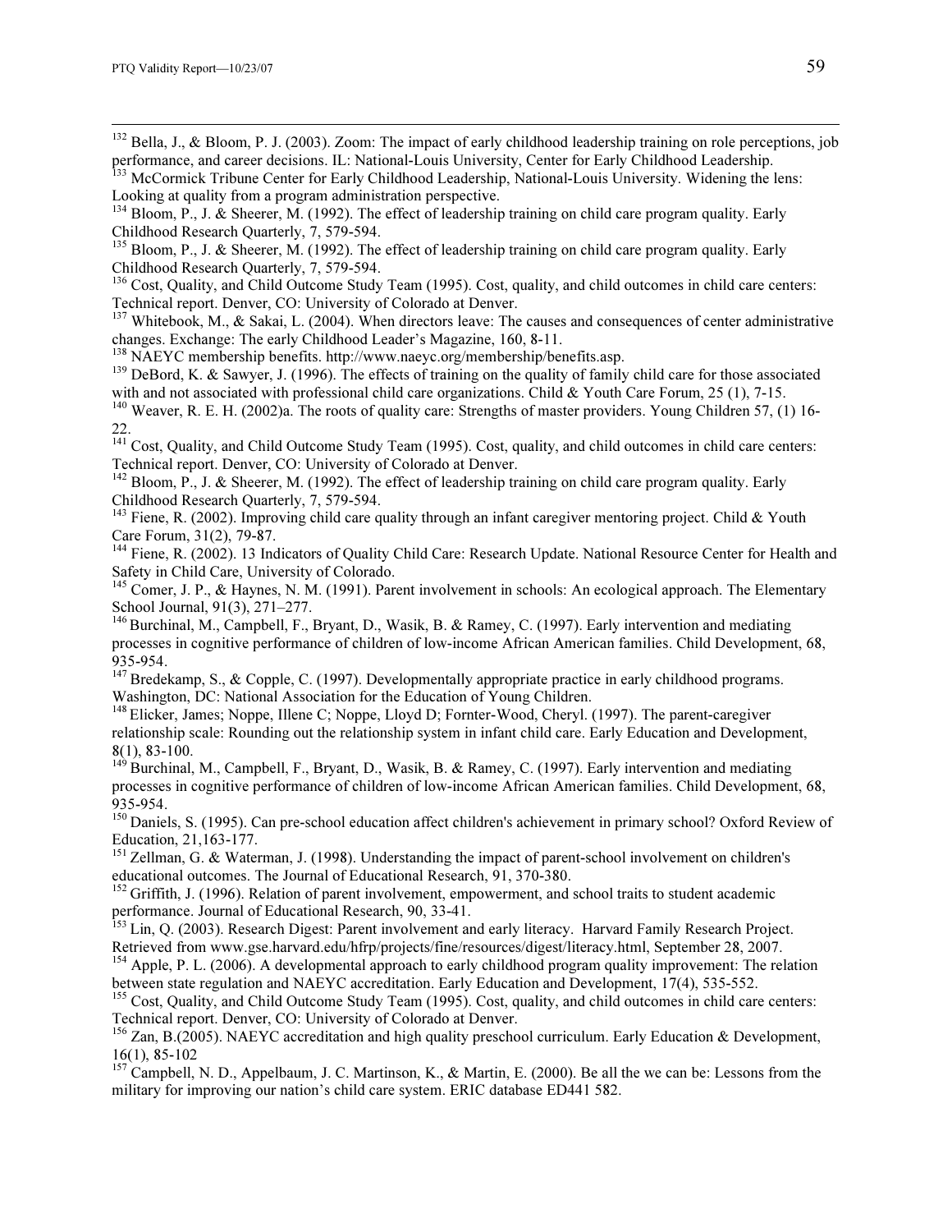[132] Bella, J., & Bloom, P. J. (2003). Zoom: The impact of early childhood leadership training on role perceptions, job performance, and career decisions. IL: National-Louis University, Center for Early Childhood Leadership.

[133] McCormick Tribune Center for Early Childhood Leadership, National-Louis University. Widening the lens: Looking at quality from a program administration perspective.

[134] Bloom, P., J. & Sheerer, M. (1992). The effect of leadership training on child care program quality. Early Childhood Research Quarterly, 7, 579-594.

[135] Bloom, P., J. & Sheerer, M. (1992). The effect of leadership training on child care program quality. Early Childhood Research Quarterly, 7, 579-594.

[136] Cost, Quality, and Child Outcome Study Team (1995). Cost, quality, and child outcomes in child care centers: Technical report. Denver, CO: University of Colorado at Denver.

[137] Whitebook, M., & Sakai, L. (2004). When directors leave: The causes and consequences of center administrative changes. Exchange: The early Childhood Leader's Magazine, 160, 8-11.

[138] NAEYC membership benefits. http://www.naeyc.org/membership/benefits.asp.

[139] DeBord, K. & Sawyer, J. (1996). The effects of training on the quality of family child care for those associated with and not associated with professional child care organizations. Child & Youth Care Forum, 25 (1), 7-15.

[140] Weaver, R. E. H. (2002)a. The roots of quality care: Strengths of master providers. Young Children 57, (1) 16-22.

[141] Cost, Quality, and Child Outcome Study Team (1995). Cost, quality, and child outcomes in child care centers: Technical report. Denver, CO: University of Colorado at Denver.

[142] Bloom, P., J. & Sheerer, M. (1992). The effect of leadership training on child care program quality. Early Childhood Research Quarterly, 7, 579-594.

[143] Fiene, R. (2002). Improving child care quality through an infant caregiver mentoring project. Child & Youth Care Forum, 31(2), 79-87.

[144] Fiene, R. (2002). 13 Indicators of Quality Child Care: Research Update. National Resource Center for Health and Safety in Child Care, University of Colorado.

[145] Comer, J. P., & Haynes, N. M. (1991). Parent involvement in schools: An ecological approach. The Elementary School Journal, 91(3), 271–277.

[146] Burchinal, M., Campbell, F., Bryant, D., Wasik, B. & Ramey, C. (1997). Early intervention and mediating processes in cognitive performance of children of low-income African American families. Child Development, 68, 935-954.

[147] Bredekamp, S., & Copple, C. (1997). Developmentally appropriate practice in early childhood programs. Washington, DC: National Association for the Education of Young Children.

[148] Elicker, James; Noppe, Illene C; Noppe, Lloyd D; Fornter-Wood, Cheryl. (1997). The parent-caregiver relationship scale: Rounding out the relationship system in infant child care. Early Education and Development, 8(1), 83-100.

[149] Burchinal, M., Campbell, F., Bryant, D., Wasik, B. & Ramey, C. (1997). Early intervention and mediating processes in cognitive performance of children of low-income African American families. Child Development, 68, 935-954.

[150] Daniels, S. (1995). Can pre-school education affect children's achievement in primary school? Oxford Review of Education, 21,163-177.

[151] Zellman, G. & Waterman, J. (1998). Understanding the impact of parent-school involvement on children's educational outcomes. The Journal of Educational Research, 91, 370-380.

[152] Griffith, J. (1996). Relation of parent involvement, empowerment, and school traits to student academic performance. Journal of Educational Research, 90, 33-41.

[153] Lin, Q. (2003). Research Digest: Parent involvement and early literacy. Harvard Family Research Project. Retrieved from www.gse.harvard.edu/hfrp/projects/fine/resources/digest/literacy.html, September 28, 2007.

[154] Apple, P. L. (2006). A developmental approach to early childhood program quality improvement: The relation between state regulation and NAEYC accreditation. Early Education and Development, 17(4), 535-552.

[155] Cost, Quality, and Child Outcome Study Team (1995). Cost, quality, and child outcomes in child care centers: Technical report. Denver, CO: University of Colorado at Denver.

[156] Zan, B.(2005). NAEYC accreditation and high quality preschool curriculum. Early Education & Development, 16(1), 85-102

[157] Campbell, N. D., Appelbaum, J. C. Martinson, K., & Martin, E. (2000). Be all the we can be: Lessons from the military for improving our nation's child care system. ERIC database ED441 582.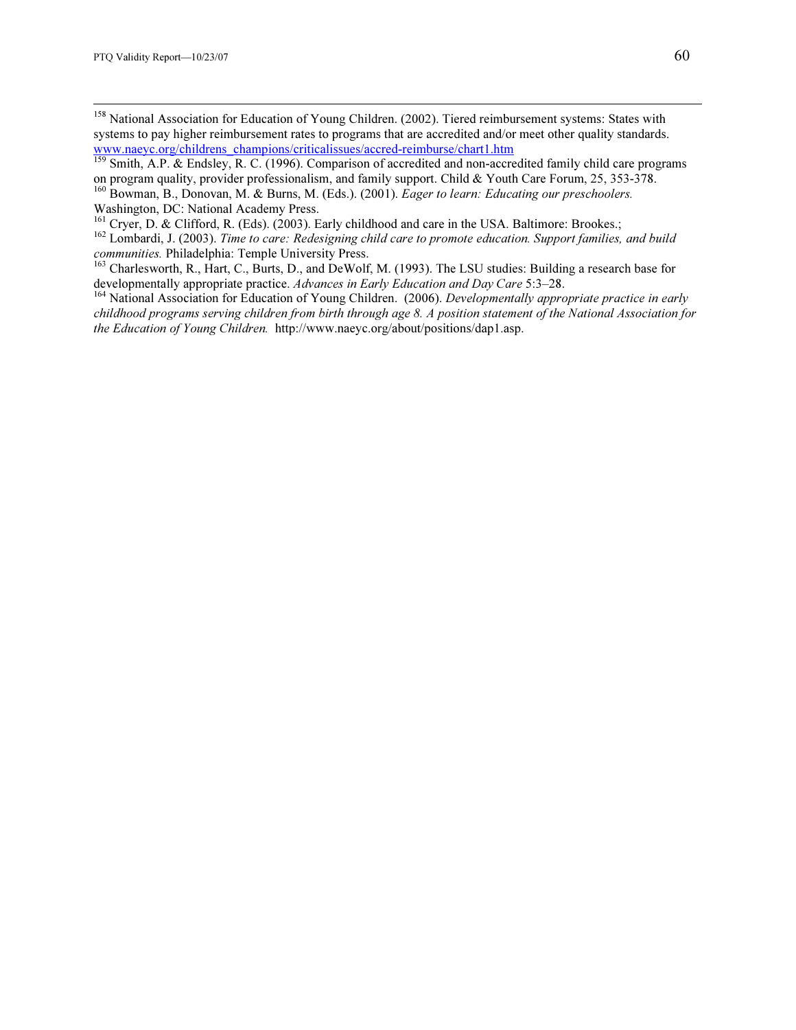[158] National Association for Education of Young Children. (2002). Tiered reimbursement systems: States with systems to pay higher reimbursement rates to programs that are accredited and/or meet other quality standards. www.naeyc.org/childrens_champions/criticalissues/accred-reimburse/chart1.htm

[159] Smith, A.P. & Endsley, R. C. (1996). Comparison of accredited and non-accredited family child care programs on program quality, provider professionalism, and family support. Child & Youth Care Forum, 25, 353-378.

[160] Bowman, B., Donovan, M. & Burns, M. (Eds.). (2001). *Eager to learn: Educating our preschoolers.* Washington, DC: National Academy Press.

[161] Cryer, D. & Clifford, R. (Eds). (2003). Early childhood and care in the USA. Baltimore: Brookes.;

[162] Lombardi, J. (2003). *Time to care: Redesigning child care to promote education. Support families, and build communities.* Philadelphia: Temple University Press.

[163] Charlesworth, R., Hart, C., Burts, D., and DeWolf, M. (1993). The LSU studies: Building a research base for developmentally appropriate practice. *Advances in Early Education and Day Care* 5:3–28.

[164] National Association for Education of Young Children. (2006). *Developmentally appropriate practice in early childhood programs serving children from birth through age 8. A position statement of the National Association for the Education of Young Children.* http://www.naeyc.org/about/positions/dap1.asp.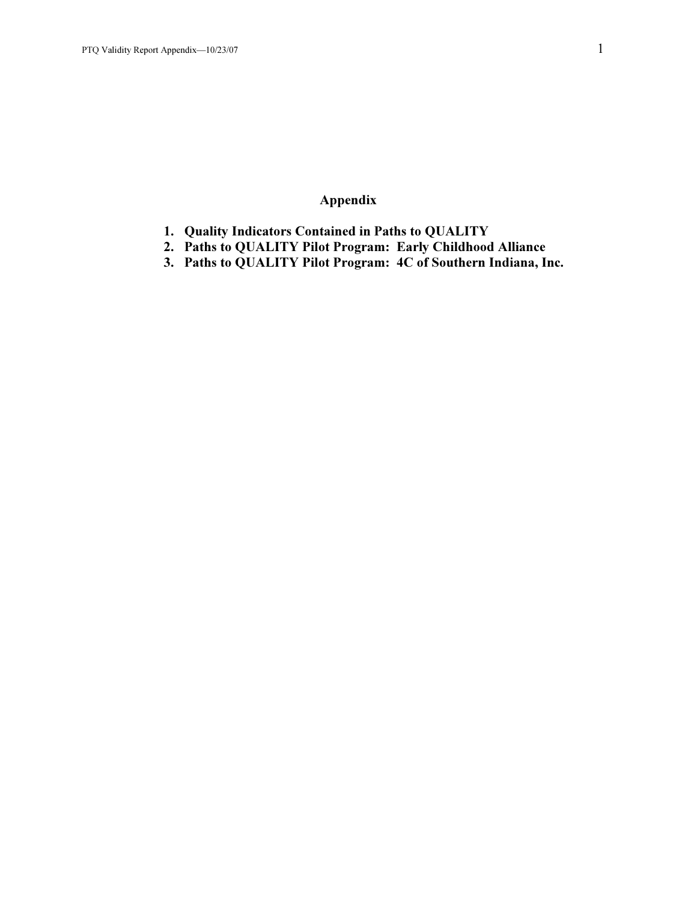# Appendix

1. **Quality Indicators Contained in Paths to QUALITY**
2. **Paths to QUALITY Pilot Program: Early Childhood Alliance**
3. **Paths to QUALITY Pilot Program: 4C of Southern Indiana, Inc.**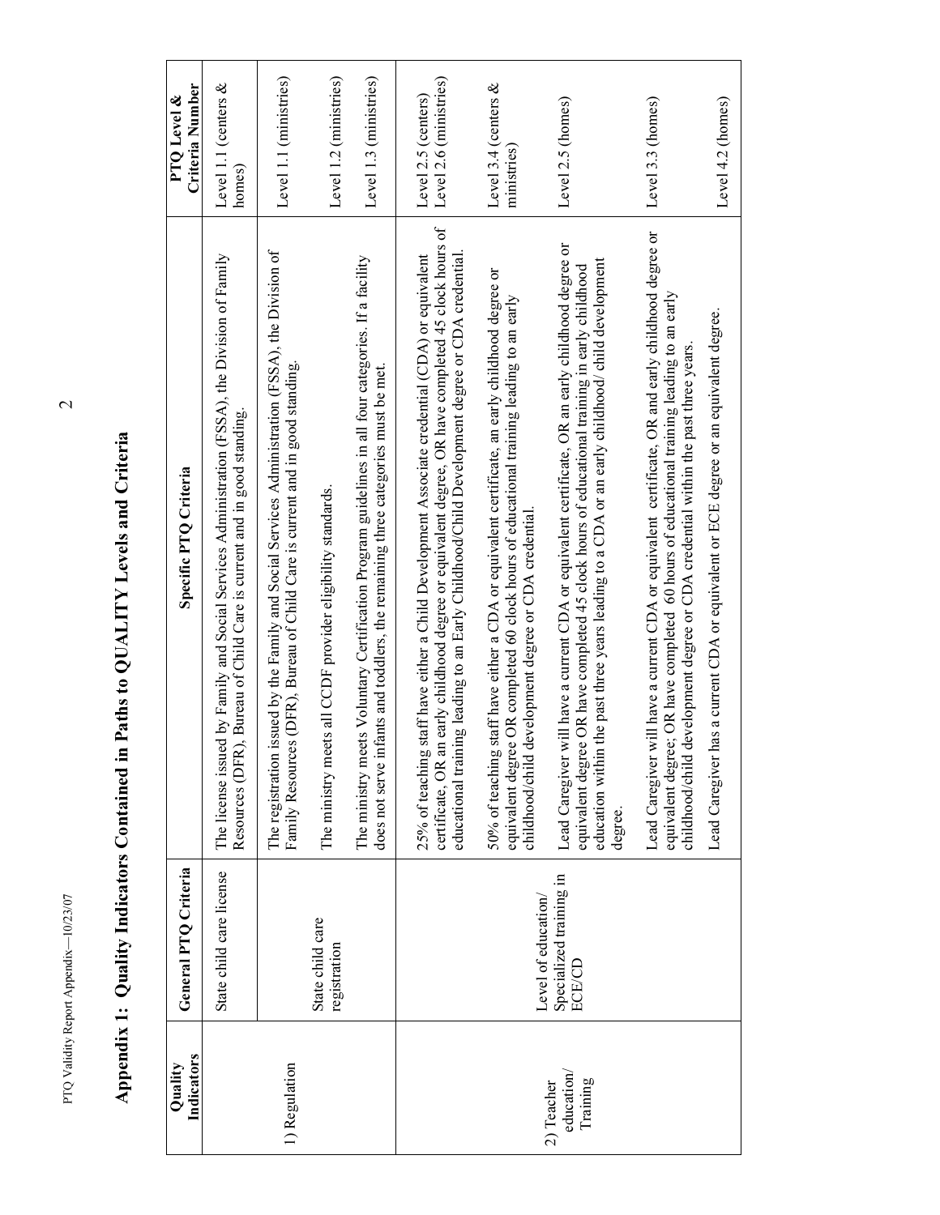# Appendix 1: Quality Indicators Contained in Paths to QUALITY Levels and Criteria

| Quality Indicators | General PTQ Criteria | Specific PTQ Criteria | PTQ Level & Criteria Number |
|---|---|---|---|
| 1) Regulation | State child care license | The license issued by Family and Social Services Administration (FSSA), the Division of Family Resources (DFR), Bureau of Child Care is current and in good standing. | Level 1.1 (centers & homes) |
| | State child care registration | The registration issued by the Family and Social Services Administration (FSSA), the Division of Family Resources (DFR), Bureau of Child Care is current and in good standing. | Level 1.1 (ministries) |
| | | The ministry meets all CCDF provider eligibility standards. | Level 1.2 (ministries) |
| | | The ministry meets Voluntary Certification Program guidelines in all four categories. If a facility does not serve infants and toddlers, the remaining three categories must be met. | Level 1.3 (ministries) |
| 2) Teacher education/ Training | Level of education/ Specialized training in ECE/CD | 25% of teaching staff have either a Child Development Associate credential (CDA) or equivalent certificate, OR an early childhood degree or equivalent degree, OR have completed 45 clock hours of educational training leading to an Early Childhood/Child Development degree or CDA credential. | Level 2.5 (centers)<br>Level 2.6 (ministries) |
| | | 50% of teaching staff have either a CDA or equivalent certificate, an early childhood degree or equivalent degree OR completed 60 clock hours of educational training leading to an early childhood/child development degree or CDA credential. | Level 3.4 (centers & ministries) |
| | | Lead Caregiver will have a current CDA or equivalent certificate, OR an early childhood degree or equivalent degree OR have completed 45 clock hours of educational training in early childhood education within the past three years leading to a CDA or an early childhood/ child development degree. | Level 2.5 (homes) |
| | | Lead Caregiver will have a current CDA or equivalent certificate, OR and early childhood degree or equivalent degree; OR have completed 60 hours of educational training leading to an early childhood/child development degree or CDA credential within the past three years. | Level 3.3 (homes) |
| | | Lead Caregiver has a current CDA or equivalent or ECE degree or an equivalent degree. | Level 4.2 (homes) |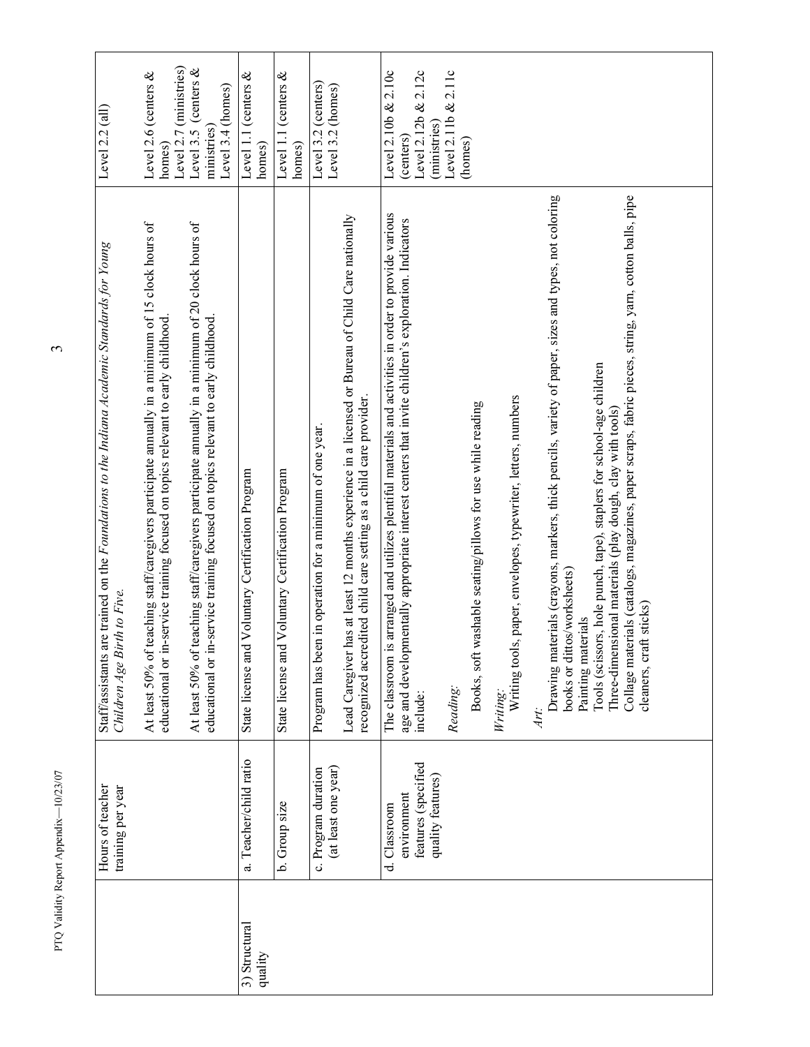|  | Hours of teacher training per year | Staff/assistants are trained on the *Foundations to the Indiana Academic Standards for Young Children Age Birth to Five.*<br><br>At least 50% of teaching staff/caregivers participate annually in a minimum of 15 clock hours of educational or in-service training focused on topics relevant to early childhood.<br><br>At least 50% of teaching staff/caregivers participate annually in a minimum of 20 clock hours of educational or in-service training focused on topics relevant to early childhood. | Level 2.2 (all)<br><br>Level 2.6 (centers & homes)<br>Level 2.7 (ministries)<br>Level 3.5 (centers & ministries)<br>Level 3.4 (homes) |
|---|---|---|---|
| 3) Structural quality | a. Teacher/child ratio | State license and Voluntary Certification Program | Level 1.1 (centers & homes) |
|  | b. Group size | State license and Voluntary Certification Program | Level 1.1 (centers & homes) |
|  | c. Program duration (at least one year) | Program has been in operation for a minimum of one year.<br><br>Lead Caregiver has at least 12 months experience in a licensed or Bureau of Child Care nationally recognized accredited child care setting as a child care provider. | Level 3.2 (centers)<br>Level 3.2 (homes) |
|  | d. Classroom environment features (specified quality features) | The classroom is arranged and utilizes plentiful materials and activities in order to provide various age and developmentally appropriate interest centers that invite children's exploration. Indicators include:<br><br>*Reading:*<br>Books, soft washable seating/pillows for use while reading<br><br>*Writing:*<br>Writing tools, paper, envelopes, typewriter, letters, numbers<br><br>*Art:*<br>Drawing materials (crayons, markers, thick pencils, variety of paper, sizes and types, not coloring books or dittos/worksheets)<br>Painting materials<br>Tools (scissors, hole punch, tape), staplers for school-age children<br>Three-dimensional materials (play dough, clay with tools)<br>Collage materials (catalogs, magazines, paper scraps, fabric pieces, string, yarn, cotton balls, pipe cleaners, craft sticks) | Level 2.10b & 2.10c (centers)<br>Level 2.12b & 2.12c (ministries)<br>Level 2.11b & 2.11c (homes) |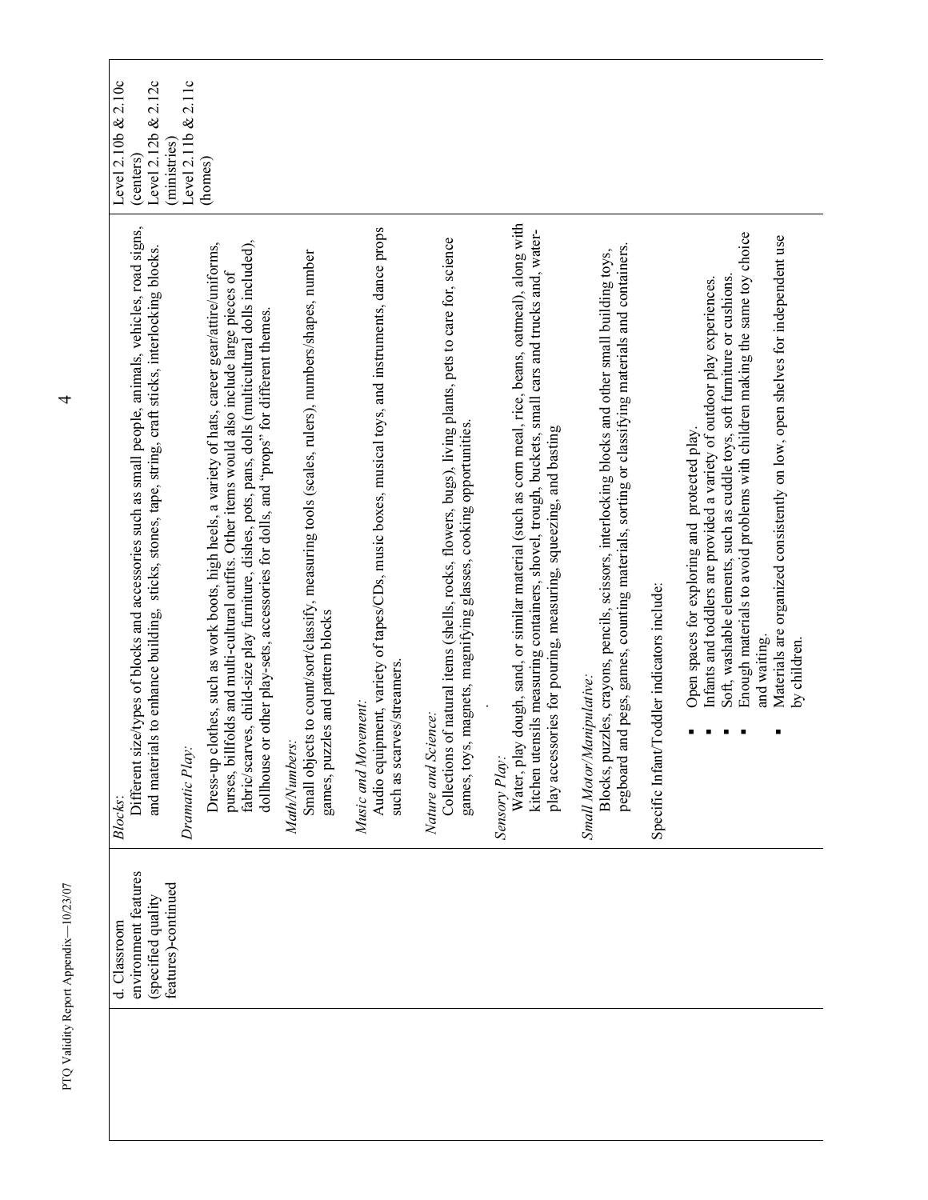| | Quality feature | Indicators | Level |
|---|---|---|---|
| | d. Classroom environment features (specified quality features)-continued | *Blocks*:<br>Different size/types of blocks and accessories such as small people, animals, vehicles, road signs, and materials to enhance building, sticks, stones, tape, string, craft sticks, interlocking blocks.<br><br>*Dramatic Play*:<br>Dress-up clothes, such as work boots, high heels, a variety of hats, career gear/attire/uniforms, purses, billfolds and multi-cultural outfits. Other items would also include large pieces of fabric/scarves, child-size play furniture, dishes, pots, pans, dolls (multicultural dolls included), dollhouse or other play-sets, accessories for dolls, and "props" for different themes.<br><br>*Math/Numbers*:<br>Small objects to count/sort/classify, measuring tools (scales, rulers), numbers/shapes, number games, puzzles and pattern blocks<br><br>*Music and Movement*:<br>Audio equipment, variety of tapes/CDs, music boxes, musical toys, and instruments, dance props such as scarves/streamers.<br><br>*Nature and Science*:<br>Collections of natural items (shells, rocks, flowers, bugs), living plants, pets to care for, science games, toys, magnets, magnifying glasses, cooking opportunities.<br><br>*Sensory Play*:<br>Water, play dough, sand, or similar material (such as corn meal, rice, beans, oatmeal), along with kitchen utensils measuring containers, shovel, trough, buckets, small cars and trucks and, water-play accessories for pouring, measuring, squeezing, and basting<br><br>*Small Motor/Manipulative*:<br>Blocks, puzzles, crayons, pencils, scissors, interlocking blocks and other small building toys, pegboard and pegs, games, counting materials, sorting or classifying materials and containers.<br><br>Specific Infant/Toddler indicators include:<br>▪ Open spaces for exploring and protected play.<br>▪ Infants and toddlers are provided a variety of outdoor play experiences.<br>▪ Soft, washable elements, such as cuddle toys, soft furniture or cushions.<br>▪ Enough materials to avoid problems with children making the same toy choice and waiting.<br>▪ Materials are organized consistently on low, open shelves for independent use by children. | Level 2.10b & 2.10c (centers)<br>Level 2.12b & 2.12c (ministries)<br>Level 2.11b & 2.11c (homes) |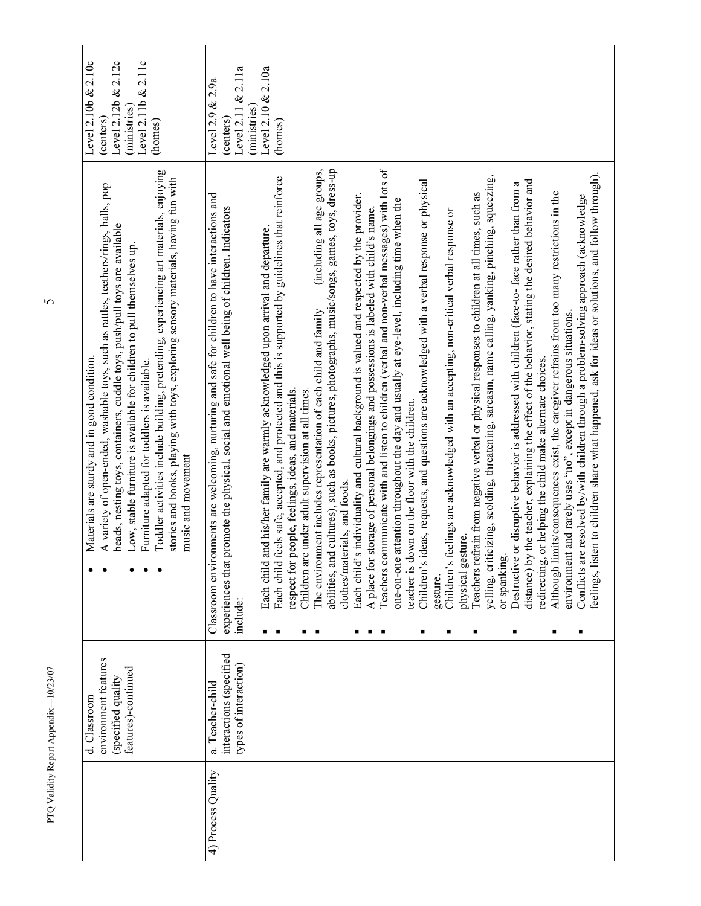| | d. Classroom environment features (specified quality features)-continued | • Materials are sturdy and in good condition.<br>• A variety of open-ended, washable toys, such as rattles, teethers/rings, balls, pop beads, nesting toys, containers, cuddle toys, push/pull toys are available<br>• Low, stable furniture is available for children to pull themselves up.<br>• Furniture adapted for toddlers is available.<br>• Toddler activities include building, pretending, experiencing art materials, enjoying stories and books, playing with toys, exploring sensory materials, having fun with music and movement | Level 2.10b & 2.10c (centers)<br>Level 2.12b & 2.12c (ministries)<br>Level 2.11b & 2.11c (homes) |
|---|---|---|---|
| 4) Process Quality | a. Teacher-child interactions (specified types of interaction) | Classroom environments are welcoming, nurturing and safe for children to have interactions and experiences that promote the physical, social and emotional well being of children. Indicators include:<br>▪ Each child and his/her family are warmly acknowledged upon arrival and departure.<br>▪ Each child feels safe, accepted, and protected and this is supported by guidelines that reinforce respect for people, feelings, ideas, and materials.<br>▪ Children are under adult supervision at all times.<br>▪ The environment includes representation of each child and family (including all age groups, abilities, and cultures), such as books, pictures, photographs, music/songs, games, toys, dress-up clothes/materials, and foods.<br>▪ Each child's individuality and cultural background is valued and respected by the provider.<br>▪ A place for storage of personal belongings and possessions is labeled with child's name.<br>▪ Teachers communicate with and listen to children (verbal and non-verbal messages) with lots of one-on-one attention throughout the day and usually at eye-level, including time when the teacher is down on the floor with the children.<br>▪ Children's ideas, requests, and questions are acknowledged with a verbal response or physical gesture.<br>▪ Children's feelings are acknowledged with an accepting, non-critical verbal response or physical gesture.<br>▪ Teachers refrain from negative verbal or physical responses to children at all times, such as yelling, criticizing, scolding, threatening, sarcasm, name calling, yanking, pinching, squeezing, or spanking.<br>▪ Destructive or disruptive behavior is addressed with children (face-to- face rather than from a distance) by the teacher, explaining the effect of the behavior, stating the desired behavior and redirecting, or helping the child make alternate choices.<br>▪ Although limits/consequences exist, the caregiver refrains from too many restrictions in the environment and rarely uses "no", except in dangerous situations.<br>▪ Conflicts are resolved by/with children through a problem-solving approach (acknowledge feelings, listen to children share what happened, ask for ideas or solutions, and follow through). | Level 2.9 & 2.9a (centers)<br>Level 2.11 & 2.11a (ministries)<br>Level 2.10 & 2.10a (homes) |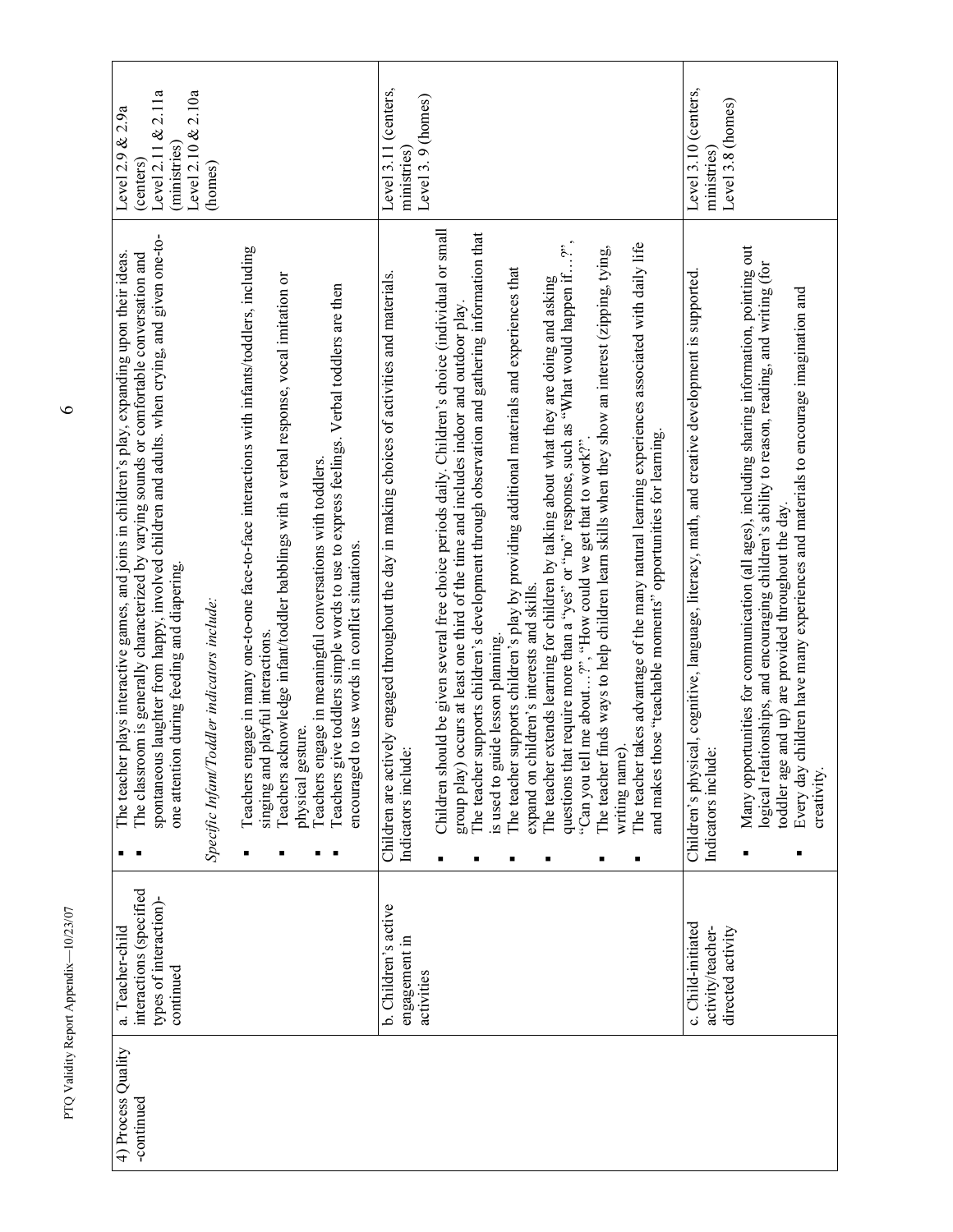| 4) Process Quality -continued | a. Teacher-child interactions (specified types of interaction)-continued | ▪ The teacher plays interactive games, and joins in children's play, expanding upon their ideas.<br>▪ The classroom is generally characterized by varying sounds or comfortable conversation and spontaneous laughter from happy, involved children and adults. when crying, and given one-to-one attention during feeding and diapering.<br><br>*Specific Infant/Toddler indicators include:*<br><br>▪ Teachers engage in many one-to-one face-to-face interactions with infants/toddlers, including singing and playful interactions.<br>▪ Teachers acknowledge infant/toddler babblings with a verbal response, vocal imitation or physical gesture.<br>▪ Teachers engage in meaningful conversations with toddlers.<br>▪ Teachers give toddlers simple words to use to express feelings. Verbal toddlers are then encouraged to use words in conflict situations. | Level 2.9 & 2.9a (centers)<br>Level 2.11 & 2.11a (ministries)<br>Level 2.10 & 2.10a (homes) |
|---|---|---|---|
| | b. Children's active engagement in activities | Children are actively engaged throughout the day in making choices of activities and materials. Indicators include:<br><br>▪ Children should be given several free choice periods daily. Children's choice (individual or small group play) occurs at least one third of the time and includes indoor and outdoor play.<br>▪ The teacher supports children's development through observation and gathering information that is used to guide lesson planning.<br>▪ The teacher supports children's play by providing additional materials and experiences that expand on children's interests and skills.<br>▪ The teacher extends learning for children by talking about what they are doing and asking questions that require more than a "yes" or "no" response, such as "What would happen if…?", "Can you tell me about…?", "How could we get that to work?".<br>▪ The teacher finds ways to help children learn skills when they show an interest (zipping, tying, writing name).<br>▪ The teacher takes advantage of the many natural learning experiences associated with daily life and makes those "teachable moments" opportunities for learning. | Level 3.11 (centers, ministries)<br>Level 3. 9 (homes) |
| | c. Child-initiated activity/teacher-directed activity | Children's physical, cognitive, language, literacy, math, and creative development is supported. Indicators include:<br><br>▪ Many opportunities for communication (all ages), including sharing information, pointing out logical relationships, and encouraging children's ability to reason, reading, and writing (for toddler age and up) are provided throughout the day.<br>▪ Every day children have many experiences and materials to encourage imagination and creativity. | Level 3.10 (centers, ministries)<br>Level 3.8 (homes) |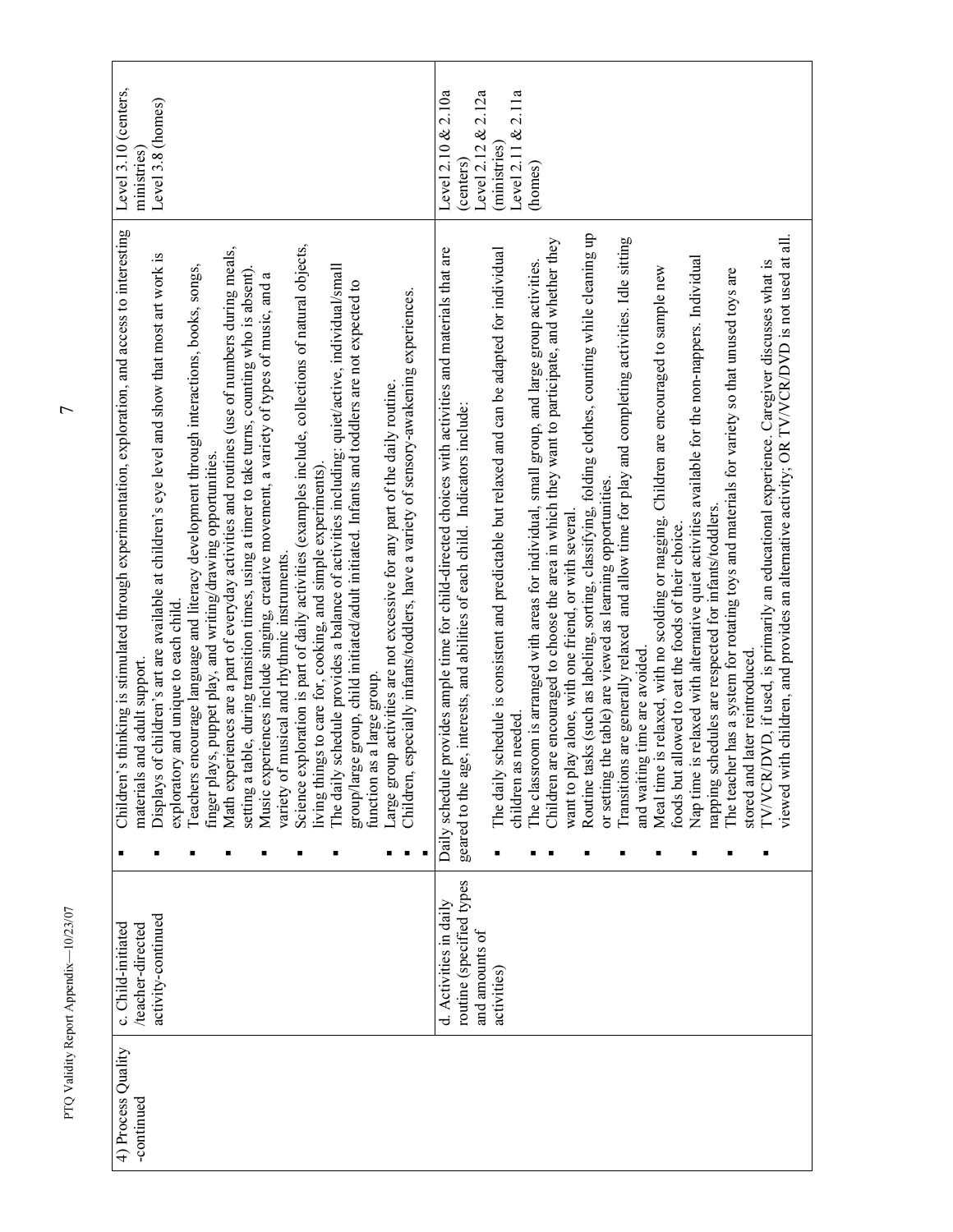| 4) Process Quality -continued | c. Child-initiated /teacher-directed activity-continued | ▪ Children's thinking is stimulated through experimentation, exploration, and access to interesting materials and adult support.<br>▪ Displays of children's art are available at children's eye level and show that most art work is exploratory and unique to each child.<br>▪ Teachers encourage language and literacy development through interactions, books, songs, finger plays, puppet play, and writing/drawing opportunities.<br>▪ Math experiences are a part of everyday activities and routines (use of numbers during meals, setting a table, during transition times, using a timer to take turns, counting who is absent).<br>▪ Music experiences include singing, creative movement, a variety of types of music, and a variety of musical and rhythmic instruments.<br>▪ Science exploration is part of daily activities (examples include, collections of natural objects, living things to care for, cooking, and simple experiments).<br>▪ The daily schedule provides a balance of activities including: quiet/active, individual/small group/large group, child initiated/adult initiated. Infants and toddlers are not expected to function as a large group.<br>▪ Large group activities are not excessive for any part of the daily routine.<br>▪ Children, especially infants/toddlers, have a variety of sensory-awakening experiences. | Level 3.10 (centers, ministries)<br>Level 3.8 (homes) |
|---|---|---|---|
| | d. Activities in daily routine (specified types and amounts of activities) | Daily schedule provides ample time for child-directed choices with activities and materials that are geared to the age, interests, and abilities of each child. Indicators include:<br>▪ The daily schedule is consistent and predictable but relaxed and can be adapted for individual children as needed.<br>▪ The classroom is arranged with areas for individual, small group, and large group activities.<br>▪ Children are encouraged to choose the area in which they want to participate, and whether they want to play alone, with one friend, or with several.<br>▪ Routine tasks (such as labeling, sorting, classifying, folding clothes, counting while cleaning up or setting the table) are viewed as learning opportunities.<br>▪ Transitions are generally relaxed and allow time for play and completing activities. Idle sitting and waiting time are avoided.<br>▪ Meal time is relaxed, with no scolding or nagging. Children are encouraged to sample new foods but allowed to eat the foods of their choice.<br>▪ Nap time is relaxed with alternative quiet activities available for the non-nappers. Individual napping schedules are respected for infants/toddlers.<br>▪ The teacher has a system for rotating toys and materials for variety so that unused toys are stored and later reintroduced.<br>▪ TV/VCR/DVD, if used, is primarily an educational experience. Caregiver discusses what is viewed with children, and provides an alternative activity; OR TV/VCR/DVD is not used at all. | Level 2.10 & 2.10a (centers)<br>Level 2.12 & 2.12a (ministries)<br>Level 2.11 & 2.11a (homes) |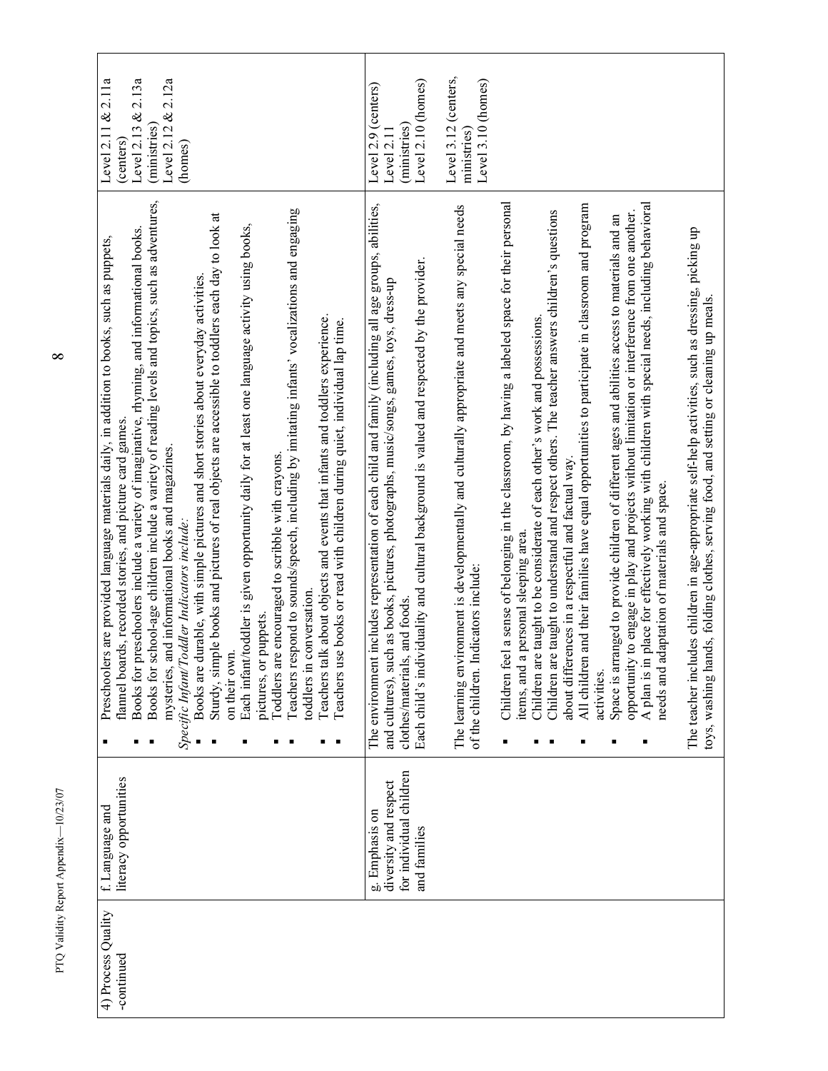| 4) Process Quality -continued | f. Language and literacy opportunities | <ul><li>Preschoolers are provided language materials daily, in addition to books, such as puppets, flannel boards, recorded stories, and picture card games.</li><li>Books for preschoolers include a variety of imaginative, rhyming, and informational books.</li><li>Books for school-age children include a variety of reading levels and topics, such as adventures, mysteries, and informational books and magazines.</li></ul>*Specific Infant/Toddler Indicators include:*<ul><li>Books are durable, with simple pictures and short stories about everyday activities.</li><li>Sturdy, simple books and pictures of real objects are accessible to toddlers each day to look at on their own.</li><li>Each infant/toddler is given opportunity daily for at least one language activity using books, pictures, or puppets.</li><li>Toddlers are encouraged to scribble with crayons.</li><li>Teachers respond to sounds/speech, including by imitating infants' vocalizations and engaging toddlers in conversation.</li><li>Teachers talk about objects and events that infants and toddlers experience.</li><li>Teachers use books or read with children during quiet, individual lap time.</li></ul> | Level 2.11 & 2.11a (centers)<br>Level 2.13 & 2.13a (ministries)<br>Level 2.12 & 2.12a (homes) |
|---|---|---|---|
| | g. Emphasis on diversity and respect for individual children and families | The environment includes representation of each child and family (including all age groups, abilities, and cultures), such as books, pictures, photographs, music/songs, games, toys, dress-up clothes/materials, and foods.<br>Each child's individuality and cultural background is valued and respected by the provider.<br><br>The learning environment is developmentally and culturally appropriate and meets any special needs of the children. Indicators include:<ul><li>Children feel a sense of belonging in the classroom, by having a labeled space for their personal items, and a personal sleeping area.</li><li>Children are taught to be considerate of each other's work and possessions.</li><li>Children are taught to understand and respect others. The teacher answers children's questions about differences in a respectful and factual way.</li><li>All children and their families have equal opportunities to participate in classroom and program activities.</li><li>Space is arranged to provide children of different ages and abilities access to materials and an opportunity to engage in play and projects without limitation or interference from one another.</li><li>A plan is in place for effectively working with children with special needs, including behavioral needs and adaptation of materials and space.</li></ul>The teacher includes children in age-appropriate self-help activities, such as dressing, picking up toys, washing hands, folding clothes, serving food, and setting or cleaning up meals. | Level 2.9 (centers)<br>Level 2.11 (ministries)<br>Level 2.10 (homes)<br><br>Level 3.12 (centers, ministries)<br>Level 3.10 (homes) |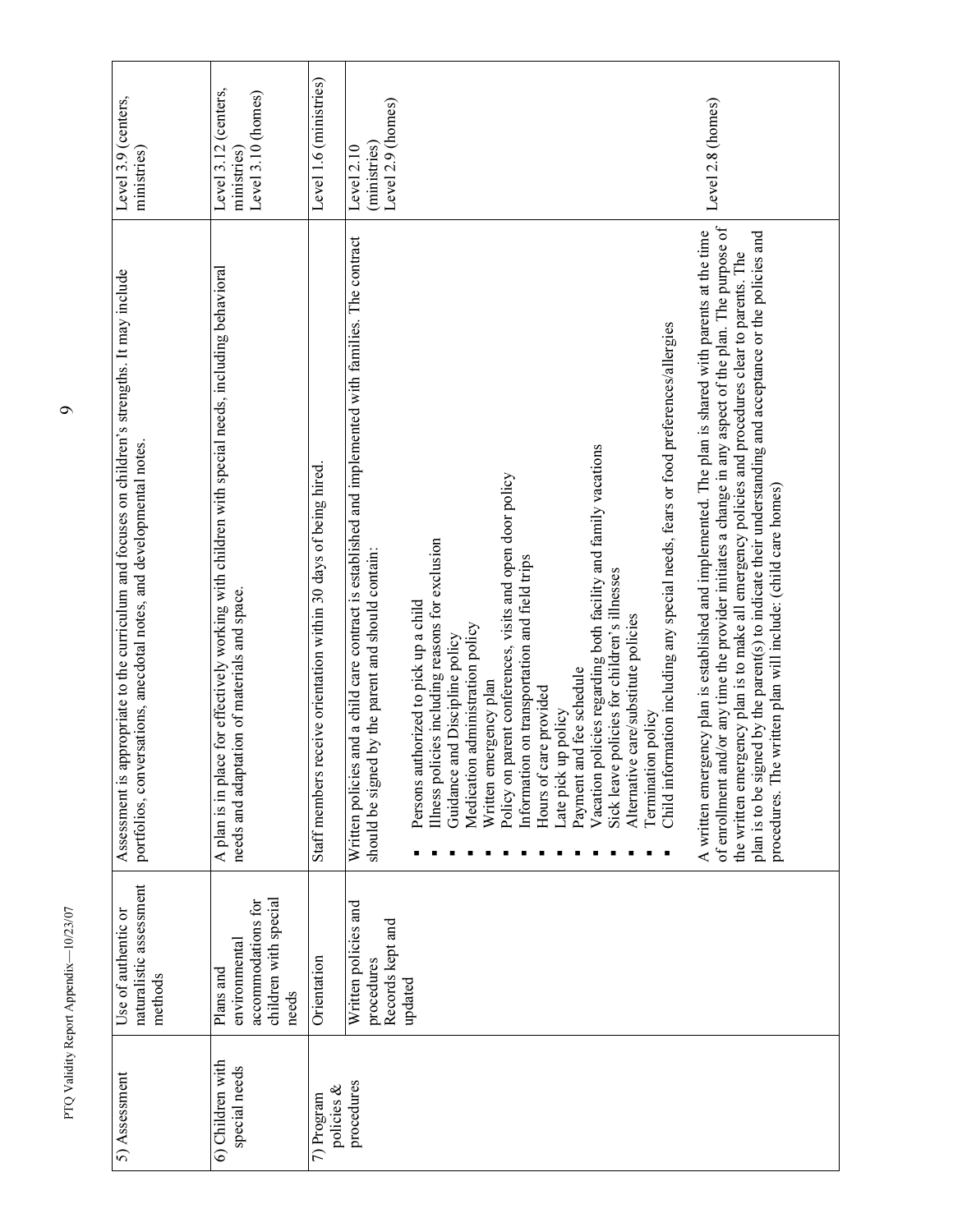| 5) Assessment | Use of authentic or naturalistic assessment methods | Assessment is appropriate to the curriculum and focuses on children's strengths. It may include portfolios, conversations, anecdotal notes, and developmental notes. | Level 3.9 (centers, ministries) |
|---|---|---|---|
| 6) Children with special needs | Plans and environmental accommodations for children with special needs | A plan is in place for effectively working with children with special needs, including behavioral needs and adaptation of materials and space. | Level 3.12 (centers, ministries) Level 3.10 (homes) |
| 7) Program policies & procedures | Orientation | Staff members receive orientation within 30 days of being hired. | Level 1.6 (ministries) |
| | Written policies and procedures Records kept and updated | Written policies and a child care contract is established and implemented with families. The contract should be signed by the parent and should contain: <br>▪ Persons authorized to pick up a child <br>▪ Illness policies including reasons for exclusion <br>▪ Guidance and Discipline policy <br>▪ Medication administration policy <br>▪ Written emergency plan <br>▪ Policy on parent conferences, visits and open door policy <br>▪ Information on transportation and field trips <br>▪ Hours of care provided <br>▪ Late pick up policy <br>▪ Payment and fee schedule <br>▪ Vacation policies regarding both facility and family vacations <br>▪ Sick leave policies for children's illnesses <br>▪ Alternative care/substitute policies <br>▪ Termination policy <br>▪ Child information including any special needs, fears or food preferences/allergies | Level 2.10 (ministries) Level 2.9 (homes) |
| | | A written emergency plan is established and implemented. The plan is shared with parents at the time of enrollment and/or any time the provider initiates a change in any aspect of the plan. The purpose of the written emergency plan is to make all emergency policies and procedures clear to parents. The plan is to be signed by the parent(s) to indicate their understanding and acceptance or the policies and procedures. The written plan will include: (child care homes) | Level 2.8 (homes) |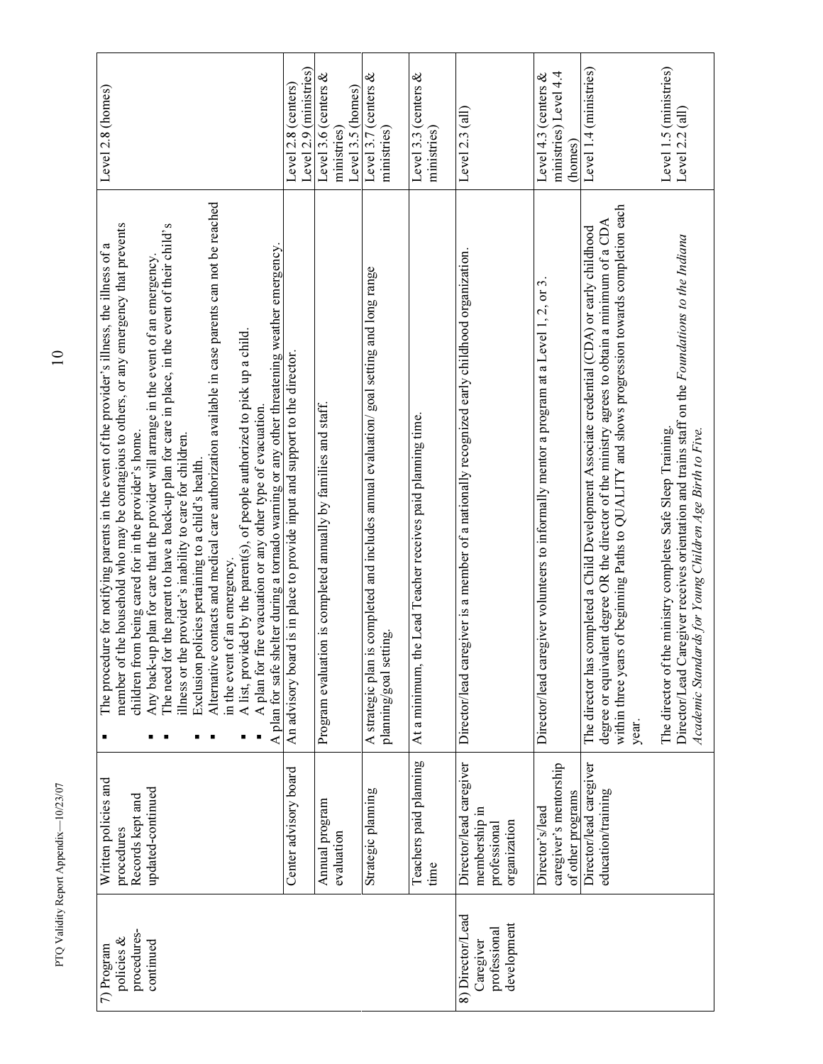| 7) Program policies & procedures-continued | Written policies and procedures Records kept and updated-continued | ▪ The procedure for notifying parents in the event of the provider's illness, the illness of a member of the household who may be contagious to others, or any emergency that prevents children from being cared for in the provider's home. ▪ Any back-up plan for care that the provider will arrange in the event of an emergency. ▪ The need for the parent to have a back-up plan for care in place, in the event of their child's illness or the provider's inability to care for children. ▪ Exclusion policies pertaining to a child's health. ▪ Alternative contacts and medical care authorization available in case parents can not be reached in the event of an emergency. ▪ A list, provided by the parent(s), of people authorized to pick up a child. ▪ A plan for fire evacuation or any other type of evacuation. A plan for safe shelter during a tornado warning or any other threatening weather emergency. | Level 2.8 (homes) |
|---|---|---|---|
| | Center advisory board | An advisory board is in place to provide input and support to the director. | Level 2.8 (centers) Level 2.9 (ministries) |
| | Annual program evaluation | Program evaluation is completed annually by families and staff. | Level 3.6 (centers & ministries) Level 3.5 (homes) |
| | Strategic planning | A strategic plan is completed and includes annual evaluation/ goal setting and long range planning/goal setting. | Level 3.7 (centers & ministries) |
| | Teachers paid planning time | At a minimum, the Lead Teacher receives paid planning time. | Level 3.3 (centers & ministries) |
| 8) Director/Lead Caregiver professional development | Director/lead caregiver membership in professional organization | Director/lead caregiver is a member of a nationally recognized early childhood organization. | Level 2.3 (all) |
| | Director's/lead caregiver's mentorship of other programs | Director/lead caregiver volunteers to informally mentor a program at a Level 1, 2, or 3. | Level 4.3 (centers & ministries) Level 4.4 (homes) |
| | Director/lead caregiver education/training | The director has completed a Child Development Associate credential (CDA) or early childhood degree or equivalent degree OR the director of the ministry agrees to obtain a minimum of a CDA within three years of beginning Paths to QUALITY and shows progression towards completion each year. | Level 1.4 (ministries) |
| | | The director of the ministry completes Safe Sleep Training. Director/Lead Caregiver receives orientation and trains staff on the *Foundations to the Indiana Academic Standards for Young Children Age Birth to Five.* | Level 1.5 (ministries) Level 2.2 (all) |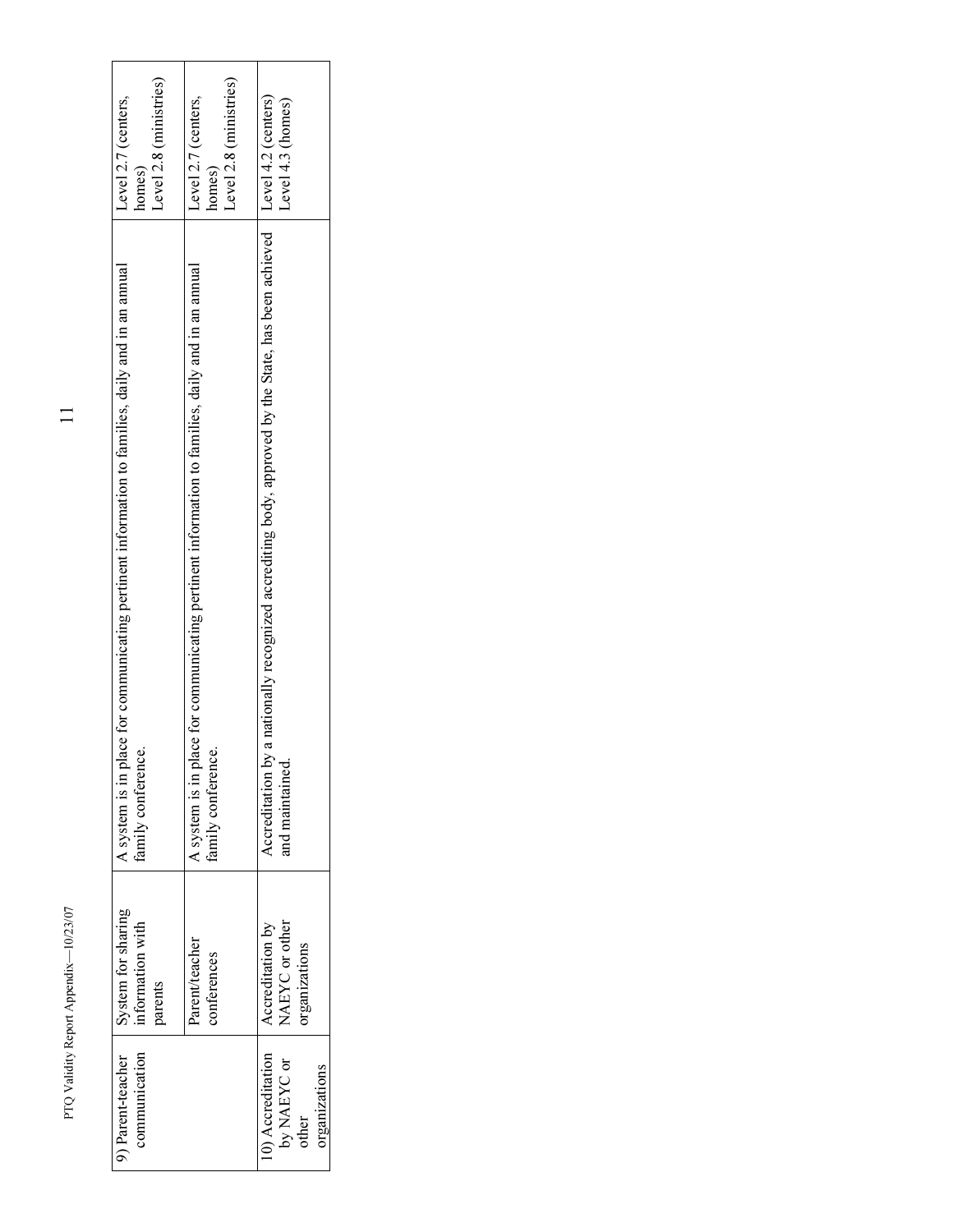| 9) Parent-teacher communication | System for sharing information with parents | A system is in place for communicating pertinent information to families, daily and in an annual family conference. | Level 2.7 (centers, homes)<br>Level 2.8 (ministries) |
|---|---|---|---|
| | Parent/teacher conferences | A system is in place for communicating pertinent information to families, daily and in an annual family conference. | Level 2.7 (centers, homes)<br>Level 2.8 (ministries) |
| 10) Accreditation by NAEYC or other organizations | Accreditation by NAEYC or other organizations | Accreditation by a nationally recognized accrediting body, approved by the State, has been achieved and maintained. | Level 4.2 (centers)<br>Level 4.3 (homes) |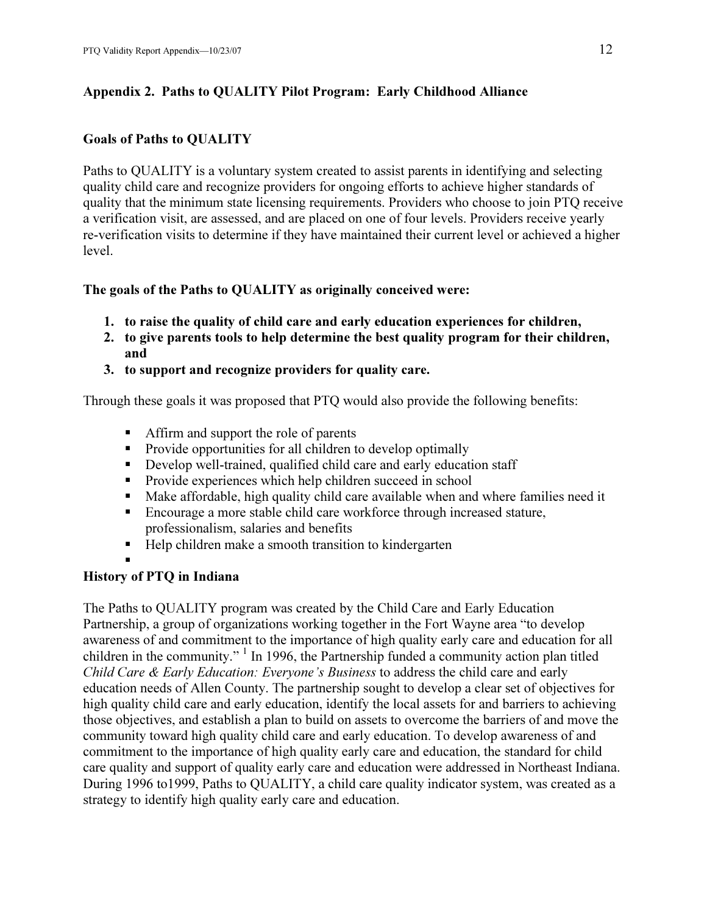## Appendix 2. Paths to QUALITY Pilot Program: Early Childhood Alliance

### Goals of Paths to QUALITY

Paths to QUALITY is a voluntary system created to assist parents in identifying and selecting quality child care and recognize providers for ongoing efforts to achieve higher standards of quality that the minimum state licensing requirements. Providers who choose to join PTQ receive a verification visit, are assessed, and are placed on one of four levels. Providers receive yearly re-verification visits to determine if they have maintained their current level or achieved a higher level.

**The goals of the Paths to QUALITY as originally conceived were:**

1. **to raise the quality of child care and early education experiences for children,**
2. **to give parents tools to help determine the best quality program for their children, and**
3. **to support and recognize providers for quality care.**

Through these goals it was proposed that PTQ would also provide the following benefits:

- Affirm and support the role of parents
- Provide opportunities for all children to develop optimally
- Develop well-trained, qualified child care and early education staff
- Provide experiences which help children succeed in school
- Make affordable, high quality child care available when and where families need it
- Encourage a more stable child care workforce through increased stature, professionalism, salaries and benefits
- Help children make a smooth transition to kindergarten

### History of PTQ in Indiana

The Paths to QUALITY program was created by the Child Care and Early Education Partnership, a group of organizations working together in the Fort Wayne area "to develop awareness of and commitment to the importance of high quality early care and education for all children in the community." [1] In 1996, the Partnership funded a community action plan titled *Child Care & Early Education: Everyone's Business* to address the child care and early education needs of Allen County. The partnership sought to develop a clear set of objectives for high quality child care and early education, identify the local assets for and barriers to achieving those objectives, and establish a plan to build on assets to overcome the barriers of and move the community toward high quality child care and early education. To develop awareness of and commitment to the importance of high quality early care and education, the standard for child care quality and support of quality early care and education were addressed in Northeast Indiana. During 1996 to1999, Paths to QUALITY, a child care quality indicator system, was created as a strategy to identify high quality early care and education.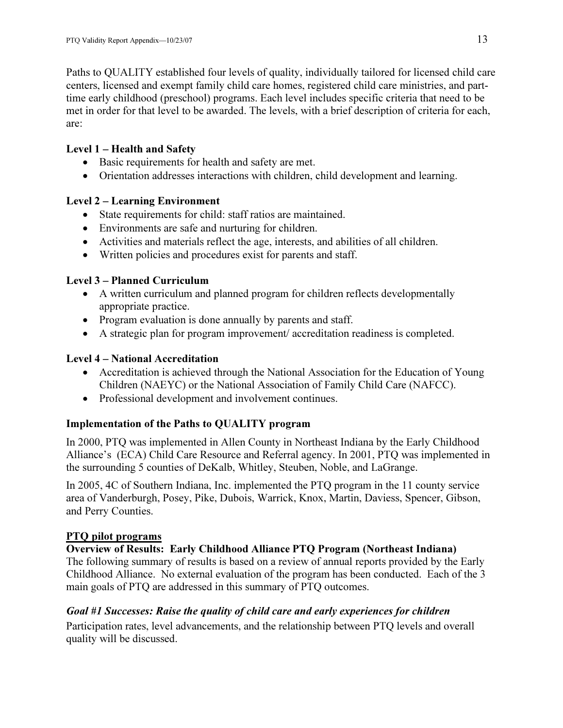Paths to QUALITY established four levels of quality, individually tailored for licensed child care centers, licensed and exempt family child care homes, registered child care ministries, and part-time early childhood (preschool) programs. Each level includes specific criteria that need to be met in order for that level to be awarded. The levels, with a brief description of criteria for each, are:

**Level 1 – Health and Safety**

- Basic requirements for health and safety are met.
- Orientation addresses interactions with children, child development and learning.

**Level 2 – Learning Environment**

- State requirements for child: staff ratios are maintained.
- Environments are safe and nurturing for children.
- Activities and materials reflect the age, interests, and abilities of all children.
- Written policies and procedures exist for parents and staff.

**Level 3 – Planned Curriculum**

- A written curriculum and planned program for children reflects developmentally appropriate practice.
- Program evaluation is done annually by parents and staff.
- A strategic plan for program improvement/ accreditation readiness is completed.

**Level 4 – National Accreditation**

- Accreditation is achieved through the National Association for the Education of Young Children (NAEYC) or the National Association of Family Child Care (NAFCC).
- Professional development and involvement continues.

**Implementation of the Paths to QUALITY program**

In 2000, PTQ was implemented in Allen County in Northeast Indiana by the Early Childhood Alliance's (ECA) Child Care Resource and Referral agency. In 2001, PTQ was implemented in the surrounding 5 counties of DeKalb, Whitley, Steuben, Noble, and LaGrange.

In 2005, 4C of Southern Indiana, Inc. implemented the PTQ program in the 11 county service area of Vanderburgh, Posey, Pike, Dubois, Warrick, Knox, Martin, Daviess, Spencer, Gibson, and Perry Counties.

**PTQ pilot programs**

**Overview of Results: Early Childhood Alliance PTQ Program (Northeast Indiana)**

The following summary of results is based on a review of annual reports provided by the Early Childhood Alliance. No external evaluation of the program has been conducted. Each of the 3 main goals of PTQ are addressed in this summary of PTQ outcomes.

***Goal #1 Successes: Raise the quality of child care and early experiences for children***

Participation rates, level advancements, and the relationship between PTQ levels and overall quality will be discussed.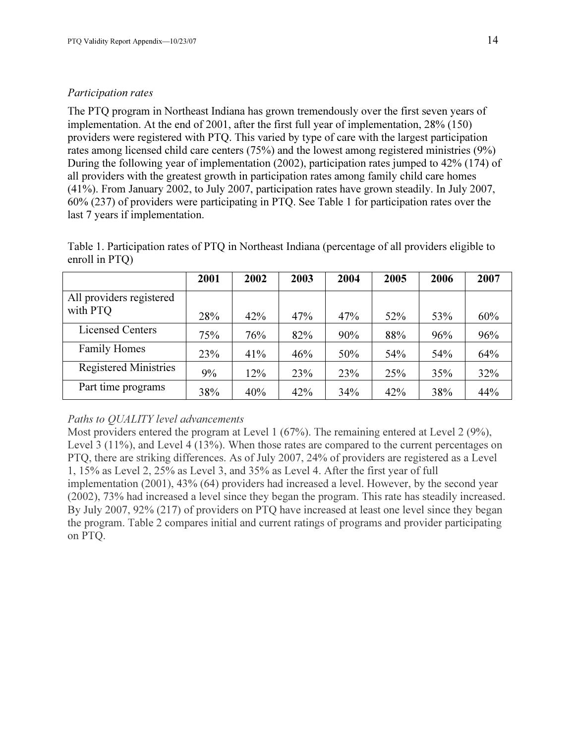*Participation rates*

The PTQ program in Northeast Indiana has grown tremendously over the first seven years of implementation. At the end of 2001, after the first full year of implementation, 28% (150) providers were registered with PTQ. This varied by type of care with the largest participation rates among licensed child care centers (75%) and the lowest among registered ministries (9%) During the following year of implementation (2002), participation rates jumped to 42% (174) of all providers with the greatest growth in participation rates among family child care homes (41%). From January 2002, to July 2007, participation rates have grown steadily. In July 2007, 60% (237) of providers were participating in PTQ. See Table 1 for participation rates over the last 7 years if implementation.

Table 1. Participation rates of PTQ in Northeast Indiana (percentage of all providers eligible to enroll in PTQ)

| | 2001 | 2002 | 2003 | 2004 | 2005 | 2006 | 2007 |
|---|---|---|---|---|---|---|---|
| All providers registered with PTQ | 28% | 42% | 47% | 47% | 52% | 53% | 60% |
| Licensed Centers | 75% | 76% | 82% | 90% | 88% | 96% | 96% |
| Family Homes | 23% | 41% | 46% | 50% | 54% | 54% | 64% |
| Registered Ministries | 9% | 12% | 23% | 23% | 25% | 35% | 32% |
| Part time programs | 38% | 40% | 42% | 34% | 42% | 38% | 44% |

*Paths to QUALITY level advancements*

Most providers entered the program at Level 1 (67%). The remaining entered at Level 2 (9%), Level 3 (11%), and Level 4 (13%). When those rates are compared to the current percentages on PTQ, there are striking differences. As of July 2007, 24% of providers are registered as a Level 1, 15% as Level 2, 25% as Level 3, and 35% as Level 4. After the first year of full implementation (2001), 43% (64) providers had increased a level. However, by the second year (2002), 73% had increased a level since they began the program. This rate has steadily increased. By July 2007, 92% (217) of providers on PTQ have increased at least one level since they began the program. Table 2 compares initial and current ratings of programs and provider participating on PTQ.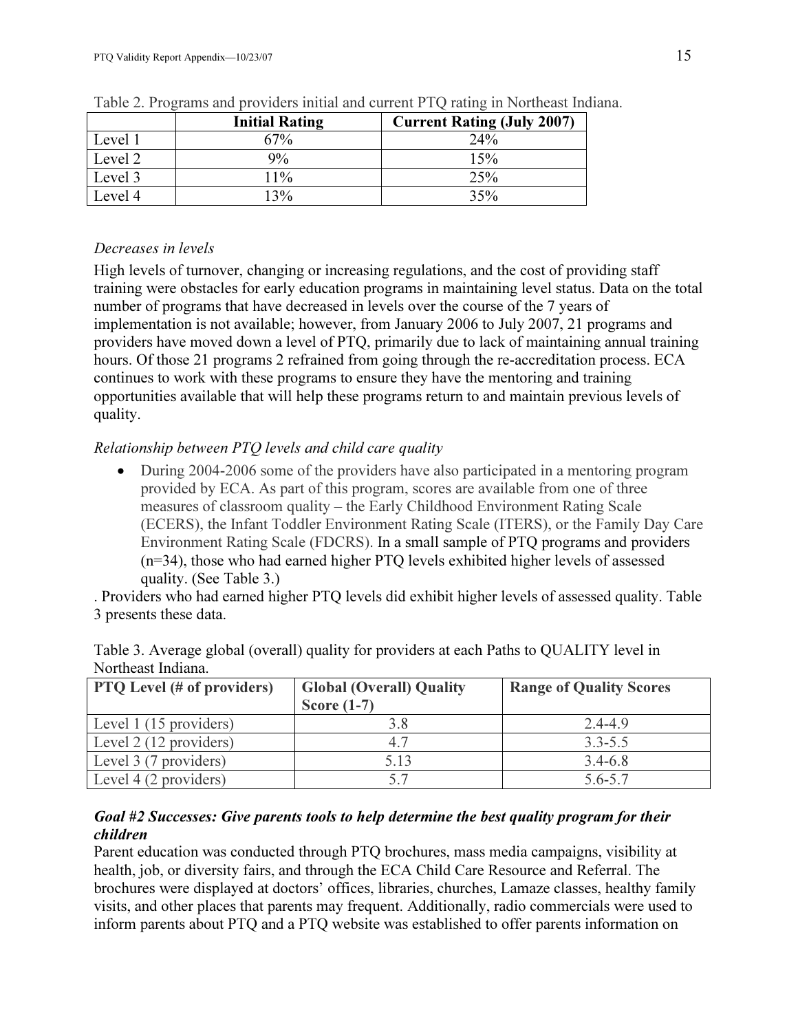Table 2. Programs and providers initial and current PTQ rating in Northeast Indiana.

| | Initial Rating | Current Rating (July 2007) |
|---|---|---|
| Level 1 | 67% | 24% |
| Level 2 | 9% | 15% |
| Level 3 | 11% | 25% |
| Level 4 | 13% | 35% |

*Decreases in levels*

High levels of turnover, changing or increasing regulations, and the cost of providing staff training were obstacles for early education programs in maintaining level status. Data on the total number of programs that have decreased in levels over the course of the 7 years of implementation is not available; however, from January 2006 to July 2007, 21 programs and providers have moved down a level of PTQ, primarily due to lack of maintaining annual training hours. Of those 21 programs 2 refrained from going through the re-accreditation process. ECA continues to work with these programs to ensure they have the mentoring and training opportunities available that will help these programs return to and maintain previous levels of quality.

*Relationship between PTQ levels and child care quality*

- During 2004-2006 some of the providers have also participated in a mentoring program provided by ECA. As part of this program, scores are available from one of three measures of classroom quality – the Early Childhood Environment Rating Scale (ECERS), the Infant Toddler Environment Rating Scale (ITERS), or the Family Day Care Environment Rating Scale (FDCRS). In a small sample of PTQ programs and providers (n=34), those who had earned higher PTQ levels exhibited higher levels of assessed quality. (See Table 3.)

. Providers who had earned higher PTQ levels did exhibit higher levels of assessed quality. Table 3 presents these data.

Table 3. Average global (overall) quality for providers at each Paths to QUALITY level in Northeast Indiana.

| PTQ Level (# of providers) | Global (Overall) Quality Score (1-7) | Range of Quality Scores |
|---|---|---|
| Level 1 (15 providers) | 3.8 | 2.4-4.9 |
| Level 2 (12 providers) | 4.7 | 3.3-5.5 |
| Level 3 (7 providers) | 5.13 | 3.4-6.8 |
| Level 4 (2 providers) | 5.7 | 5.6-5.7 |

***Goal #2 Successes: Give parents tools to help determine the best quality program for their children***

Parent education was conducted through PTQ brochures, mass media campaigns, visibility at health, job, or diversity fairs, and through the ECA Child Care Resource and Referral. The brochures were displayed at doctors' offices, libraries, churches, Lamaze classes, healthy family visits, and other places that parents may frequent. Additionally, radio commercials were used to inform parents about PTQ and a PTQ website was established to offer parents information on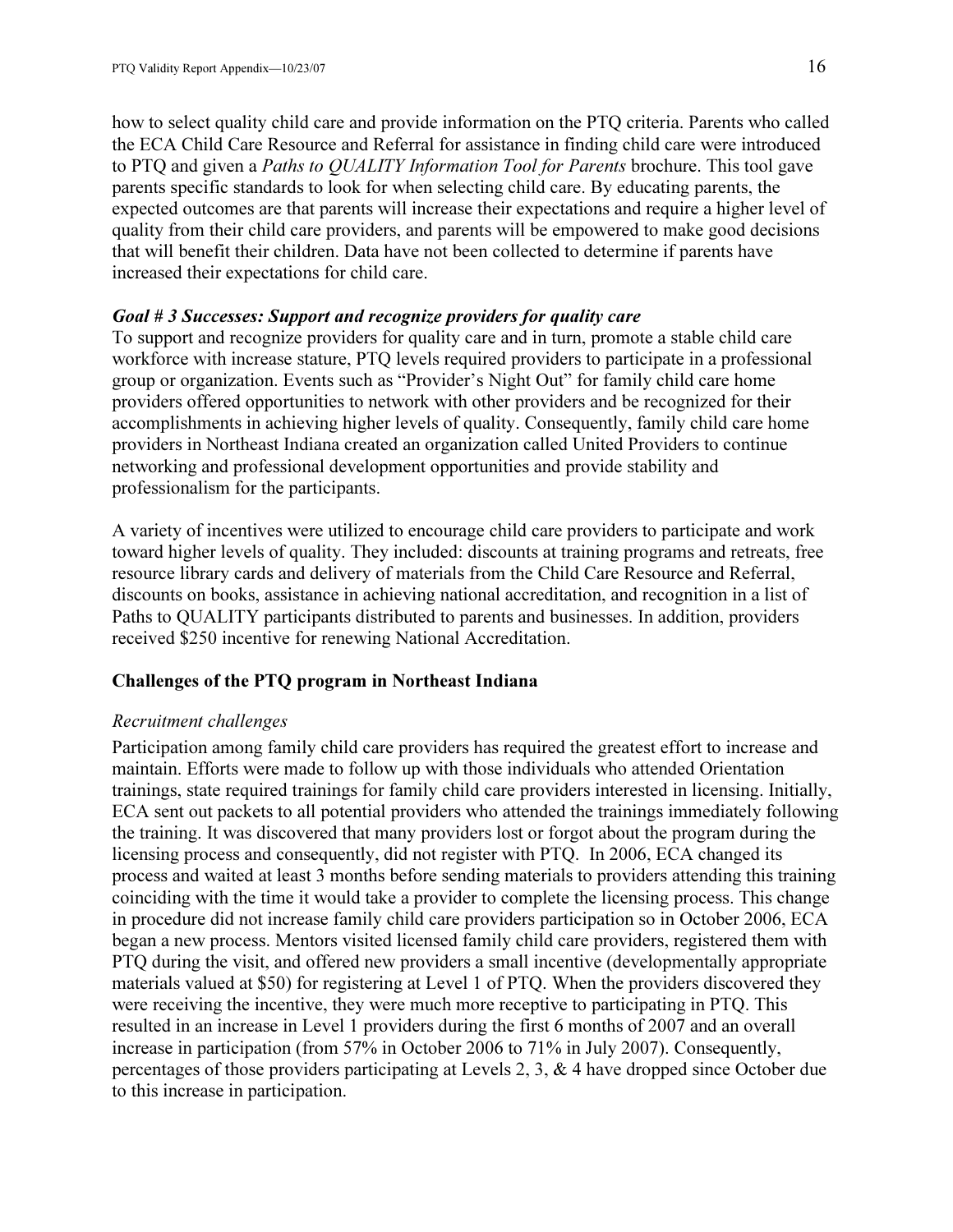how to select quality child care and provide information on the PTQ criteria. Parents who called the ECA Child Care Resource and Referral for assistance in finding child care were introduced to PTQ and given a *Paths to QUALITY Information Tool for Parents* brochure. This tool gave parents specific standards to look for when selecting child care. By educating parents, the expected outcomes are that parents will increase their expectations and require a higher level of quality from their child care providers, and parents will be empowered to make good decisions that will benefit their children. Data have not been collected to determine if parents have increased their expectations for child care.

***Goal # 3 Successes: Support and recognize providers for quality care***

To support and recognize providers for quality care and in turn, promote a stable child care workforce with increase stature, PTQ levels required providers to participate in a professional group or organization. Events such as "Provider's Night Out" for family child care home providers offered opportunities to network with other providers and be recognized for their accomplishments in achieving higher levels of quality. Consequently, family child care home providers in Northeast Indiana created an organization called United Providers to continue networking and professional development opportunities and provide stability and professionalism for the participants.

A variety of incentives were utilized to encourage child care providers to participate and work toward higher levels of quality. They included: discounts at training programs and retreats, free resource library cards and delivery of materials from the Child Care Resource and Referral, discounts on books, assistance in achieving national accreditation, and recognition in a list of Paths to QUALITY participants distributed to parents and businesses. In addition, providers received $250 incentive for renewing National Accreditation.

## Challenges of the PTQ program in Northeast Indiana

*Recruitment challenges*

Participation among family child care providers has required the greatest effort to increase and maintain. Efforts were made to follow up with those individuals who attended Orientation trainings, state required trainings for family child care providers interested in licensing. Initially, ECA sent out packets to all potential providers who attended the trainings immediately following the training. It was discovered that many providers lost or forgot about the program during the licensing process and consequently, did not register with PTQ. In 2006, ECA changed its process and waited at least 3 months before sending materials to providers attending this training coinciding with the time it would take a provider to complete the licensing process. This change in procedure did not increase family child care providers participation so in October 2006, ECA began a new process. Mentors visited licensed family child care providers, registered them with PTQ during the visit, and offered new providers a small incentive (developmentally appropriate materials valued at $50) for registering at Level 1 of PTQ. When the providers discovered they were receiving the incentive, they were much more receptive to participating in PTQ. This resulted in an increase in Level 1 providers during the first 6 months of 2007 and an overall increase in participation (from 57% in October 2006 to 71% in July 2007). Consequently, percentages of those providers participating at Levels 2, 3, & 4 have dropped since October due to this increase in participation.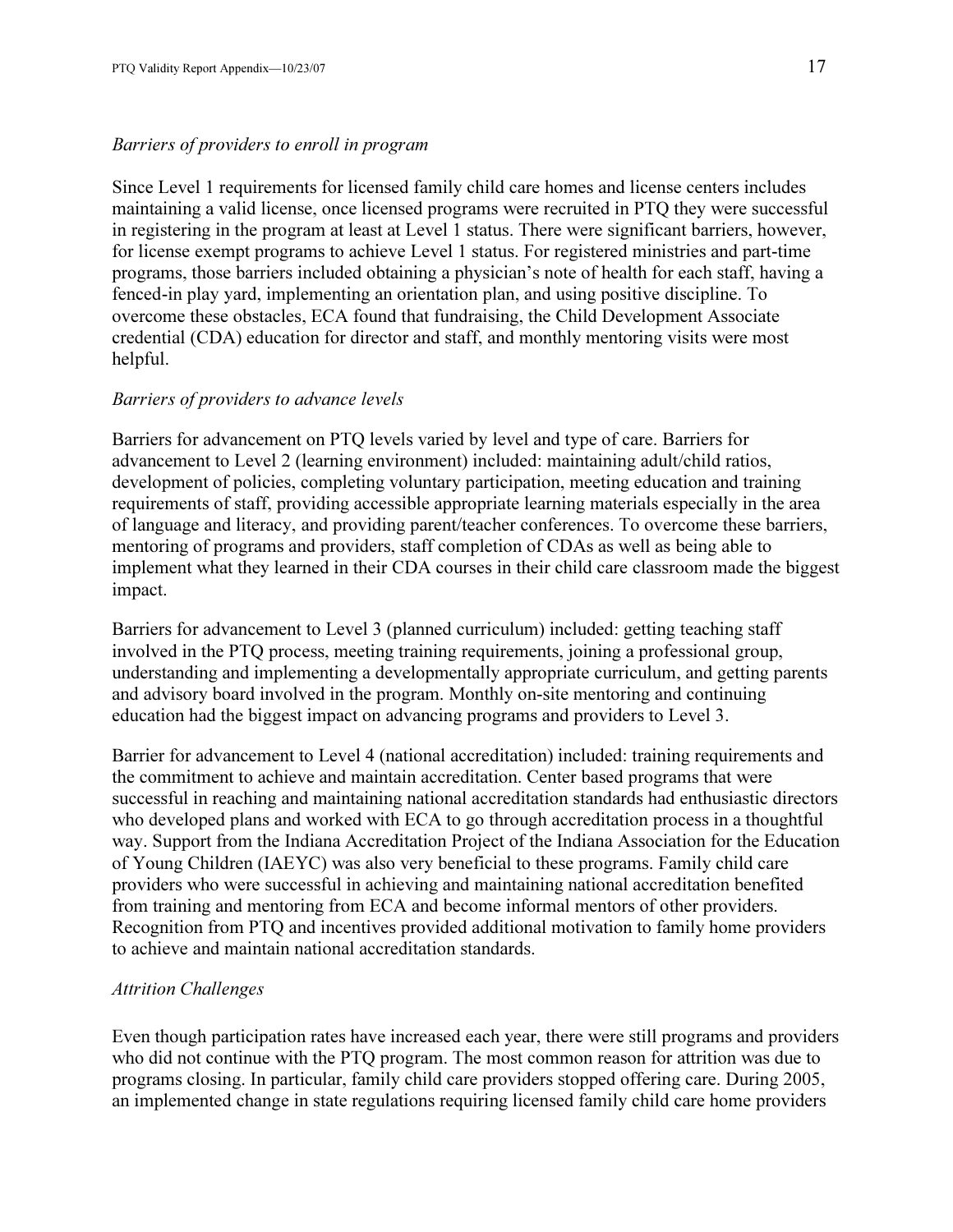*Barriers of providers to enroll in program*

Since Level 1 requirements for licensed family child care homes and license centers includes maintaining a valid license, once licensed programs were recruited in PTQ they were successful in registering in the program at least at Level 1 status. There were significant barriers, however, for license exempt programs to achieve Level 1 status. For registered ministries and part-time programs, those barriers included obtaining a physician's note of health for each staff, having a fenced-in play yard, implementing an orientation plan, and using positive discipline. To overcome these obstacles, ECA found that fundraising, the Child Development Associate credential (CDA) education for director and staff, and monthly mentoring visits were most helpful.

*Barriers of providers to advance levels*

Barriers for advancement on PTQ levels varied by level and type of care. Barriers for advancement to Level 2 (learning environment) included: maintaining adult/child ratios, development of policies, completing voluntary participation, meeting education and training requirements of staff, providing accessible appropriate learning materials especially in the area of language and literacy, and providing parent/teacher conferences. To overcome these barriers, mentoring of programs and providers, staff completion of CDAs as well as being able to implement what they learned in their CDA courses in their child care classroom made the biggest impact.

Barriers for advancement to Level 3 (planned curriculum) included: getting teaching staff involved in the PTQ process, meeting training requirements, joining a professional group, understanding and implementing a developmentally appropriate curriculum, and getting parents and advisory board involved in the program. Monthly on-site mentoring and continuing education had the biggest impact on advancing programs and providers to Level 3.

Barrier for advancement to Level 4 (national accreditation) included: training requirements and the commitment to achieve and maintain accreditation. Center based programs that were successful in reaching and maintaining national accreditation standards had enthusiastic directors who developed plans and worked with ECA to go through accreditation process in a thoughtful way. Support from the Indiana Accreditation Project of the Indiana Association for the Education of Young Children (IAEYC) was also very beneficial to these programs. Family child care providers who were successful in achieving and maintaining national accreditation benefited from training and mentoring from ECA and become informal mentors of other providers. Recognition from PTQ and incentives provided additional motivation to family home providers to achieve and maintain national accreditation standards.

*Attrition Challenges*

Even though participation rates have increased each year, there were still programs and providers who did not continue with the PTQ program. The most common reason for attrition was due to programs closing. In particular, family child care providers stopped offering care. During 2005, an implemented change in state regulations requiring licensed family child care home providers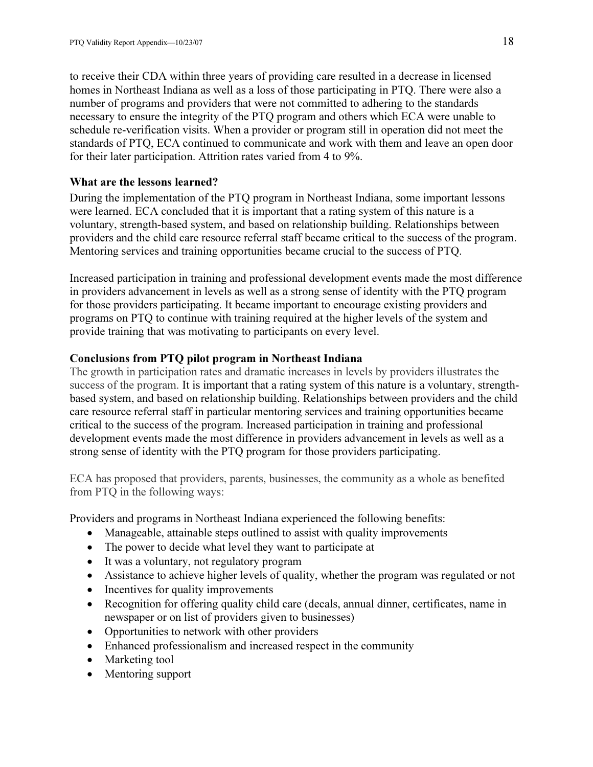to receive their CDA within three years of providing care resulted in a decrease in licensed homes in Northeast Indiana as well as a loss of those participating in PTQ. There were also a number of programs and providers that were not committed to adhering to the standards necessary to ensure the integrity of the PTQ program and others which ECA were unable to schedule re-verification visits. When a provider or program still in operation did not meet the standards of PTQ, ECA continued to communicate and work with them and leave an open door for their later participation. Attrition rates varied from 4 to 9%.

**What are the lessons learned?**

During the implementation of the PTQ program in Northeast Indiana, some important lessons were learned. ECA concluded that it is important that a rating system of this nature is a voluntary, strength-based system, and based on relationship building. Relationships between providers and the child care resource referral staff became critical to the success of the program. Mentoring services and training opportunities became crucial to the success of PTQ.

Increased participation in training and professional development events made the most difference in providers advancement in levels as well as a strong sense of identity with the PTQ program for those providers participating. It became important to encourage existing providers and programs on PTQ to continue with training required at the higher levels of the system and provide training that was motivating to participants on every level.

**Conclusions from PTQ pilot program in Northeast Indiana**

The growth in participation rates and dramatic increases in levels by providers illustrates the success of the program. It is important that a rating system of this nature is a voluntary, strength-based system, and based on relationship building. Relationships between providers and the child care resource referral staff in particular mentoring services and training opportunities became critical to the success of the program. Increased participation in training and professional development events made the most difference in providers advancement in levels as well as a strong sense of identity with the PTQ program for those providers participating.

ECA has proposed that providers, parents, businesses, the community as a whole as benefited from PTQ in the following ways:

Providers and programs in Northeast Indiana experienced the following benefits:

- Manageable, attainable steps outlined to assist with quality improvements
- The power to decide what level they want to participate at
- It was a voluntary, not regulatory program
- Assistance to achieve higher levels of quality, whether the program was regulated or not
- Incentives for quality improvements
- Recognition for offering quality child care (decals, annual dinner, certificates, name in newspaper or on list of providers given to businesses)
- Opportunities to network with other providers
- Enhanced professionalism and increased respect in the community
- Marketing tool
- Mentoring support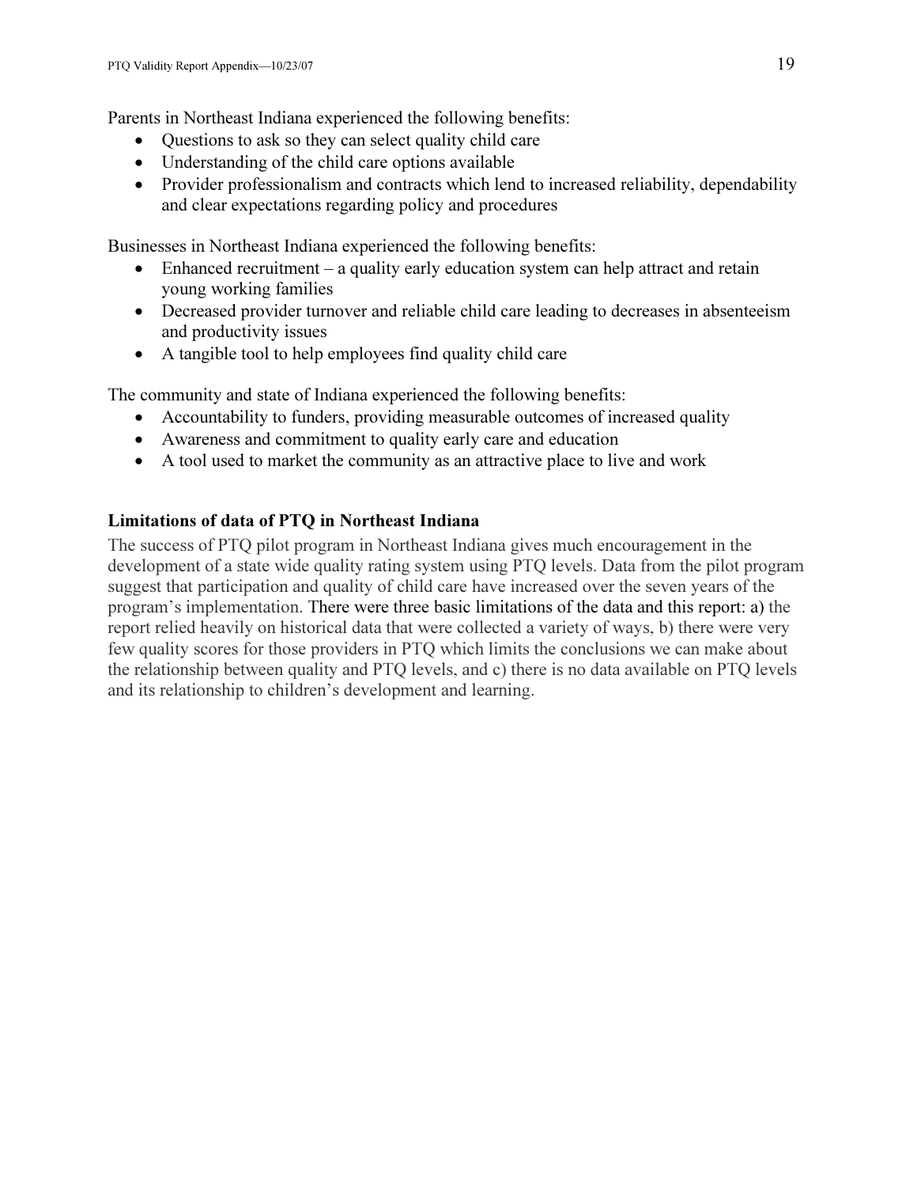Parents in Northeast Indiana experienced the following benefits:

- Questions to ask so they can select quality child care
- Understanding of the child care options available
- Provider professionalism and contracts which lend to increased reliability, dependability and clear expectations regarding policy and procedures

Businesses in Northeast Indiana experienced the following benefits:

- Enhanced recruitment – a quality early education system can help attract and retain young working families
- Decreased provider turnover and reliable child care leading to decreases in absenteeism and productivity issues
- A tangible tool to help employees find quality child care

The community and state of Indiana experienced the following benefits:

- Accountability to funders, providing measurable outcomes of increased quality
- Awareness and commitment to quality early care and education
- A tool used to market the community as an attractive place to live and work

**Limitations of data of PTQ in Northeast Indiana**

The success of PTQ pilot program in Northeast Indiana gives much encouragement in the development of a state wide quality rating system using PTQ levels. Data from the pilot program suggest that participation and quality of child care have increased over the seven years of the program's implementation. There were three basic limitations of the data and this report: a) the report relied heavily on historical data that were collected a variety of ways, b) there were very few quality scores for those providers in PTQ which limits the conclusions we can make about the relationship between quality and PTQ levels, and c) there is no data available on PTQ levels and its relationship to children's development and learning.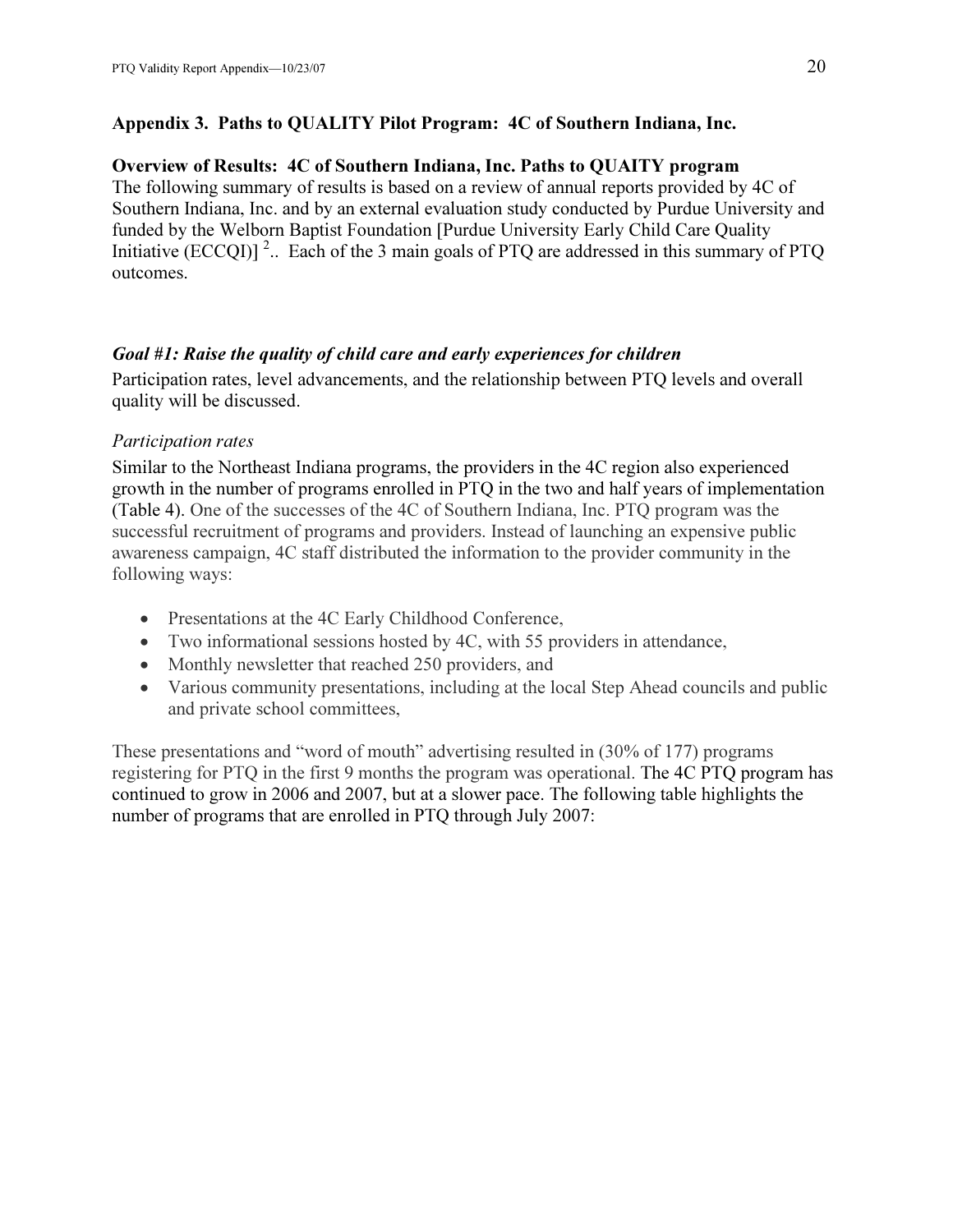## Appendix 3. Paths to QUALITY Pilot Program: 4C of Southern Indiana, Inc.

**Overview of Results: 4C of Southern Indiana, Inc. Paths to QUAITY program**

The following summary of results is based on a review of annual reports provided by 4C of Southern Indiana, Inc. and by an external evaluation study conducted by Purdue University and funded by the Welborn Baptist Foundation [Purdue University Early Child Care Quality Initiative (ECCQI)] [2].. Each of the 3 main goals of PTQ are addressed in this summary of PTQ outcomes.

### *Goal #1: Raise the quality of child care and early experiences for children*

Participation rates, level advancements, and the relationship between PTQ levels and overall quality will be discussed.

*Participation rates*

Similar to the Northeast Indiana programs, the providers in the 4C region also experienced growth in the number of programs enrolled in PTQ in the two and half years of implementation (Table 4). One of the successes of the 4C of Southern Indiana, Inc. PTQ program was the successful recruitment of programs and providers. Instead of launching an expensive public awareness campaign, 4C staff distributed the information to the provider community in the following ways:

- Presentations at the 4C Early Childhood Conference,
- Two informational sessions hosted by 4C, with 55 providers in attendance,
- Monthly newsletter that reached 250 providers, and
- Various community presentations, including at the local Step Ahead councils and public and private school committees,

These presentations and "word of mouth" advertising resulted in (30% of 177) programs registering for PTQ in the first 9 months the program was operational. The 4C PTQ program has continued to grow in 2006 and 2007, but at a slower pace. The following table highlights the number of programs that are enrolled in PTQ through July 2007: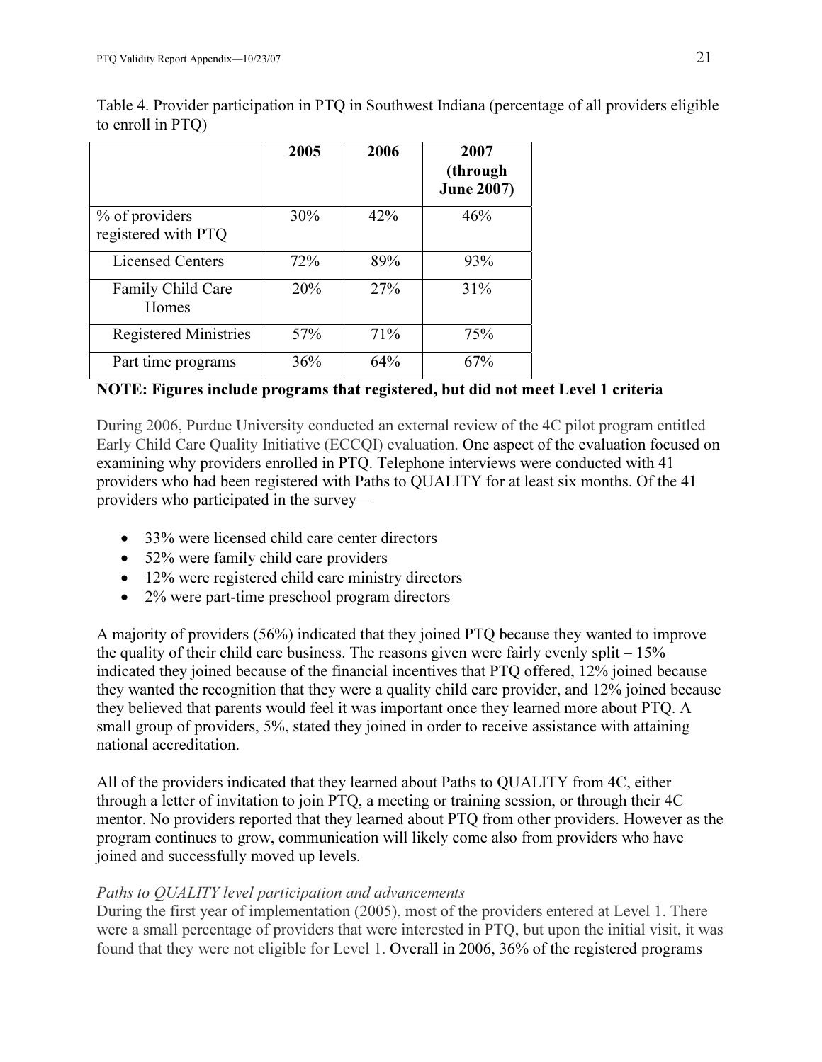Table 4. Provider participation in PTQ in Southwest Indiana (percentage of all providers eligible to enroll in PTQ)

| | 2005 | 2006 | 2007 (through June 2007) |
|---|---|---|---|
| % of providers registered with PTQ | 30% | 42% | 46% |
| Licensed Centers | 72% | 89% | 93% |
| Family Child Care Homes | 20% | 27% | 31% |
| Registered Ministries | 57% | 71% | 75% |
| Part time programs | 36% | 64% | 67% |

**NOTE: Figures include programs that registered, but did not meet Level 1 criteria**

During 2006, Purdue University conducted an external review of the 4C pilot program entitled Early Child Care Quality Initiative (ECCQI) evaluation. One aspect of the evaluation focused on examining why providers enrolled in PTQ. Telephone interviews were conducted with 41 providers who had been registered with Paths to QUALITY for at least six months. Of the 41 providers who participated in the survey—

- 33% were licensed child care center directors
- 52% were family child care providers
- 12% were registered child care ministry directors
- 2% were part-time preschool program directors

A majority of providers (56%) indicated that they joined PTQ because they wanted to improve the quality of their child care business. The reasons given were fairly evenly split – 15% indicated they joined because of the financial incentives that PTQ offered, 12% joined because they wanted the recognition that they were a quality child care provider, and 12% joined because they believed that parents would feel it was important once they learned more about PTQ. A small group of providers, 5%, stated they joined in order to receive assistance with attaining national accreditation.

All of the providers indicated that they learned about Paths to QUALITY from 4C, either through a letter of invitation to join PTQ, a meeting or training session, or through their 4C mentor. No providers reported that they learned about PTQ from other providers. However as the program continues to grow, communication will likely come also from providers who have joined and successfully moved up levels.

*Paths to QUALITY level participation and advancements*

During the first year of implementation (2005), most of the providers entered at Level 1. There were a small percentage of providers that were interested in PTQ, but upon the initial visit, it was found that they were not eligible for Level 1. Overall in 2006, 36% of the registered programs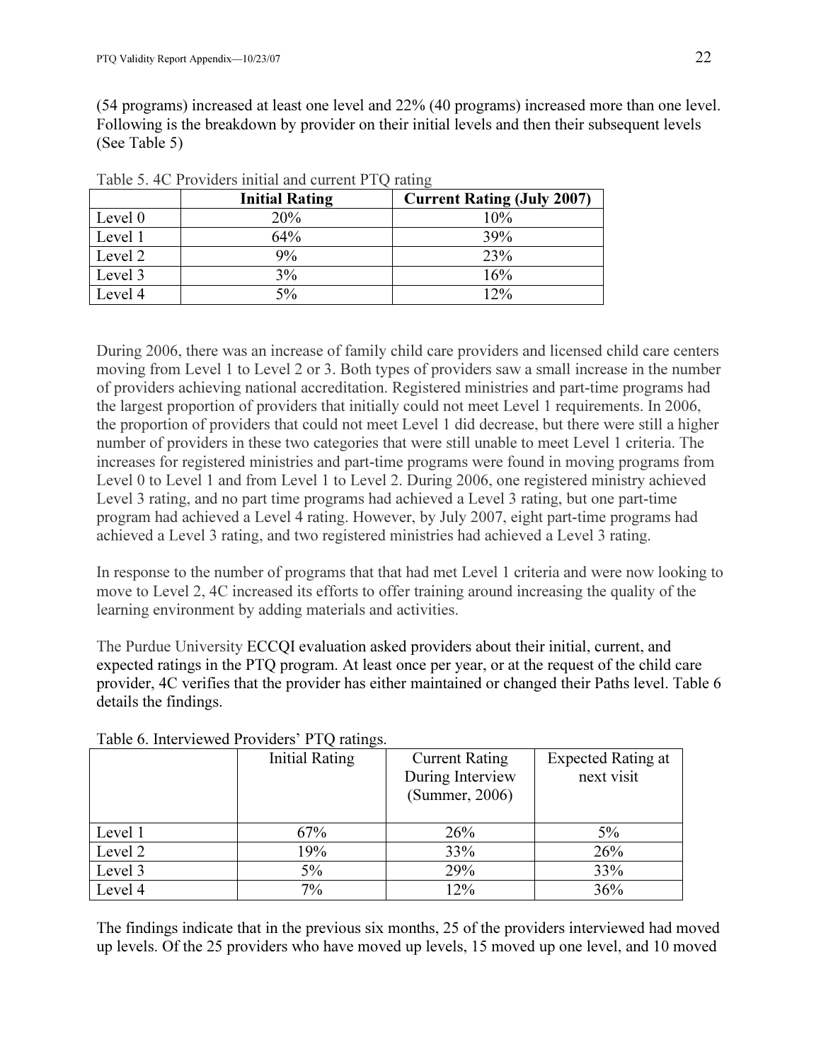(54 programs) increased at least one level and 22% (40 programs) increased more than one level. Following is the breakdown by provider on their initial levels and then their subsequent levels (See Table 5)

Table 5. 4C Providers initial and current PTQ rating

| | **Initial Rating** | **Current Rating (July 2007)** |
|---|---|---|
| Level 0 | 20% | 10% |
| Level 1 | 64% | 39% |
| Level 2 | 9% | 23% |
| Level 3 | 3% | 16% |
| Level 4 | 5% | 12% |

During 2006, there was an increase of family child care providers and licensed child care centers moving from Level 1 to Level 2 or 3. Both types of providers saw a small increase in the number of providers achieving national accreditation. Registered ministries and part-time programs had the largest proportion of providers that initially could not meet Level 1 requirements. In 2006, the proportion of providers that could not meet Level 1 did decrease, but there were still a higher number of providers in these two categories that were still unable to meet Level 1 criteria. The increases for registered ministries and part-time programs were found in moving programs from Level 0 to Level 1 and from Level 1 to Level 2. During 2006, one registered ministry achieved Level 3 rating, and no part time programs had achieved a Level 3 rating, but one part-time program had achieved a Level 4 rating. However, by July 2007, eight part-time programs had achieved a Level 3 rating, and two registered ministries had achieved a Level 3 rating.

In response to the number of programs that that had met Level 1 criteria and were now looking to move to Level 2, 4C increased its efforts to offer training around increasing the quality of the learning environment by adding materials and activities.

The Purdue University ECCQI evaluation asked providers about their initial, current, and expected ratings in the PTQ program. At least once per year, or at the request of the child care provider, 4C verifies that the provider has either maintained or changed their Paths level. Table 6 details the findings.

Table 6. Interviewed Providers' PTQ ratings.

| | Initial Rating | Current Rating During Interview (Summer, 2006) | Expected Rating at next visit |
|---|---|---|---|
| Level 1 | 67% | 26% | 5% |
| Level 2 | 19% | 33% | 26% |
| Level 3 | 5% | 29% | 33% |
| Level 4 | 7% | 12% | 36% |

The findings indicate that in the previous six months, 25 of the providers interviewed had moved up levels. Of the 25 providers who have moved up levels, 15 moved up one level, and 10 moved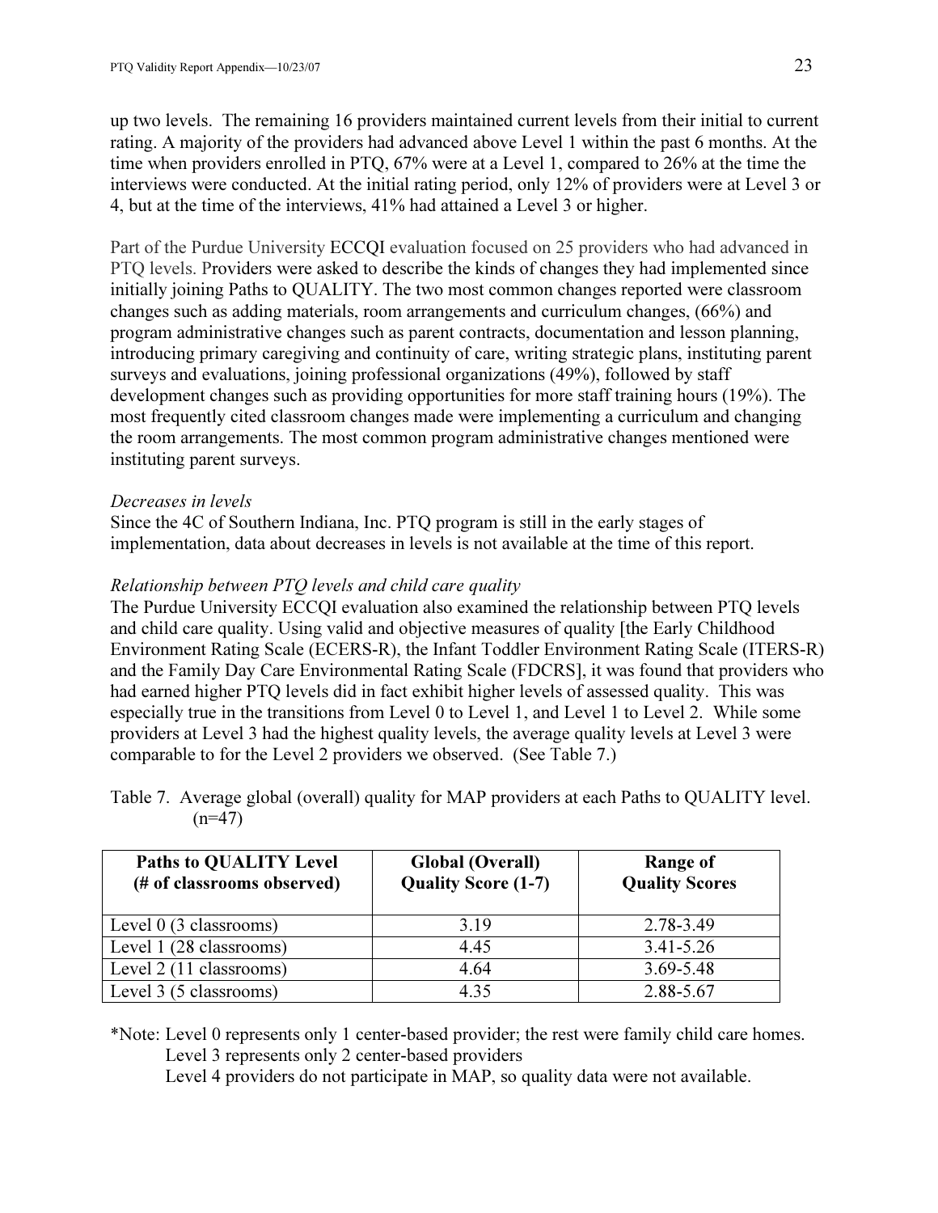up two levels. The remaining 16 providers maintained current levels from their initial to current rating. A majority of the providers had advanced above Level 1 within the past 6 months. At the time when providers enrolled in PTQ, 67% were at a Level 1, compared to 26% at the time the interviews were conducted. At the initial rating period, only 12% of providers were at Level 3 or 4, but at the time of the interviews, 41% had attained a Level 3 or higher.

Part of the Purdue University ECCQI evaluation focused on 25 providers who had advanced in PTQ levels. Providers were asked to describe the kinds of changes they had implemented since initially joining Paths to QUALITY. The two most common changes reported were classroom changes such as adding materials, room arrangements and curriculum changes, (66%) and program administrative changes such as parent contracts, documentation and lesson planning, introducing primary caregiving and continuity of care, writing strategic plans, instituting parent surveys and evaluations, joining professional organizations (49%), followed by staff development changes such as providing opportunities for more staff training hours (19%). The most frequently cited classroom changes made were implementing a curriculum and changing the room arrangements. The most common program administrative changes mentioned were instituting parent surveys.

*Decreases in levels*

Since the 4C of Southern Indiana, Inc. PTQ program is still in the early stages of implementation, data about decreases in levels is not available at the time of this report.

*Relationship between PTQ levels and child care quality*

The Purdue University ECCQI evaluation also examined the relationship between PTQ levels and child care quality. Using valid and objective measures of quality [the Early Childhood Environment Rating Scale (ECERS-R), the Infant Toddler Environment Rating Scale (ITERS-R) and the Family Day Care Environmental Rating Scale (FDCRS], it was found that providers who had earned higher PTQ levels did in fact exhibit higher levels of assessed quality. This was especially true in the transitions from Level 0 to Level 1, and Level 1 to Level 2. While some providers at Level 3 had the highest quality levels, the average quality levels at Level 3 were comparable to for the Level 2 providers we observed. (See Table 7.)

Table 7. Average global (overall) quality for MAP providers at each Paths to QUALITY level. (n=47)

| **Paths to QUALITY Level (# of classrooms observed)** | **Global (Overall) Quality Score (1-7)** | **Range of Quality Scores** |
|---|---|---|
| Level 0 (3 classrooms) | 3.19 | 2.78-3.49 |
| Level 1 (28 classrooms) | 4.45 | 3.41-5.26 |
| Level 2 (11 classrooms) | 4.64 | 3.69-5.48 |
| Level 3 (5 classrooms) | 4.35 | 2.88-5.67 |

*Note: Level 0 represents only 1 center-based provider; the rest were family child care homes.
Level 3 represents only 2 center-based providers
Level 4 providers do not participate in MAP, so quality data were not available.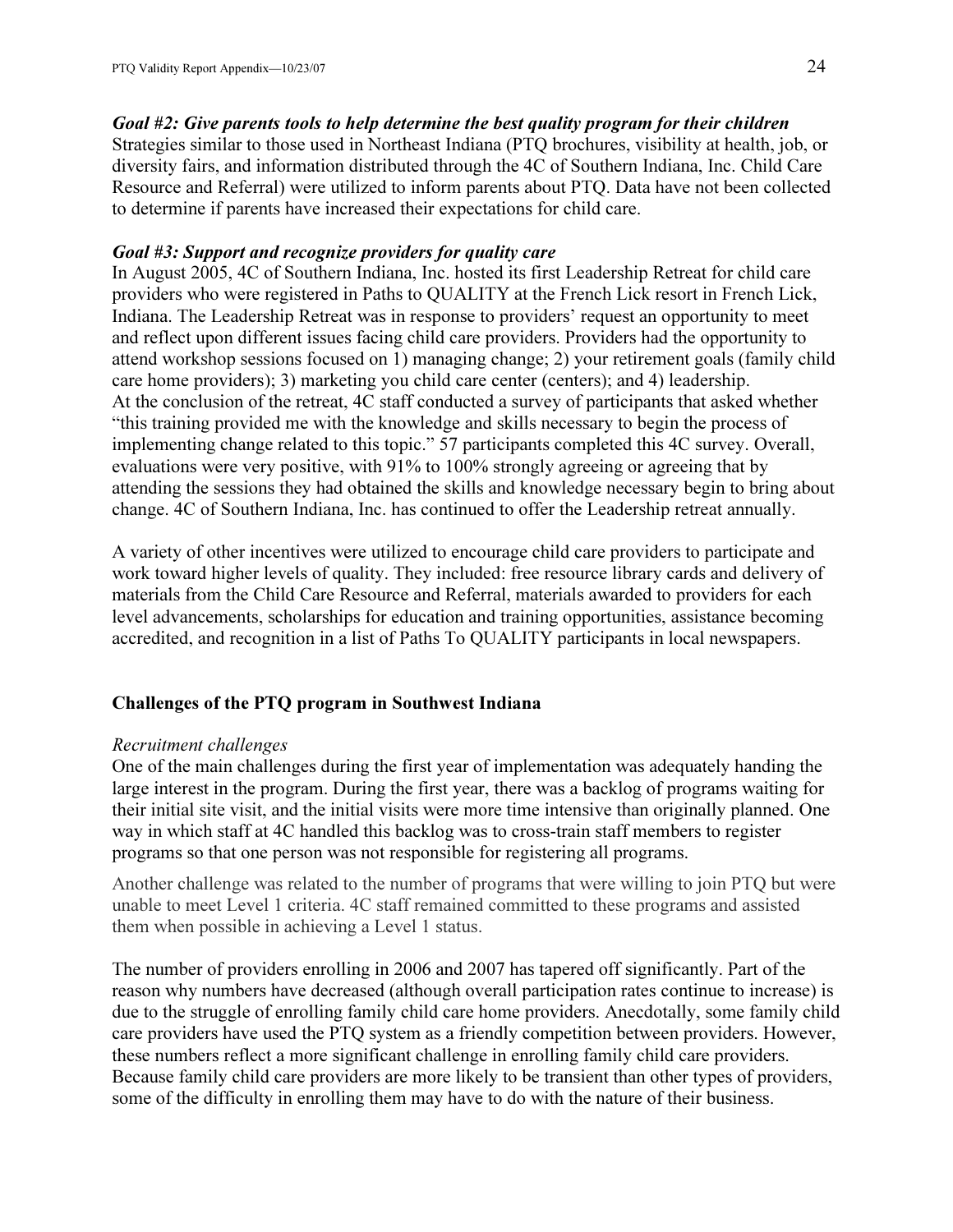***Goal #2: Give parents tools to help determine the best quality program for their children***
Strategies similar to those used in Northeast Indiana (PTQ brochures, visibility at health, job, or diversity fairs, and information distributed through the 4C of Southern Indiana, Inc. Child Care Resource and Referral) were utilized to inform parents about PTQ. Data have not been collected to determine if parents have increased their expectations for child care.

***Goal #3: Support and recognize providers for quality care***
In August 2005, 4C of Southern Indiana, Inc. hosted its first Leadership Retreat for child care providers who were registered in Paths to QUALITY at the French Lick resort in French Lick, Indiana. The Leadership Retreat was in response to providers' request an opportunity to meet and reflect upon different issues facing child care providers. Providers had the opportunity to attend workshop sessions focused on 1) managing change; 2) your retirement goals (family child care home providers); 3) marketing you child care center (centers); and 4) leadership.
At the conclusion of the retreat, 4C staff conducted a survey of participants that asked whether "this training provided me with the knowledge and skills necessary to begin the process of implementing change related to this topic." 57 participants completed this 4C survey. Overall, evaluations were very positive, with 91% to 100% strongly agreeing or agreeing that by attending the sessions they had obtained the skills and knowledge necessary begin to bring about change. 4C of Southern Indiana, Inc. has continued to offer the Leadership retreat annually.

A variety of other incentives were utilized to encourage child care providers to participate and work toward higher levels of quality. They included: free resource library cards and delivery of materials from the Child Care Resource and Referral, materials awarded to providers for each level advancements, scholarships for education and training opportunities, assistance becoming accredited, and recognition in a list of Paths To QUALITY participants in local newspapers.

**Challenges of the PTQ program in Southwest Indiana**

*Recruitment challenges*
One of the main challenges during the first year of implementation was adequately handing the large interest in the program. During the first year, there was a backlog of programs waiting for their initial site visit, and the initial visits were more time intensive than originally planned. One way in which staff at 4C handled this backlog was to cross-train staff members to register programs so that one person was not responsible for registering all programs.

Another challenge was related to the number of programs that were willing to join PTQ but were unable to meet Level 1 criteria. 4C staff remained committed to these programs and assisted them when possible in achieving a Level 1 status.

The number of providers enrolling in 2006 and 2007 has tapered off significantly. Part of the reason why numbers have decreased (although overall participation rates continue to increase) is due to the struggle of enrolling family child care home providers. Anecdotally, some family child care providers have used the PTQ system as a friendly competition between providers. However, these numbers reflect a more significant challenge in enrolling family child care providers. Because family child care providers are more likely to be transient than other types of providers, some of the difficulty in enrolling them may have to do with the nature of their business.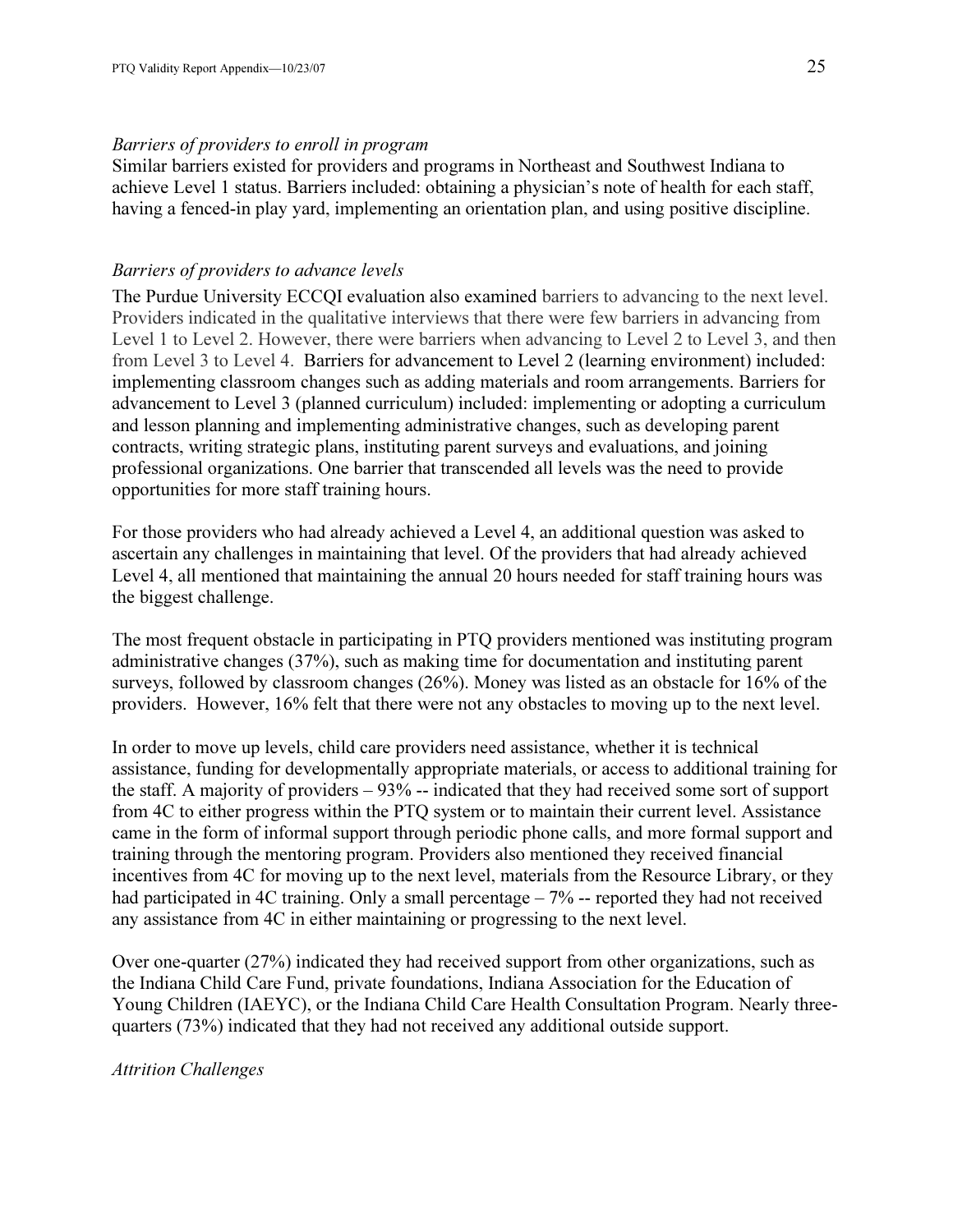*Barriers of providers to enroll in program*

Similar barriers existed for providers and programs in Northeast and Southwest Indiana to achieve Level 1 status. Barriers included: obtaining a physician's note of health for each staff, having a fenced-in play yard, implementing an orientation plan, and using positive discipline.

*Barriers of providers to advance levels*

The Purdue University ECCQI evaluation also examined barriers to advancing to the next level. Providers indicated in the qualitative interviews that there were few barriers in advancing from Level 1 to Level 2. However, there were barriers when advancing to Level 2 to Level 3, and then from Level 3 to Level 4. Barriers for advancement to Level 2 (learning environment) included: implementing classroom changes such as adding materials and room arrangements. Barriers for advancement to Level 3 (planned curriculum) included: implementing or adopting a curriculum and lesson planning and implementing administrative changes, such as developing parent contracts, writing strategic plans, instituting parent surveys and evaluations, and joining professional organizations. One barrier that transcended all levels was the need to provide opportunities for more staff training hours.

For those providers who had already achieved a Level 4, an additional question was asked to ascertain any challenges in maintaining that level. Of the providers that had already achieved Level 4, all mentioned that maintaining the annual 20 hours needed for staff training hours was the biggest challenge.

The most frequent obstacle in participating in PTQ providers mentioned was instituting program administrative changes (37%), such as making time for documentation and instituting parent surveys, followed by classroom changes (26%). Money was listed as an obstacle for 16% of the providers. However, 16% felt that there were not any obstacles to moving up to the next level.

In order to move up levels, child care providers need assistance, whether it is technical assistance, funding for developmentally appropriate materials, or access to additional training for the staff. A majority of providers – 93% -- indicated that they had received some sort of support from 4C to either progress within the PTQ system or to maintain their current level. Assistance came in the form of informal support through periodic phone calls, and more formal support and training through the mentoring program. Providers also mentioned they received financial incentives from 4C for moving up to the next level, materials from the Resource Library, or they had participated in 4C training. Only a small percentage – 7% -- reported they had not received any assistance from 4C in either maintaining or progressing to the next level.

Over one-quarter (27%) indicated they had received support from other organizations, such as the Indiana Child Care Fund, private foundations, Indiana Association for the Education of Young Children (IAEYC), or the Indiana Child Care Health Consultation Program. Nearly three-quarters (73%) indicated that they had not received any additional outside support.

*Attrition Challenges*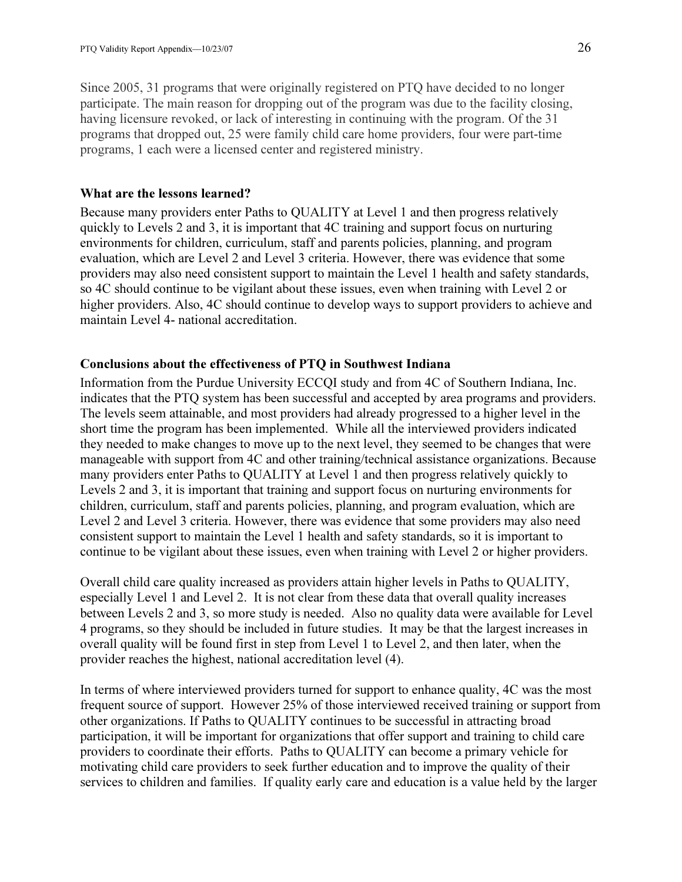Since 2005, 31 programs that were originally registered on PTQ have decided to no longer participate. The main reason for dropping out of the program was due to the facility closing, having licensure revoked, or lack of interesting in continuing with the program. Of the 31 programs that dropped out, 25 were family child care home providers, four were part-time programs, 1 each were a licensed center and registered ministry.

**What are the lessons learned?**

Because many providers enter Paths to QUALITY at Level 1 and then progress relatively quickly to Levels 2 and 3, it is important that 4C training and support focus on nurturing environments for children, curriculum, staff and parents policies, planning, and program evaluation, which are Level 2 and Level 3 criteria. However, there was evidence that some providers may also need consistent support to maintain the Level 1 health and safety standards, so 4C should continue to be vigilant about these issues, even when training with Level 2 or higher providers. Also, 4C should continue to develop ways to support providers to achieve and maintain Level 4- national accreditation.

**Conclusions about the effectiveness of PTQ in Southwest Indiana**

Information from the Purdue University ECCQI study and from 4C of Southern Indiana, Inc. indicates that the PTQ system has been successful and accepted by area programs and providers. The levels seem attainable, and most providers had already progressed to a higher level in the short time the program has been implemented. While all the interviewed providers indicated they needed to make changes to move up to the next level, they seemed to be changes that were manageable with support from 4C and other training/technical assistance organizations. Because many providers enter Paths to QUALITY at Level 1 and then progress relatively quickly to Levels 2 and 3, it is important that training and support focus on nurturing environments for children, curriculum, staff and parents policies, planning, and program evaluation, which are Level 2 and Level 3 criteria. However, there was evidence that some providers may also need consistent support to maintain the Level 1 health and safety standards, so it is important to continue to be vigilant about these issues, even when training with Level 2 or higher providers.

Overall child care quality increased as providers attain higher levels in Paths to QUALITY, especially Level 1 and Level 2. It is not clear from these data that overall quality increases between Levels 2 and 3, so more study is needed. Also no quality data were available for Level 4 programs, so they should be included in future studies. It may be that the largest increases in overall quality will be found first in step from Level 1 to Level 2, and then later, when the provider reaches the highest, national accreditation level (4).

In terms of where interviewed providers turned for support to enhance quality, 4C was the most frequent source of support. However 25% of those interviewed received training or support from other organizations. If Paths to QUALITY continues to be successful in attracting broad participation, it will be important for organizations that offer support and training to child care providers to coordinate their efforts. Paths to QUALITY can become a primary vehicle for motivating child care providers to seek further education and to improve the quality of their services to children and families. If quality early care and education is a value held by the larger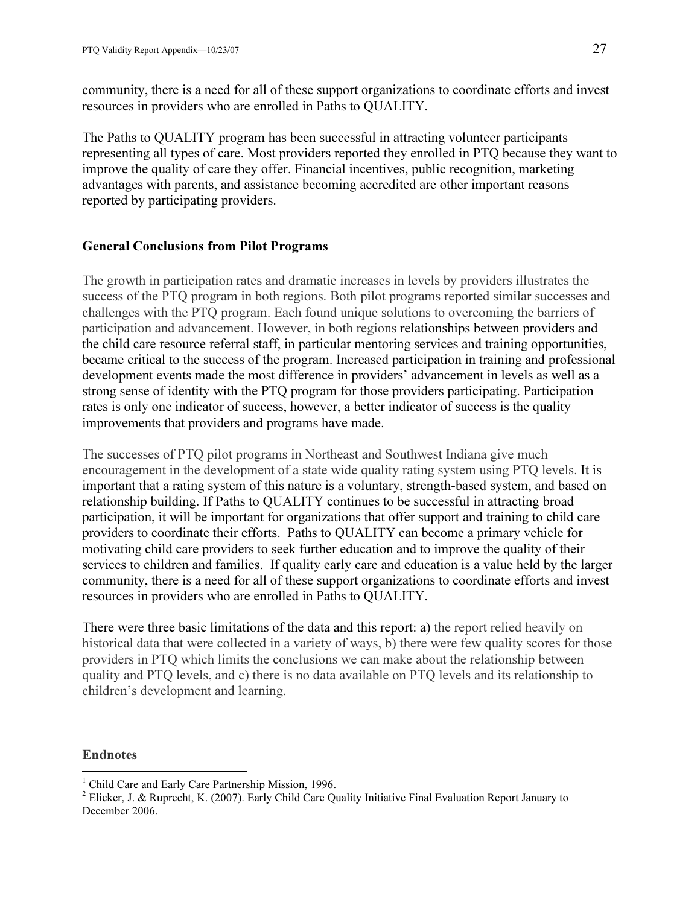community, there is a need for all of these support organizations to coordinate efforts and invest resources in providers who are enrolled in Paths to QUALITY.

The Paths to QUALITY program has been successful in attracting volunteer participants representing all types of care. Most providers reported they enrolled in PTQ because they want to improve the quality of care they offer. Financial incentives, public recognition, marketing advantages with parents, and assistance becoming accredited are other important reasons reported by participating providers.

### General Conclusions from Pilot Programs

The growth in participation rates and dramatic increases in levels by providers illustrates the success of the PTQ program in both regions. Both pilot programs reported similar successes and challenges with the PTQ program. Each found unique solutions to overcoming the barriers of participation and advancement. However, in both regions relationships between providers and the child care resource referral staff, in particular mentoring services and training opportunities, became critical to the success of the program. Increased participation in training and professional development events made the most difference in providers' advancement in levels as well as a strong sense of identity with the PTQ program for those providers participating. Participation rates is only one indicator of success, however, a better indicator of success is the quality improvements that providers and programs have made.

The successes of PTQ pilot programs in Northeast and Southwest Indiana give much encouragement in the development of a state wide quality rating system using PTQ levels. It is important that a rating system of this nature is a voluntary, strength-based system, and based on relationship building. If Paths to QUALITY continues to be successful in attracting broad participation, it will be important for organizations that offer support and training to child care providers to coordinate their efforts. Paths to QUALITY can become a primary vehicle for motivating child care providers to seek further education and to improve the quality of their services to children and families. If quality early care and education is a value held by the larger community, there is a need for all of these support organizations to coordinate efforts and invest resources in providers who are enrolled in Paths to QUALITY.

There were three basic limitations of the data and this report: a) the report relied heavily on historical data that were collected in a variety of ways, b) there were few quality scores for those providers in PTQ which limits the conclusions we can make about the relationship between quality and PTQ levels, and c) there is no data available on PTQ levels and its relationship to children's development and learning.

### Endnotes

[1] Child Care and Early Care Partnership Mission, 1996.

[2] Elicker, J. & Ruprecht, K. (2007). Early Child Care Quality Initiative Final Evaluation Report January to December 2006.